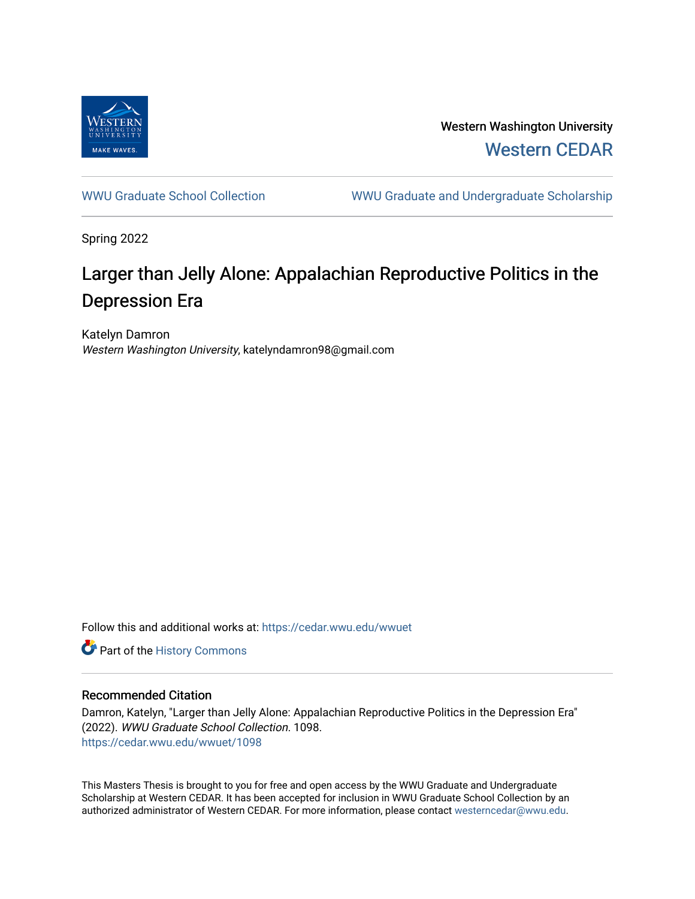Western Washington University

Western CEDAR

WWU Graduate School Collection

WWU Graduate and Undergraduate Scholarship

Spring 2022

# Larger than Jelly Alone: Appalachian Reproductive Politics in the Depression Era

Katelyn Damron
*Western Washington University*, katelyndamron98@gmail.com

Follow this and additional works at: https://cedar.wwu.edu/wwuet

Part of the History Commons

## Recommended Citation

Damron, Katelyn, "Larger than Jelly Alone: Appalachian Reproductive Politics in the Depression Era" (2022). *WWU Graduate School Collection*. 1098.
https://cedar.wwu.edu/wwuet/1098

This Masters Thesis is brought to you for free and open access by the WWU Graduate and Undergraduate Scholarship at Western CEDAR. It has been accepted for inclusion in WWU Graduate School Collection by an authorized administrator of Western CEDAR. For more information, please contact westerncedar@wwu.edu.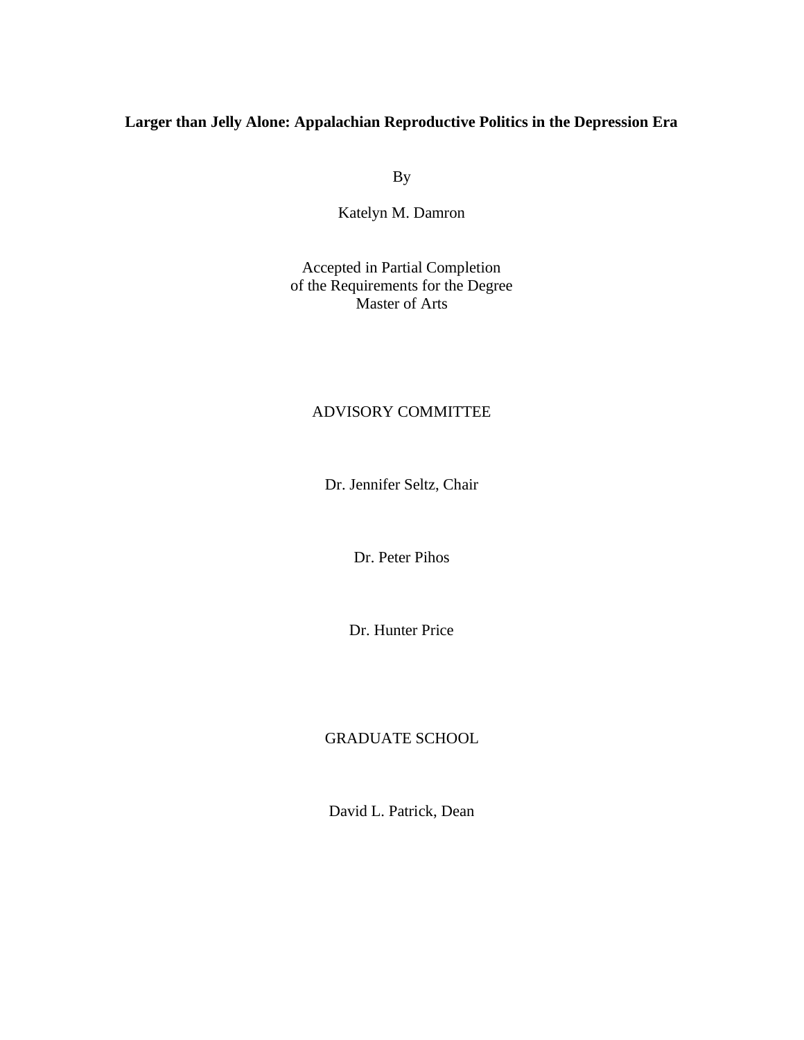**Larger than Jelly Alone: Appalachian Reproductive Politics in the Depression Era**

By

Katelyn M. Damron

Accepted in Partial Completion
of the Requirements for the Degree
Master of Arts

ADVISORY COMMITTEE

Dr. Jennifer Seltz, Chair

Dr. Peter Pihos

Dr. Hunter Price

GRADUATE SCHOOL

David L. Patrick, Dean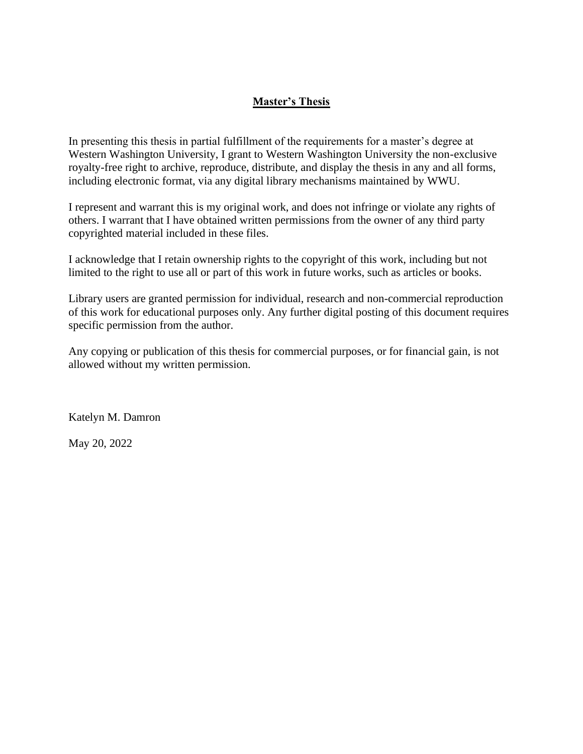# **Master's Thesis**

In presenting this thesis in partial fulfillment of the requirements for a master's degree at Western Washington University, I grant to Western Washington University the non-exclusive royalty-free right to archive, reproduce, distribute, and display the thesis in any and all forms, including electronic format, via any digital library mechanisms maintained by WWU.

I represent and warrant this is my original work, and does not infringe or violate any rights of others. I warrant that I have obtained written permissions from the owner of any third party copyrighted material included in these files.

I acknowledge that I retain ownership rights to the copyright of this work, including but not limited to the right to use all or part of this work in future works, such as articles or books.

Library users are granted permission for individual, research and non-commercial reproduction of this work for educational purposes only. Any further digital posting of this document requires specific permission from the author.

Any copying or publication of this thesis for commercial purposes, or for financial gain, is not allowed without my written permission.

Katelyn M. Damron

May 20, 2022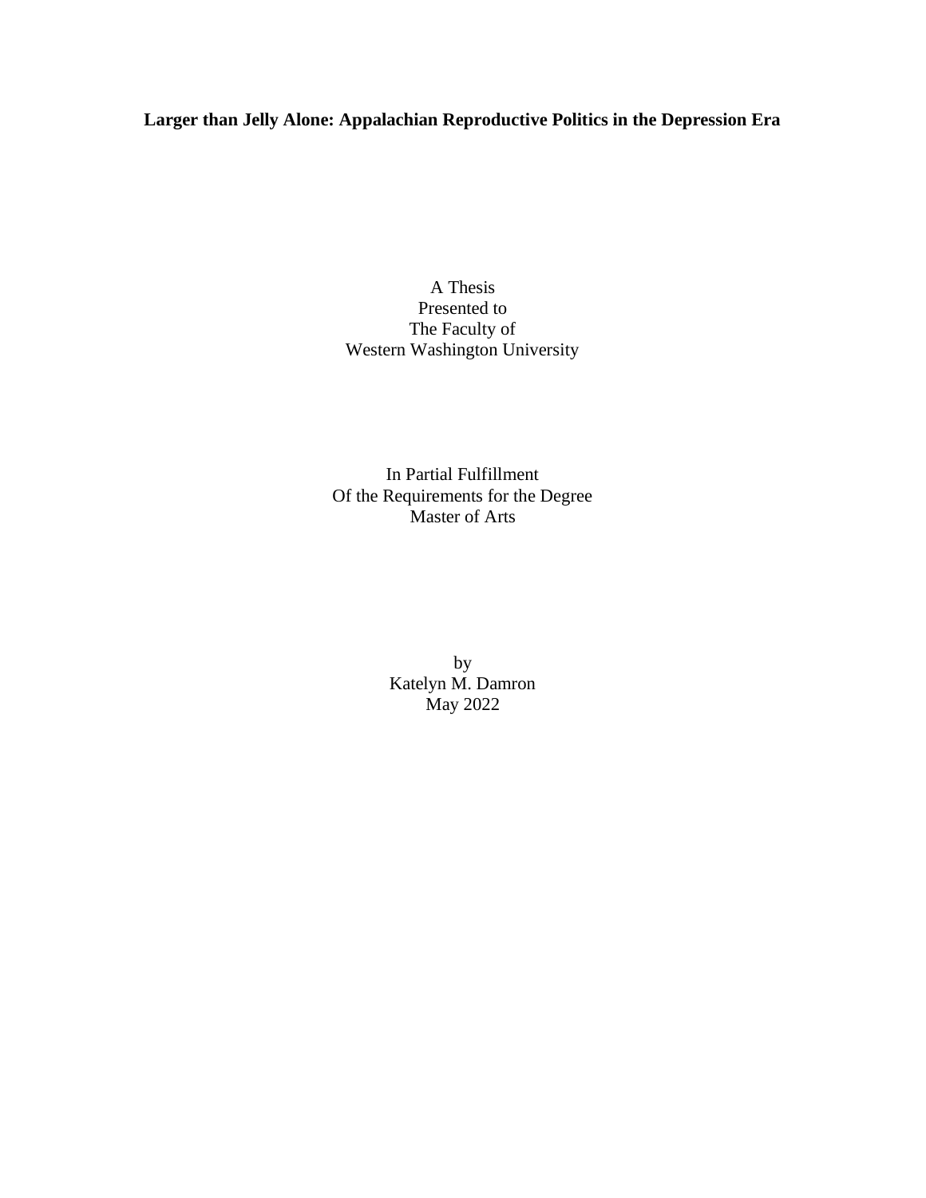**Larger than Jelly Alone: Appalachian Reproductive Politics in the Depression Era**

A Thesis
Presented to
The Faculty of
Western Washington University

In Partial Fulfillment
Of the Requirements for the Degree
Master of Arts

by
Katelyn M. Damron
May 2022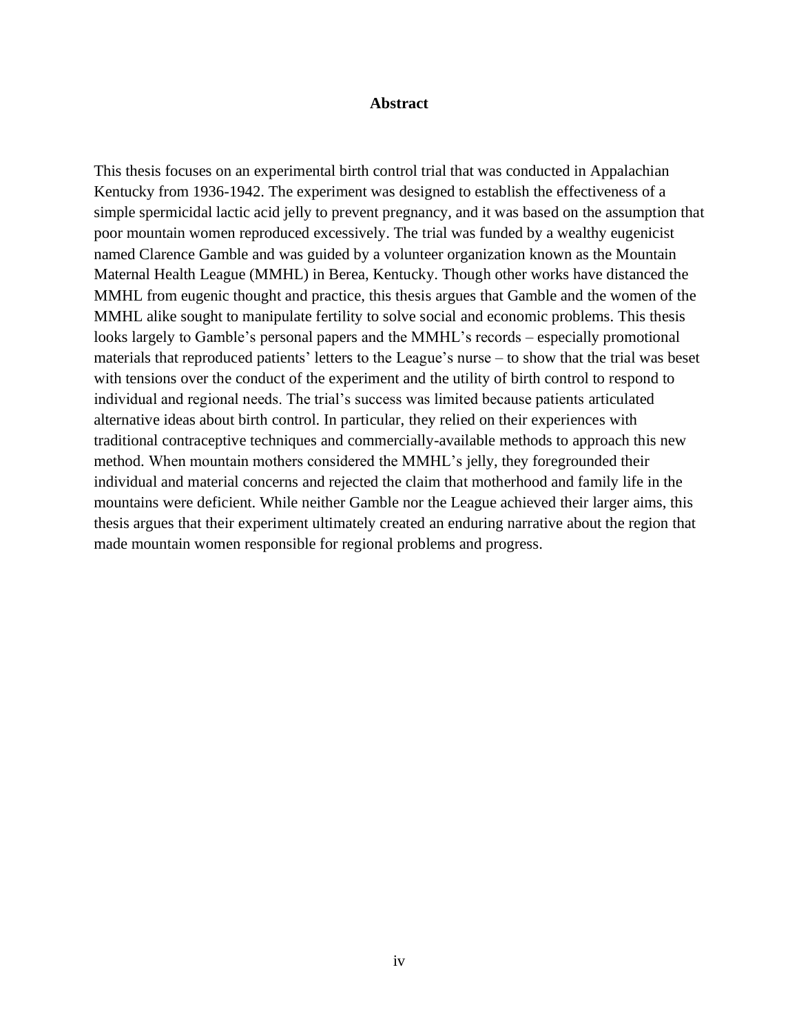## Abstract

This thesis focuses on an experimental birth control trial that was conducted in Appalachian Kentucky from 1936-1942. The experiment was designed to establish the effectiveness of a simple spermicidal lactic acid jelly to prevent pregnancy, and it was based on the assumption that poor mountain women reproduced excessively. The trial was funded by a wealthy eugenicist named Clarence Gamble and was guided by a volunteer organization known as the Mountain Maternal Health League (MMHL) in Berea, Kentucky. Though other works have distanced the MMHL from eugenic thought and practice, this thesis argues that Gamble and the women of the MMHL alike sought to manipulate fertility to solve social and economic problems. This thesis looks largely to Gamble's personal papers and the MMHL's records – especially promotional materials that reproduced patients' letters to the League's nurse – to show that the trial was beset with tensions over the conduct of the experiment and the utility of birth control to respond to individual and regional needs. The trial's success was limited because patients articulated alternative ideas about birth control. In particular, they relied on their experiences with traditional contraceptive techniques and commercially-available methods to approach this new method. When mountain mothers considered the MMHL's jelly, they foregrounded their individual and material concerns and rejected the claim that motherhood and family life in the mountains were deficient. While neither Gamble nor the League achieved their larger aims, this thesis argues that their experiment ultimately created an enduring narrative about the region that made mountain women responsible for regional problems and progress.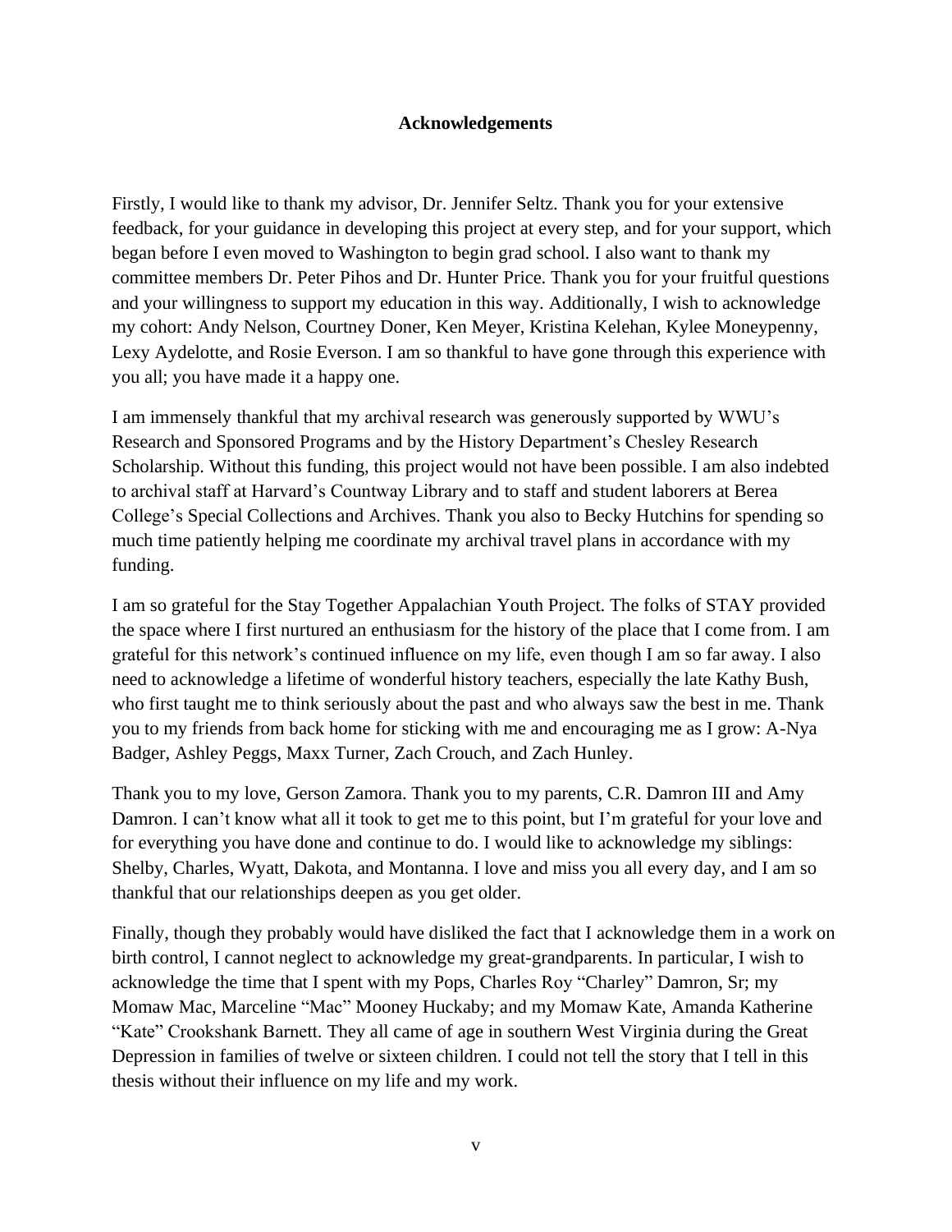# Acknowledgements

Firstly, I would like to thank my advisor, Dr. Jennifer Seltz. Thank you for your extensive feedback, for your guidance in developing this project at every step, and for your support, which began before I even moved to Washington to begin grad school. I also want to thank my committee members Dr. Peter Pihos and Dr. Hunter Price. Thank you for your fruitful questions and your willingness to support my education in this way. Additionally, I wish to acknowledge my cohort: Andy Nelson, Courtney Doner, Ken Meyer, Kristina Kelehan, Kylee Moneypenny, Lexy Aydelotte, and Rosie Everson. I am so thankful to have gone through this experience with you all; you have made it a happy one.

I am immensely thankful that my archival research was generously supported by WWU's Research and Sponsored Programs and by the History Department's Chesley Research Scholarship. Without this funding, this project would not have been possible. I am also indebted to archival staff at Harvard's Countway Library and to staff and student laborers at Berea College's Special Collections and Archives. Thank you also to Becky Hutchins for spending so much time patiently helping me coordinate my archival travel plans in accordance with my funding.

I am so grateful for the Stay Together Appalachian Youth Project. The folks of STAY provided the space where I first nurtured an enthusiasm for the history of the place that I come from. I am grateful for this network's continued influence on my life, even though I am so far away. I also need to acknowledge a lifetime of wonderful history teachers, especially the late Kathy Bush, who first taught me to think seriously about the past and who always saw the best in me. Thank you to my friends from back home for sticking with me and encouraging me as I grow: A-Nya Badger, Ashley Peggs, Maxx Turner, Zach Crouch, and Zach Hunley.

Thank you to my love, Gerson Zamora. Thank you to my parents, C.R. Damron III and Amy Damron. I can't know what all it took to get me to this point, but I'm grateful for your love and for everything you have done and continue to do. I would like to acknowledge my siblings: Shelby, Charles, Wyatt, Dakota, and Montanna. I love and miss you all every day, and I am so thankful that our relationships deepen as you get older.

Finally, though they probably would have disliked the fact that I acknowledge them in a work on birth control, I cannot neglect to acknowledge my great-grandparents. In particular, I wish to acknowledge the time that I spent with my Pops, Charles Roy "Charley" Damron, Sr; my Momaw Mac, Marceline "Mac" Mooney Huckaby; and my Momaw Kate, Amanda Katherine "Kate" Crookshank Barnett. They all came of age in southern West Virginia during the Great Depression in families of twelve or sixteen children. I could not tell the story that I tell in this thesis without their influence on my life and my work.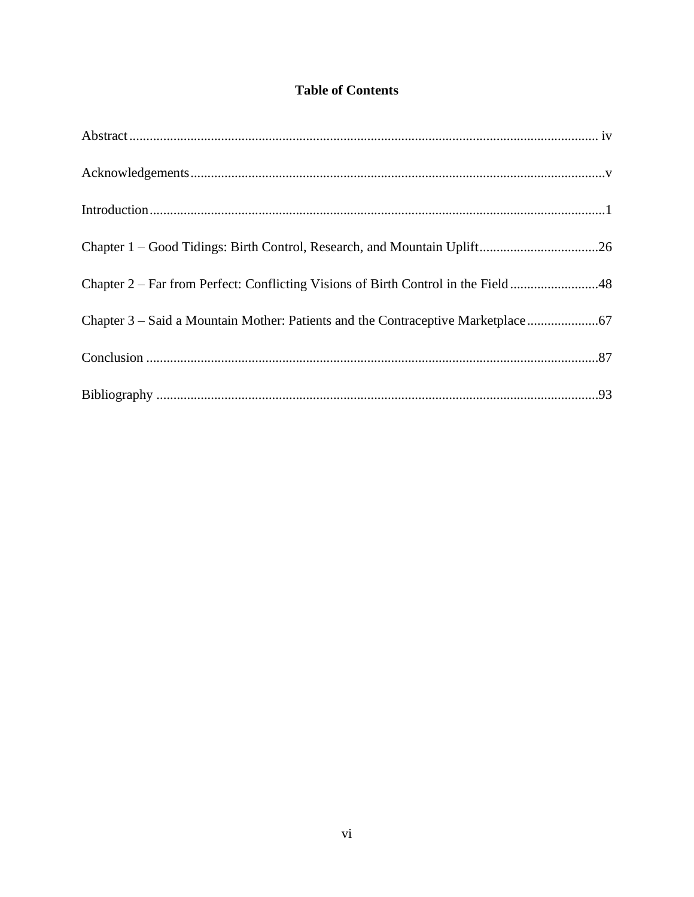# Table of Contents

| | |
|---|---|
| Abstract | iv |
| Acknowledgements | v |
| Introduction | 1 |
| Chapter 1 – Good Tidings: Birth Control, Research, and Mountain Uplift | 26 |
| Chapter 2 – Far from Perfect: Conflicting Visions of Birth Control in the Field | 48 |
| Chapter 3 – Said a Mountain Mother: Patients and the Contraceptive Marketplace | 67 |
| Conclusion | 87 |
| Bibliography | 93 |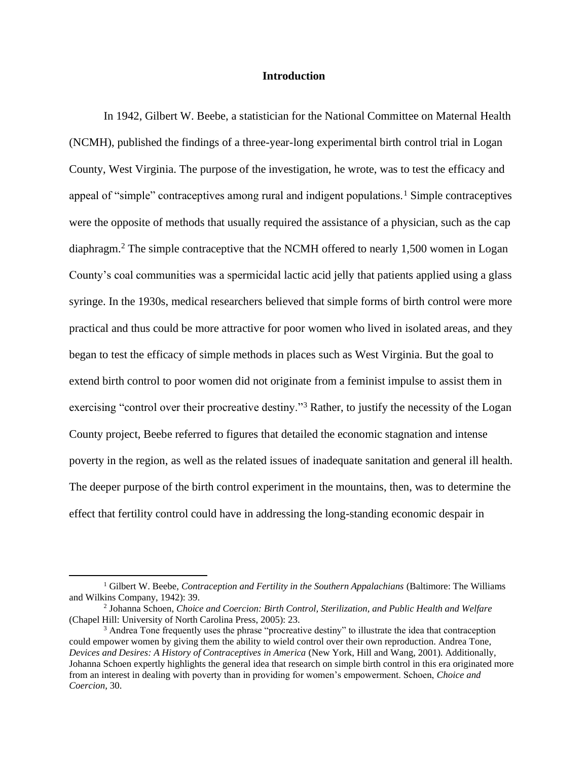## Introduction

In 1942, Gilbert W. Beebe, a statistician for the National Committee on Maternal Health (NCMH), published the findings of a three-year-long experimental birth control trial in Logan County, West Virginia. The purpose of the investigation, he wrote, was to test the efficacy and appeal of "simple" contraceptives among rural and indigent populations.[1] Simple contraceptives were the opposite of methods that usually required the assistance of a physician, such as the cap diaphragm.[2] The simple contraceptive that the NCMH offered to nearly 1,500 women in Logan County's coal communities was a spermicidal lactic acid jelly that patients applied using a glass syringe. In the 1930s, medical researchers believed that simple forms of birth control were more practical and thus could be more attractive for poor women who lived in isolated areas, and they began to test the efficacy of simple methods in places such as West Virginia. But the goal to extend birth control to poor women did not originate from a feminist impulse to assist them in exercising "control over their procreative destiny."[3] Rather, to justify the necessity of the Logan County project, Beebe referred to figures that detailed the economic stagnation and intense poverty in the region, as well as the related issues of inadequate sanitation and general ill health. The deeper purpose of the birth control experiment in the mountains, then, was to determine the effect that fertility control could have in addressing the long-standing economic despair in

---

[1] Gilbert W. Beebe, *Contraception and Fertility in the Southern Appalachians* (Baltimore: The Williams and Wilkins Company, 1942): 39.

[2] Johanna Schoen, *Choice and Coercion: Birth Control, Sterilization, and Public Health and Welfare* (Chapel Hill: University of North Carolina Press, 2005): 23.

[3] Andrea Tone frequently uses the phrase "procreative destiny" to illustrate the idea that contraception could empower women by giving them the ability to wield control over their own reproduction. Andrea Tone, *Devices and Desires: A History of Contraceptives in America* (New York, Hill and Wang, 2001). Additionally, Johanna Schoen expertly highlights the general idea that research on simple birth control in this era originated more from an interest in dealing with poverty than in providing for women's empowerment. Schoen, *Choice and Coercion*, 30.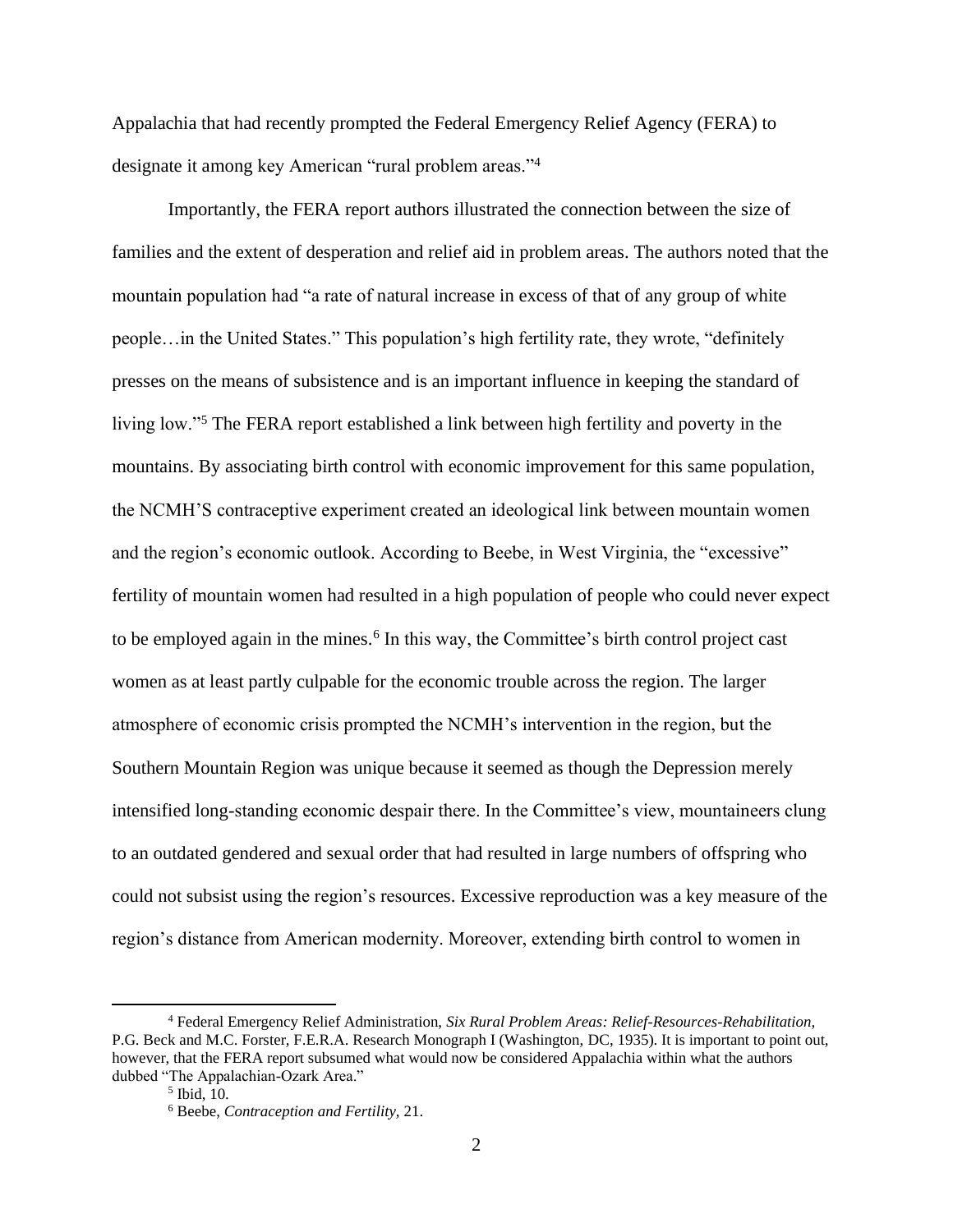Appalachia that had recently prompted the Federal Emergency Relief Agency (FERA) to designate it among key American "rural problem areas."[4]

Importantly, the FERA report authors illustrated the connection between the size of families and the extent of desperation and relief aid in problem areas. The authors noted that the mountain population had "a rate of natural increase in excess of that of any group of white people…in the United States." This population's high fertility rate, they wrote, "definitely presses on the means of subsistence and is an important influence in keeping the standard of living low."[5] The FERA report established a link between high fertility and poverty in the mountains. By associating birth control with economic improvement for this same population, the NCMH'S contraceptive experiment created an ideological link between mountain women and the region's economic outlook. According to Beebe, in West Virginia, the "excessive" fertility of mountain women had resulted in a high population of people who could never expect to be employed again in the mines.[6] In this way, the Committee's birth control project cast women as at least partly culpable for the economic trouble across the region. The larger atmosphere of economic crisis prompted the NCMH's intervention in the region, but the Southern Mountain Region was unique because it seemed as though the Depression merely intensified long-standing economic despair there. In the Committee's view, mountaineers clung to an outdated gendered and sexual order that had resulted in large numbers of offspring who could not subsist using the region's resources. Excessive reproduction was a key measure of the region's distance from American modernity. Moreover, extending birth control to women in

---

[4] Federal Emergency Relief Administration, *Six Rural Problem Areas: Relief-Resources-Rehabilitation*, P.G. Beck and M.C. Forster, F.E.R.A. Research Monograph I (Washington, DC, 1935). It is important to point out, however, that the FERA report subsumed what would now be considered Appalachia within what the authors dubbed "The Appalachian-Ozark Area."

[5] Ibid, 10.

[6] Beebe, *Contraception and Fertility*, 21.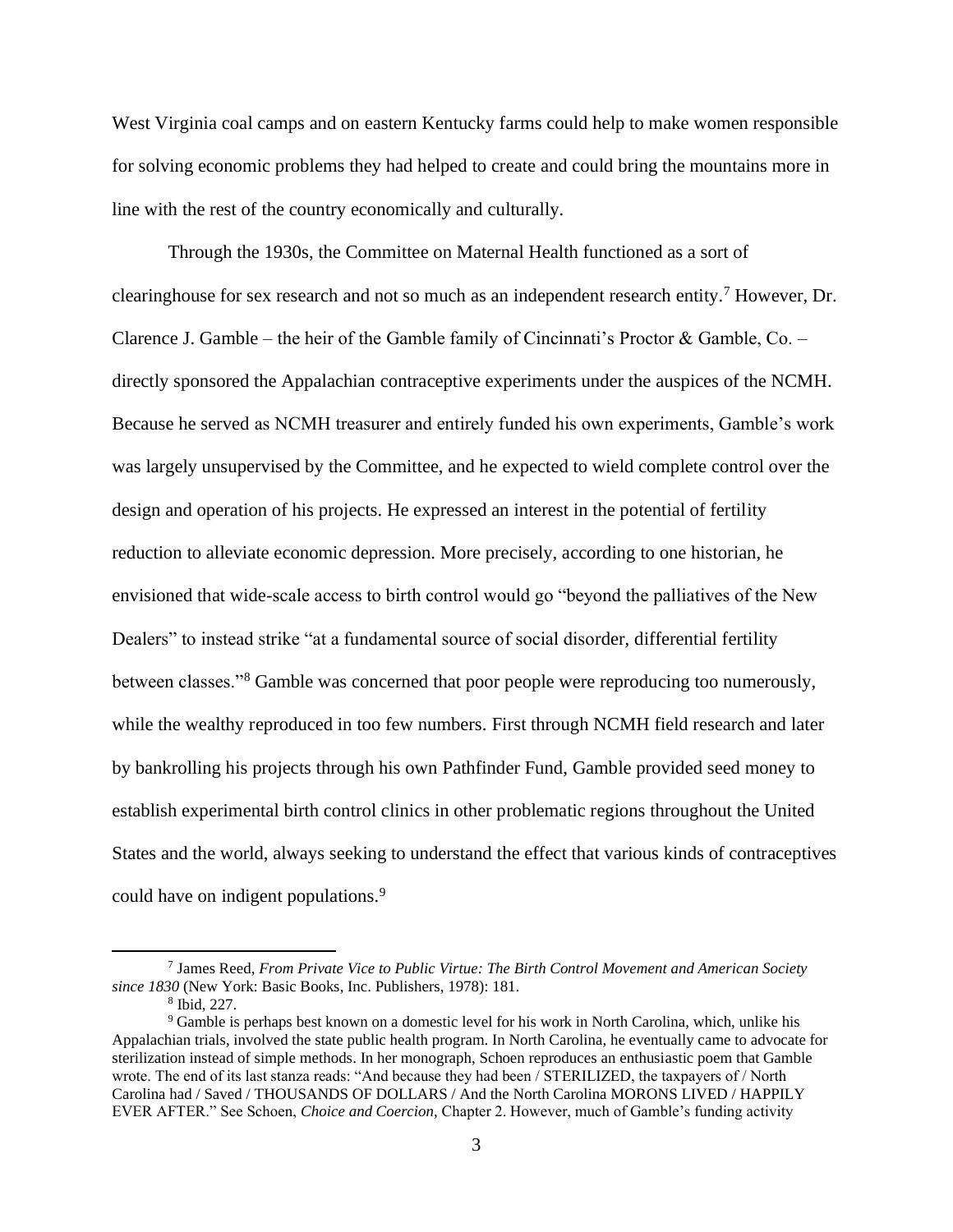West Virginia coal camps and on eastern Kentucky farms could help to make women responsible for solving economic problems they had helped to create and could bring the mountains more in line with the rest of the country economically and culturally.

Through the 1930s, the Committee on Maternal Health functioned as a sort of clearinghouse for sex research and not so much as an independent research entity.[7] However, Dr. Clarence J. Gamble – the heir of the Gamble family of Cincinnati's Proctor & Gamble, Co. – directly sponsored the Appalachian contraceptive experiments under the auspices of the NCMH. Because he served as NCMH treasurer and entirely funded his own experiments, Gamble's work was largely unsupervised by the Committee, and he expected to wield complete control over the design and operation of his projects. He expressed an interest in the potential of fertility reduction to alleviate economic depression. More precisely, according to one historian, he envisioned that wide-scale access to birth control would go "beyond the palliatives of the New Dealers" to instead strike "at a fundamental source of social disorder, differential fertility between classes."[8] Gamble was concerned that poor people were reproducing too numerously, while the wealthy reproduced in too few numbers. First through NCMH field research and later by bankrolling his projects through his own Pathfinder Fund, Gamble provided seed money to establish experimental birth control clinics in other problematic regions throughout the United States and the world, always seeking to understand the effect that various kinds of contraceptives could have on indigent populations.[9]

---

[7] James Reed, *From Private Vice to Public Virtue: The Birth Control Movement and American Society since 1830* (New York: Basic Books, Inc. Publishers, 1978): 181.

[8] Ibid, 227.

[9] Gamble is perhaps best known on a domestic level for his work in North Carolina, which, unlike his Appalachian trials, involved the state public health program. In North Carolina, he eventually came to advocate for sterilization instead of simple methods. In her monograph, Schoen reproduces an enthusiastic poem that Gamble wrote. The end of its last stanza reads: "And because they had been / STERILIZED, the taxpayers of / North Carolina had / Saved / THOUSANDS OF DOLLARS / And the North Carolina MORONS LIVED / HAPPILY EVER AFTER." See Schoen, *Choice and Coercion,* Chapter 2. However, much of Gamble's funding activity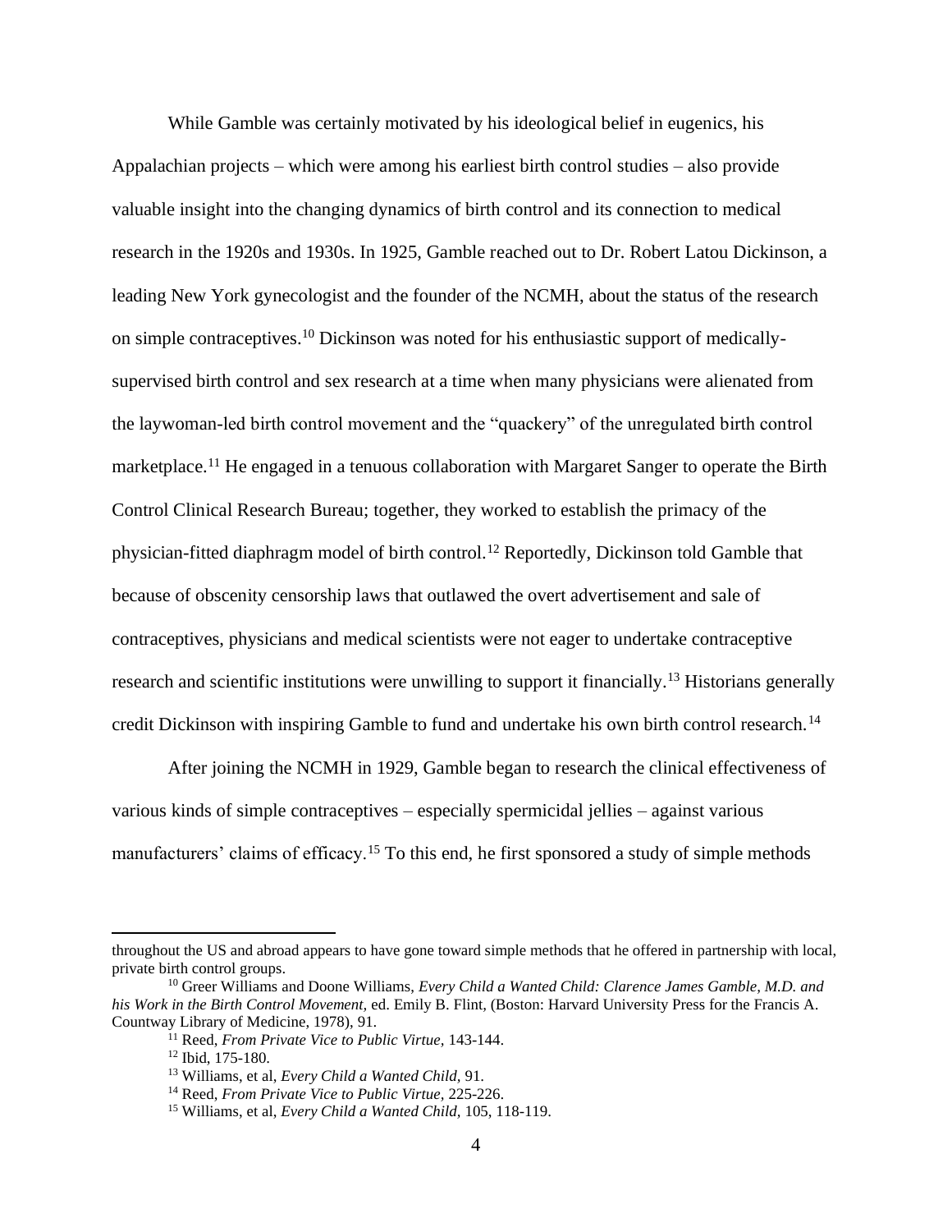While Gamble was certainly motivated by his ideological belief in eugenics, his Appalachian projects – which were among his earliest birth control studies – also provide valuable insight into the changing dynamics of birth control and its connection to medical research in the 1920s and 1930s. In 1925, Gamble reached out to Dr. Robert Latou Dickinson, a leading New York gynecologist and the founder of the NCMH, about the status of the research on simple contraceptives.[10] Dickinson was noted for his enthusiastic support of medically-supervised birth control and sex research at a time when many physicians were alienated from the laywoman-led birth control movement and the "quackery" of the unregulated birth control marketplace.[11] He engaged in a tenuous collaboration with Margaret Sanger to operate the Birth Control Clinical Research Bureau; together, they worked to establish the primacy of the physician-fitted diaphragm model of birth control.[12] Reportedly, Dickinson told Gamble that because of obscenity censorship laws that outlawed the overt advertisement and sale of contraceptives, physicians and medical scientists were not eager to undertake contraceptive research and scientific institutions were unwilling to support it financially.[13] Historians generally credit Dickinson with inspiring Gamble to fund and undertake his own birth control research.[14]

After joining the NCMH in 1929, Gamble began to research the clinical effectiveness of various kinds of simple contraceptives – especially spermicidal jellies – against various manufacturers' claims of efficacy.[15] To this end, he first sponsored a study of simple methods

---

throughout the US and abroad appears to have gone toward simple methods that he offered in partnership with local, private birth control groups.

[10] Greer Williams and Doone Williams, *Every Child a Wanted Child: Clarence James Gamble, M.D. and his Work in the Birth Control Movement,* ed. Emily B. Flint, (Boston: Harvard University Press for the Francis A. Countway Library of Medicine, 1978), 91.

[11] Reed, *From Private Vice to Public Virtue,* 143-144.

[12] Ibid, 175-180.

[13] Williams, et al, *Every Child a Wanted Child,* 91.

[14] Reed, *From Private Vice to Public Virtue,* 225-226.

[15] Williams, et al, *Every Child a Wanted Child,* 105, 118-119.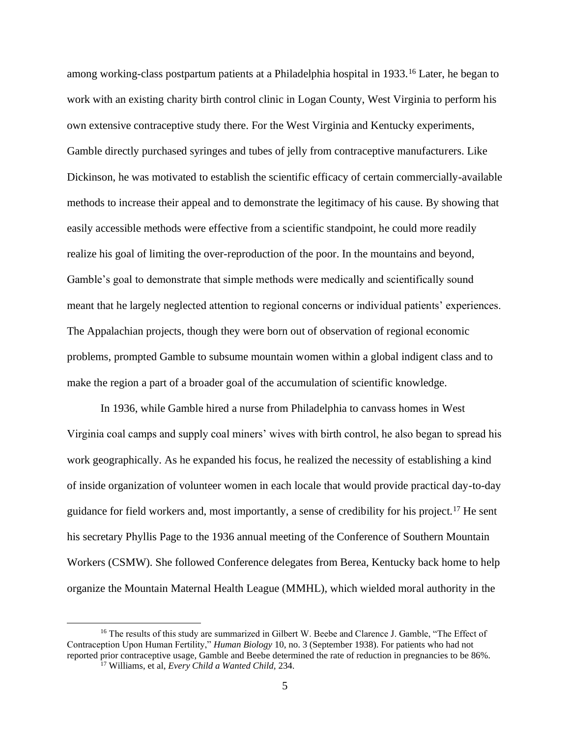among working-class postpartum patients at a Philadelphia hospital in 1933.[16] Later, he began to work with an existing charity birth control clinic in Logan County, West Virginia to perform his own extensive contraceptive study there. For the West Virginia and Kentucky experiments, Gamble directly purchased syringes and tubes of jelly from contraceptive manufacturers. Like Dickinson, he was motivated to establish the scientific efficacy of certain commercially-available methods to increase their appeal and to demonstrate the legitimacy of his cause. By showing that easily accessible methods were effective from a scientific standpoint, he could more readily realize his goal of limiting the over-reproduction of the poor. In the mountains and beyond, Gamble's goal to demonstrate that simple methods were medically and scientifically sound meant that he largely neglected attention to regional concerns or individual patients' experiences. The Appalachian projects, though they were born out of observation of regional economic problems, prompted Gamble to subsume mountain women within a global indigent class and to make the region a part of a broader goal of the accumulation of scientific knowledge.

In 1936, while Gamble hired a nurse from Philadelphia to canvass homes in West Virginia coal camps and supply coal miners' wives with birth control, he also began to spread his work geographically. As he expanded his focus, he realized the necessity of establishing a kind of inside organization of volunteer women in each locale that would provide practical day-to-day guidance for field workers and, most importantly, a sense of credibility for his project.[17] He sent his secretary Phyllis Page to the 1936 annual meeting of the Conference of Southern Mountain Workers (CSMW). She followed Conference delegates from Berea, Kentucky back home to help organize the Mountain Maternal Health League (MMHL), which wielded moral authority in the

---

[16] The results of this study are summarized in Gilbert W. Beebe and Clarence J. Gamble, "The Effect of Contraception Upon Human Fertility," *Human Biology* 10, no. 3 (September 1938). For patients who had not reported prior contraceptive usage, Gamble and Beebe determined the rate of reduction in pregnancies to be 86%.

[17] Williams, et al, *Every Child a Wanted Child*, 234.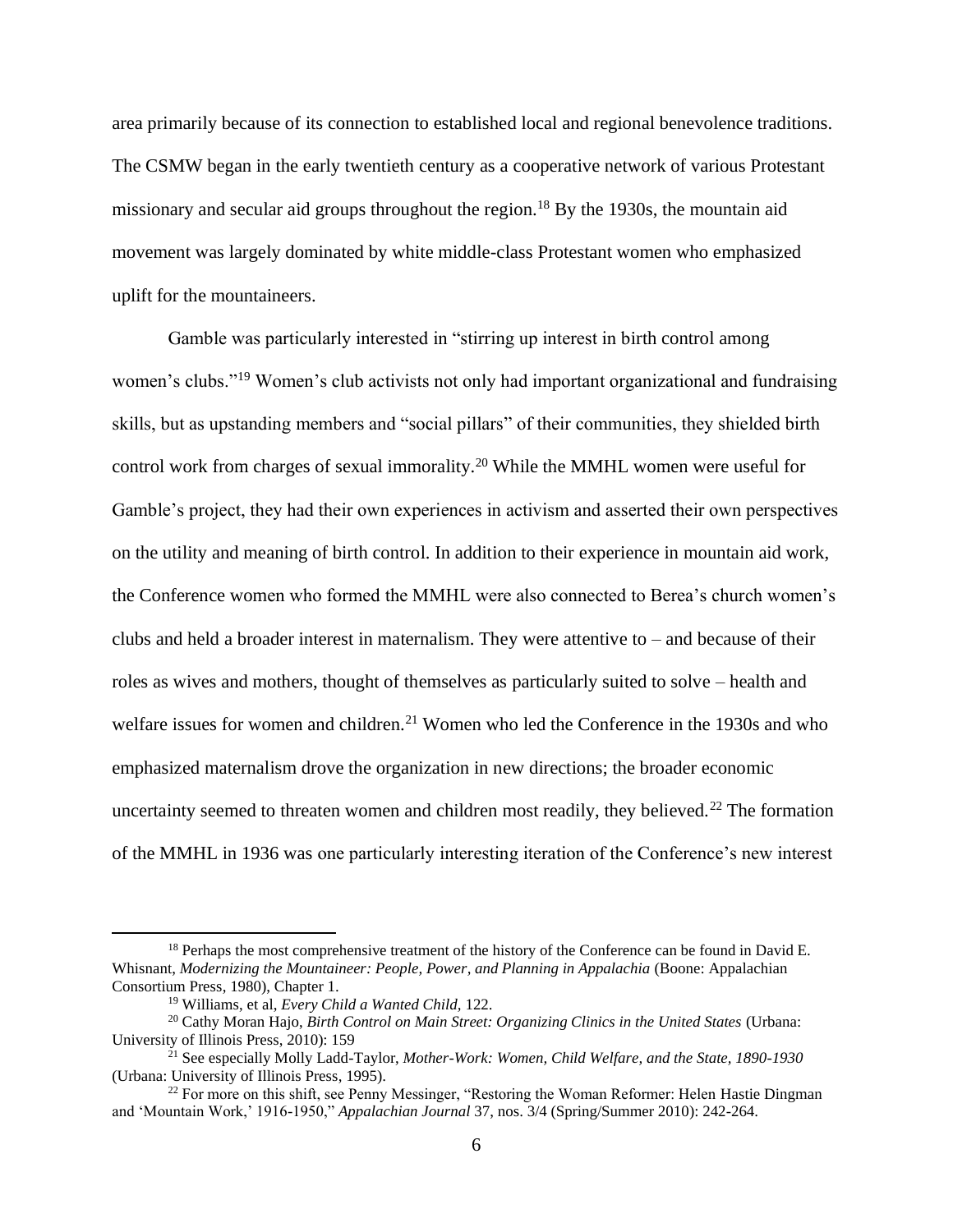area primarily because of its connection to established local and regional benevolence traditions. The CSMW began in the early twentieth century as a cooperative network of various Protestant missionary and secular aid groups throughout the region.[18] By the 1930s, the mountain aid movement was largely dominated by white middle-class Protestant women who emphasized uplift for the mountaineers.

Gamble was particularly interested in "stirring up interest in birth control among women's clubs."[19] Women's club activists not only had important organizational and fundraising skills, but as upstanding members and "social pillars" of their communities, they shielded birth control work from charges of sexual immorality.[20] While the MMHL women were useful for Gamble's project, they had their own experiences in activism and asserted their own perspectives on the utility and meaning of birth control. In addition to their experience in mountain aid work, the Conference women who formed the MMHL were also connected to Berea's church women's clubs and held a broader interest in maternalism. They were attentive to – and because of their roles as wives and mothers, thought of themselves as particularly suited to solve – health and welfare issues for women and children.[21] Women who led the Conference in the 1930s and who emphasized maternalism drove the organization in new directions; the broader economic uncertainty seemed to threaten women and children most readily, they believed.[22] The formation of the MMHL in 1936 was one particularly interesting iteration of the Conference's new interest

---

[18] Perhaps the most comprehensive treatment of the history of the Conference can be found in David E. Whisnant, *Modernizing the Mountaineer: People, Power, and Planning in Appalachia* (Boone: Appalachian Consortium Press, 1980), Chapter 1.

[19] Williams, et al, *Every Child a Wanted Child*, 122.

[20] Cathy Moran Hajo, *Birth Control on Main Street: Organizing Clinics in the United States* (Urbana: University of Illinois Press, 2010): 159

[21] See especially Molly Ladd-Taylor, *Mother-Work: Women, Child Welfare, and the State, 1890-1930* (Urbana: University of Illinois Press, 1995).

[22] For more on this shift, see Penny Messinger, "Restoring the Woman Reformer: Helen Hastie Dingman and 'Mountain Work,' 1916-1950," *Appalachian Journal* 37, nos. 3/4 (Spring/Summer 2010): 242-264.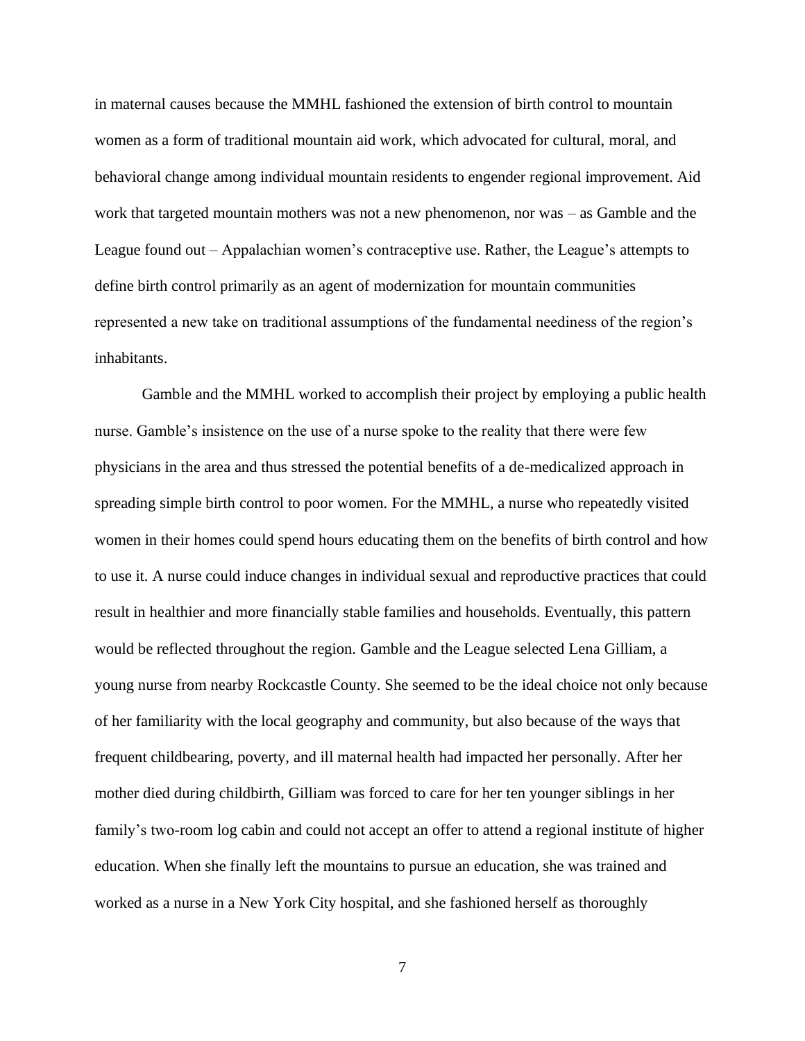in maternal causes because the MMHL fashioned the extension of birth control to mountain women as a form of traditional mountain aid work, which advocated for cultural, moral, and behavioral change among individual mountain residents to engender regional improvement. Aid work that targeted mountain mothers was not a new phenomenon, nor was – as Gamble and the League found out – Appalachian women's contraceptive use. Rather, the League's attempts to define birth control primarily as an agent of modernization for mountain communities represented a new take on traditional assumptions of the fundamental neediness of the region's inhabitants.

Gamble and the MMHL worked to accomplish their project by employing a public health nurse. Gamble's insistence on the use of a nurse spoke to the reality that there were few physicians in the area and thus stressed the potential benefits of a de-medicalized approach in spreading simple birth control to poor women. For the MMHL, a nurse who repeatedly visited women in their homes could spend hours educating them on the benefits of birth control and how to use it. A nurse could induce changes in individual sexual and reproductive practices that could result in healthier and more financially stable families and households. Eventually, this pattern would be reflected throughout the region. Gamble and the League selected Lena Gilliam, a young nurse from nearby Rockcastle County. She seemed to be the ideal choice not only because of her familiarity with the local geography and community, but also because of the ways that frequent childbearing, poverty, and ill maternal health had impacted her personally. After her mother died during childbirth, Gilliam was forced to care for her ten younger siblings in her family's two-room log cabin and could not accept an offer to attend a regional institute of higher education. When she finally left the mountains to pursue an education, she was trained and worked as a nurse in a New York City hospital, and she fashioned herself as thoroughly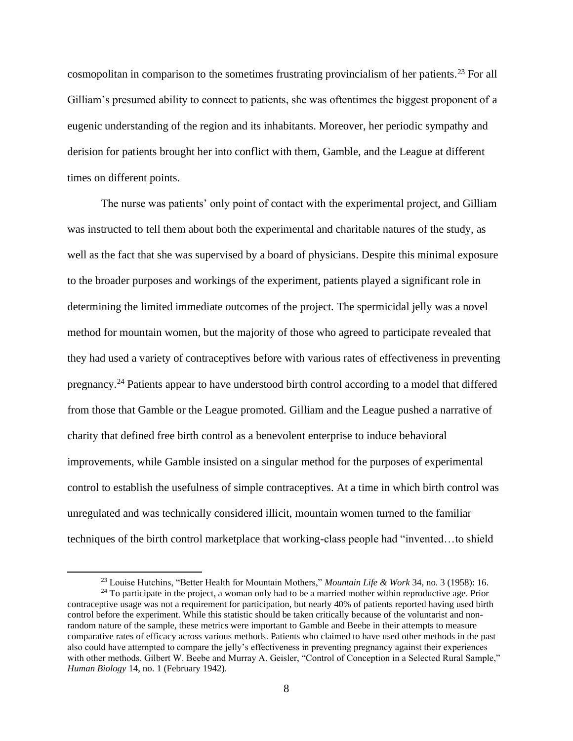cosmopolitan in comparison to the sometimes frustrating provincialism of her patients.[23] For all Gilliam's presumed ability to connect to patients, she was oftentimes the biggest proponent of a eugenic understanding of the region and its inhabitants. Moreover, her periodic sympathy and derision for patients brought her into conflict with them, Gamble, and the League at different times on different points.

The nurse was patients' only point of contact with the experimental project, and Gilliam was instructed to tell them about both the experimental and charitable natures of the study, as well as the fact that she was supervised by a board of physicians. Despite this minimal exposure to the broader purposes and workings of the experiment, patients played a significant role in determining the limited immediate outcomes of the project. The spermicidal jelly was a novel method for mountain women, but the majority of those who agreed to participate revealed that they had used a variety of contraceptives before with various rates of effectiveness in preventing pregnancy.[24] Patients appear to have understood birth control according to a model that differed from those that Gamble or the League promoted. Gilliam and the League pushed a narrative of charity that defined free birth control as a benevolent enterprise to induce behavioral improvements, while Gamble insisted on a singular method for the purposes of experimental control to establish the usefulness of simple contraceptives. At a time in which birth control was unregulated and was technically considered illicit, mountain women turned to the familiar techniques of the birth control marketplace that working-class people had "invented…to shield

[23] Louise Hutchins, "Better Health for Mountain Mothers," *Mountain Life & Work* 34, no. 3 (1958): 16.

[24] To participate in the project, a woman only had to be a married mother within reproductive age. Prior contraceptive usage was not a requirement for participation, but nearly 40% of patients reported having used birth control before the experiment. While this statistic should be taken critically because of the voluntarist and non-random nature of the sample, these metrics were important to Gamble and Beebe in their attempts to measure comparative rates of efficacy across various methods. Patients who claimed to have used other methods in the past also could have attempted to compare the jelly's effectiveness in preventing pregnancy against their experiences with other methods. Gilbert W. Beebe and Murray A. Geisler, "Control of Conception in a Selected Rural Sample," *Human Biology* 14, no. 1 (February 1942).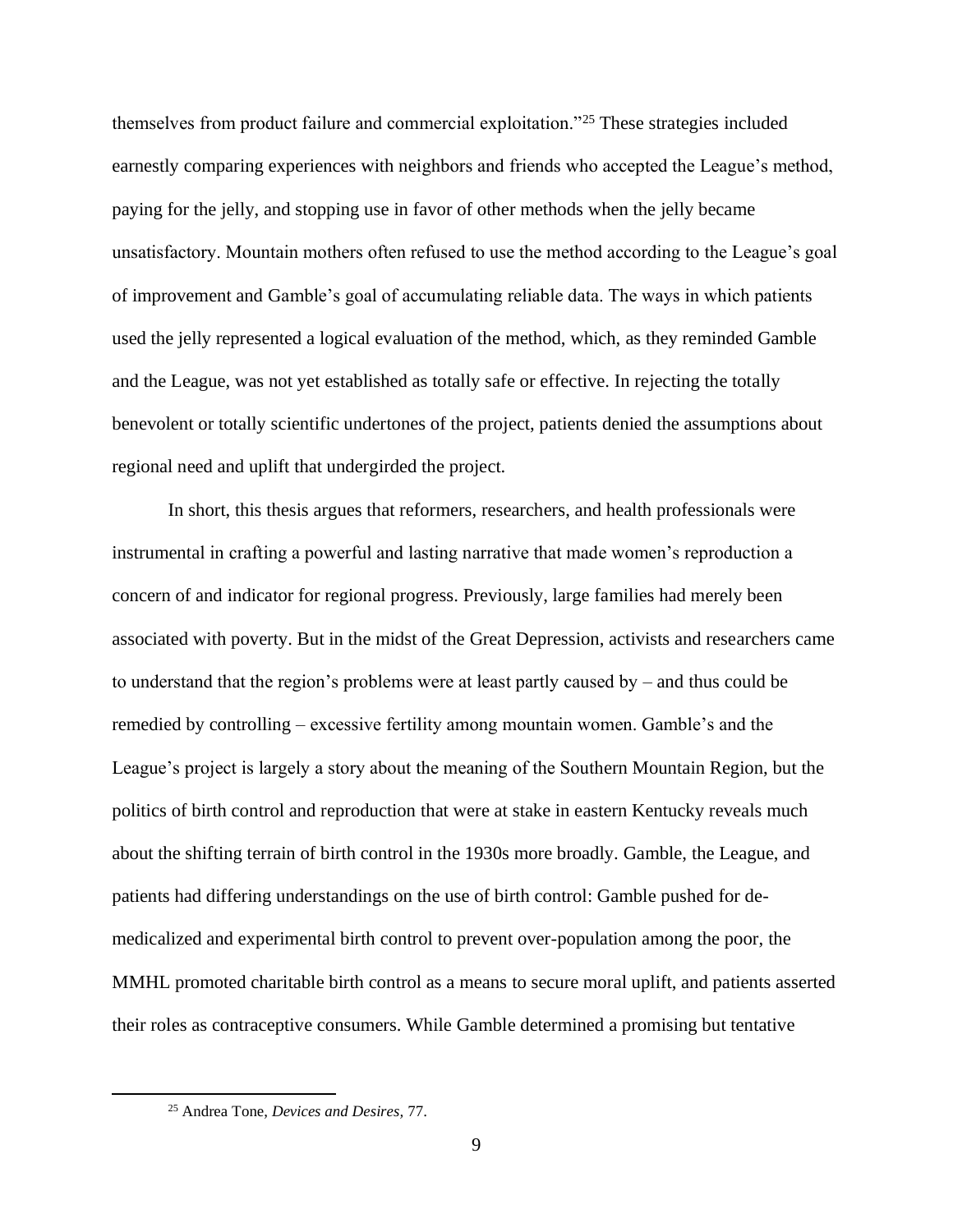themselves from product failure and commercial exploitation."[25] These strategies included earnestly comparing experiences with neighbors and friends who accepted the League's method, paying for the jelly, and stopping use in favor of other methods when the jelly became unsatisfactory. Mountain mothers often refused to use the method according to the League's goal of improvement and Gamble's goal of accumulating reliable data. The ways in which patients used the jelly represented a logical evaluation of the method, which, as they reminded Gamble and the League, was not yet established as totally safe or effective. In rejecting the totally benevolent or totally scientific undertones of the project, patients denied the assumptions about regional need and uplift that undergirded the project.

In short, this thesis argues that reformers, researchers, and health professionals were instrumental in crafting a powerful and lasting narrative that made women's reproduction a concern of and indicator for regional progress. Previously, large families had merely been associated with poverty. But in the midst of the Great Depression, activists and researchers came to understand that the region's problems were at least partly caused by – and thus could be remedied by controlling – excessive fertility among mountain women. Gamble's and the League's project is largely a story about the meaning of the Southern Mountain Region, but the politics of birth control and reproduction that were at stake in eastern Kentucky reveals much about the shifting terrain of birth control in the 1930s more broadly. Gamble, the League, and patients had differing understandings on the use of birth control: Gamble pushed for de-medicalized and experimental birth control to prevent over-population among the poor, the MMHL promoted charitable birth control as a means to secure moral uplift, and patients asserted their roles as contraceptive consumers. While Gamble determined a promising but tentative

[25] Andrea Tone, *Devices and Desires,* 77.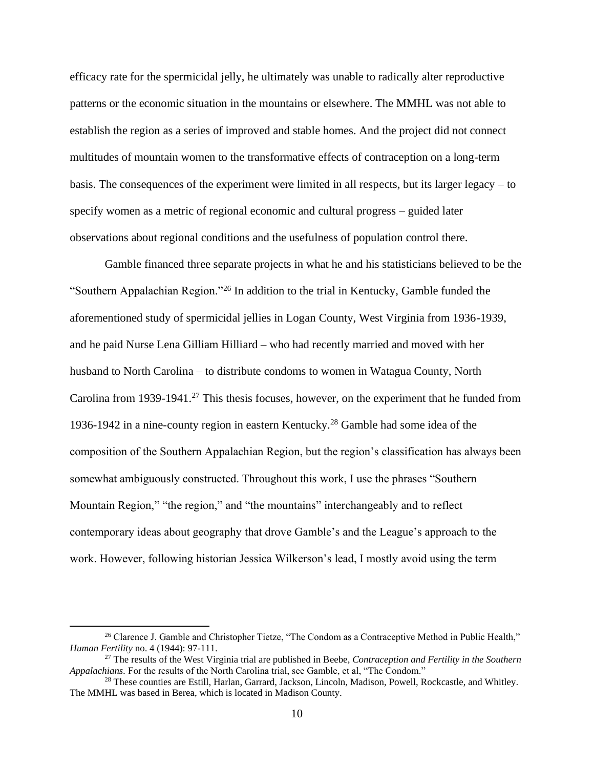efficacy rate for the spermicidal jelly, he ultimately was unable to radically alter reproductive patterns or the economic situation in the mountains or elsewhere. The MMHL was not able to establish the region as a series of improved and stable homes. And the project did not connect multitudes of mountain women to the transformative effects of contraception on a long-term basis. The consequences of the experiment were limited in all respects, but its larger legacy – to specify women as a metric of regional economic and cultural progress – guided later observations about regional conditions and the usefulness of population control there.

Gamble financed three separate projects in what he and his statisticians believed to be the "Southern Appalachian Region."[26] In addition to the trial in Kentucky, Gamble funded the aforementioned study of spermicidal jellies in Logan County, West Virginia from 1936-1939, and he paid Nurse Lena Gilliam Hilliard – who had recently married and moved with her husband to North Carolina – to distribute condoms to women in Watagua County, North Carolina from 1939-1941.[27] This thesis focuses, however, on the experiment that he funded from 1936-1942 in a nine-county region in eastern Kentucky.[28] Gamble had some idea of the composition of the Southern Appalachian Region, but the region's classification has always been somewhat ambiguously constructed. Throughout this work, I use the phrases "Southern Mountain Region," "the region," and "the mountains" interchangeably and to reflect contemporary ideas about geography that drove Gamble's and the League's approach to the work. However, following historian Jessica Wilkerson's lead, I mostly avoid using the term

---

[26] Clarence J. Gamble and Christopher Tietze, "The Condom as a Contraceptive Method in Public Health," *Human Fertility* no. 4 (1944): 97-111.

[27] The results of the West Virginia trial are published in Beebe, *Contraception and Fertility in the Southern Appalachians.* For the results of the North Carolina trial, see Gamble, et al, "The Condom."

[28] These counties are Estill, Harlan, Garrard, Jackson, Lincoln, Madison, Powell, Rockcastle, and Whitley. The MMHL was based in Berea, which is located in Madison County.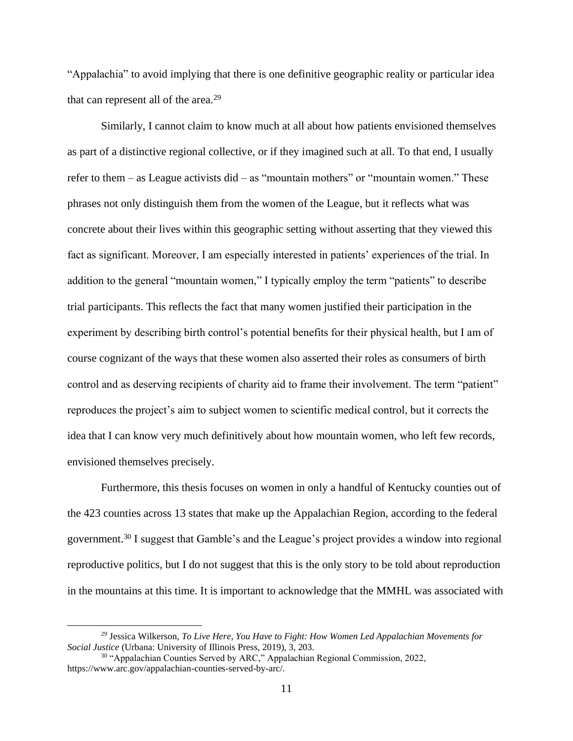"Appalachia" to avoid implying that there is one definitive geographic reality or particular idea that can represent all of the area.[29]

Similarly, I cannot claim to know much at all about how patients envisioned themselves as part of a distinctive regional collective, or if they imagined such at all. To that end, I usually refer to them – as League activists did – as "mountain mothers" or "mountain women." These phrases not only distinguish them from the women of the League, but it reflects what was concrete about their lives within this geographic setting without asserting that they viewed this fact as significant. Moreover, I am especially interested in patients' experiences of the trial. In addition to the general "mountain women," I typically employ the term "patients" to describe trial participants. This reflects the fact that many women justified their participation in the experiment by describing birth control's potential benefits for their physical health, but I am of course cognizant of the ways that these women also asserted their roles as consumers of birth control and as deserving recipients of charity aid to frame their involvement. The term "patient" reproduces the project's aim to subject women to scientific medical control, but it corrects the idea that I can know very much definitively about how mountain women, who left few records, envisioned themselves precisely.

Furthermore, this thesis focuses on women in only a handful of Kentucky counties out of the 423 counties across 13 states that make up the Appalachian Region, according to the federal government.[30] I suggest that Gamble's and the League's project provides a window into regional reproductive politics, but I do not suggest that this is the only story to be told about reproduction in the mountains at this time. It is important to acknowledge that the MMHL was associated with

---

[29] Jessica Wilkerson, *To Live Here, You Have to Fight: How Women Led Appalachian Movements for Social Justice* (Urbana: University of Illinois Press, 2019), 3, 203.

[30] "Appalachian Counties Served by ARC," Appalachian Regional Commission, 2022, https://www.arc.gov/appalachian-counties-served-by-arc/.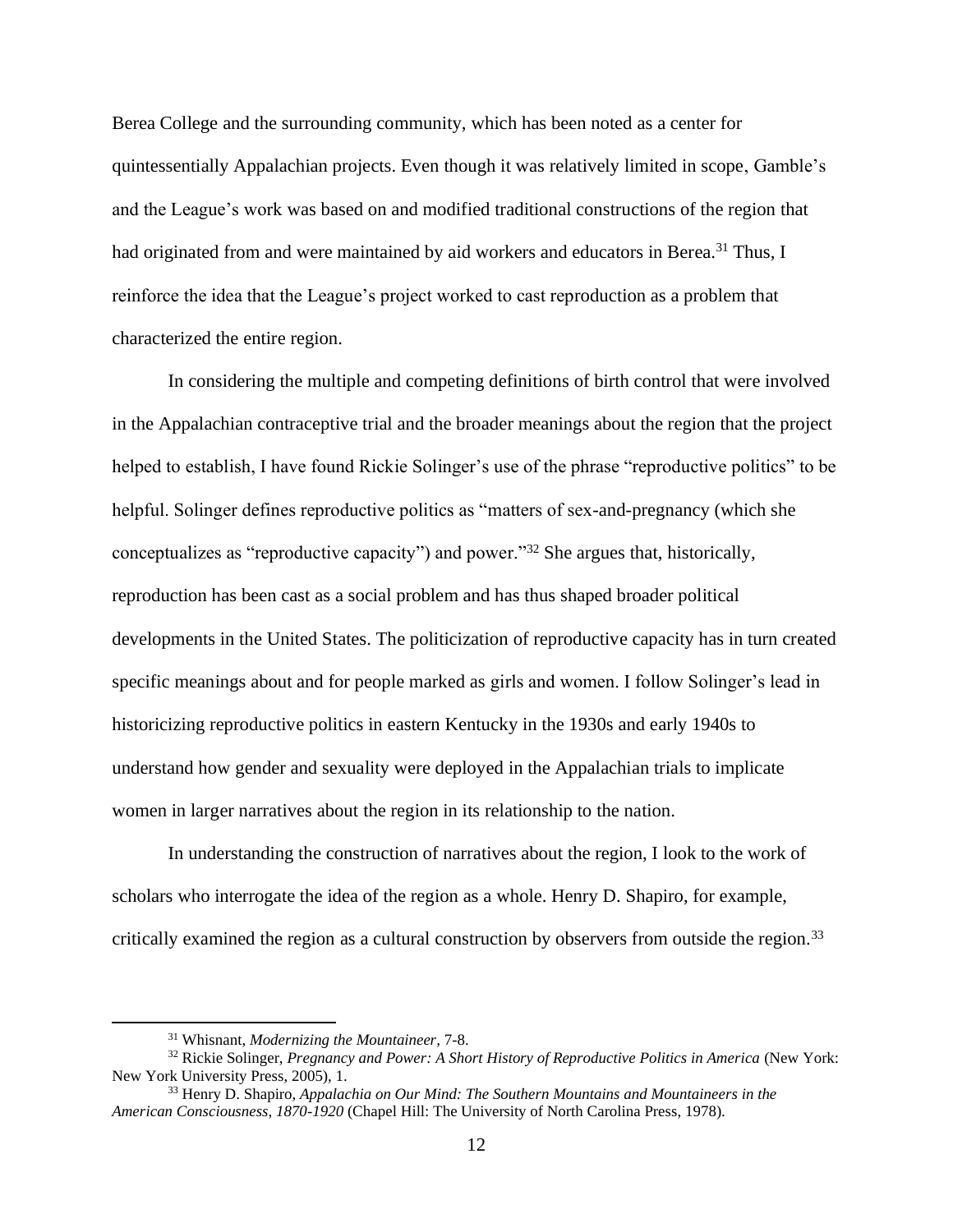Berea College and the surrounding community, which has been noted as a center for quintessentially Appalachian projects. Even though it was relatively limited in scope, Gamble's and the League's work was based on and modified traditional constructions of the region that had originated from and were maintained by aid workers and educators in Berea.[31] Thus, I reinforce the idea that the League's project worked to cast reproduction as a problem that characterized the entire region.

In considering the multiple and competing definitions of birth control that were involved in the Appalachian contraceptive trial and the broader meanings about the region that the project helped to establish, I have found Rickie Solinger's use of the phrase "reproductive politics" to be helpful. Solinger defines reproductive politics as "matters of sex-and-pregnancy (which she conceptualizes as "reproductive capacity") and power."[32] She argues that, historically, reproduction has been cast as a social problem and has thus shaped broader political developments in the United States. The politicization of reproductive capacity has in turn created specific meanings about and for people marked as girls and women. I follow Solinger's lead in historicizing reproductive politics in eastern Kentucky in the 1930s and early 1940s to understand how gender and sexuality were deployed in the Appalachian trials to implicate women in larger narratives about the region in its relationship to the nation.

In understanding the construction of narratives about the region, I look to the work of scholars who interrogate the idea of the region as a whole. Henry D. Shapiro, for example, critically examined the region as a cultural construction by observers from outside the region.[33]

---

[31] Whisnant, *Modernizing the Mountaineer*, 7-8.

[32] Rickie Solinger, *Pregnancy and Power: A Short History of Reproductive Politics in America* (New York: New York University Press, 2005), 1.

[33] Henry D. Shapiro, *Appalachia on Our Mind: The Southern Mountains and Mountaineers in the American Consciousness, 1870-1920* (Chapel Hill: The University of North Carolina Press, 1978).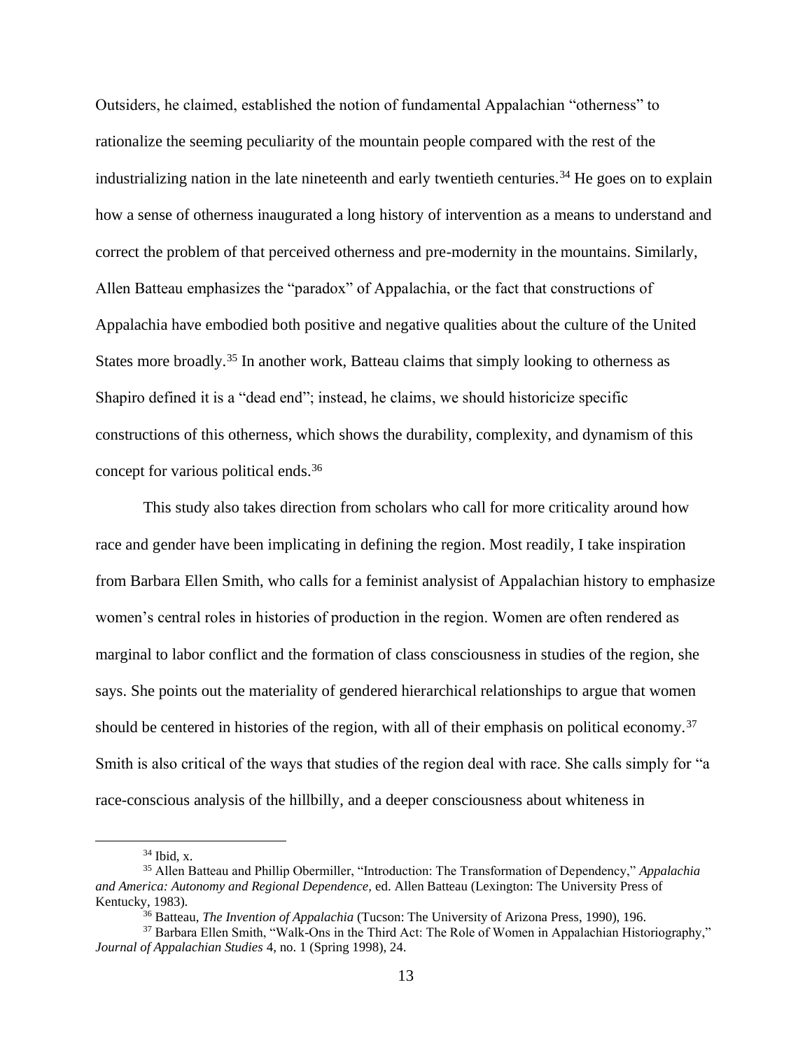Outsiders, he claimed, established the notion of fundamental Appalachian "otherness" to rationalize the seeming peculiarity of the mountain people compared with the rest of the industrializing nation in the late nineteenth and early twentieth centuries.[34] He goes on to explain how a sense of otherness inaugurated a long history of intervention as a means to understand and correct the problem of that perceived otherness and pre-modernity in the mountains. Similarly, Allen Batteau emphasizes the "paradox" of Appalachia, or the fact that constructions of Appalachia have embodied both positive and negative qualities about the culture of the United States more broadly.[35] In another work, Batteau claims that simply looking to otherness as Shapiro defined it is a "dead end"; instead, he claims, we should historicize specific constructions of this otherness, which shows the durability, complexity, and dynamism of this concept for various political ends.[36]

This study also takes direction from scholars who call for more criticality around how race and gender have been implicating in defining the region. Most readily, I take inspiration from Barbara Ellen Smith, who calls for a feminist analysist of Appalachian history to emphasize women's central roles in histories of production in the region. Women are often rendered as marginal to labor conflict and the formation of class consciousness in studies of the region, she says. She points out the materiality of gendered hierarchical relationships to argue that women should be centered in histories of the region, with all of their emphasis on political economy.[37] Smith is also critical of the ways that studies of the region deal with race. She calls simply for "a race-conscious analysis of the hillbilly, and a deeper consciousness about whiteness in

---

[34] Ibid, x.

[35] Allen Batteau and Phillip Obermiller, "Introduction: The Transformation of Dependency," *Appalachia and America: Autonomy and Regional Dependence,* ed. Allen Batteau (Lexington: The University Press of Kentucky, 1983).

[36] Batteau, *The Invention of Appalachia* (Tucson: The University of Arizona Press, 1990), 196.

[37] Barbara Ellen Smith, "Walk-Ons in the Third Act: The Role of Women in Appalachian Historiography," *Journal of Appalachian Studies* 4, no. 1 (Spring 1998), 24.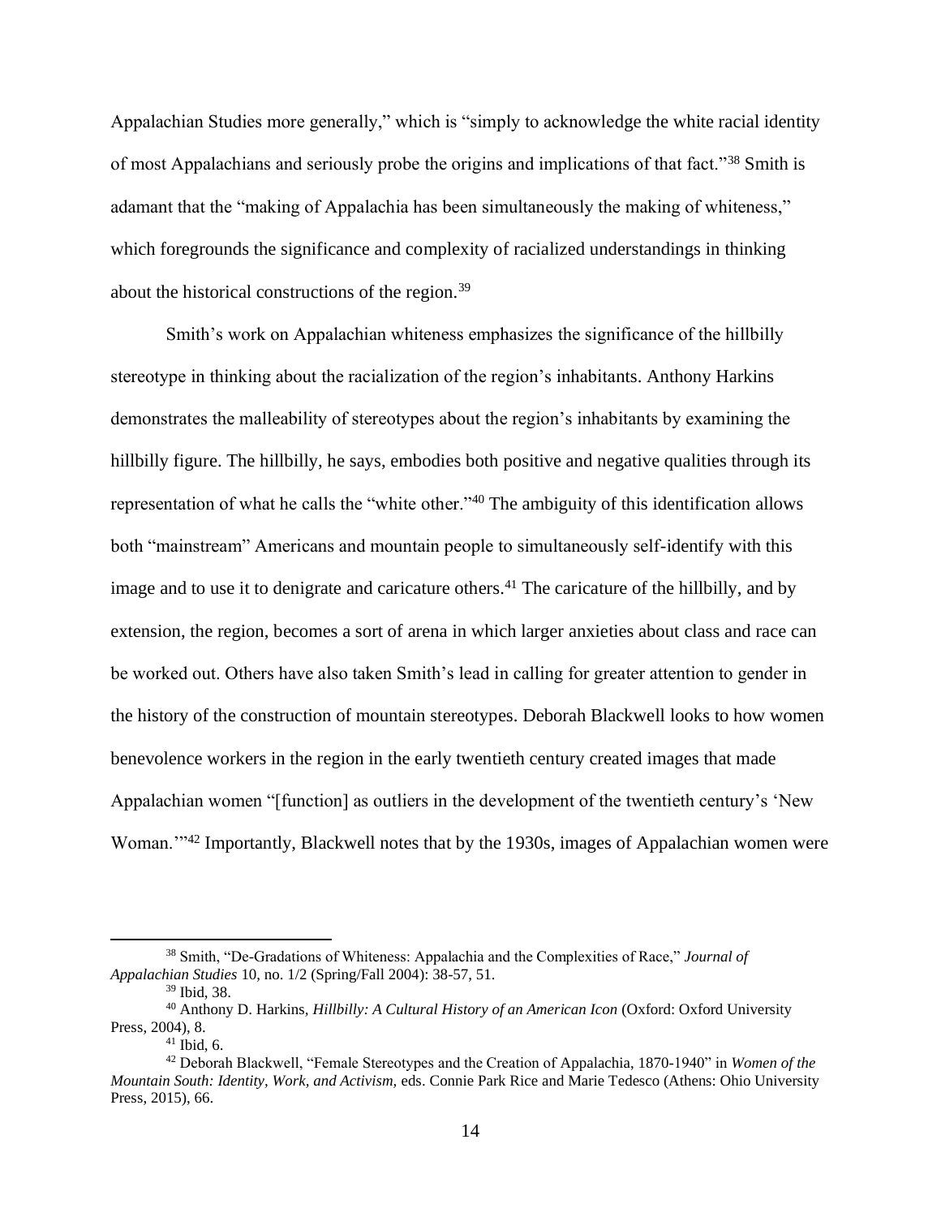Appalachian Studies more generally," which is "simply to acknowledge the white racial identity of most Appalachians and seriously probe the origins and implications of that fact."[38] Smith is adamant that the "making of Appalachia has been simultaneously the making of whiteness," which foregrounds the significance and complexity of racialized understandings in thinking about the historical constructions of the region.[39]

Smith's work on Appalachian whiteness emphasizes the significance of the hillbilly stereotype in thinking about the racialization of the region's inhabitants. Anthony Harkins demonstrates the malleability of stereotypes about the region's inhabitants by examining the hillbilly figure. The hillbilly, he says, embodies both positive and negative qualities through its representation of what he calls the "white other."[40] The ambiguity of this identification allows both "mainstream" Americans and mountain people to simultaneously self-identify with this image and to use it to denigrate and caricature others.[41] The caricature of the hillbilly, and by extension, the region, becomes a sort of arena in which larger anxieties about class and race can be worked out. Others have also taken Smith's lead in calling for greater attention to gender in the history of the construction of mountain stereotypes. Deborah Blackwell looks to how women benevolence workers in the region in the early twentieth century created images that made Appalachian women "[function] as outliers in the development of the twentieth century's 'New Woman.'"[42] Importantly, Blackwell notes that by the 1930s, images of Appalachian women were

---

[38] Smith, "De-Gradations of Whiteness: Appalachia and the Complexities of Race," *Journal of Appalachian Studies* 10, no. 1/2 (Spring/Fall 2004): 38-57, 51.

[39] Ibid, 38.

[40] Anthony D. Harkins, *Hillbilly: A Cultural History of an American Icon* (Oxford: Oxford University Press, 2004), 8.

[41] Ibid, 6.

[42] Deborah Blackwell, "Female Stereotypes and the Creation of Appalachia, 1870-1940" in *Women of the Mountain South: Identity, Work, and Activism,* eds. Connie Park Rice and Marie Tedesco (Athens: Ohio University Press, 2015), 66.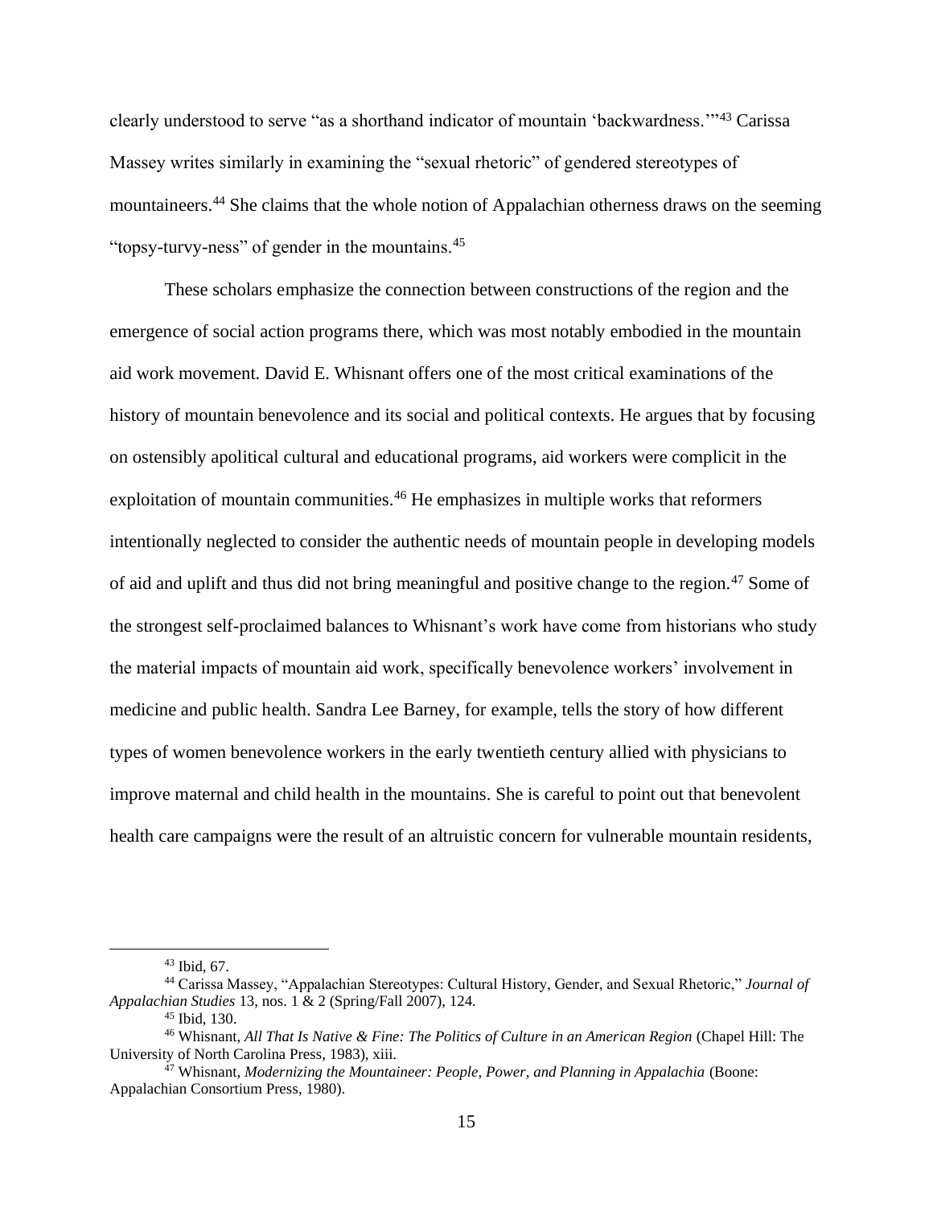clearly understood to serve "as a shorthand indicator of mountain 'backwardness.'"[43] Carissa Massey writes similarly in examining the "sexual rhetoric" of gendered stereotypes of mountaineers.[44] She claims that the whole notion of Appalachian otherness draws on the seeming "topsy-turvy-ness" of gender in the mountains.[45]

These scholars emphasize the connection between constructions of the region and the emergence of social action programs there, which was most notably embodied in the mountain aid work movement. David E. Whisnant offers one of the most critical examinations of the history of mountain benevolence and its social and political contexts. He argues that by focusing on ostensibly apolitical cultural and educational programs, aid workers were complicit in the exploitation of mountain communities.[46] He emphasizes in multiple works that reformers intentionally neglected to consider the authentic needs of mountain people in developing models of aid and uplift and thus did not bring meaningful and positive change to the region.[47] Some of the strongest self-proclaimed balances to Whisnant's work have come from historians who study the material impacts of mountain aid work, specifically benevolence workers' involvement in medicine and public health. Sandra Lee Barney, for example, tells the story of how different types of women benevolence workers in the early twentieth century allied with physicians to improve maternal and child health in the mountains. She is careful to point out that benevolent health care campaigns were the result of an altruistic concern for vulnerable mountain residents,

---

[43] Ibid, 67.

[44] Carissa Massey, "Appalachian Stereotypes: Cultural History, Gender, and Sexual Rhetoric," *Journal of Appalachian Studies* 13, nos. 1 & 2 (Spring/Fall 2007), 124.

[45] Ibid, 130.

[46] Whisnant, *All That Is Native & Fine: The Politics of Culture in an American Region* (Chapel Hill: The University of North Carolina Press, 1983), xiii.

[47] Whisnant, *Modernizing the Mountaineer: People, Power, and Planning in Appalachia* (Boone: Appalachian Consortium Press, 1980).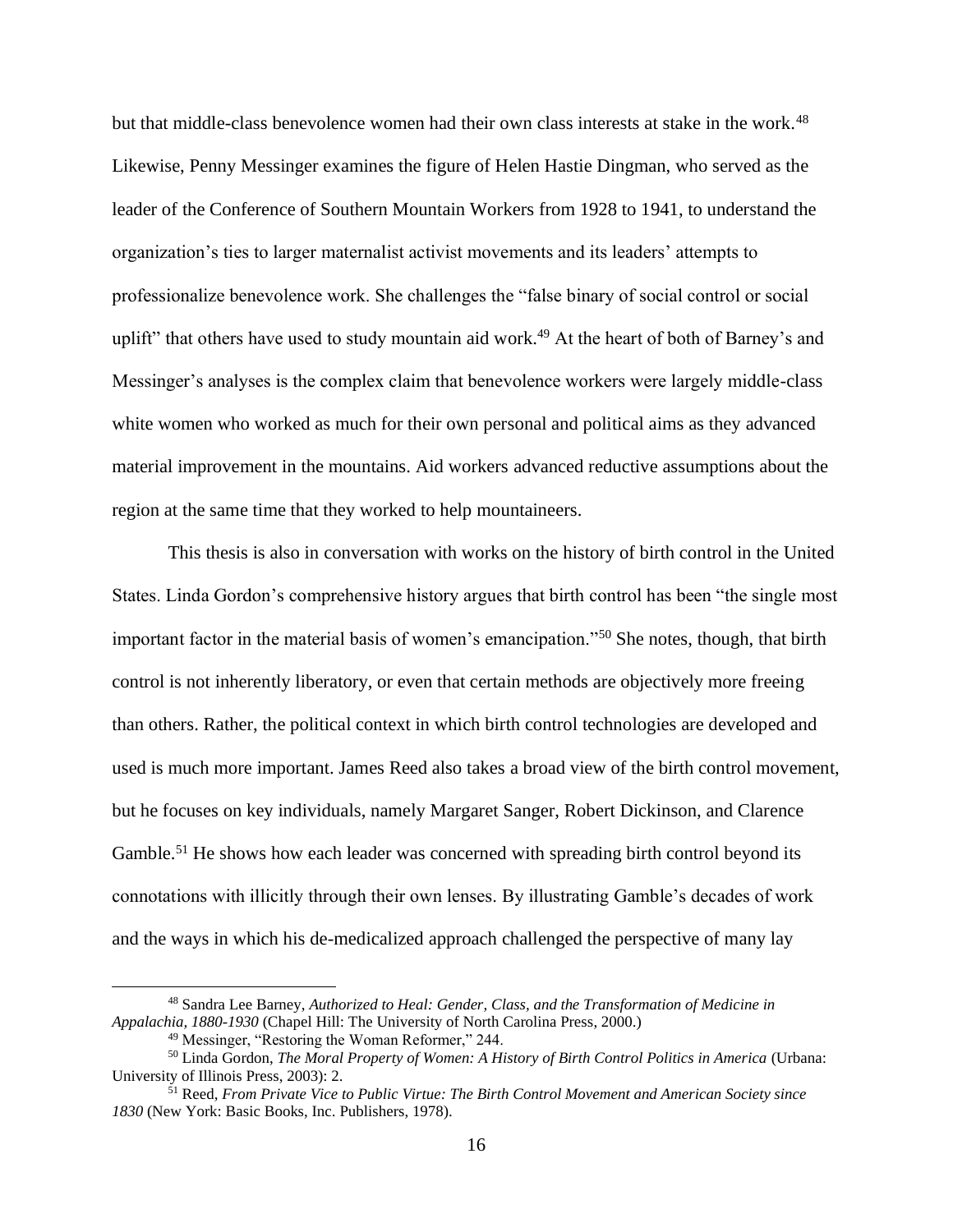but that middle-class benevolence women had their own class interests at stake in the work.[48] Likewise, Penny Messinger examines the figure of Helen Hastie Dingman, who served as the leader of the Conference of Southern Mountain Workers from 1928 to 1941, to understand the organization's ties to larger maternalist activist movements and its leaders' attempts to professionalize benevolence work. She challenges the "false binary of social control or social uplift" that others have used to study mountain aid work.[49] At the heart of both of Barney's and Messinger's analyses is the complex claim that benevolence workers were largely middle-class white women who worked as much for their own personal and political aims as they advanced material improvement in the mountains. Aid workers advanced reductive assumptions about the region at the same time that they worked to help mountaineers.

This thesis is also in conversation with works on the history of birth control in the United States. Linda Gordon's comprehensive history argues that birth control has been "the single most important factor in the material basis of women's emancipation."[50] She notes, though, that birth control is not inherently liberatory, or even that certain methods are objectively more freeing than others. Rather, the political context in which birth control technologies are developed and used is much more important. James Reed also takes a broad view of the birth control movement, but he focuses on key individuals, namely Margaret Sanger, Robert Dickinson, and Clarence Gamble.[51] He shows how each leader was concerned with spreading birth control beyond its connotations with illicitly through their own lenses. By illustrating Gamble's decades of work and the ways in which his de-medicalized approach challenged the perspective of many lay

---

[48] Sandra Lee Barney, *Authorized to Heal: Gender, Class, and the Transformation of Medicine in Appalachia, 1880-1930* (Chapel Hill: The University of North Carolina Press, 2000.)

[49] Messinger, "Restoring the Woman Reformer," 244.

[50] Linda Gordon, *The Moral Property of Women: A History of Birth Control Politics in America* (Urbana: University of Illinois Press, 2003): 2.

[51] Reed, *From Private Vice to Public Virtue: The Birth Control Movement and American Society since 1830* (New York: Basic Books, Inc. Publishers, 1978).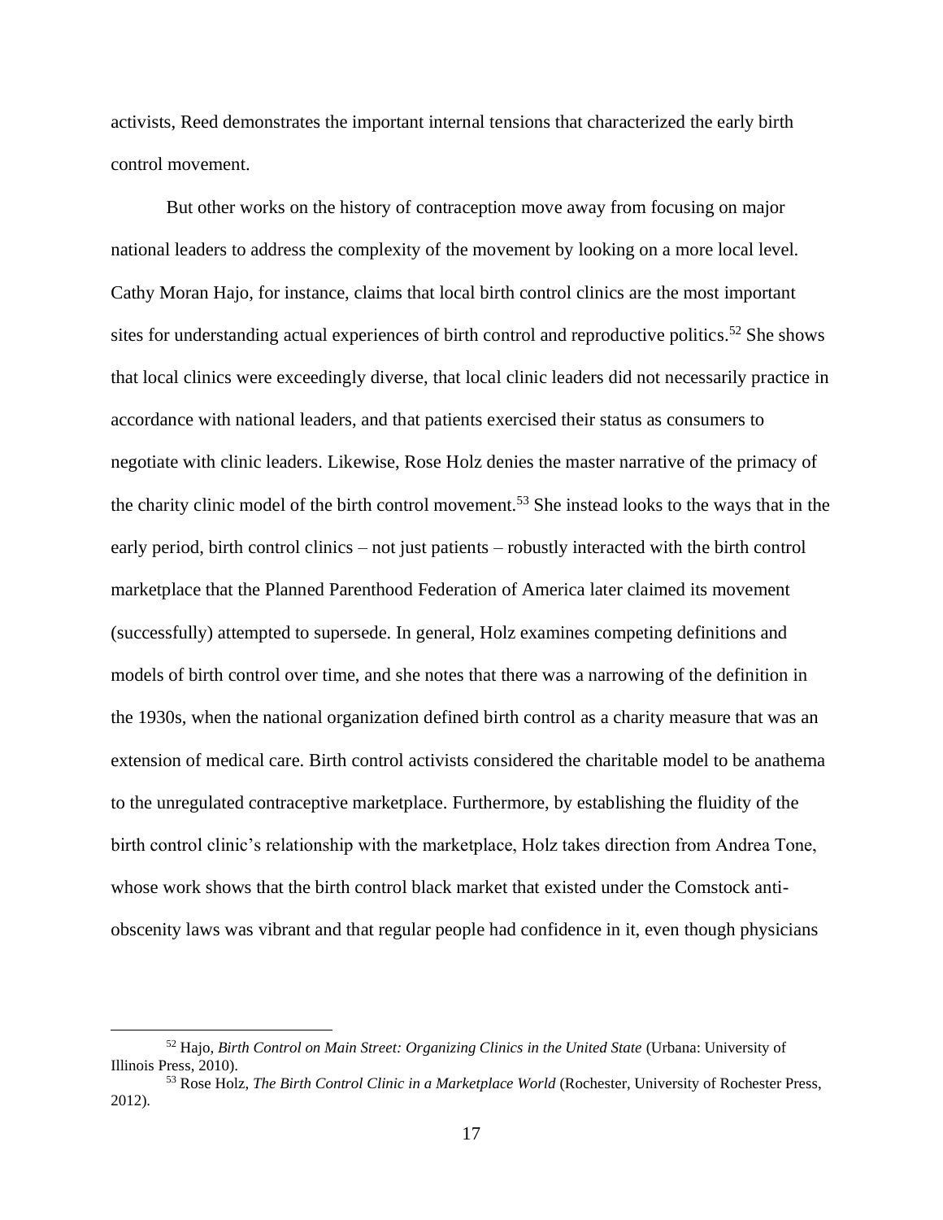activists, Reed demonstrates the important internal tensions that characterized the early birth control movement.

But other works on the history of contraception move away from focusing on major national leaders to address the complexity of the movement by looking on a more local level. Cathy Moran Hajo, for instance, claims that local birth control clinics are the most important sites for understanding actual experiences of birth control and reproductive politics.[52] She shows that local clinics were exceedingly diverse, that local clinic leaders did not necessarily practice in accordance with national leaders, and that patients exercised their status as consumers to negotiate with clinic leaders. Likewise, Rose Holz denies the master narrative of the primacy of the charity clinic model of the birth control movement.[53] She instead looks to the ways that in the early period, birth control clinics – not just patients – robustly interacted with the birth control marketplace that the Planned Parenthood Federation of America later claimed its movement (successfully) attempted to supersede. In general, Holz examines competing definitions and models of birth control over time, and she notes that there was a narrowing of the definition in the 1930s, when the national organization defined birth control as a charity measure that was an extension of medical care. Birth control activists considered the charitable model to be anathema to the unregulated contraceptive marketplace. Furthermore, by establishing the fluidity of the birth control clinic's relationship with the marketplace, Holz takes direction from Andrea Tone, whose work shows that the birth control black market that existed under the Comstock anti-obscenity laws was vibrant and that regular people had confidence in it, even though physicians

---

[52] Hajo, *Birth Control on Main Street: Organizing Clinics in the United State* (Urbana: University of Illinois Press, 2010).

[53] Rose Holz, *The Birth Control Clinic in a Marketplace World* (Rochester, University of Rochester Press, 2012).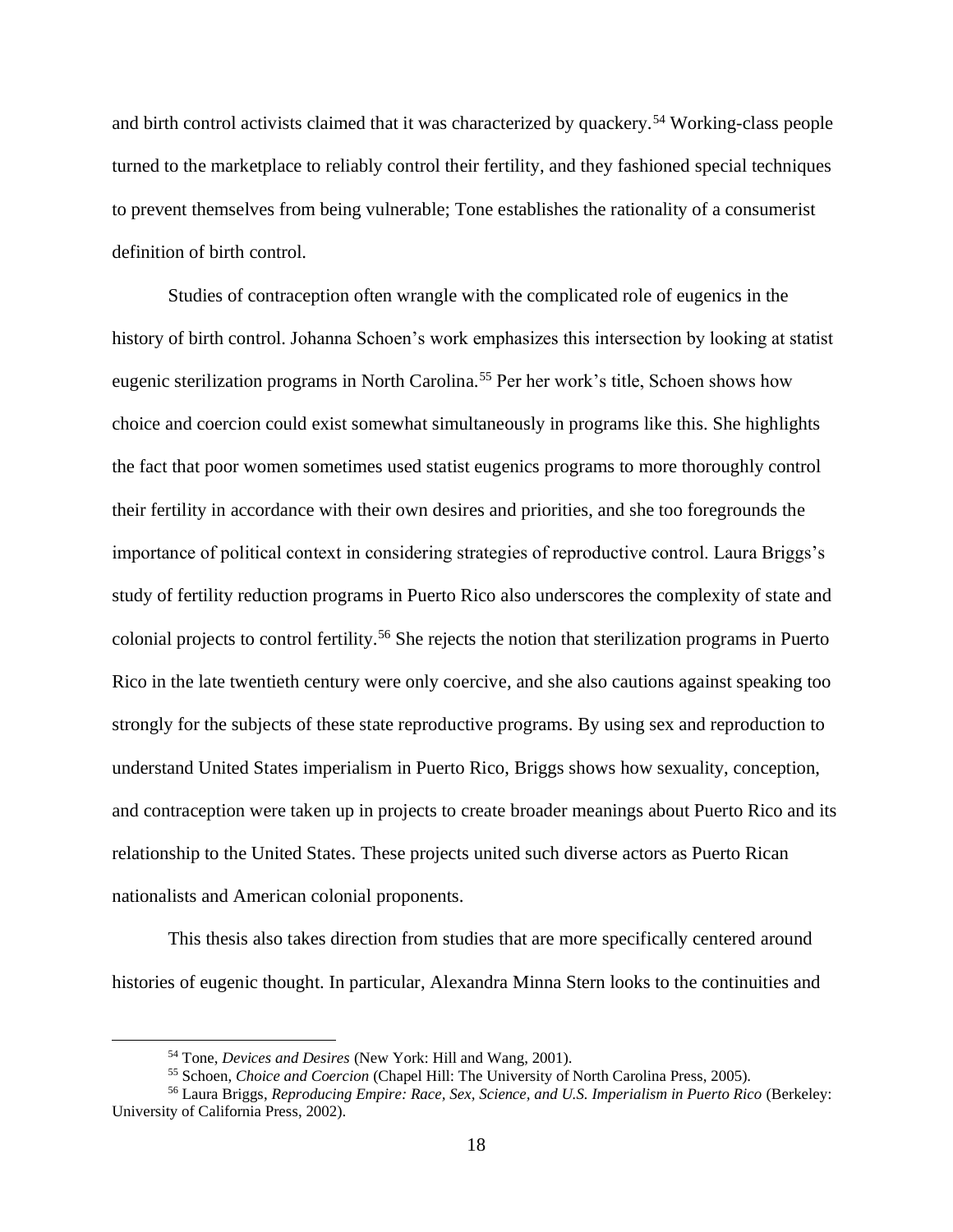and birth control activists claimed that it was characterized by quackery.[54] Working-class people turned to the marketplace to reliably control their fertility, and they fashioned special techniques to prevent themselves from being vulnerable; Tone establishes the rationality of a consumerist definition of birth control.

Studies of contraception often wrangle with the complicated role of eugenics in the history of birth control. Johanna Schoen's work emphasizes this intersection by looking at statist eugenic sterilization programs in North Carolina.[55] Per her work's title, Schoen shows how choice and coercion could exist somewhat simultaneously in programs like this. She highlights the fact that poor women sometimes used statist eugenics programs to more thoroughly control their fertility in accordance with their own desires and priorities, and she too foregrounds the importance of political context in considering strategies of reproductive control. Laura Briggs's study of fertility reduction programs in Puerto Rico also underscores the complexity of state and colonial projects to control fertility.[56] She rejects the notion that sterilization programs in Puerto Rico in the late twentieth century were only coercive, and she also cautions against speaking too strongly for the subjects of these state reproductive programs. By using sex and reproduction to understand United States imperialism in Puerto Rico, Briggs shows how sexuality, conception, and contraception were taken up in projects to create broader meanings about Puerto Rico and its relationship to the United States. These projects united such diverse actors as Puerto Rican nationalists and American colonial proponents.

This thesis also takes direction from studies that are more specifically centered around histories of eugenic thought. In particular, Alexandra Minna Stern looks to the continuities and

---

[54] Tone, *Devices and Desires* (New York: Hill and Wang, 2001).

[55] Schoen, *Choice and Coercion* (Chapel Hill: The University of North Carolina Press, 2005).

[56] Laura Briggs, *Reproducing Empire: Race, Sex, Science, and U.S. Imperialism in Puerto Rico* (Berkeley: University of California Press, 2002).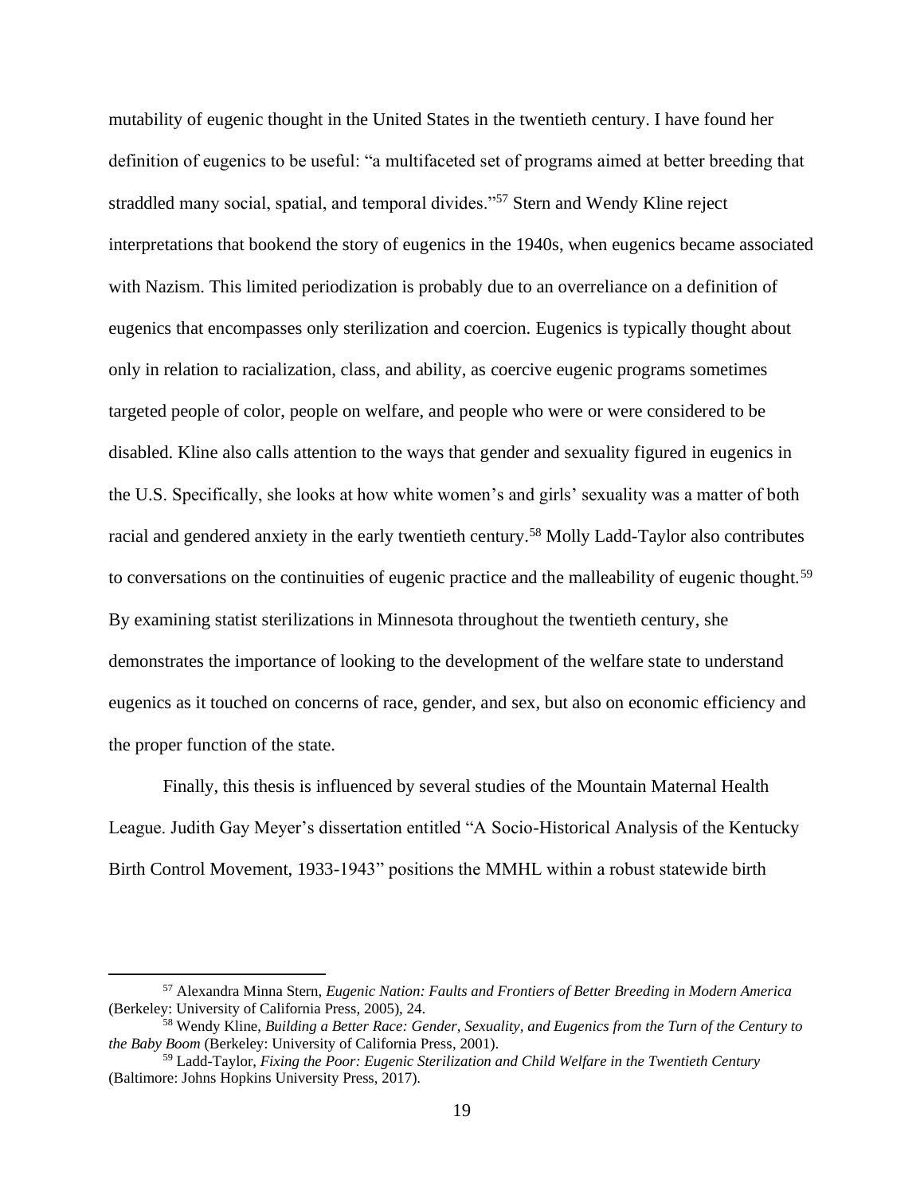mutability of eugenic thought in the United States in the twentieth century. I have found her definition of eugenics to be useful: "a multifaceted set of programs aimed at better breeding that straddled many social, spatial, and temporal divides."[57] Stern and Wendy Kline reject interpretations that bookend the story of eugenics in the 1940s, when eugenics became associated with Nazism. This limited periodization is probably due to an overreliance on a definition of eugenics that encompasses only sterilization and coercion. Eugenics is typically thought about only in relation to racialization, class, and ability, as coercive eugenic programs sometimes targeted people of color, people on welfare, and people who were or were considered to be disabled. Kline also calls attention to the ways that gender and sexuality figured in eugenics in the U.S. Specifically, she looks at how white women's and girls' sexuality was a matter of both racial and gendered anxiety in the early twentieth century.[58] Molly Ladd-Taylor also contributes to conversations on the continuities of eugenic practice and the malleability of eugenic thought.[59] By examining statist sterilizations in Minnesota throughout the twentieth century, she demonstrates the importance of looking to the development of the welfare state to understand eugenics as it touched on concerns of race, gender, and sex, but also on economic efficiency and the proper function of the state.

Finally, this thesis is influenced by several studies of the Mountain Maternal Health League. Judith Gay Meyer's dissertation entitled "A Socio-Historical Analysis of the Kentucky Birth Control Movement, 1933-1943" positions the MMHL within a robust statewide birth

---

[57] Alexandra Minna Stern, *Eugenic Nation: Faults and Frontiers of Better Breeding in Modern America* (Berkeley: University of California Press, 2005), 24.

[58] Wendy Kline, *Building a Better Race: Gender, Sexuality, and Eugenics from the Turn of the Century to the Baby Boom* (Berkeley: University of California Press, 2001).

[59] Ladd-Taylor, *Fixing the Poor: Eugenic Sterilization and Child Welfare in the Twentieth Century* (Baltimore: Johns Hopkins University Press, 2017).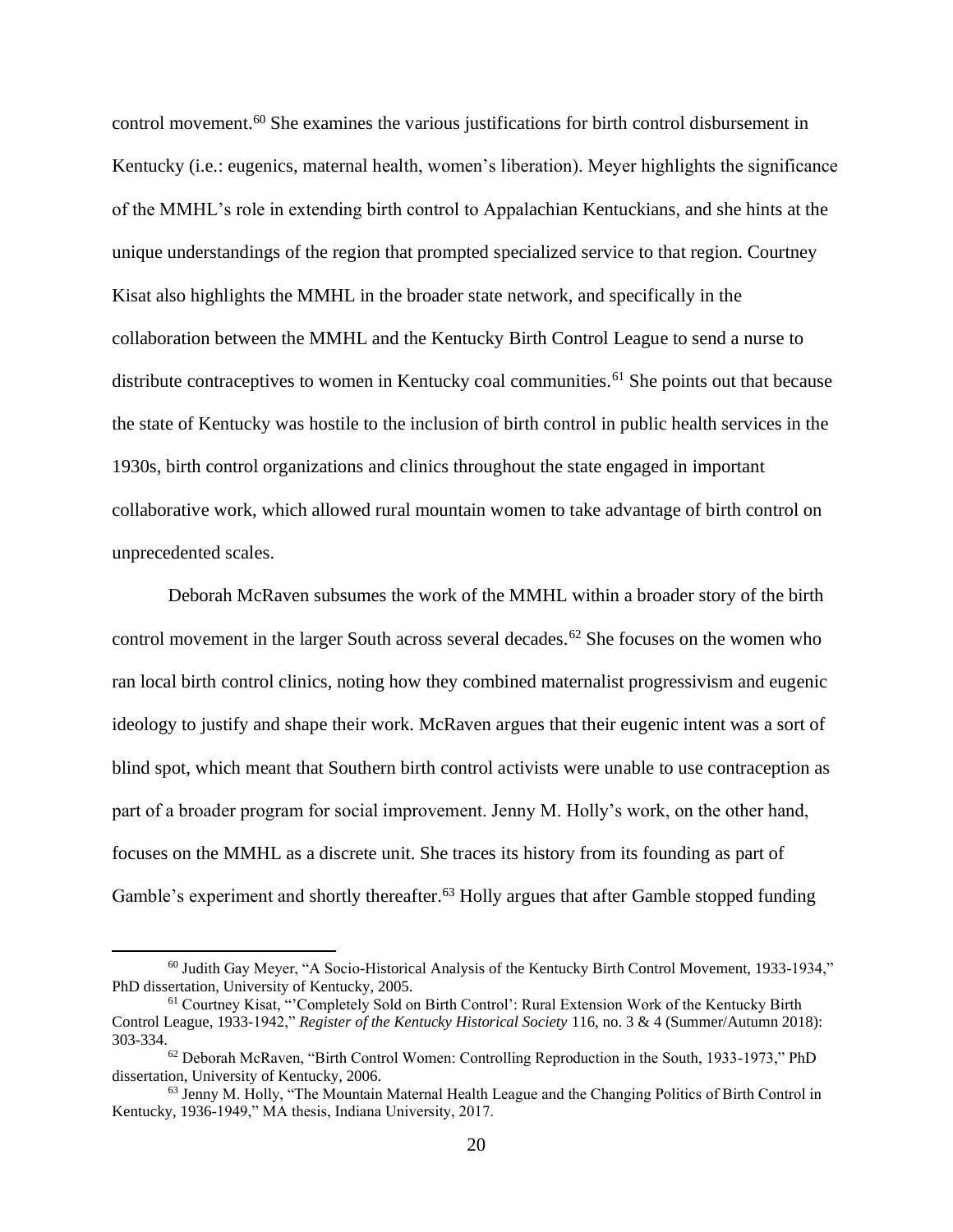control movement.[60] She examines the various justifications for birth control disbursement in Kentucky (i.e.: eugenics, maternal health, women's liberation). Meyer highlights the significance of the MMHL's role in extending birth control to Appalachian Kentuckians, and she hints at the unique understandings of the region that prompted specialized service to that region. Courtney Kisat also highlights the MMHL in the broader state network, and specifically in the collaboration between the MMHL and the Kentucky Birth Control League to send a nurse to distribute contraceptives to women in Kentucky coal communities.[61] She points out that because the state of Kentucky was hostile to the inclusion of birth control in public health services in the 1930s, birth control organizations and clinics throughout the state engaged in important collaborative work, which allowed rural mountain women to take advantage of birth control on unprecedented scales.

Deborah McRaven subsumes the work of the MMHL within a broader story of the birth control movement in the larger South across several decades.[62] She focuses on the women who ran local birth control clinics, noting how they combined maternalist progressivism and eugenic ideology to justify and shape their work. McRaven argues that their eugenic intent was a sort of blind spot, which meant that Southern birth control activists were unable to use contraception as part of a broader program for social improvement. Jenny M. Holly's work, on the other hand, focuses on the MMHL as a discrete unit. She traces its history from its founding as part of Gamble's experiment and shortly thereafter.[63] Holly argues that after Gamble stopped funding

[60] Judith Gay Meyer, "A Socio-Historical Analysis of the Kentucky Birth Control Movement, 1933-1934," PhD dissertation, University of Kentucky, 2005.

[61] Courtney Kisat, "'Completely Sold on Birth Control': Rural Extension Work of the Kentucky Birth Control League, 1933-1942," *Register of the Kentucky Historical Society* 116, no. 3 & 4 (Summer/Autumn 2018): 303-334.

[62] Deborah McRaven, "Birth Control Women: Controlling Reproduction in the South, 1933-1973," PhD dissertation, University of Kentucky, 2006.

[63] Jenny M. Holly, "The Mountain Maternal Health League and the Changing Politics of Birth Control in Kentucky, 1936-1949," MA thesis, Indiana University, 2017.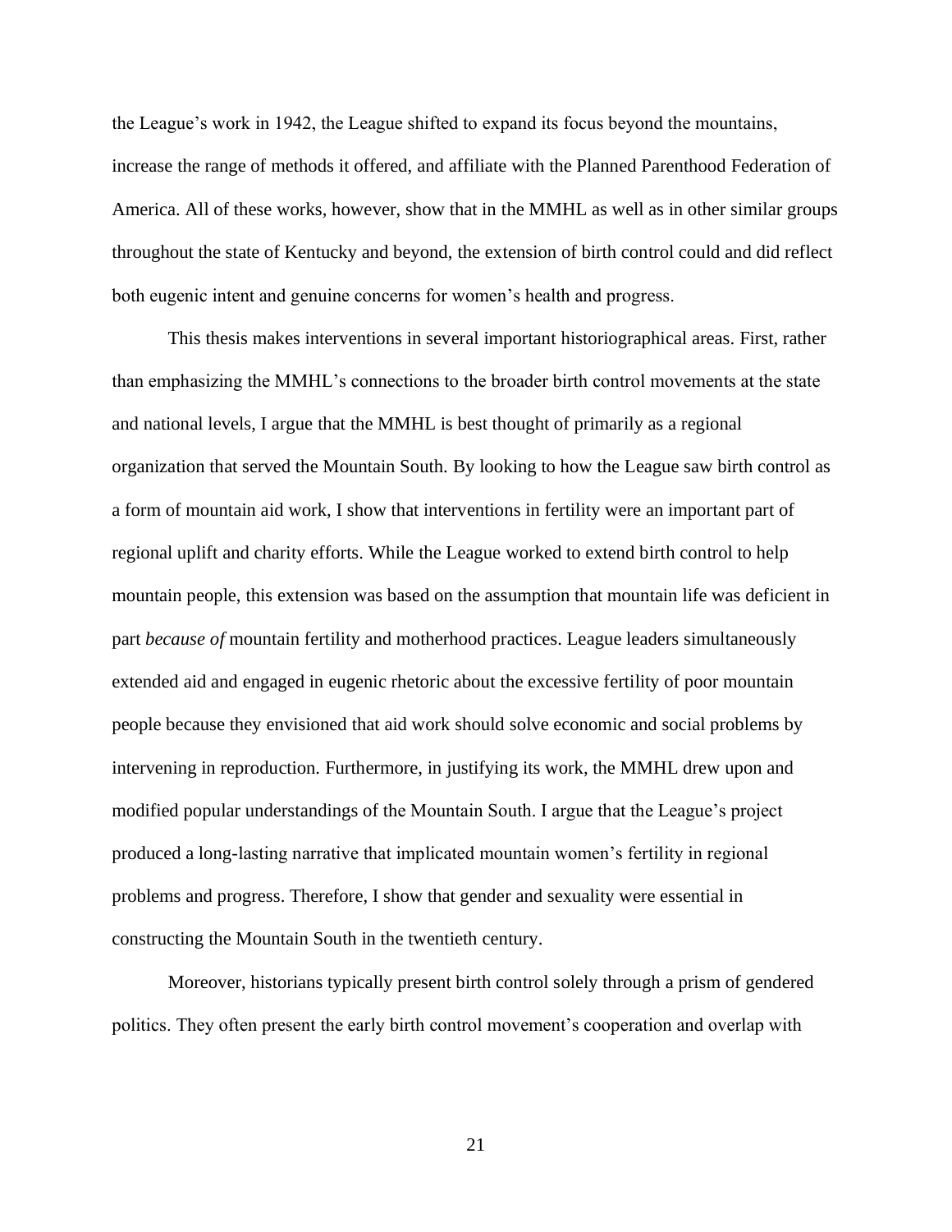the League's work in 1942, the League shifted to expand its focus beyond the mountains, increase the range of methods it offered, and affiliate with the Planned Parenthood Federation of America. All of these works, however, show that in the MMHL as well as in other similar groups throughout the state of Kentucky and beyond, the extension of birth control could and did reflect both eugenic intent and genuine concerns for women's health and progress.

This thesis makes interventions in several important historiographical areas. First, rather than emphasizing the MMHL's connections to the broader birth control movements at the state and national levels, I argue that the MMHL is best thought of primarily as a regional organization that served the Mountain South. By looking to how the League saw birth control as a form of mountain aid work, I show that interventions in fertility were an important part of regional uplift and charity efforts. While the League worked to extend birth control to help mountain people, this extension was based on the assumption that mountain life was deficient in part *because of* mountain fertility and motherhood practices. League leaders simultaneously extended aid and engaged in eugenic rhetoric about the excessive fertility of poor mountain people because they envisioned that aid work should solve economic and social problems by intervening in reproduction. Furthermore, in justifying its work, the MMHL drew upon and modified popular understandings of the Mountain South. I argue that the League's project produced a long-lasting narrative that implicated mountain women's fertility in regional problems and progress. Therefore, I show that gender and sexuality were essential in constructing the Mountain South in the twentieth century.

Moreover, historians typically present birth control solely through a prism of gendered politics. They often present the early birth control movement's cooperation and overlap with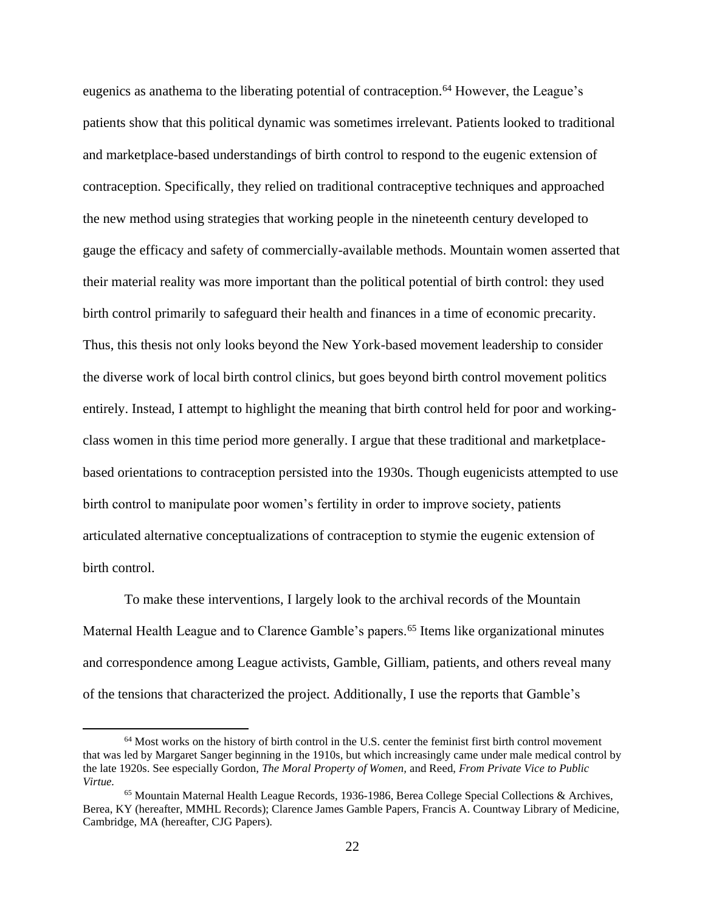eugenics as anathema to the liberating potential of contraception.[64] However, the League's patients show that this political dynamic was sometimes irrelevant. Patients looked to traditional and marketplace-based understandings of birth control to respond to the eugenic extension of contraception. Specifically, they relied on traditional contraceptive techniques and approached the new method using strategies that working people in the nineteenth century developed to gauge the efficacy and safety of commercially-available methods. Mountain women asserted that their material reality was more important than the political potential of birth control: they used birth control primarily to safeguard their health and finances in a time of economic precarity. Thus, this thesis not only looks beyond the New York-based movement leadership to consider the diverse work of local birth control clinics, but goes beyond birth control movement politics entirely. Instead, I attempt to highlight the meaning that birth control held for poor and working-class women in this time period more generally. I argue that these traditional and marketplace-based orientations to contraception persisted into the 1930s. Though eugenicists attempted to use birth control to manipulate poor women's fertility in order to improve society, patients articulated alternative conceptualizations of contraception to stymie the eugenic extension of birth control.

To make these interventions, I largely look to the archival records of the Mountain Maternal Health League and to Clarence Gamble's papers.[65] Items like organizational minutes and correspondence among League activists, Gamble, Gilliam, patients, and others reveal many of the tensions that characterized the project. Additionally, I use the reports that Gamble's

---

[64] Most works on the history of birth control in the U.S. center the feminist first birth control movement that was led by Margaret Sanger beginning in the 1910s, but which increasingly came under male medical control by the late 1920s. See especially Gordon, *The Moral Property of Women*, and Reed, *From Private Vice to Public Virtue*.

[65] Mountain Maternal Health League Records, 1936-1986, Berea College Special Collections & Archives, Berea, KY (hereafter, MMHL Records); Clarence James Gamble Papers, Francis A. Countway Library of Medicine, Cambridge, MA (hereafter, CJG Papers).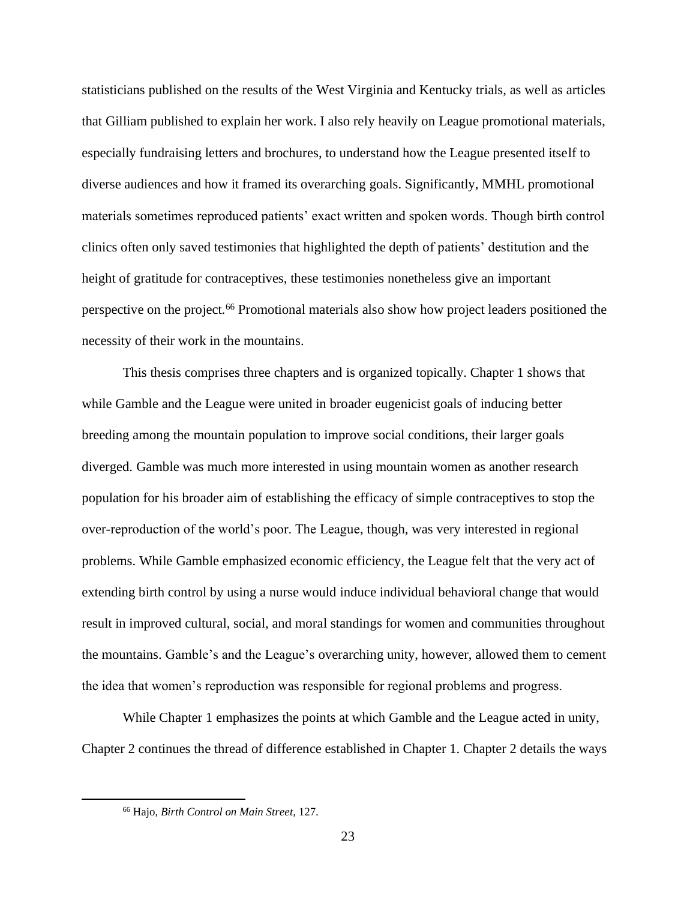statisticians published on the results of the West Virginia and Kentucky trials, as well as articles that Gilliam published to explain her work. I also rely heavily on League promotional materials, especially fundraising letters and brochures, to understand how the League presented itself to diverse audiences and how it framed its overarching goals. Significantly, MMHL promotional materials sometimes reproduced patients' exact written and spoken words. Though birth control clinics often only saved testimonies that highlighted the depth of patients' destitution and the height of gratitude for contraceptives, these testimonies nonetheless give an important perspective on the project.[66] Promotional materials also show how project leaders positioned the necessity of their work in the mountains.

This thesis comprises three chapters and is organized topically. Chapter 1 shows that while Gamble and the League were united in broader eugenicist goals of inducing better breeding among the mountain population to improve social conditions, their larger goals diverged. Gamble was much more interested in using mountain women as another research population for his broader aim of establishing the efficacy of simple contraceptives to stop the over-reproduction of the world's poor. The League, though, was very interested in regional problems. While Gamble emphasized economic efficiency, the League felt that the very act of extending birth control by using a nurse would induce individual behavioral change that would result in improved cultural, social, and moral standings for women and communities throughout the mountains. Gamble's and the League's overarching unity, however, allowed them to cement the idea that women's reproduction was responsible for regional problems and progress.

While Chapter 1 emphasizes the points at which Gamble and the League acted in unity, Chapter 2 continues the thread of difference established in Chapter 1. Chapter 2 details the ways

---

[66] Hajo, *Birth Control on Main Street,* 127.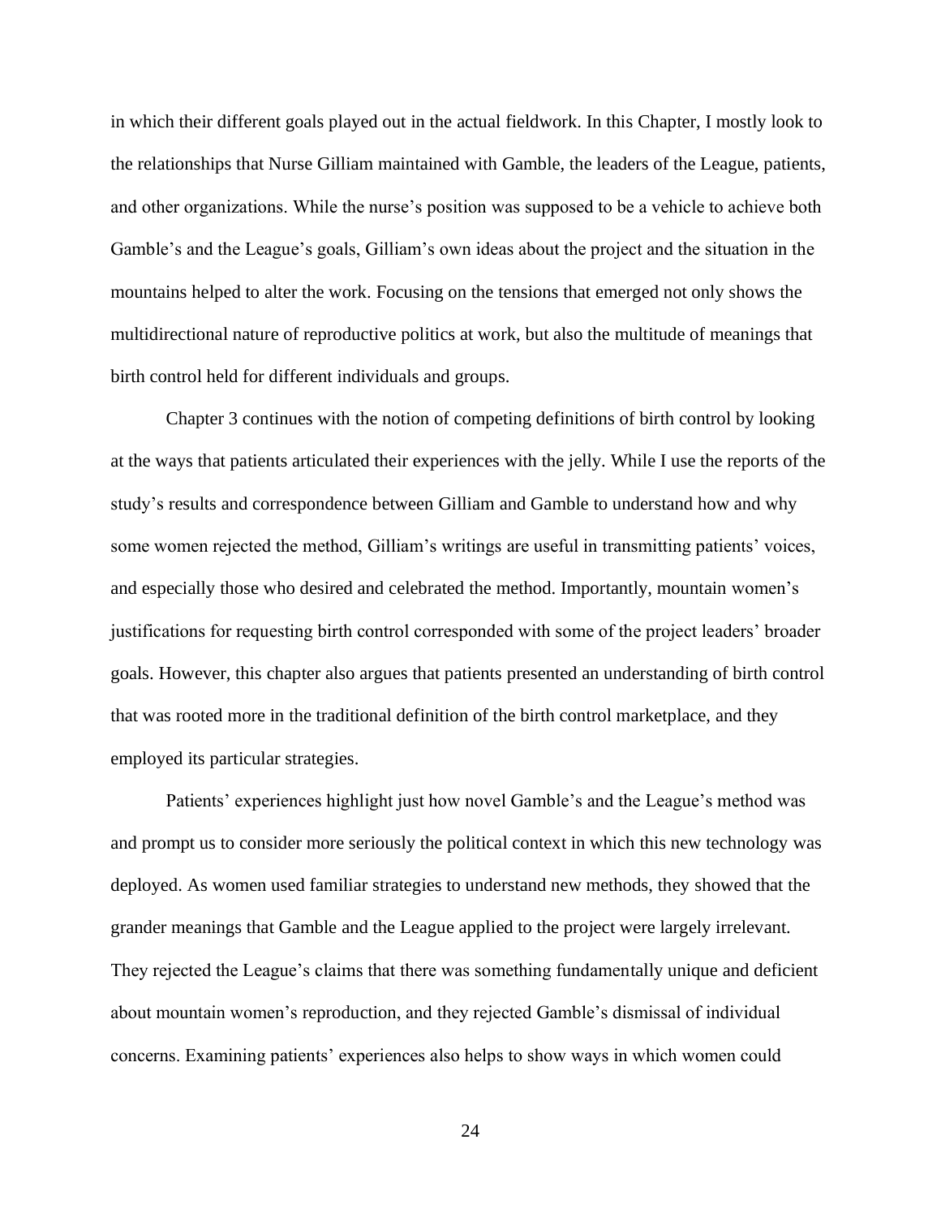in which their different goals played out in the actual fieldwork. In this Chapter, I mostly look to the relationships that Nurse Gilliam maintained with Gamble, the leaders of the League, patients, and other organizations. While the nurse's position was supposed to be a vehicle to achieve both Gamble's and the League's goals, Gilliam's own ideas about the project and the situation in the mountains helped to alter the work. Focusing on the tensions that emerged not only shows the multidirectional nature of reproductive politics at work, but also the multitude of meanings that birth control held for different individuals and groups.

Chapter 3 continues with the notion of competing definitions of birth control by looking at the ways that patients articulated their experiences with the jelly. While I use the reports of the study's results and correspondence between Gilliam and Gamble to understand how and why some women rejected the method, Gilliam's writings are useful in transmitting patients' voices, and especially those who desired and celebrated the method. Importantly, mountain women's justifications for requesting birth control corresponded with some of the project leaders' broader goals. However, this chapter also argues that patients presented an understanding of birth control that was rooted more in the traditional definition of the birth control marketplace, and they employed its particular strategies.

Patients' experiences highlight just how novel Gamble's and the League's method was and prompt us to consider more seriously the political context in which this new technology was deployed. As women used familiar strategies to understand new methods, they showed that the grander meanings that Gamble and the League applied to the project were largely irrelevant. They rejected the League's claims that there was something fundamentally unique and deficient about mountain women's reproduction, and they rejected Gamble's dismissal of individual concerns. Examining patients' experiences also helps to show ways in which women could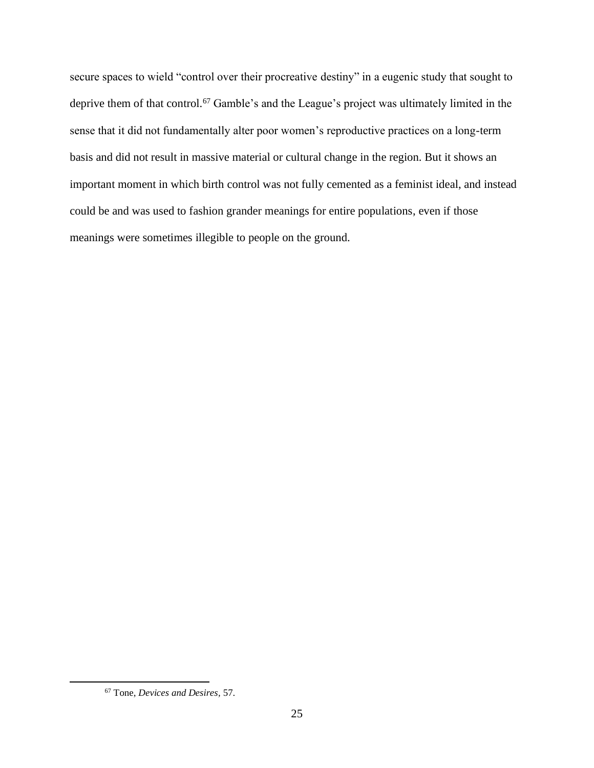secure spaces to wield "control over their procreative destiny" in a eugenic study that sought to deprive them of that control.[67] Gamble's and the League's project was ultimately limited in the sense that it did not fundamentally alter poor women's reproductive practices on a long-term basis and did not result in massive material or cultural change in the region. But it shows an important moment in which birth control was not fully cemented as a feminist ideal, and instead could be and was used to fashion grander meanings for entire populations, even if those meanings were sometimes illegible to people on the ground.

---

[67] Tone, *Devices and Desires*, 57.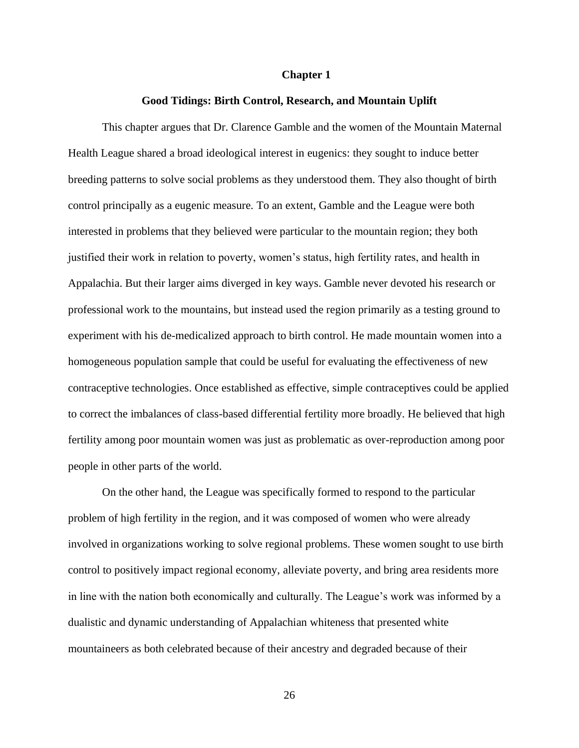# Chapter 1

## Good Tidings: Birth Control, Research, and Mountain Uplift

This chapter argues that Dr. Clarence Gamble and the women of the Mountain Maternal Health League shared a broad ideological interest in eugenics: they sought to induce better breeding patterns to solve social problems as they understood them. They also thought of birth control principally as a eugenic measure. To an extent, Gamble and the League were both interested in problems that they believed were particular to the mountain region; they both justified their work in relation to poverty, women's status, high fertility rates, and health in Appalachia. But their larger aims diverged in key ways. Gamble never devoted his research or professional work to the mountains, but instead used the region primarily as a testing ground to experiment with his de-medicalized approach to birth control. He made mountain women into a homogeneous population sample that could be useful for evaluating the effectiveness of new contraceptive technologies. Once established as effective, simple contraceptives could be applied to correct the imbalances of class-based differential fertility more broadly. He believed that high fertility among poor mountain women was just as problematic as over-reproduction among poor people in other parts of the world.

On the other hand, the League was specifically formed to respond to the particular problem of high fertility in the region, and it was composed of women who were already involved in organizations working to solve regional problems. These women sought to use birth control to positively impact regional economy, alleviate poverty, and bring area residents more in line with the nation both economically and culturally. The League's work was informed by a dualistic and dynamic understanding of Appalachian whiteness that presented white mountaineers as both celebrated because of their ancestry and degraded because of their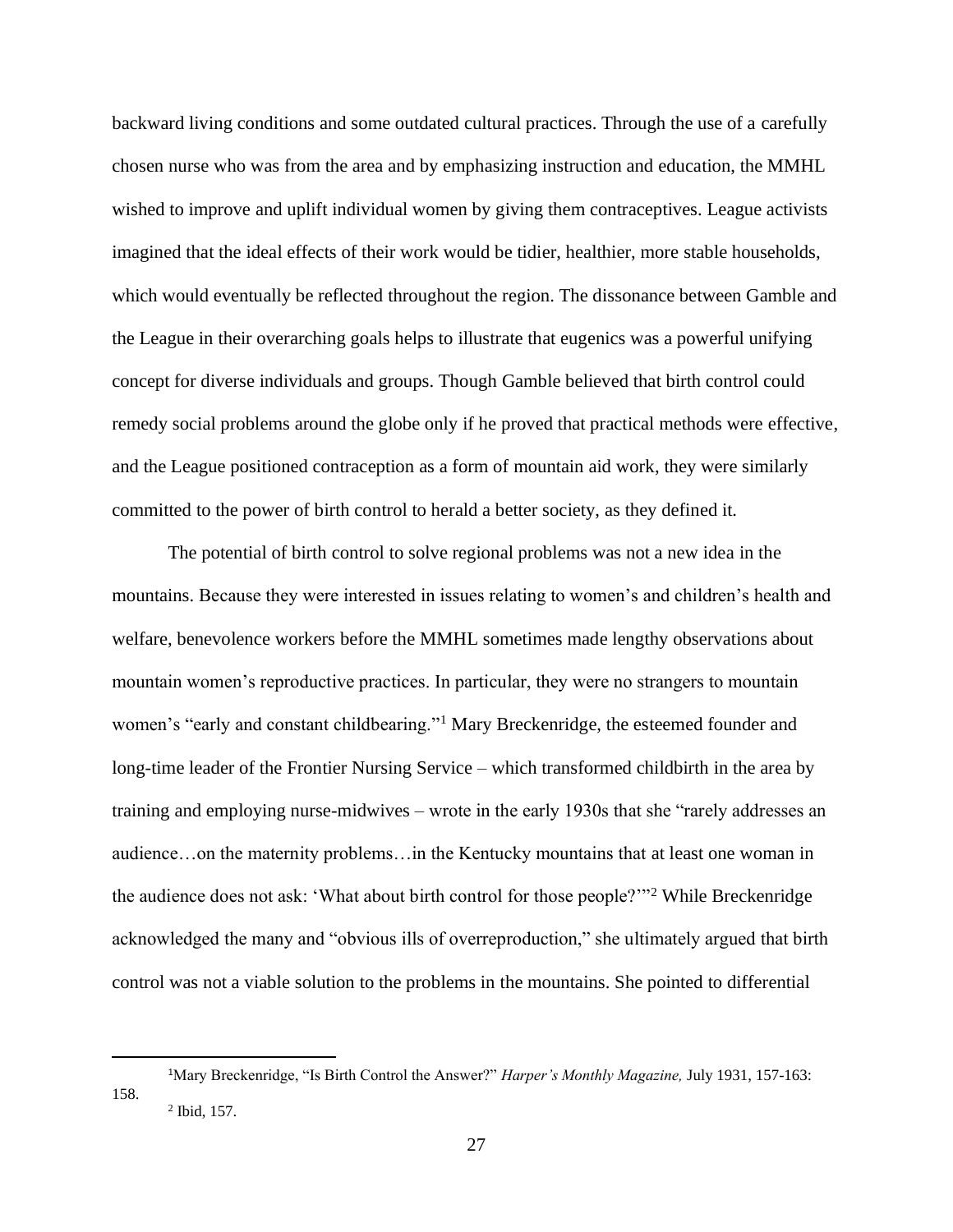backward living conditions and some outdated cultural practices. Through the use of a carefully chosen nurse who was from the area and by emphasizing instruction and education, the MMHL wished to improve and uplift individual women by giving them contraceptives. League activists imagined that the ideal effects of their work would be tidier, healthier, more stable households, which would eventually be reflected throughout the region. The dissonance between Gamble and the League in their overarching goals helps to illustrate that eugenics was a powerful unifying concept for diverse individuals and groups. Though Gamble believed that birth control could remedy social problems around the globe only if he proved that practical methods were effective, and the League positioned contraception as a form of mountain aid work, they were similarly committed to the power of birth control to herald a better society, as they defined it.

The potential of birth control to solve regional problems was not a new idea in the mountains. Because they were interested in issues relating to women's and children's health and welfare, benevolence workers before the MMHL sometimes made lengthy observations about mountain women's reproductive practices. In particular, they were no strangers to mountain women's "early and constant childbearing."[1] Mary Breckenridge, the esteemed founder and long-time leader of the Frontier Nursing Service – which transformed childbirth in the area by training and employing nurse-midwives – wrote in the early 1930s that she "rarely addresses an audience…on the maternity problems…in the Kentucky mountains that at least one woman in the audience does not ask: 'What about birth control for those people?'"[2] While Breckenridge acknowledged the many and "obvious ills of overreproduction," she ultimately argued that birth control was not a viable solution to the problems in the mountains. She pointed to differential

---

[1] Mary Breckenridge, "Is Birth Control the Answer?" *Harper's Monthly Magazine,* July 1931, 157-163: 158.

[2] Ibid, 157.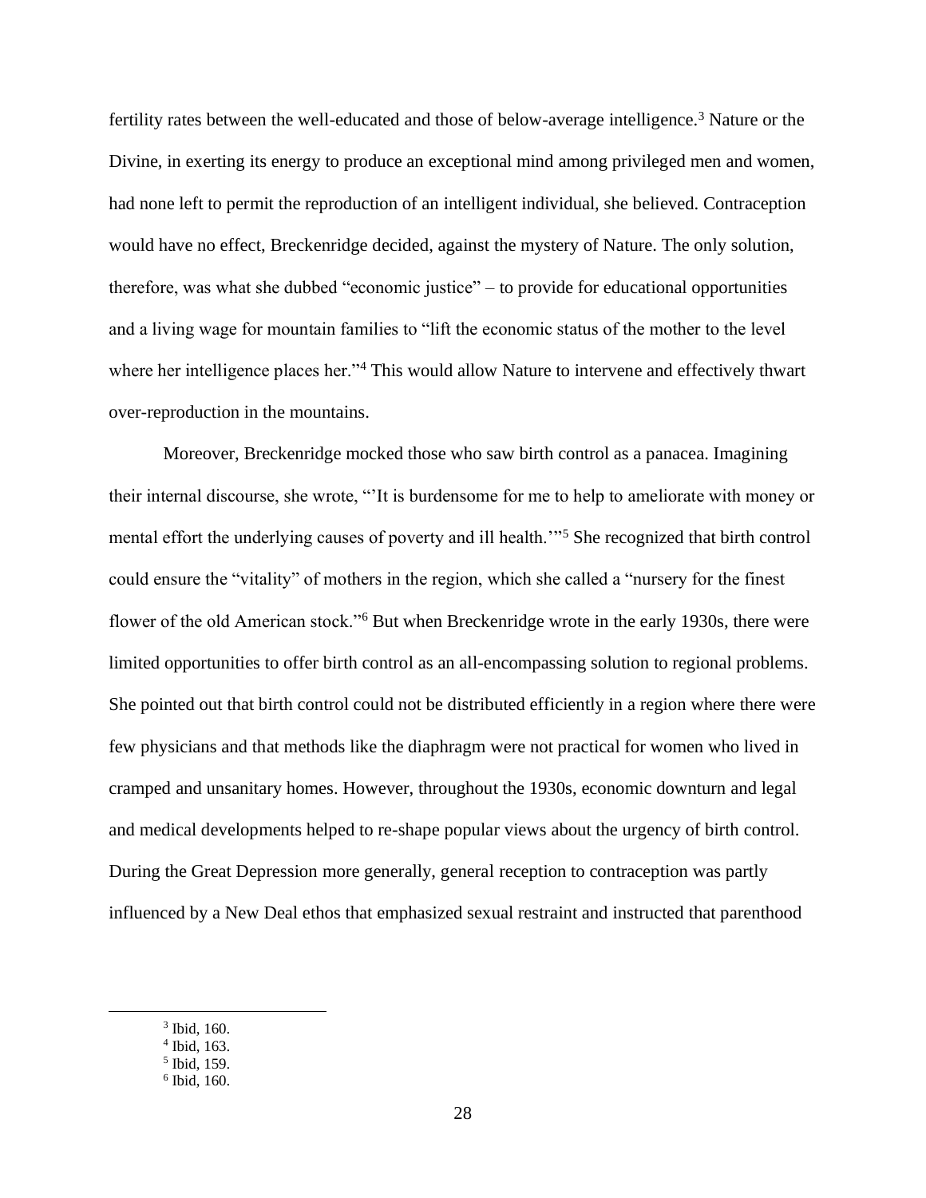fertility rates between the well-educated and those of below-average intelligence.[3] Nature or the Divine, in exerting its energy to produce an exceptional mind among privileged men and women, had none left to permit the reproduction of an intelligent individual, she believed. Contraception would have no effect, Breckenridge decided, against the mystery of Nature. The only solution, therefore, was what she dubbed "economic justice" – to provide for educational opportunities and a living wage for mountain families to "lift the economic status of the mother to the level where her intelligence places her."[4] This would allow Nature to intervene and effectively thwart over-reproduction in the mountains.

Moreover, Breckenridge mocked those who saw birth control as a panacea. Imagining their internal discourse, she wrote, "'It is burdensome for me to help to ameliorate with money or mental effort the underlying causes of poverty and ill health.'"[5] She recognized that birth control could ensure the "vitality" of mothers in the region, which she called a "nursery for the finest flower of the old American stock."[6] But when Breckenridge wrote in the early 1930s, there were limited opportunities to offer birth control as an all-encompassing solution to regional problems. She pointed out that birth control could not be distributed efficiently in a region where there were few physicians and that methods like the diaphragm were not practical for women who lived in cramped and unsanitary homes. However, throughout the 1930s, economic downturn and legal and medical developments helped to re-shape popular views about the urgency of birth control. During the Great Depression more generally, general reception to contraception was partly influenced by a New Deal ethos that emphasized sexual restraint and instructed that parenthood

---

[3] Ibid, 160.
[4] Ibid, 163.
[5] Ibid, 159.
[6] Ibid, 160.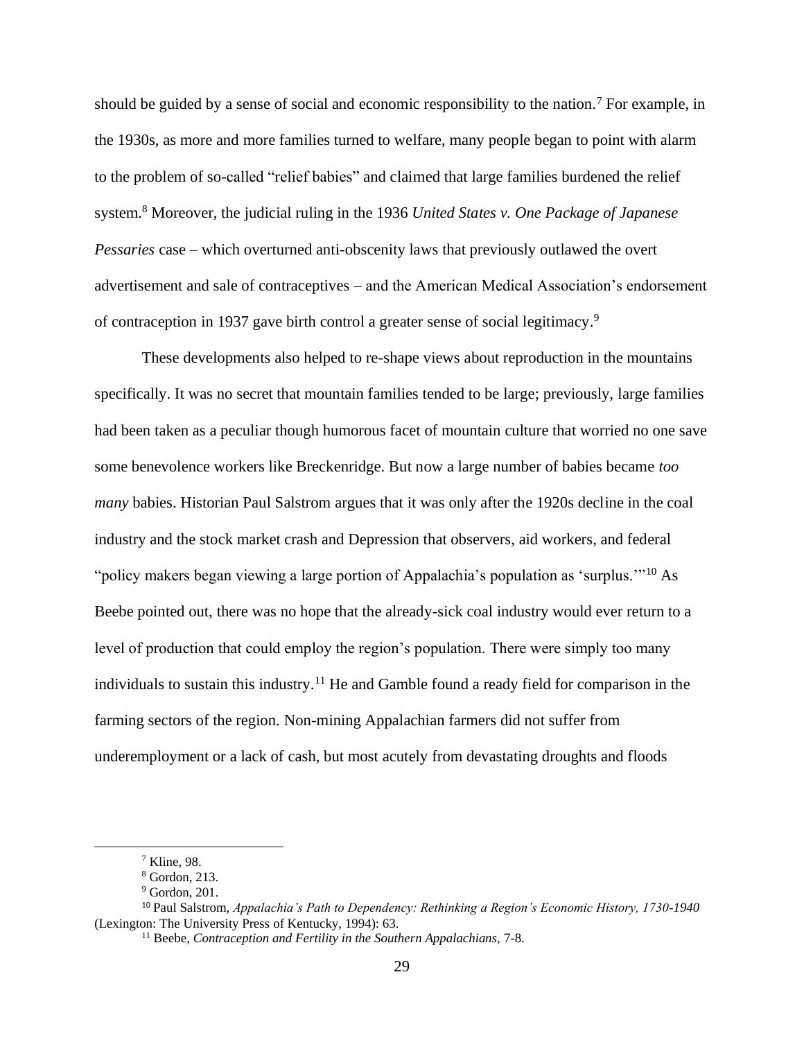should be guided by a sense of social and economic responsibility to the nation.[7] For example, in the 1930s, as more and more families turned to welfare, many people began to point with alarm to the problem of so-called "relief babies" and claimed that large families burdened the relief system.[8] Moreover, the judicial ruling in the 1936 *United States v. One Package of Japanese Pessaries* case – which overturned anti-obscenity laws that previously outlawed the overt advertisement and sale of contraceptives – and the American Medical Association's endorsement of contraception in 1937 gave birth control a greater sense of social legitimacy.[9]

These developments also helped to re-shape views about reproduction in the mountains specifically. It was no secret that mountain families tended to be large; previously, large families had been taken as a peculiar though humorous facet of mountain culture that worried no one save some benevolence workers like Breckenridge. But now a large number of babies became *too many* babies. Historian Paul Salstrom argues that it was only after the 1920s decline in the coal industry and the stock market crash and Depression that observers, aid workers, and federal "policy makers began viewing a large portion of Appalachia's population as 'surplus.'"[10] As Beebe pointed out, there was no hope that the already-sick coal industry would ever return to a level of production that could employ the region's population. There were simply too many individuals to sustain this industry.[11] He and Gamble found a ready field for comparison in the farming sectors of the region. Non-mining Appalachian farmers did not suffer from underemployment or a lack of cash, but most acutely from devastating droughts and floods

---

[7] Kline, 98.

[8] Gordon, 213.

[9] Gordon, 201.

[10] Paul Salstrom, *Appalachia's Path to Dependency: Rethinking a Region's Economic History, 1730-1940* (Lexington: The University Press of Kentucky, 1994): 63.

[11] Beebe, *Contraception and Fertility in the Southern Appalachians*, 7-8.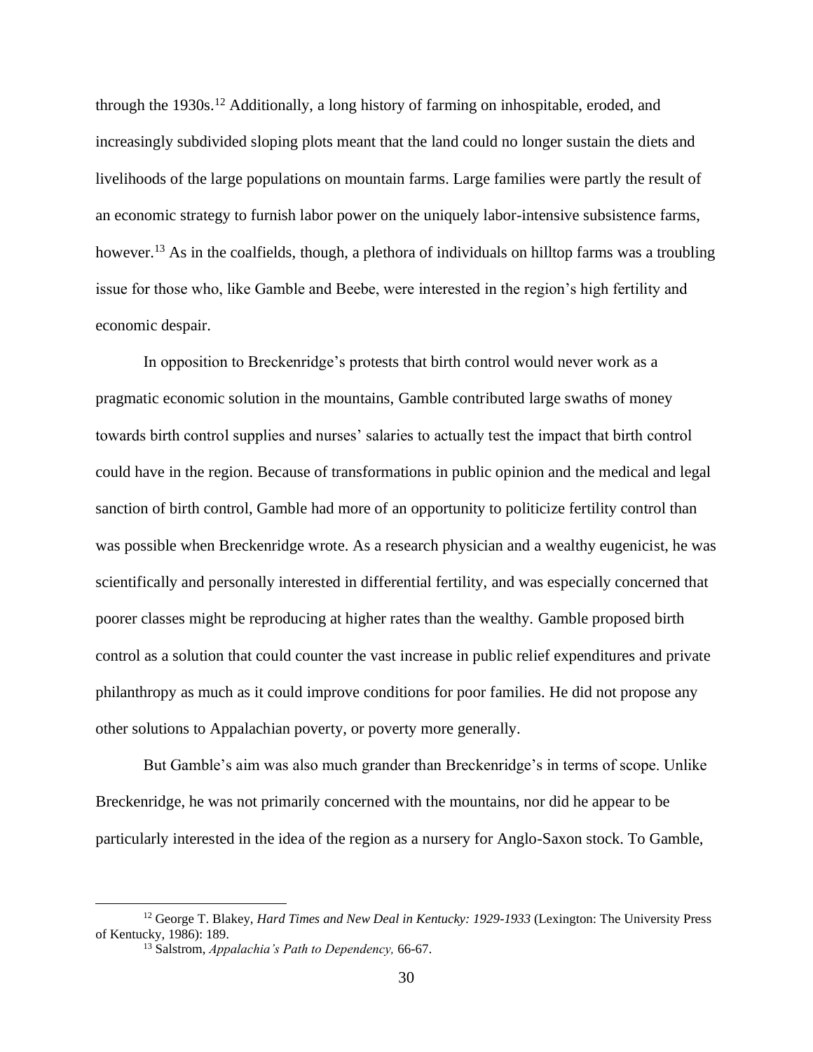through the 1930s.[12] Additionally, a long history of farming on inhospitable, eroded, and increasingly subdivided sloping plots meant that the land could no longer sustain the diets and livelihoods of the large populations on mountain farms. Large families were partly the result of an economic strategy to furnish labor power on the uniquely labor-intensive subsistence farms, however.[13] As in the coalfields, though, a plethora of individuals on hilltop farms was a troubling issue for those who, like Gamble and Beebe, were interested in the region's high fertility and economic despair.

In opposition to Breckenridge's protests that birth control would never work as a pragmatic economic solution in the mountains, Gamble contributed large swaths of money towards birth control supplies and nurses' salaries to actually test the impact that birth control could have in the region. Because of transformations in public opinion and the medical and legal sanction of birth control, Gamble had more of an opportunity to politicize fertility control than was possible when Breckenridge wrote. As a research physician and a wealthy eugenicist, he was scientifically and personally interested in differential fertility, and was especially concerned that poorer classes might be reproducing at higher rates than the wealthy. Gamble proposed birth control as a solution that could counter the vast increase in public relief expenditures and private philanthropy as much as it could improve conditions for poor families. He did not propose any other solutions to Appalachian poverty, or poverty more generally.

But Gamble's aim was also much grander than Breckenridge's in terms of scope. Unlike Breckenridge, he was not primarily concerned with the mountains, nor did he appear to be particularly interested in the idea of the region as a nursery for Anglo-Saxon stock. To Gamble,

---

[12] George T. Blakey, *Hard Times and New Deal in Kentucky: 1929-1933* (Lexington: The University Press of Kentucky, 1986): 189.

[13] Salstrom, *Appalachia's Path to Dependency,* 66-67.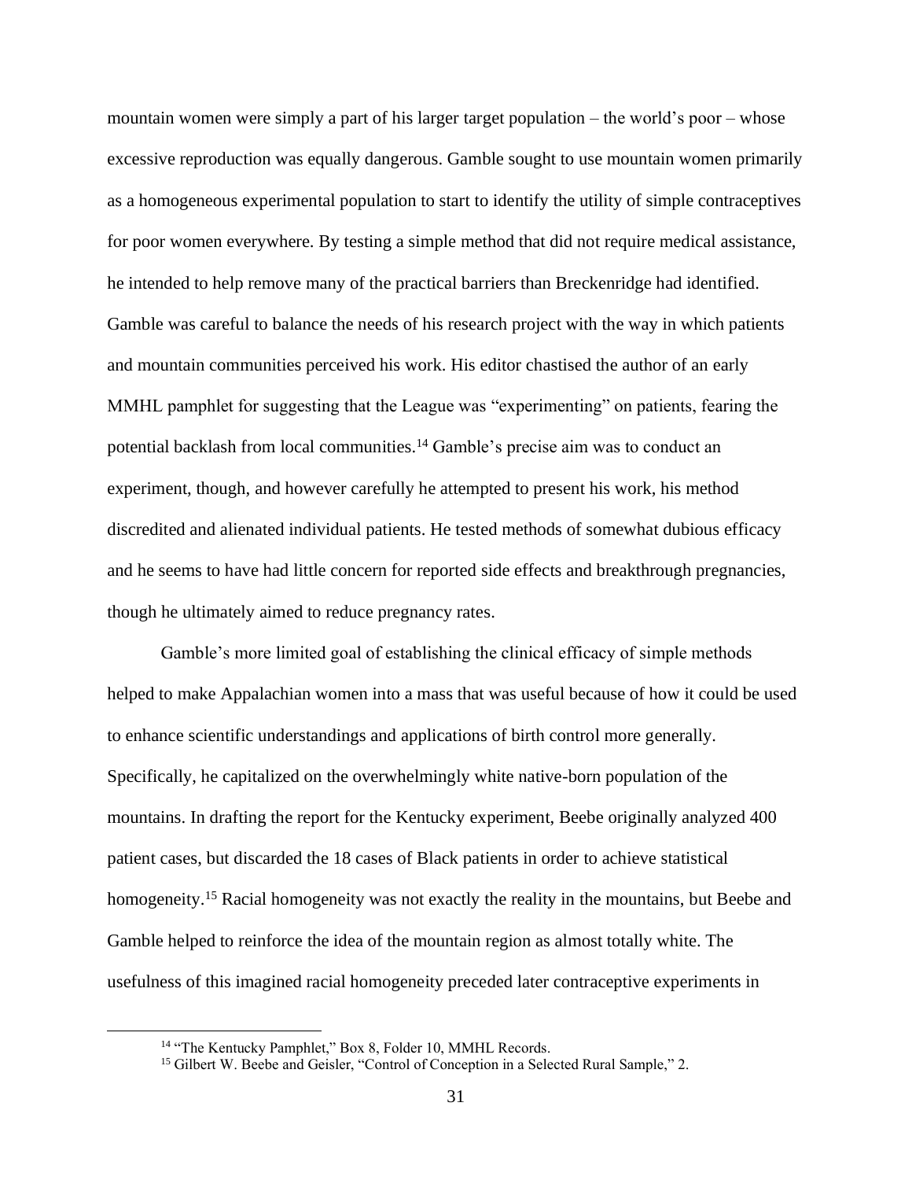mountain women were simply a part of his larger target population – the world's poor – whose excessive reproduction was equally dangerous. Gamble sought to use mountain women primarily as a homogeneous experimental population to start to identify the utility of simple contraceptives for poor women everywhere. By testing a simple method that did not require medical assistance, he intended to help remove many of the practical barriers than Breckenridge had identified. Gamble was careful to balance the needs of his research project with the way in which patients and mountain communities perceived his work. His editor chastised the author of an early MMHL pamphlet for suggesting that the League was "experimenting" on patients, fearing the potential backlash from local communities.[14] Gamble's precise aim was to conduct an experiment, though, and however carefully he attempted to present his work, his method discredited and alienated individual patients. He tested methods of somewhat dubious efficacy and he seems to have had little concern for reported side effects and breakthrough pregnancies, though he ultimately aimed to reduce pregnancy rates.

Gamble's more limited goal of establishing the clinical efficacy of simple methods helped to make Appalachian women into a mass that was useful because of how it could be used to enhance scientific understandings and applications of birth control more generally. Specifically, he capitalized on the overwhelmingly white native-born population of the mountains. In drafting the report for the Kentucky experiment, Beebe originally analyzed 400 patient cases, but discarded the 18 cases of Black patients in order to achieve statistical homogeneity.[15] Racial homogeneity was not exactly the reality in the mountains, but Beebe and Gamble helped to reinforce the idea of the mountain region as almost totally white. The usefulness of this imagined racial homogeneity preceded later contraceptive experiments in

[14] "The Kentucky Pamphlet," Box 8, Folder 10, MMHL Records.

[15] Gilbert W. Beebe and Geisler, "Control of Conception in a Selected Rural Sample," 2.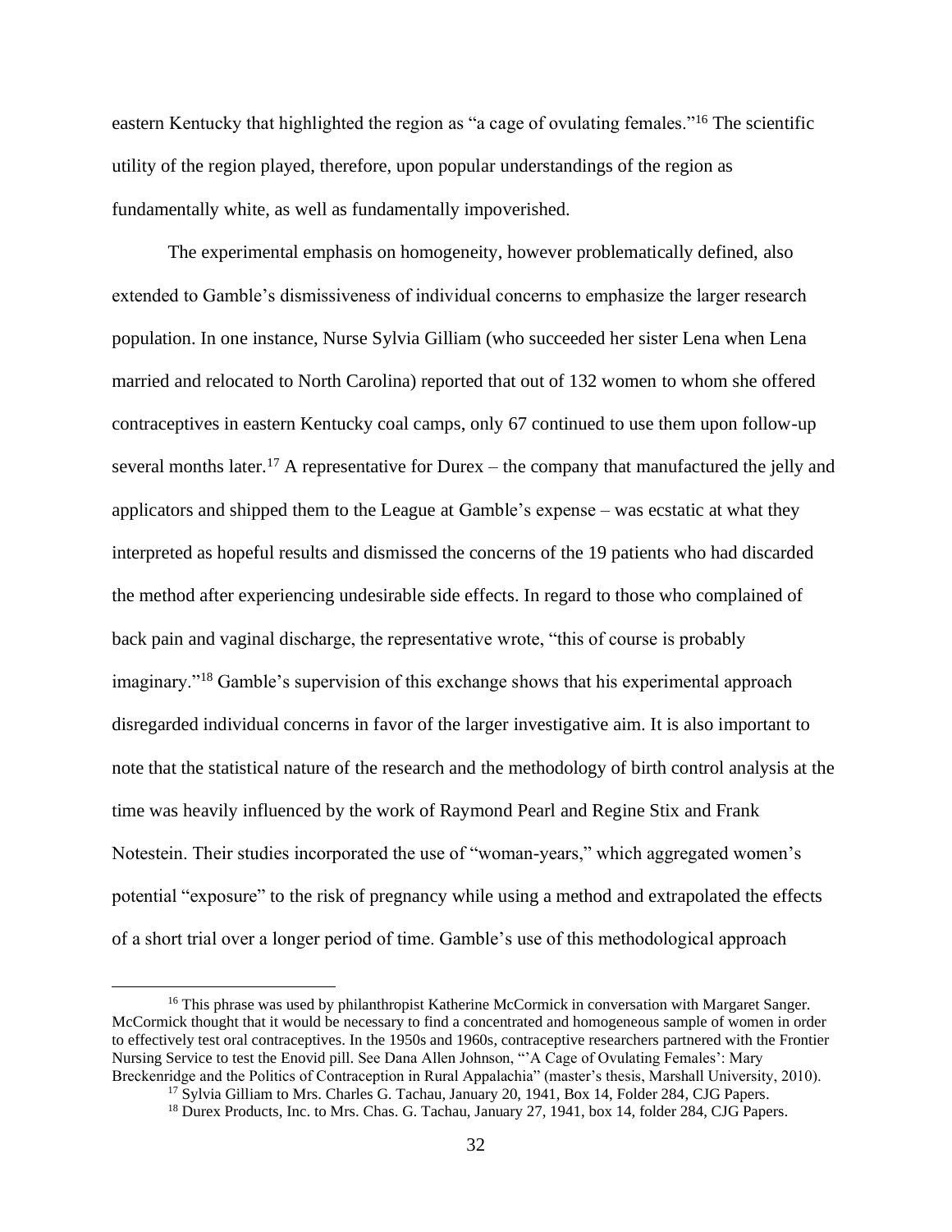eastern Kentucky that highlighted the region as "a cage of ovulating females."[16] The scientific utility of the region played, therefore, upon popular understandings of the region as fundamentally white, as well as fundamentally impoverished.

The experimental emphasis on homogeneity, however problematically defined, also extended to Gamble's dismissiveness of individual concerns to emphasize the larger research population. In one instance, Nurse Sylvia Gilliam (who succeeded her sister Lena when Lena married and relocated to North Carolina) reported that out of 132 women to whom she offered contraceptives in eastern Kentucky coal camps, only 67 continued to use them upon follow-up several months later.[17] A representative for Durex – the company that manufactured the jelly and applicators and shipped them to the League at Gamble's expense – was ecstatic at what they interpreted as hopeful results and dismissed the concerns of the 19 patients who had discarded the method after experiencing undesirable side effects. In regard to those who complained of back pain and vaginal discharge, the representative wrote, "this of course is probably imaginary."[18] Gamble's supervision of this exchange shows that his experimental approach disregarded individual concerns in favor of the larger investigative aim. It is also important to note that the statistical nature of the research and the methodology of birth control analysis at the time was heavily influenced by the work of Raymond Pearl and Regine Stix and Frank Notestein. Their studies incorporated the use of "woman-years," which aggregated women's potential "exposure" to the risk of pregnancy while using a method and extrapolated the effects of a short trial over a longer period of time. Gamble's use of this methodological approach

---

[16] This phrase was used by philanthropist Katherine McCormick in conversation with Margaret Sanger. McCormick thought that it would be necessary to find a concentrated and homogeneous sample of women in order to effectively test oral contraceptives. In the 1950s and 1960s, contraceptive researchers partnered with the Frontier Nursing Service to test the Enovid pill. See Dana Allen Johnson, "'A Cage of Ovulating Females': Mary Breckenridge and the Politics of Contraception in Rural Appalachia" (master's thesis, Marshall University, 2010).

[17] Sylvia Gilliam to Mrs. Charles G. Tachau, January 20, 1941, Box 14, Folder 284, CJG Papers.

[18] Durex Products, Inc. to Mrs. Chas. G. Tachau, January 27, 1941, box 14, folder 284, CJG Papers.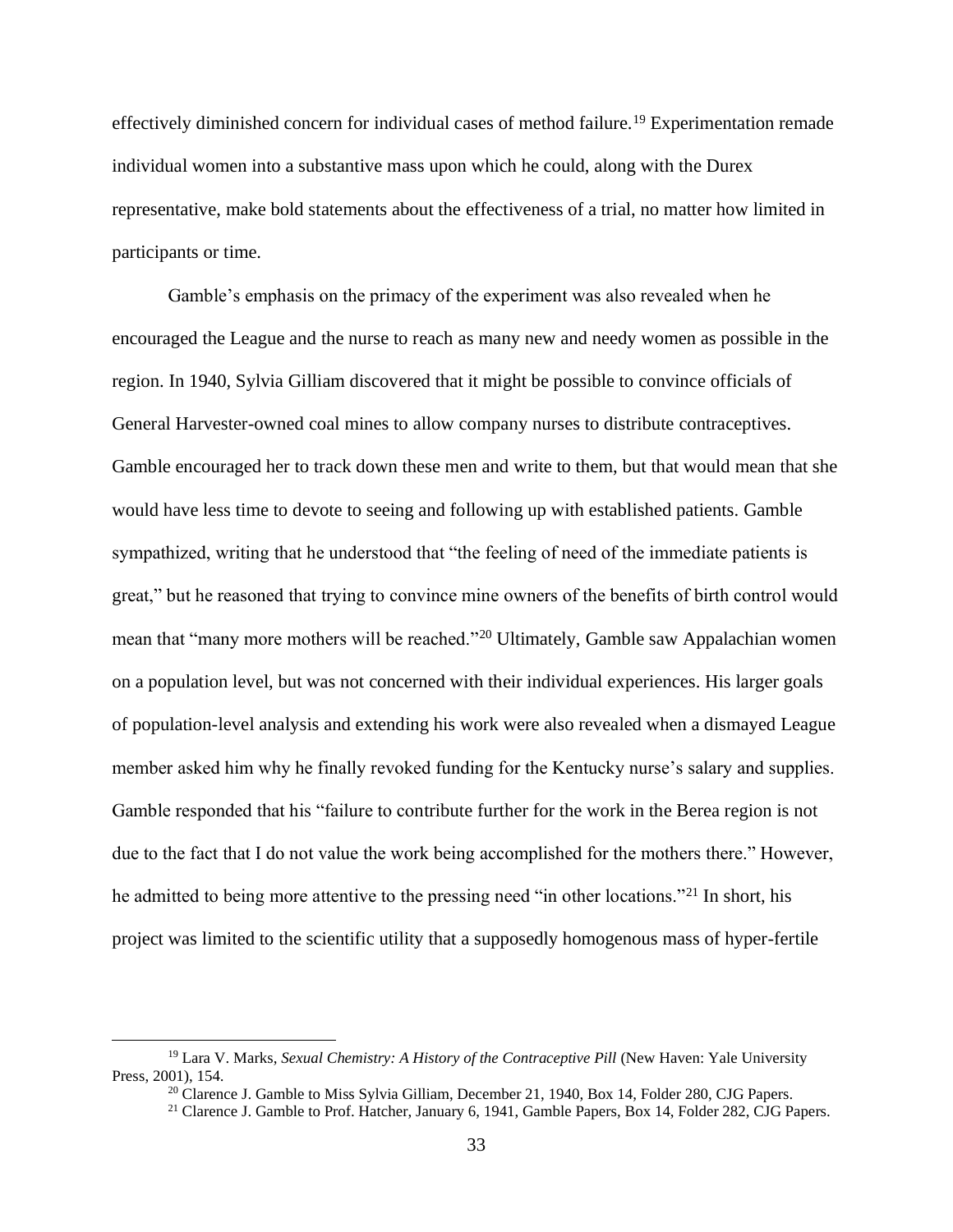effectively diminished concern for individual cases of method failure.[19] Experimentation remade individual women into a substantive mass upon which he could, along with the Durex representative, make bold statements about the effectiveness of a trial, no matter how limited in participants or time.

Gamble's emphasis on the primacy of the experiment was also revealed when he encouraged the League and the nurse to reach as many new and needy women as possible in the region. In 1940, Sylvia Gilliam discovered that it might be possible to convince officials of General Harvester-owned coal mines to allow company nurses to distribute contraceptives. Gamble encouraged her to track down these men and write to them, but that would mean that she would have less time to devote to seeing and following up with established patients. Gamble sympathized, writing that he understood that "the feeling of need of the immediate patients is great," but he reasoned that trying to convince mine owners of the benefits of birth control would mean that "many more mothers will be reached."[20] Ultimately, Gamble saw Appalachian women on a population level, but was not concerned with their individual experiences. His larger goals of population-level analysis and extending his work were also revealed when a dismayed League member asked him why he finally revoked funding for the Kentucky nurse's salary and supplies. Gamble responded that his "failure to contribute further for the work in the Berea region is not due to the fact that I do not value the work being accomplished for the mothers there." However, he admitted to being more attentive to the pressing need "in other locations."[21] In short, his project was limited to the scientific utility that a supposedly homogenous mass of hyper-fertile

---

[19] Lara V. Marks, *Sexual Chemistry: A History of the Contraceptive Pill* (New Haven: Yale University Press, 2001), 154.

[20] Clarence J. Gamble to Miss Sylvia Gilliam, December 21, 1940, Box 14, Folder 280, CJG Papers.

[21] Clarence J. Gamble to Prof. Hatcher, January 6, 1941, Gamble Papers, Box 14, Folder 282, CJG Papers.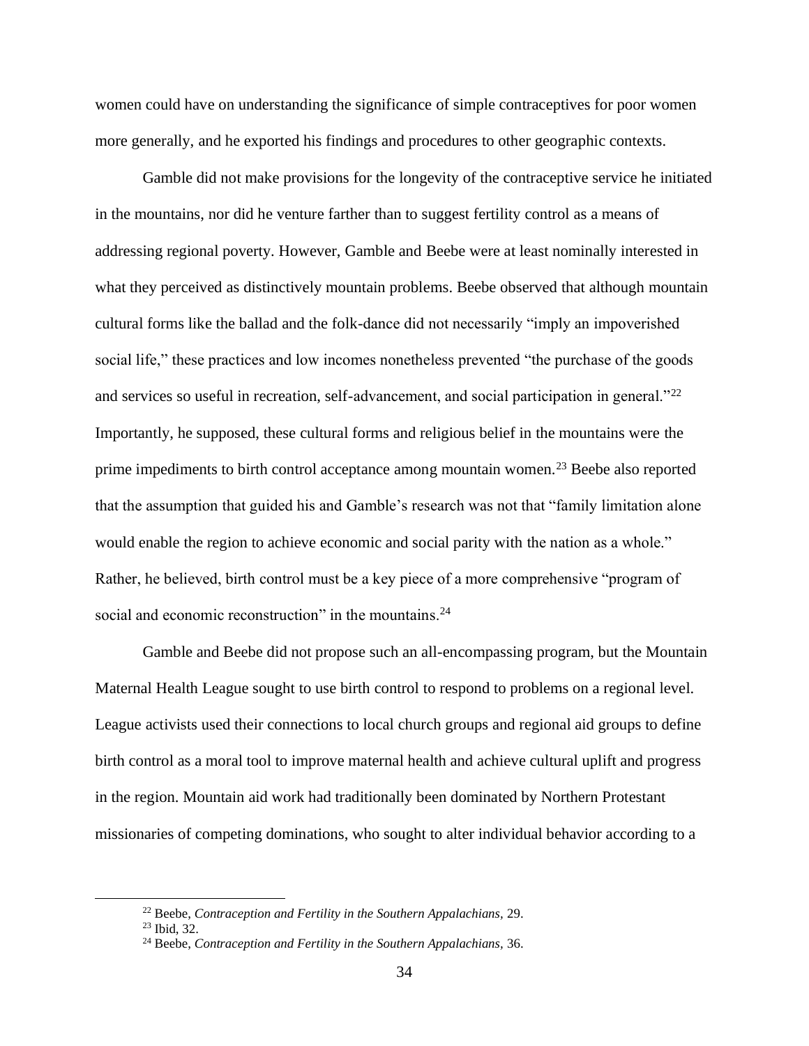women could have on understanding the significance of simple contraceptives for poor women more generally, and he exported his findings and procedures to other geographic contexts.

Gamble did not make provisions for the longevity of the contraceptive service he initiated in the mountains, nor did he venture farther than to suggest fertility control as a means of addressing regional poverty. However, Gamble and Beebe were at least nominally interested in what they perceived as distinctively mountain problems. Beebe observed that although mountain cultural forms like the ballad and the folk-dance did not necessarily "imply an impoverished social life," these practices and low incomes nonetheless prevented "the purchase of the goods and services so useful in recreation, self-advancement, and social participation in general."[22] Importantly, he supposed, these cultural forms and religious belief in the mountains were the prime impediments to birth control acceptance among mountain women.[23] Beebe also reported that the assumption that guided his and Gamble's research was not that "family limitation alone would enable the region to achieve economic and social parity with the nation as a whole." Rather, he believed, birth control must be a key piece of a more comprehensive "program of social and economic reconstruction" in the mountains.[24]

Gamble and Beebe did not propose such an all-encompassing program, but the Mountain Maternal Health League sought to use birth control to respond to problems on a regional level. League activists used their connections to local church groups and regional aid groups to define birth control as a moral tool to improve maternal health and achieve cultural uplift and progress in the region. Mountain aid work had traditionally been dominated by Northern Protestant missionaries of competing dominations, who sought to alter individual behavior according to a

[22] Beebe, *Contraception and Fertility in the Southern Appalachians,* 29.

[23] Ibid, 32.

[24] Beebe, *Contraception and Fertility in the Southern Appalachians,* 36.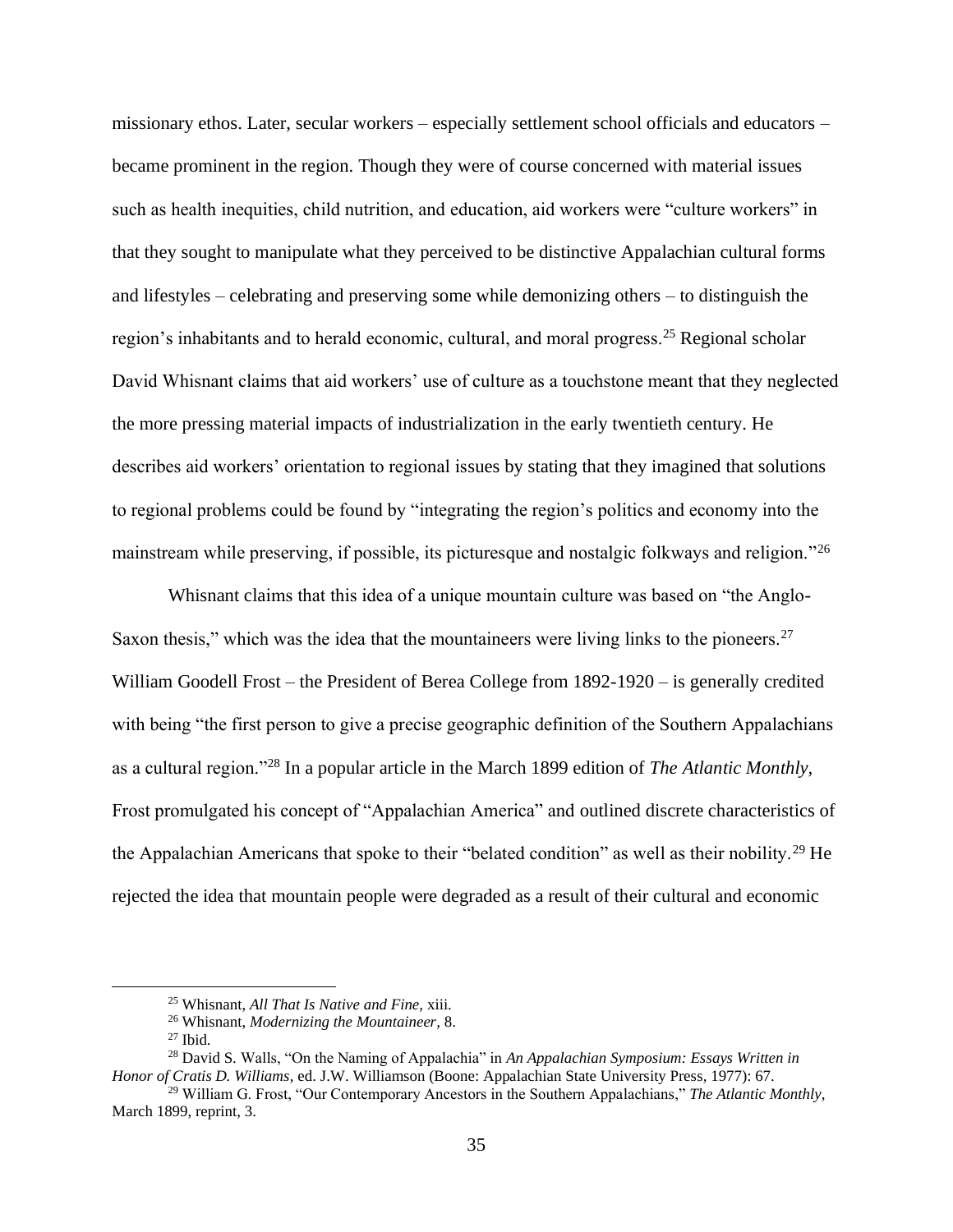missionary ethos. Later, secular workers – especially settlement school officials and educators – became prominent in the region. Though they were of course concerned with material issues such as health inequities, child nutrition, and education, aid workers were "culture workers" in that they sought to manipulate what they perceived to be distinctive Appalachian cultural forms and lifestyles – celebrating and preserving some while demonizing others – to distinguish the region's inhabitants and to herald economic, cultural, and moral progress.[25] Regional scholar David Whisnant claims that aid workers' use of culture as a touchstone meant that they neglected the more pressing material impacts of industrialization in the early twentieth century. He describes aid workers' orientation to regional issues by stating that they imagined that solutions to regional problems could be found by "integrating the region's politics and economy into the mainstream while preserving, if possible, its picturesque and nostalgic folkways and religion."[26]

Whisnant claims that this idea of a unique mountain culture was based on "the Anglo-Saxon thesis," which was the idea that the mountaineers were living links to the pioneers.[27] William Goodell Frost – the President of Berea College from 1892-1920 – is generally credited with being "the first person to give a precise geographic definition of the Southern Appalachians as a cultural region."[28] In a popular article in the March 1899 edition of *The Atlantic Monthly*, Frost promulgated his concept of "Appalachian America" and outlined discrete characteristics of the Appalachian Americans that spoke to their "belated condition" as well as their nobility.[29] He rejected the idea that mountain people were degraded as a result of their cultural and economic

---

[25] Whisnant, *All That Is Native and Fine,* xiii.

[26] Whisnant, *Modernizing the Mountaineer,* 8.

[27] Ibid.

[28] David S. Walls, "On the Naming of Appalachia" in *An Appalachian Symposium: Essays Written in Honor of Cratis D. Williams*, ed. J.W. Williamson (Boone: Appalachian State University Press, 1977): 67.

[29] William G. Frost, "Our Contemporary Ancestors in the Southern Appalachians," *The Atlantic Monthly,* March 1899, reprint, 3.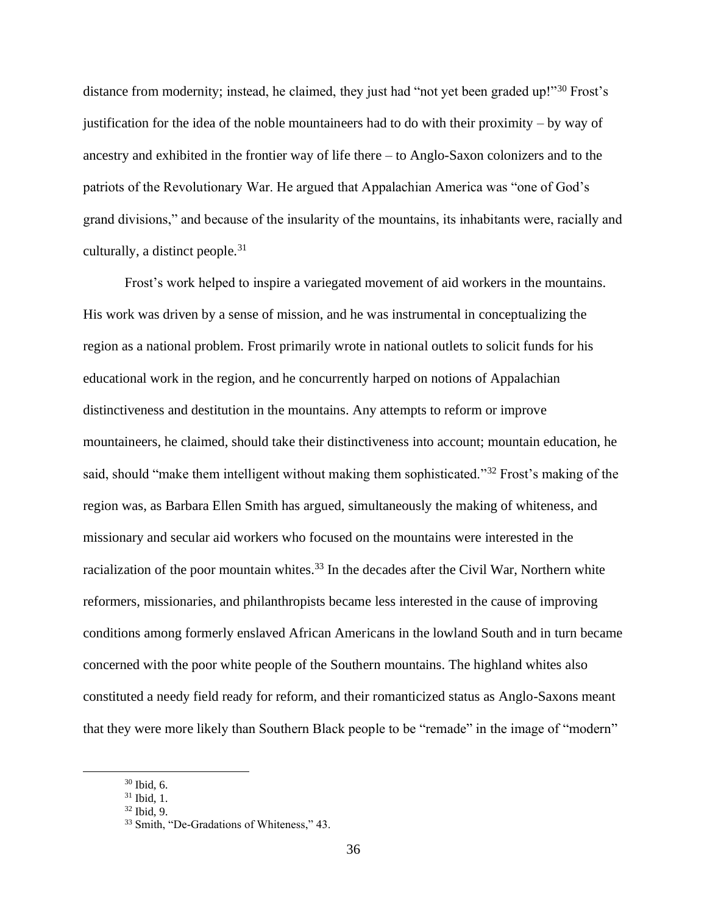distance from modernity; instead, he claimed, they just had "not yet been graded up!"[30] Frost's justification for the idea of the noble mountaineers had to do with their proximity – by way of ancestry and exhibited in the frontier way of life there – to Anglo-Saxon colonizers and to the patriots of the Revolutionary War. He argued that Appalachian America was "one of God's grand divisions," and because of the insularity of the mountains, its inhabitants were, racially and culturally, a distinct people.[31]

Frost's work helped to inspire a variegated movement of aid workers in the mountains. His work was driven by a sense of mission, and he was instrumental in conceptualizing the region as a national problem. Frost primarily wrote in national outlets to solicit funds for his educational work in the region, and he concurrently harped on notions of Appalachian distinctiveness and destitution in the mountains. Any attempts to reform or improve mountaineers, he claimed, should take their distinctiveness into account; mountain education, he said, should "make them intelligent without making them sophisticated."[32] Frost's making of the region was, as Barbara Ellen Smith has argued, simultaneously the making of whiteness, and missionary and secular aid workers who focused on the mountains were interested in the racialization of the poor mountain whites.[33] In the decades after the Civil War, Northern white reformers, missionaries, and philanthropists became less interested in the cause of improving conditions among formerly enslaved African Americans in the lowland South and in turn became concerned with the poor white people of the Southern mountains. The highland whites also constituted a needy field ready for reform, and their romanticized status as Anglo-Saxons meant that they were more likely than Southern Black people to be "remade" in the image of "modern"

---

[30] Ibid, 6.

[31] Ibid, 1.

[32] Ibid, 9.

[33] Smith, "De-Gradations of Whiteness," 43.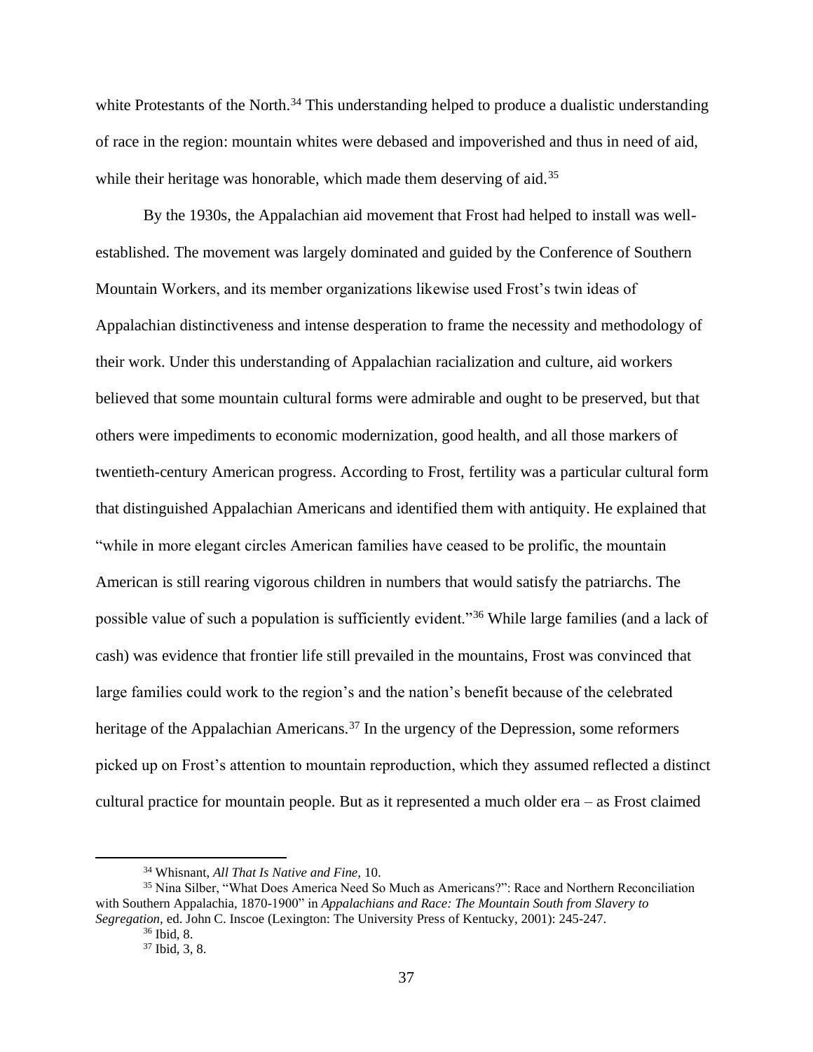white Protestants of the North.[34] This understanding helped to produce a dualistic understanding of race in the region: mountain whites were debased and impoverished and thus in need of aid, while their heritage was honorable, which made them deserving of aid.[35]

By the 1930s, the Appalachian aid movement that Frost had helped to install was well-established. The movement was largely dominated and guided by the Conference of Southern Mountain Workers, and its member organizations likewise used Frost's twin ideas of Appalachian distinctiveness and intense desperation to frame the necessity and methodology of their work. Under this understanding of Appalachian racialization and culture, aid workers believed that some mountain cultural forms were admirable and ought to be preserved, but that others were impediments to economic modernization, good health, and all those markers of twentieth-century American progress. According to Frost, fertility was a particular cultural form that distinguished Appalachian Americans and identified them with antiquity. He explained that "while in more elegant circles American families have ceased to be prolific, the mountain American is still rearing vigorous children in numbers that would satisfy the patriarchs. The possible value of such a population is sufficiently evident."[36] While large families (and a lack of cash) was evidence that frontier life still prevailed in the mountains, Frost was convinced that large families could work to the region's and the nation's benefit because of the celebrated heritage of the Appalachian Americans.[37] In the urgency of the Depression, some reformers picked up on Frost's attention to mountain reproduction, which they assumed reflected a distinct cultural practice for mountain people. But as it represented a much older era – as Frost claimed

---

[34] Whisnant, *All That Is Native and Fine,* 10.

[35] Nina Silber, "What Does America Need So Much as Americans?": Race and Northern Reconciliation with Southern Appalachia, 1870-1900" in *Appalachians and Race: The Mountain South from Slavery to Segregation,* ed. John C. Inscoe (Lexington: The University Press of Kentucky, 2001): 245-247.

[36] Ibid, 8.

[37] Ibid, 3, 8.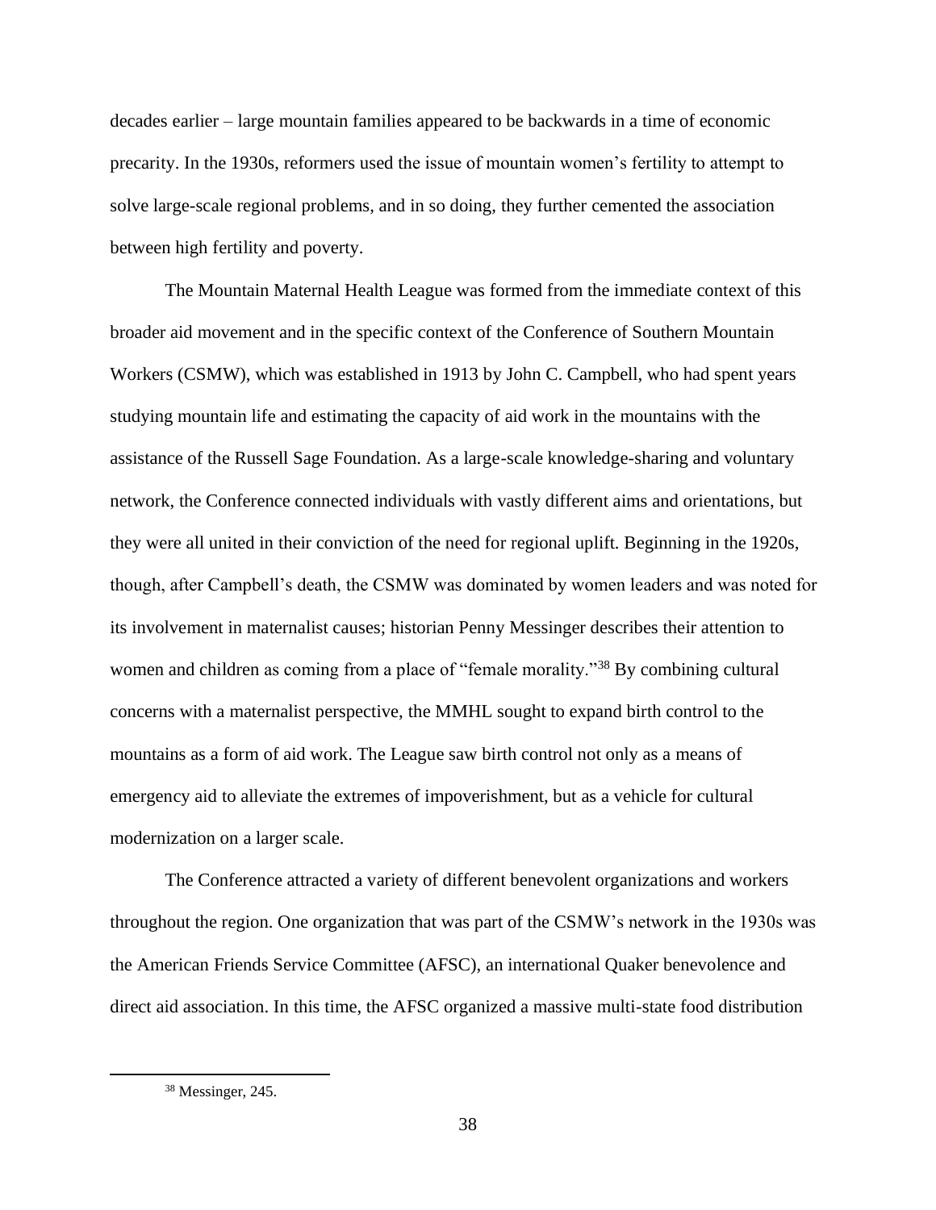decades earlier – large mountain families appeared to be backwards in a time of economic precarity. In the 1930s, reformers used the issue of mountain women's fertility to attempt to solve large-scale regional problems, and in so doing, they further cemented the association between high fertility and poverty.

The Mountain Maternal Health League was formed from the immediate context of this broader aid movement and in the specific context of the Conference of Southern Mountain Workers (CSMW), which was established in 1913 by John C. Campbell, who had spent years studying mountain life and estimating the capacity of aid work in the mountains with the assistance of the Russell Sage Foundation. As a large-scale knowledge-sharing and voluntary network, the Conference connected individuals with vastly different aims and orientations, but they were all united in their conviction of the need for regional uplift. Beginning in the 1920s, though, after Campbell's death, the CSMW was dominated by women leaders and was noted for its involvement in maternalist causes; historian Penny Messinger describes their attention to women and children as coming from a place of "female morality."[38] By combining cultural concerns with a maternalist perspective, the MMHL sought to expand birth control to the mountains as a form of aid work. The League saw birth control not only as a means of emergency aid to alleviate the extremes of impoverishment, but as a vehicle for cultural modernization on a larger scale.

The Conference attracted a variety of different benevolent organizations and workers throughout the region. One organization that was part of the CSMW's network in the 1930s was the American Friends Service Committee (AFSC), an international Quaker benevolence and direct aid association. In this time, the AFSC organized a massive multi-state food distribution

[38] Messinger, 245.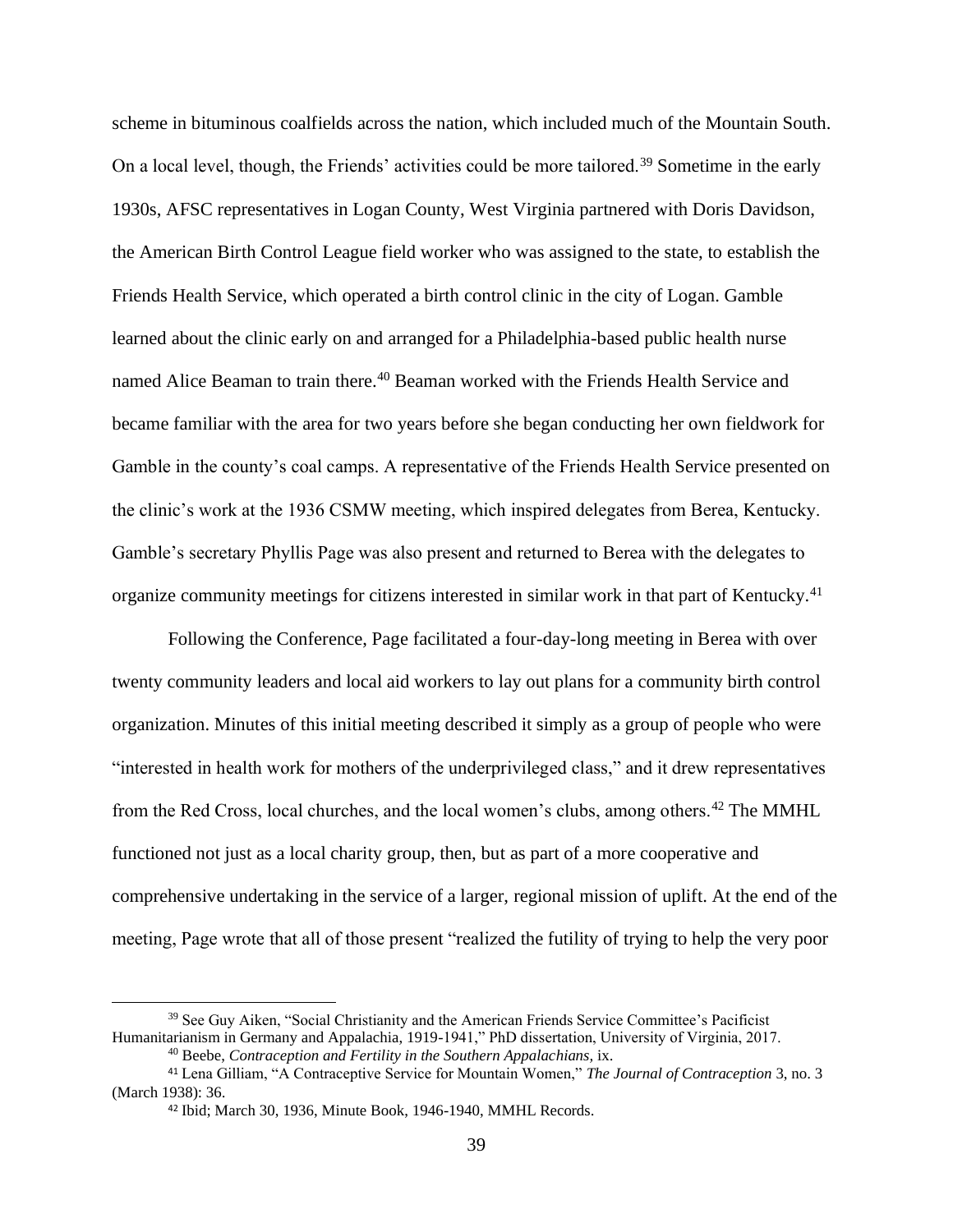scheme in bituminous coalfields across the nation, which included much of the Mountain South. On a local level, though, the Friends' activities could be more tailored.[39] Sometime in the early 1930s, AFSC representatives in Logan County, West Virginia partnered with Doris Davidson, the American Birth Control League field worker who was assigned to the state, to establish the Friends Health Service, which operated a birth control clinic in the city of Logan. Gamble learned about the clinic early on and arranged for a Philadelphia-based public health nurse named Alice Beaman to train there.[40] Beaman worked with the Friends Health Service and became familiar with the area for two years before she began conducting her own fieldwork for Gamble in the county's coal camps. A representative of the Friends Health Service presented on the clinic's work at the 1936 CSMW meeting, which inspired delegates from Berea, Kentucky. Gamble's secretary Phyllis Page was also present and returned to Berea with the delegates to organize community meetings for citizens interested in similar work in that part of Kentucky.[41]

Following the Conference, Page facilitated a four-day-long meeting in Berea with over twenty community leaders and local aid workers to lay out plans for a community birth control organization. Minutes of this initial meeting described it simply as a group of people who were "interested in health work for mothers of the underprivileged class," and it drew representatives from the Red Cross, local churches, and the local women's clubs, among others.[42] The MMHL functioned not just as a local charity group, then, but as part of a more cooperative and comprehensive undertaking in the service of a larger, regional mission of uplift. At the end of the meeting, Page wrote that all of those present "realized the futility of trying to help the very poor

---

[39] See Guy Aiken, "Social Christianity and the American Friends Service Committee's Pacificist Humanitarianism in Germany and Appalachia, 1919-1941," PhD dissertation, University of Virginia, 2017.

[40] Beebe, *Contraception and Fertility in the Southern Appalachians,* ix.

[41] Lena Gilliam, "A Contraceptive Service for Mountain Women," *The Journal of Contraception* 3, no. 3 (March 1938): 36.

[42] Ibid; March 30, 1936, Minute Book, 1946-1940, MMHL Records.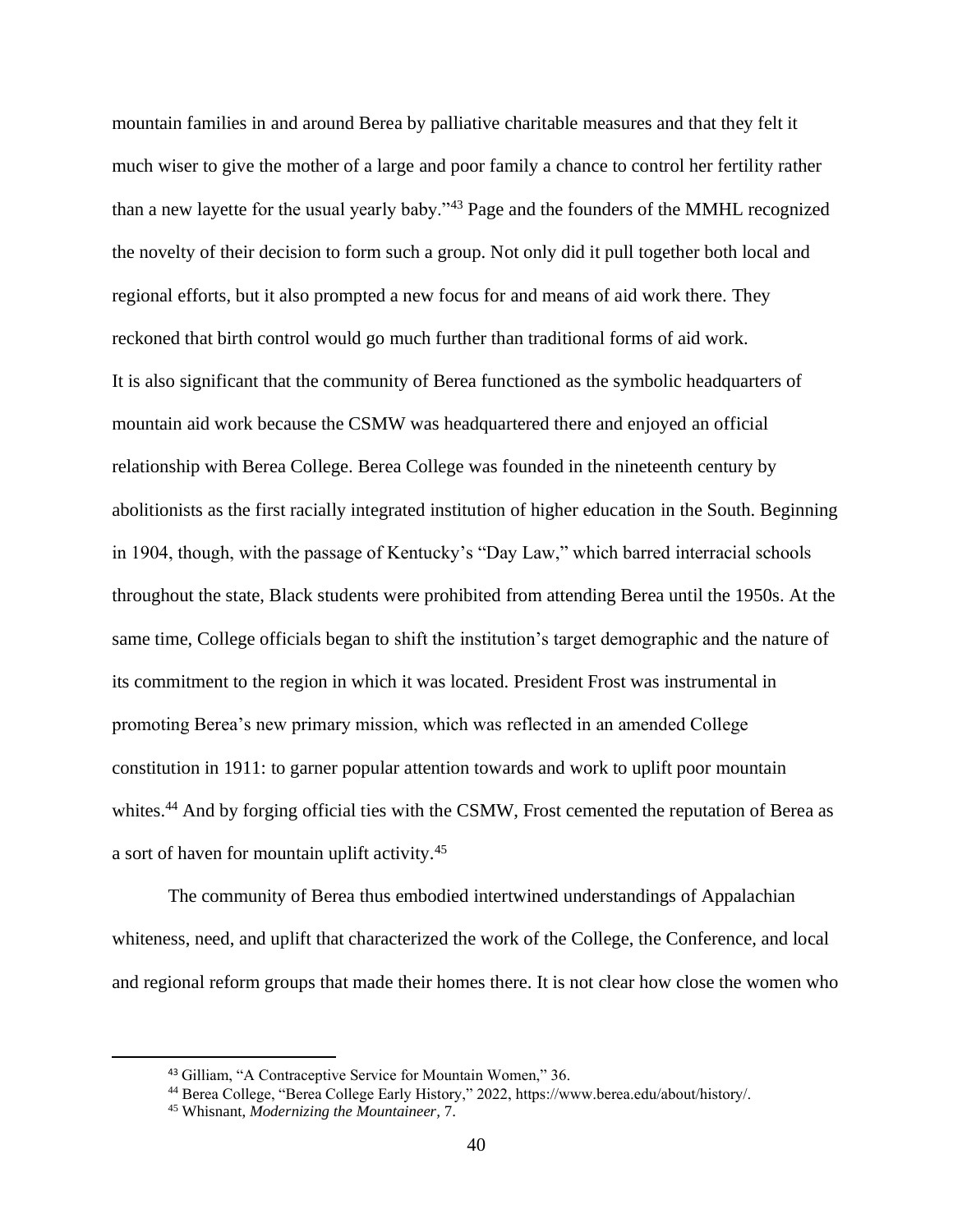mountain families in and around Berea by palliative charitable measures and that they felt it much wiser to give the mother of a large and poor family a chance to control her fertility rather than a new layette for the usual yearly baby."[43] Page and the founders of the MMHL recognized the novelty of their decision to form such a group. Not only did it pull together both local and regional efforts, but it also prompted a new focus for and means of aid work there. They reckoned that birth control would go much further than traditional forms of aid work.

It is also significant that the community of Berea functioned as the symbolic headquarters of mountain aid work because the CSMW was headquartered there and enjoyed an official relationship with Berea College. Berea College was founded in the nineteenth century by abolitionists as the first racially integrated institution of higher education in the South. Beginning in 1904, though, with the passage of Kentucky's "Day Law," which barred interracial schools throughout the state, Black students were prohibited from attending Berea until the 1950s. At the same time, College officials began to shift the institution's target demographic and the nature of its commitment to the region in which it was located. President Frost was instrumental in promoting Berea's new primary mission, which was reflected in an amended College constitution in 1911: to garner popular attention towards and work to uplift poor mountain whites.[44] And by forging official ties with the CSMW, Frost cemented the reputation of Berea as a sort of haven for mountain uplift activity.[45]

The community of Berea thus embodied intertwined understandings of Appalachian whiteness, need, and uplift that characterized the work of the College, the Conference, and local and regional reform groups that made their homes there. It is not clear how close the women who

[43] Gilliam, "A Contraceptive Service for Mountain Women," 36.

[44] Berea College, "Berea College Early History," 2022, https://www.berea.edu/about/history/.

[45] Whisnant, *Modernizing the Mountaineer*, 7.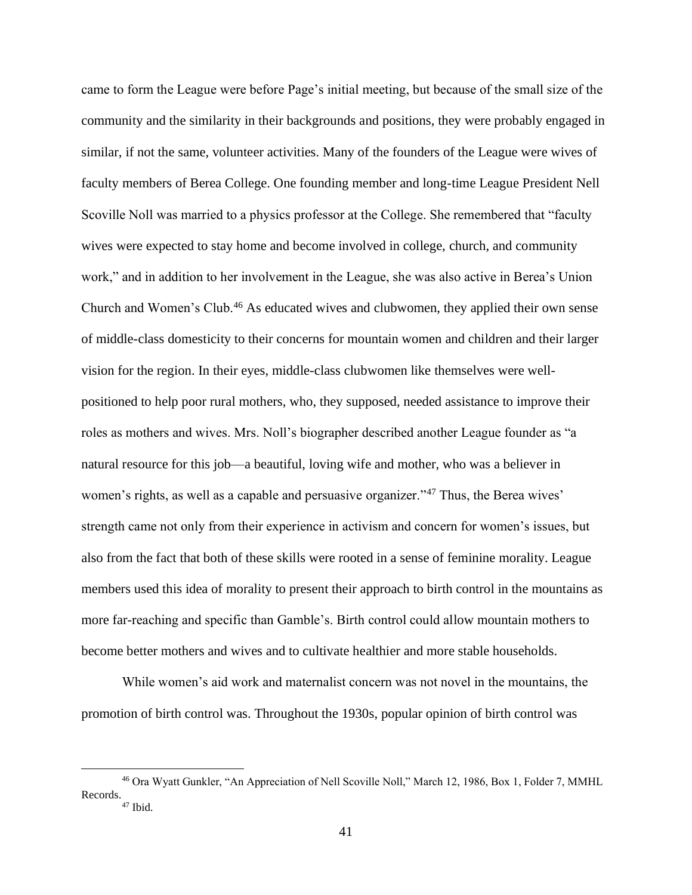came to form the League were before Page's initial meeting, but because of the small size of the community and the similarity in their backgrounds and positions, they were probably engaged in similar, if not the same, volunteer activities. Many of the founders of the League were wives of faculty members of Berea College. One founding member and long-time League President Nell Scoville Noll was married to a physics professor at the College. She remembered that "faculty wives were expected to stay home and become involved in college, church, and community work," and in addition to her involvement in the League, she was also active in Berea's Union Church and Women's Club.[46] As educated wives and clubwomen, they applied their own sense of middle-class domesticity to their concerns for mountain women and children and their larger vision for the region. In their eyes, middle-class clubwomen like themselves were well-positioned to help poor rural mothers, who, they supposed, needed assistance to improve their roles as mothers and wives. Mrs. Noll's biographer described another League founder as "a natural resource for this job—a beautiful, loving wife and mother, who was a believer in women's rights, as well as a capable and persuasive organizer."[47] Thus, the Berea wives' strength came not only from their experience in activism and concern for women's issues, but also from the fact that both of these skills were rooted in a sense of feminine morality. League members used this idea of morality to present their approach to birth control in the mountains as more far-reaching and specific than Gamble's. Birth control could allow mountain mothers to become better mothers and wives and to cultivate healthier and more stable households.

While women's aid work and maternalist concern was not novel in the mountains, the promotion of birth control was. Throughout the 1930s, popular opinion of birth control was

---

[46] Ora Wyatt Gunkler, "An Appreciation of Nell Scoville Noll," March 12, 1986, Box 1, Folder 7, MMHL Records.

[47] Ibid.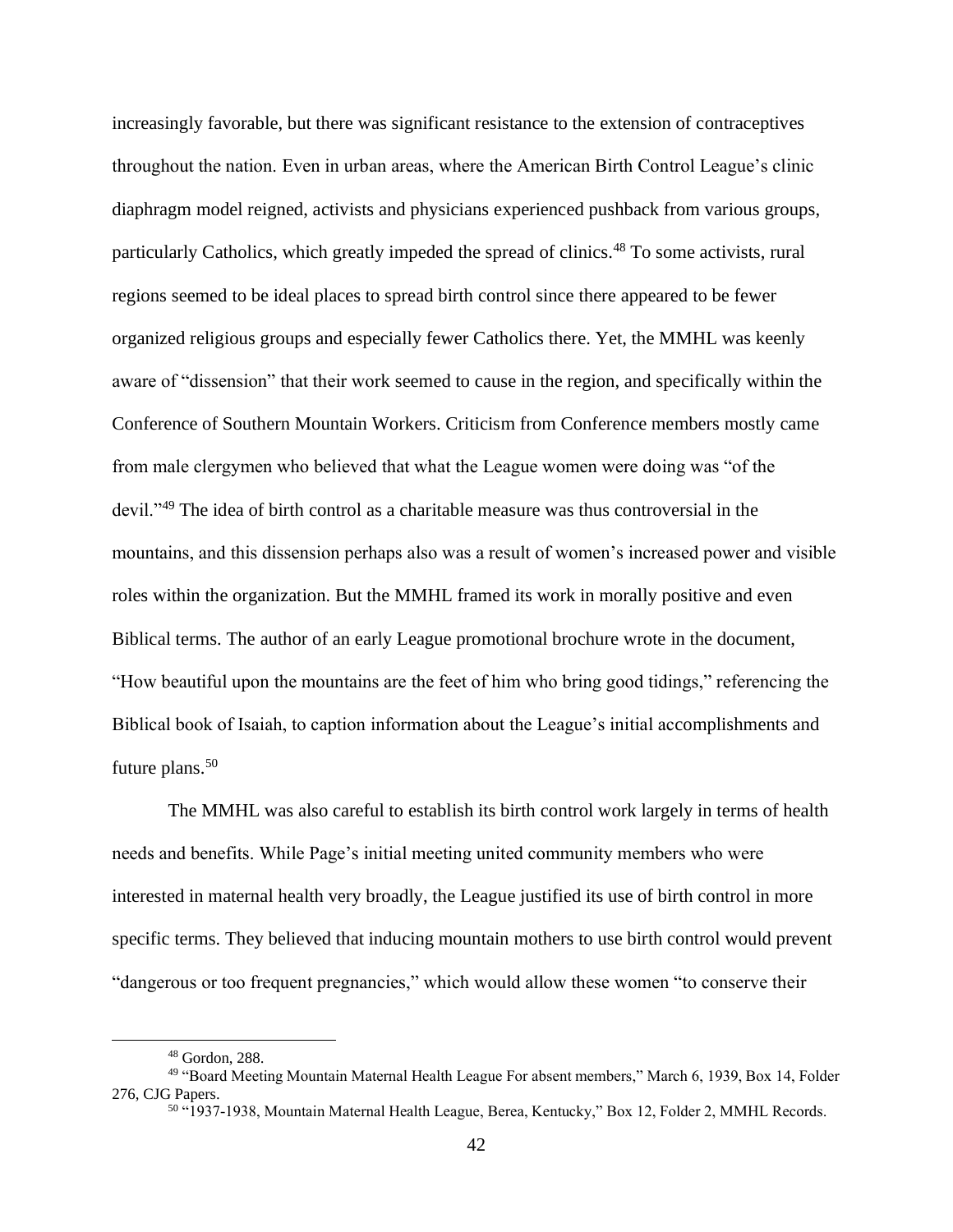increasingly favorable, but there was significant resistance to the extension of contraceptives throughout the nation. Even in urban areas, where the American Birth Control League's clinic diaphragm model reigned, activists and physicians experienced pushback from various groups, particularly Catholics, which greatly impeded the spread of clinics.[48] To some activists, rural regions seemed to be ideal places to spread birth control since there appeared to be fewer organized religious groups and especially fewer Catholics there. Yet, the MMHL was keenly aware of "dissension" that their work seemed to cause in the region, and specifically within the Conference of Southern Mountain Workers. Criticism from Conference members mostly came from male clergymen who believed that what the League women were doing was "of the devil."[49] The idea of birth control as a charitable measure was thus controversial in the mountains, and this dissension perhaps also was a result of women's increased power and visible roles within the organization. But the MMHL framed its work in morally positive and even Biblical terms. The author of an early League promotional brochure wrote in the document, "How beautiful upon the mountains are the feet of him who bring good tidings," referencing the Biblical book of Isaiah, to caption information about the League's initial accomplishments and future plans.[50]

The MMHL was also careful to establish its birth control work largely in terms of health needs and benefits. While Page's initial meeting united community members who were interested in maternal health very broadly, the League justified its use of birth control in more specific terms. They believed that inducing mountain mothers to use birth control would prevent "dangerous or too frequent pregnancies," which would allow these women "to conserve their

---

[48] Gordon, 288.

[49] "Board Meeting Mountain Maternal Health League For absent members," March 6, 1939, Box 14, Folder 276, CJG Papers.

[50] "1937-1938, Mountain Maternal Health League, Berea, Kentucky," Box 12, Folder 2, MMHL Records.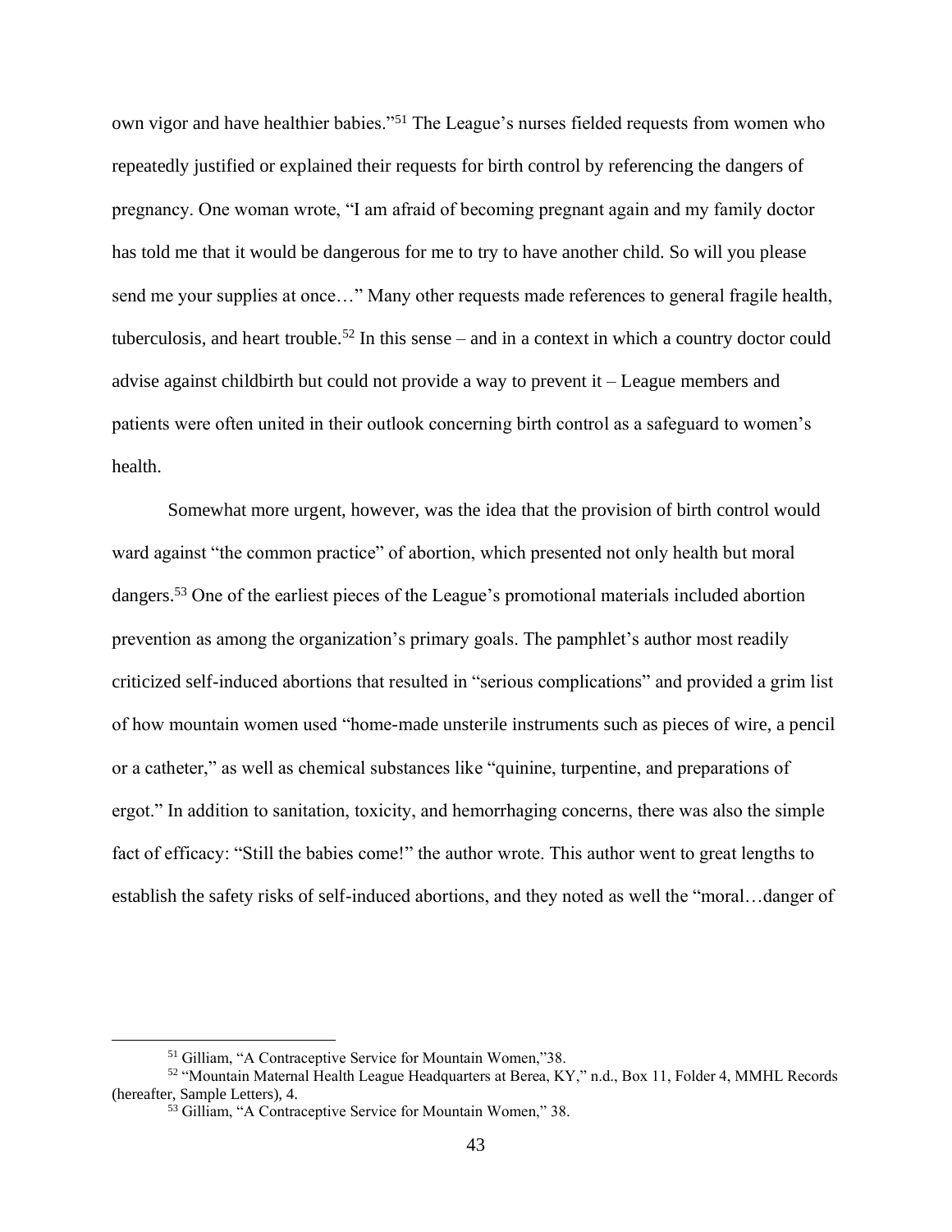own vigor and have healthier babies."[51] The League's nurses fielded requests from women who repeatedly justified or explained their requests for birth control by referencing the dangers of pregnancy. One woman wrote, "I am afraid of becoming pregnant again and my family doctor has told me that it would be dangerous for me to try to have another child. So will you please send me your supplies at once…" Many other requests made references to general fragile health, tuberculosis, and heart trouble.[52] In this sense – and in a context in which a country doctor could advise against childbirth but could not provide a way to prevent it – League members and patients were often united in their outlook concerning birth control as a safeguard to women's health.

Somewhat more urgent, however, was the idea that the provision of birth control would ward against "the common practice" of abortion, which presented not only health but moral dangers.[53] One of the earliest pieces of the League's promotional materials included abortion prevention as among the organization's primary goals. The pamphlet's author most readily criticized self-induced abortions that resulted in "serious complications" and provided a grim list of how mountain women used "home-made unsterile instruments such as pieces of wire, a pencil or a catheter," as well as chemical substances like "quinine, turpentine, and preparations of ergot." In addition to sanitation, toxicity, and hemorrhaging concerns, there was also the simple fact of efficacy: "Still the babies come!" the author wrote. This author went to great lengths to establish the safety risks of self-induced abortions, and they noted as well the "moral…danger of

---

[51] Gilliam, "A Contraceptive Service for Mountain Women,"38.

[52] "Mountain Maternal Health League Headquarters at Berea, KY," n.d., Box 11, Folder 4, MMHL Records (hereafter, Sample Letters), 4.

[53] Gilliam, "A Contraceptive Service for Mountain Women," 38.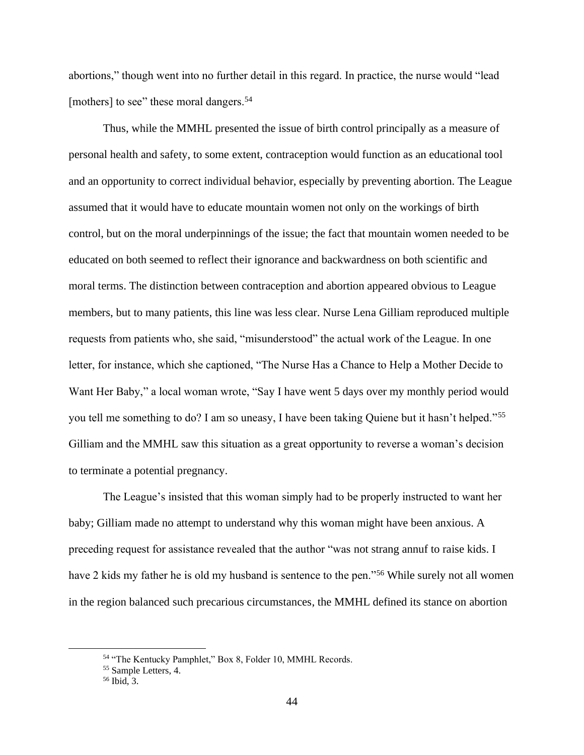abortions," though went into no further detail in this regard. In practice, the nurse would "lead [mothers] to see" these moral dangers.[54]

Thus, while the MMHL presented the issue of birth control principally as a measure of personal health and safety, to some extent, contraception would function as an educational tool and an opportunity to correct individual behavior, especially by preventing abortion. The League assumed that it would have to educate mountain women not only on the workings of birth control, but on the moral underpinnings of the issue; the fact that mountain women needed to be educated on both seemed to reflect their ignorance and backwardness on both scientific and moral terms. The distinction between contraception and abortion appeared obvious to League members, but to many patients, this line was less clear. Nurse Lena Gilliam reproduced multiple requests from patients who, she said, "misunderstood" the actual work of the League. In one letter, for instance, which she captioned, "The Nurse Has a Chance to Help a Mother Decide to Want Her Baby," a local woman wrote, "Say I have went 5 days over my monthly period would you tell me something to do? I am so uneasy, I have been taking Quiene but it hasn't helped."[55] Gilliam and the MMHL saw this situation as a great opportunity to reverse a woman's decision to terminate a potential pregnancy.

The League's insisted that this woman simply had to be properly instructed to want her baby; Gilliam made no attempt to understand why this woman might have been anxious. A preceding request for assistance revealed that the author "was not strang annuf to raise kids. I have 2 kids my father he is old my husband is sentence to the pen."[56] While surely not all women in the region balanced such precarious circumstances, the MMHL defined its stance on abortion

[54] "The Kentucky Pamphlet," Box 8, Folder 10, MMHL Records.

[55] Sample Letters, 4.

[56] Ibid, 3.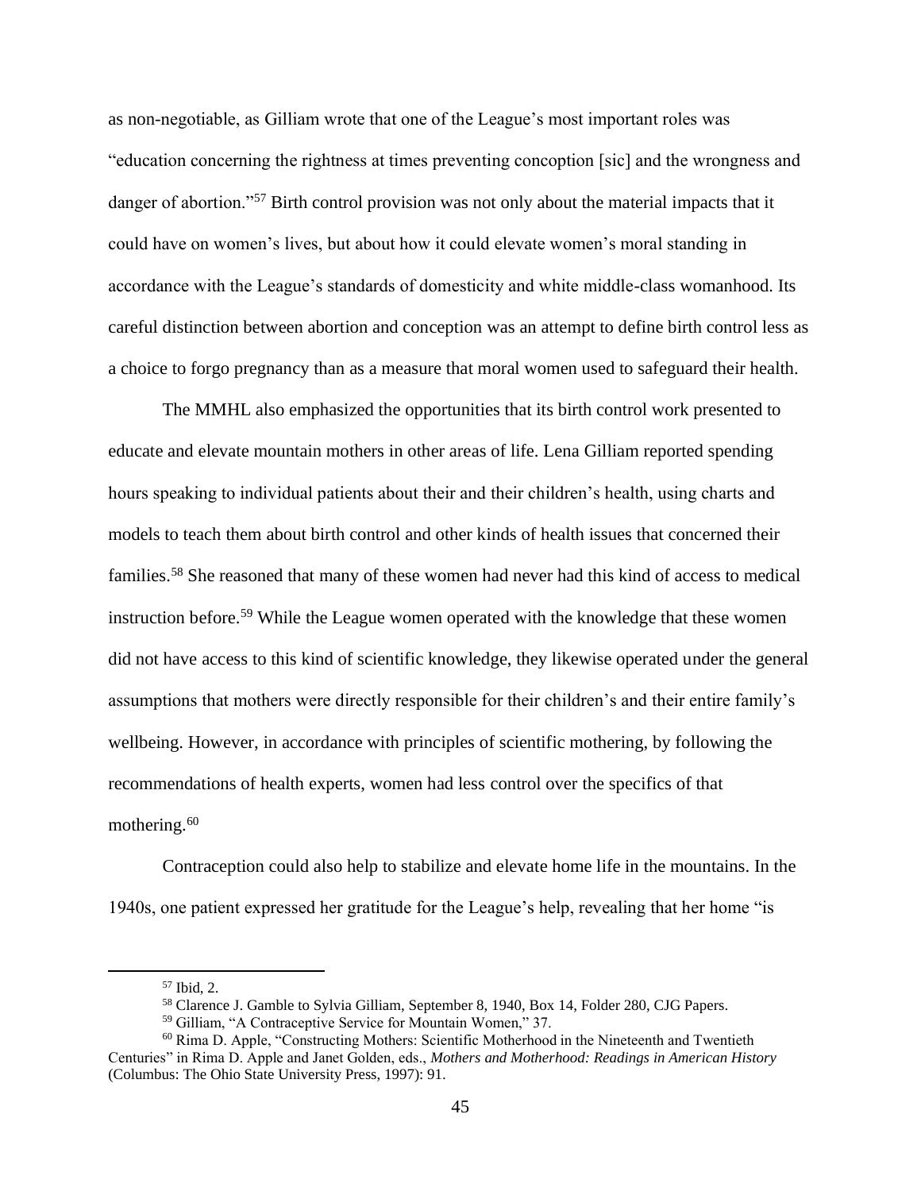as non-negotiable, as Gilliam wrote that one of the League's most important roles was "education concerning the rightness at times preventing conception [sic] and the wrongness and danger of abortion."[57] Birth control provision was not only about the material impacts that it could have on women's lives, but about how it could elevate women's moral standing in accordance with the League's standards of domesticity and white middle-class womanhood. Its careful distinction between abortion and conception was an attempt to define birth control less as a choice to forgo pregnancy than as a measure that moral women used to safeguard their health.

The MMHL also emphasized the opportunities that its birth control work presented to educate and elevate mountain mothers in other areas of life. Lena Gilliam reported spending hours speaking to individual patients about their and their children's health, using charts and models to teach them about birth control and other kinds of health issues that concerned their families.[58] She reasoned that many of these women had never had this kind of access to medical instruction before.[59] While the League women operated with the knowledge that these women did not have access to this kind of scientific knowledge, they likewise operated under the general assumptions that mothers were directly responsible for their children's and their entire family's wellbeing. However, in accordance with principles of scientific mothering, by following the recommendations of health experts, women had less control over the specifics of that mothering.[60]

Contraception could also help to stabilize and elevate home life in the mountains. In the 1940s, one patient expressed her gratitude for the League's help, revealing that her home "is

---

[57] Ibid, 2.

[58] Clarence J. Gamble to Sylvia Gilliam, September 8, 1940, Box 14, Folder 280, CJG Papers.

[59] Gilliam, "A Contraceptive Service for Mountain Women," 37.

[60] Rima D. Apple, "Constructing Mothers: Scientific Motherhood in the Nineteenth and Twentieth Centuries" in Rima D. Apple and Janet Golden, eds., *Mothers and Motherhood: Readings in American History* (Columbus: The Ohio State University Press, 1997): 91.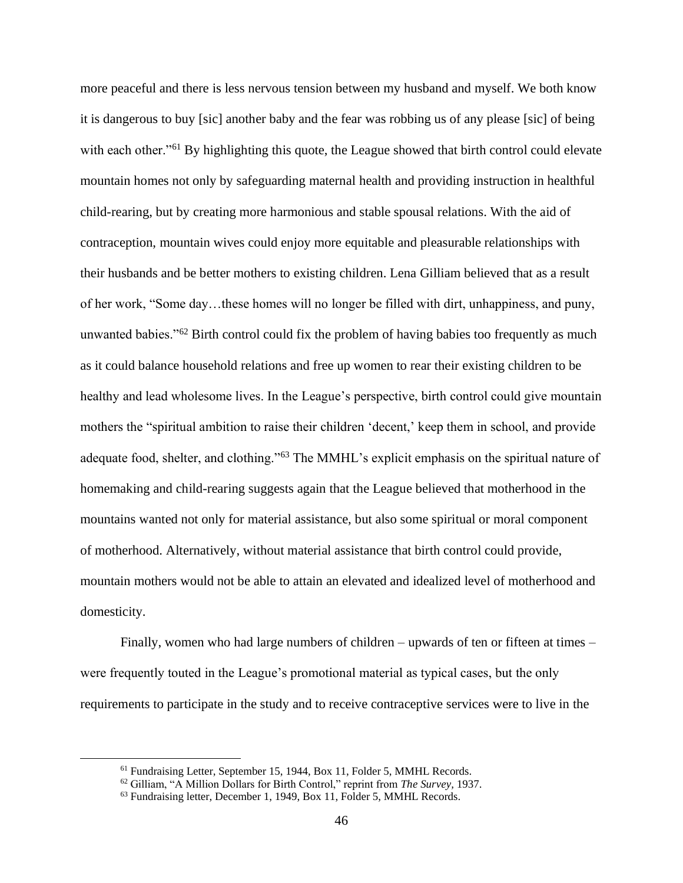more peaceful and there is less nervous tension between my husband and myself. We both know it is dangerous to buy [sic] another baby and the fear was robbing us of any please [sic] of being with each other."[61] By highlighting this quote, the League showed that birth control could elevate mountain homes not only by safeguarding maternal health and providing instruction in healthful child-rearing, but by creating more harmonious and stable spousal relations. With the aid of contraception, mountain wives could enjoy more equitable and pleasurable relationships with their husbands and be better mothers to existing children. Lena Gilliam believed that as a result of her work, "Some day…these homes will no longer be filled with dirt, unhappiness, and puny, unwanted babies."[62] Birth control could fix the problem of having babies too frequently as much as it could balance household relations and free up women to rear their existing children to be healthy and lead wholesome lives. In the League's perspective, birth control could give mountain mothers the "spiritual ambition to raise their children 'decent,' keep them in school, and provide adequate food, shelter, and clothing."[63] The MMHL's explicit emphasis on the spiritual nature of homemaking and child-rearing suggests again that the League believed that motherhood in the mountains wanted not only for material assistance, but also some spiritual or moral component of motherhood. Alternatively, without material assistance that birth control could provide, mountain mothers would not be able to attain an elevated and idealized level of motherhood and domesticity.

Finally, women who had large numbers of children – upwards of ten or fifteen at times – were frequently touted in the League's promotional material as typical cases, but the only requirements to participate in the study and to receive contraceptive services were to live in the

---

[61] Fundraising Letter, September 15, 1944, Box 11, Folder 5, MMHL Records.

[62] Gilliam, "A Million Dollars for Birth Control," reprint from *The Survey*, 1937.

[63] Fundraising letter, December 1, 1949, Box 11, Folder 5, MMHL Records.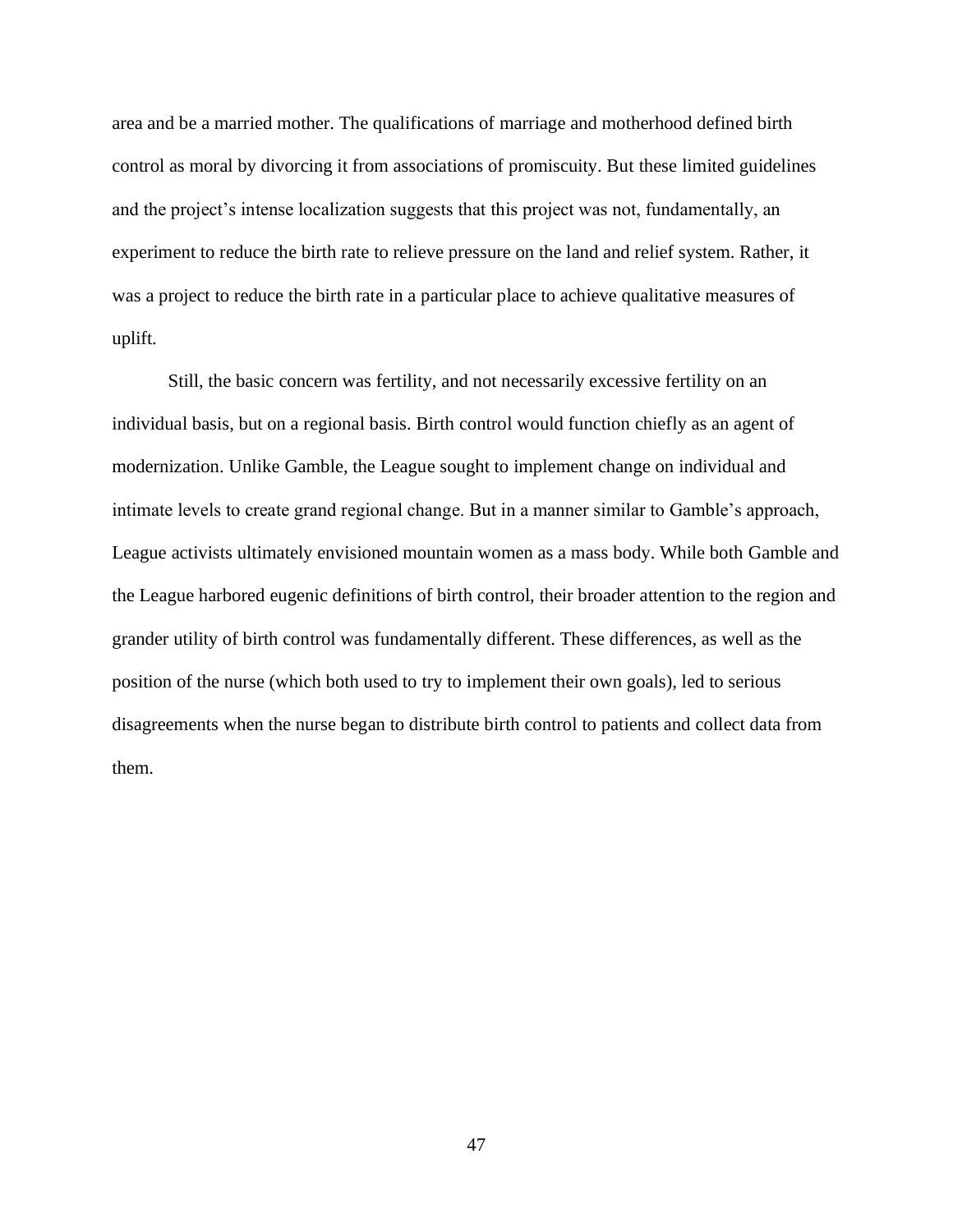area and be a married mother. The qualifications of marriage and motherhood defined birth control as moral by divorcing it from associations of promiscuity. But these limited guidelines and the project's intense localization suggests that this project was not, fundamentally, an experiment to reduce the birth rate to relieve pressure on the land and relief system. Rather, it was a project to reduce the birth rate in a particular place to achieve qualitative measures of uplift.

Still, the basic concern was fertility, and not necessarily excessive fertility on an individual basis, but on a regional basis. Birth control would function chiefly as an agent of modernization. Unlike Gamble, the League sought to implement change on individual and intimate levels to create grand regional change. But in a manner similar to Gamble's approach, League activists ultimately envisioned mountain women as a mass body. While both Gamble and the League harbored eugenic definitions of birth control, their broader attention to the region and grander utility of birth control was fundamentally different. These differences, as well as the position of the nurse (which both used to try to implement their own goals), led to serious disagreements when the nurse began to distribute birth control to patients and collect data from them.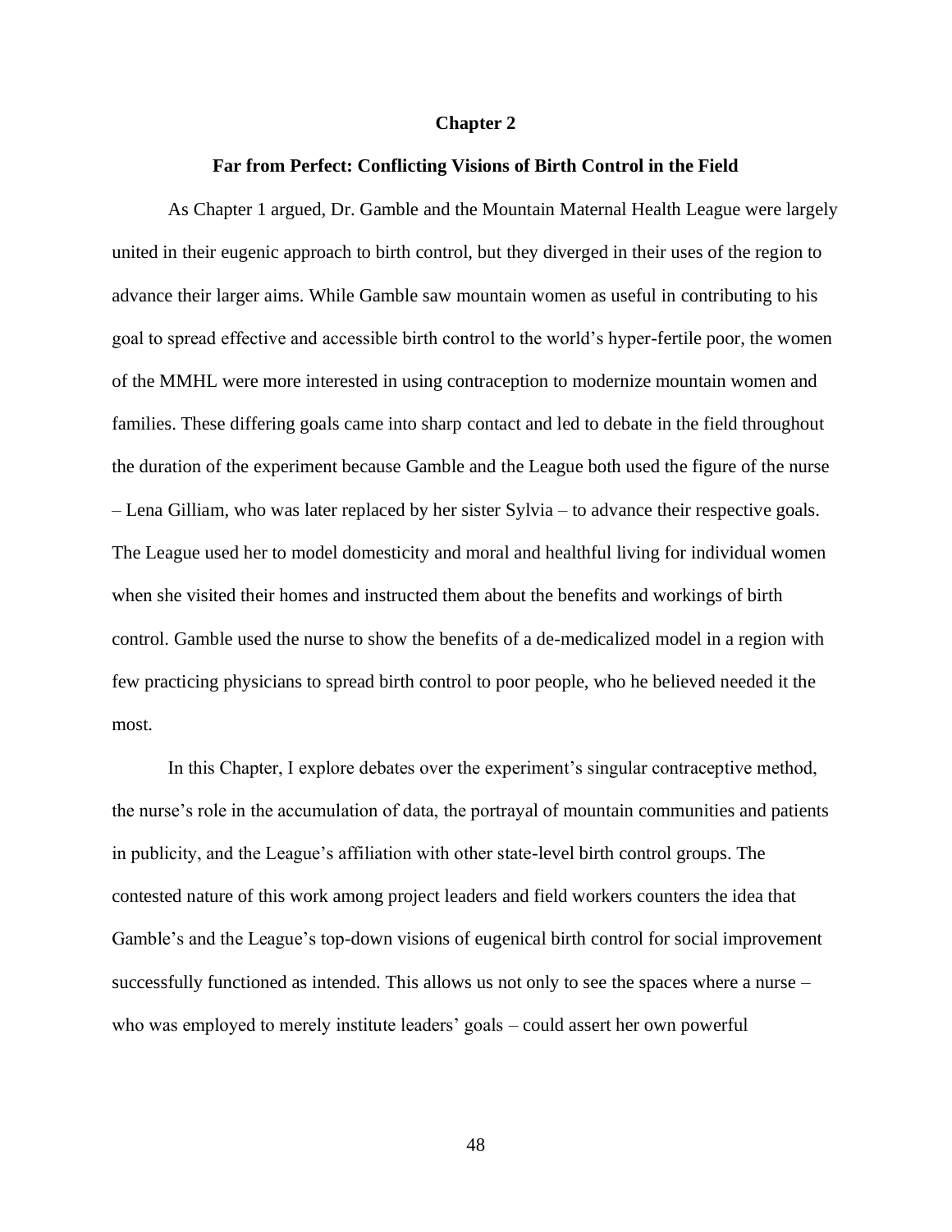# Chapter 2

## Far from Perfect: Conflicting Visions of Birth Control in the Field

As Chapter 1 argued, Dr. Gamble and the Mountain Maternal Health League were largely united in their eugenic approach to birth control, but they diverged in their uses of the region to advance their larger aims. While Gamble saw mountain women as useful in contributing to his goal to spread effective and accessible birth control to the world's hyper-fertile poor, the women of the MMHL were more interested in using contraception to modernize mountain women and families. These differing goals came into sharp contact and led to debate in the field throughout the duration of the experiment because Gamble and the League both used the figure of the nurse – Lena Gilliam, who was later replaced by her sister Sylvia – to advance their respective goals. The League used her to model domesticity and moral and healthful living for individual women when she visited their homes and instructed them about the benefits and workings of birth control. Gamble used the nurse to show the benefits of a de-medicalized model in a region with few practicing physicians to spread birth control to poor people, who he believed needed it the most.

In this Chapter, I explore debates over the experiment's singular contraceptive method, the nurse's role in the accumulation of data, the portrayal of mountain communities and patients in publicity, and the League's affiliation with other state-level birth control groups. The contested nature of this work among project leaders and field workers counters the idea that Gamble's and the League's top-down visions of eugenical birth control for social improvement successfully functioned as intended. This allows us not only to see the spaces where a nurse – who was employed to merely institute leaders' goals – could assert her own powerful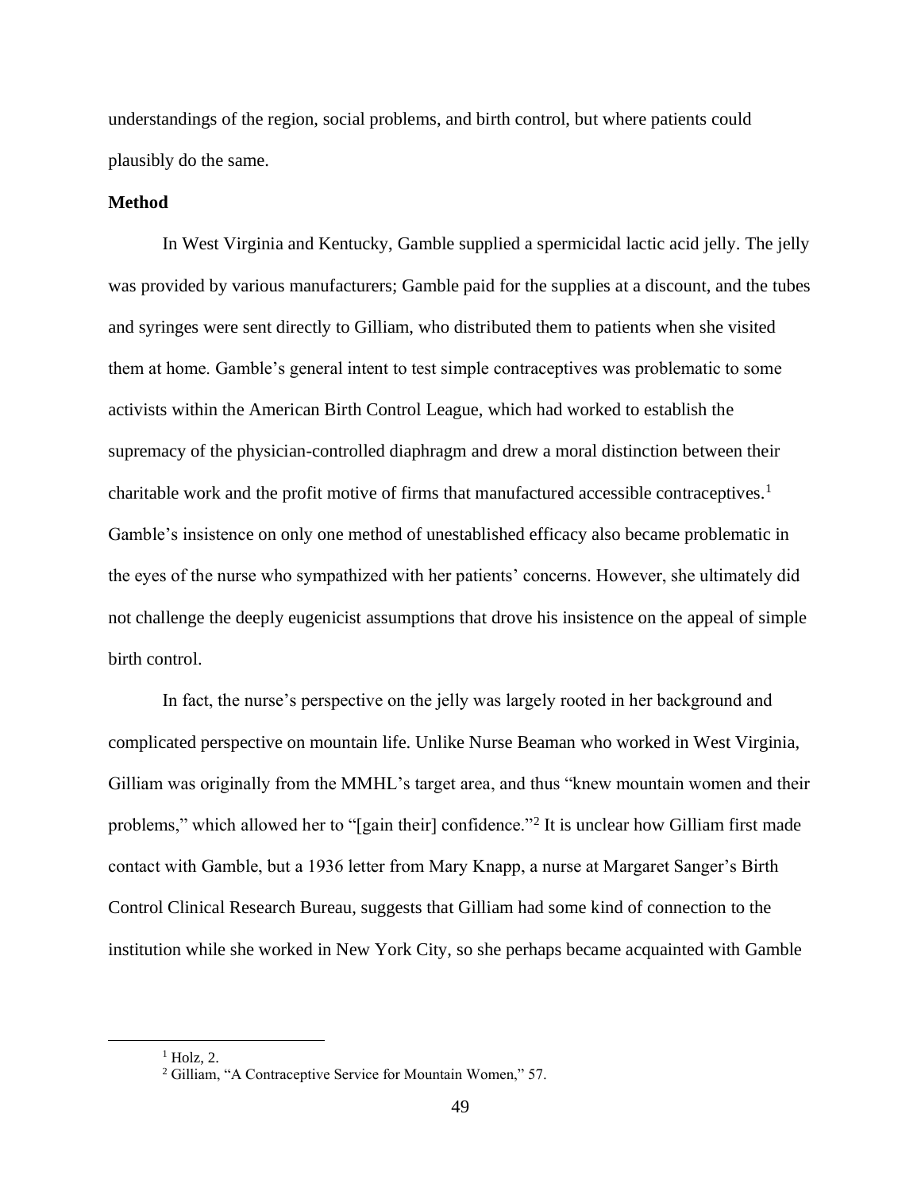understandings of the region, social problems, and birth control, but where patients could plausibly do the same.

**Method**

In West Virginia and Kentucky, Gamble supplied a spermicidal lactic acid jelly. The jelly was provided by various manufacturers; Gamble paid for the supplies at a discount, and the tubes and syringes were sent directly to Gilliam, who distributed them to patients when she visited them at home. Gamble's general intent to test simple contraceptives was problematic to some activists within the American Birth Control League, which had worked to establish the supremacy of the physician-controlled diaphragm and drew a moral distinction between their charitable work and the profit motive of firms that manufactured accessible contraceptives.[1] Gamble's insistence on only one method of unestablished efficacy also became problematic in the eyes of the nurse who sympathized with her patients' concerns. However, she ultimately did not challenge the deeply eugenicist assumptions that drove his insistence on the appeal of simple birth control.

In fact, the nurse's perspective on the jelly was largely rooted in her background and complicated perspective on mountain life. Unlike Nurse Beaman who worked in West Virginia, Gilliam was originally from the MMHL's target area, and thus "knew mountain women and their problems," which allowed her to "[gain their] confidence."[2] It is unclear how Gilliam first made contact with Gamble, but a 1936 letter from Mary Knapp, a nurse at Margaret Sanger's Birth Control Clinical Research Bureau, suggests that Gilliam had some kind of connection to the institution while she worked in New York City, so she perhaps became acquainted with Gamble

---

[1] Holz, 2.

[2] Gilliam, "A Contraceptive Service for Mountain Women," 57.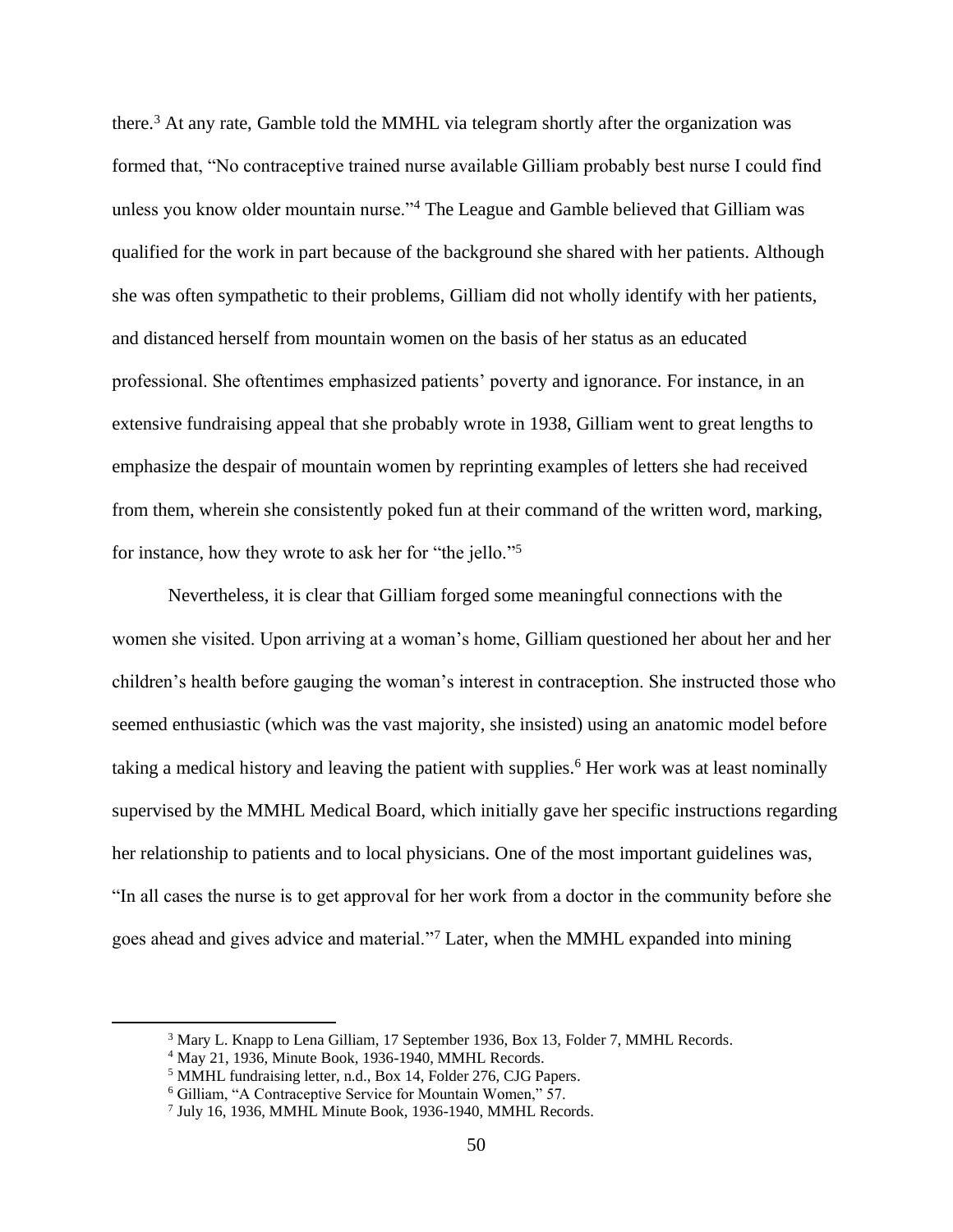there.[3] At any rate, Gamble told the MMHL via telegram shortly after the organization was formed that, "No contraceptive trained nurse available Gilliam probably best nurse I could find unless you know older mountain nurse."[4] The League and Gamble believed that Gilliam was qualified for the work in part because of the background she shared with her patients. Although she was often sympathetic to their problems, Gilliam did not wholly identify with her patients, and distanced herself from mountain women on the basis of her status as an educated professional. She oftentimes emphasized patients' poverty and ignorance. For instance, in an extensive fundraising appeal that she probably wrote in 1938, Gilliam went to great lengths to emphasize the despair of mountain women by reprinting examples of letters she had received from them, wherein she consistently poked fun at their command of the written word, marking, for instance, how they wrote to ask her for "the jello."[5]

Nevertheless, it is clear that Gilliam forged some meaningful connections with the women she visited. Upon arriving at a woman's home, Gilliam questioned her about her and her children's health before gauging the woman's interest in contraception. She instructed those who seemed enthusiastic (which was the vast majority, she insisted) using an anatomic model before taking a medical history and leaving the patient with supplies.[6] Her work was at least nominally supervised by the MMHL Medical Board, which initially gave her specific instructions regarding her relationship to patients and to local physicians. One of the most important guidelines was, "In all cases the nurse is to get approval for her work from a doctor in the community before she goes ahead and gives advice and material."[7] Later, when the MMHL expanded into mining

---

[3] Mary L. Knapp to Lena Gilliam, 17 September 1936, Box 13, Folder 7, MMHL Records.

[4] May 21, 1936, Minute Book, 1936-1940, MMHL Records.

[5] MMHL fundraising letter, n.d., Box 14, Folder 276, CJG Papers.

[6] Gilliam, "A Contraceptive Service for Mountain Women," 57.

[7] July 16, 1936, MMHL Minute Book, 1936-1940, MMHL Records.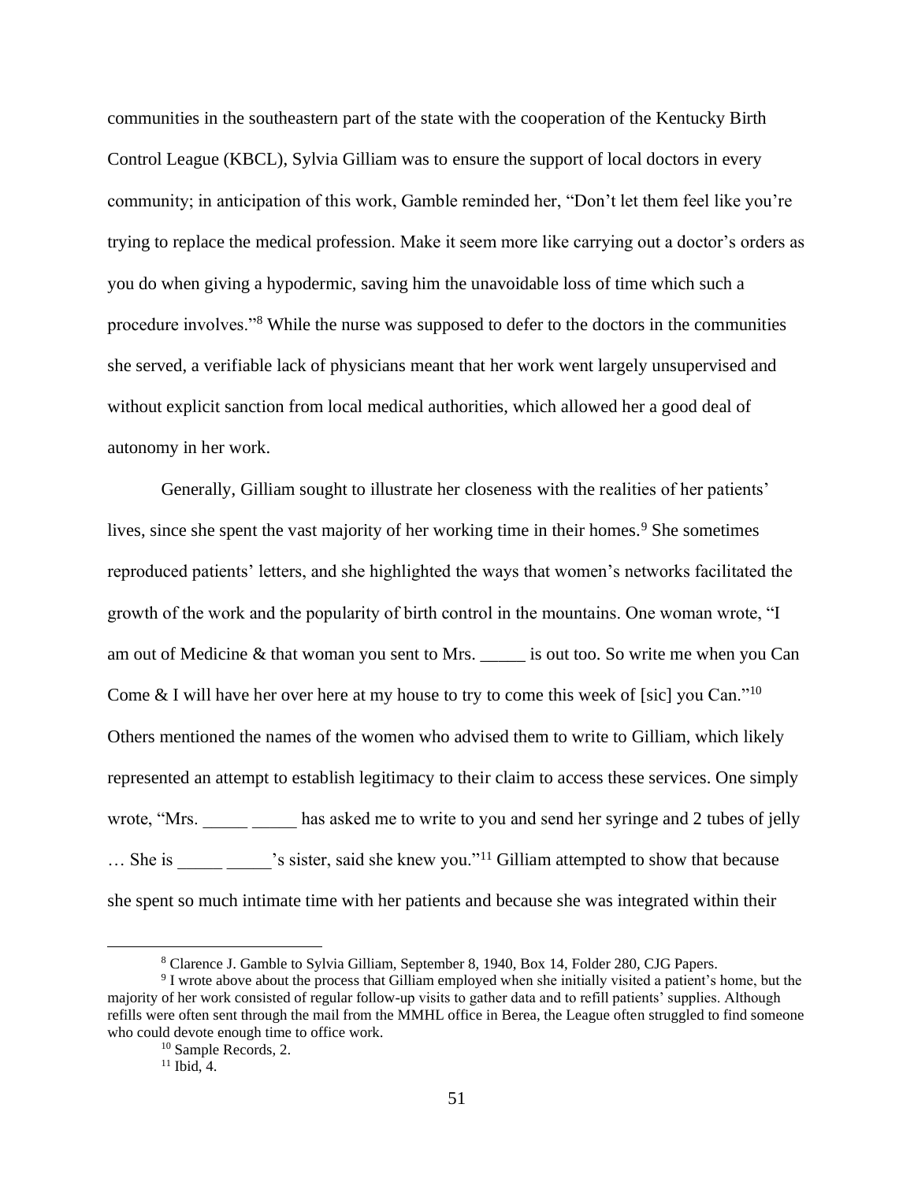communities in the southeastern part of the state with the cooperation of the Kentucky Birth Control League (KBCL), Sylvia Gilliam was to ensure the support of local doctors in every community; in anticipation of this work, Gamble reminded her, "Don't let them feel like you're trying to replace the medical profession. Make it seem more like carrying out a doctor's orders as you do when giving a hypodermic, saving him the unavoidable loss of time which such a procedure involves."[8] While the nurse was supposed to defer to the doctors in the communities she served, a verifiable lack of physicians meant that her work went largely unsupervised and without explicit sanction from local medical authorities, which allowed her a good deal of autonomy in her work.

Generally, Gilliam sought to illustrate her closeness with the realities of her patients' lives, since she spent the vast majority of her working time in their homes.[9] She sometimes reproduced patients' letters, and she highlighted the ways that women's networks facilitated the growth of the work and the popularity of birth control in the mountains. One woman wrote, "I am out of Medicine & that woman you sent to Mrs. _____ is out too. So write me when you Can Come & I will have her over here at my house to try to come this week of [sic] you Can."[10] Others mentioned the names of the women who advised them to write to Gilliam, which likely represented an attempt to establish legitimacy to their claim to access these services. One simply wrote, "Mrs. _____ _____ has asked me to write to you and send her syringe and 2 tubes of jelly … She is _____ _____'s sister, said she knew you."[11] Gilliam attempted to show that because she spent so much intimate time with her patients and because she was integrated within their

---

[8] Clarence J. Gamble to Sylvia Gilliam, September 8, 1940, Box 14, Folder 280, CJG Papers.

[9] I wrote above about the process that Gilliam employed when she initially visited a patient's home, but the majority of her work consisted of regular follow-up visits to gather data and to refill patients' supplies. Although refills were often sent through the mail from the MMHL office in Berea, the League often struggled to find someone who could devote enough time to office work.

[10] Sample Records, 2.

[11] Ibid, 4.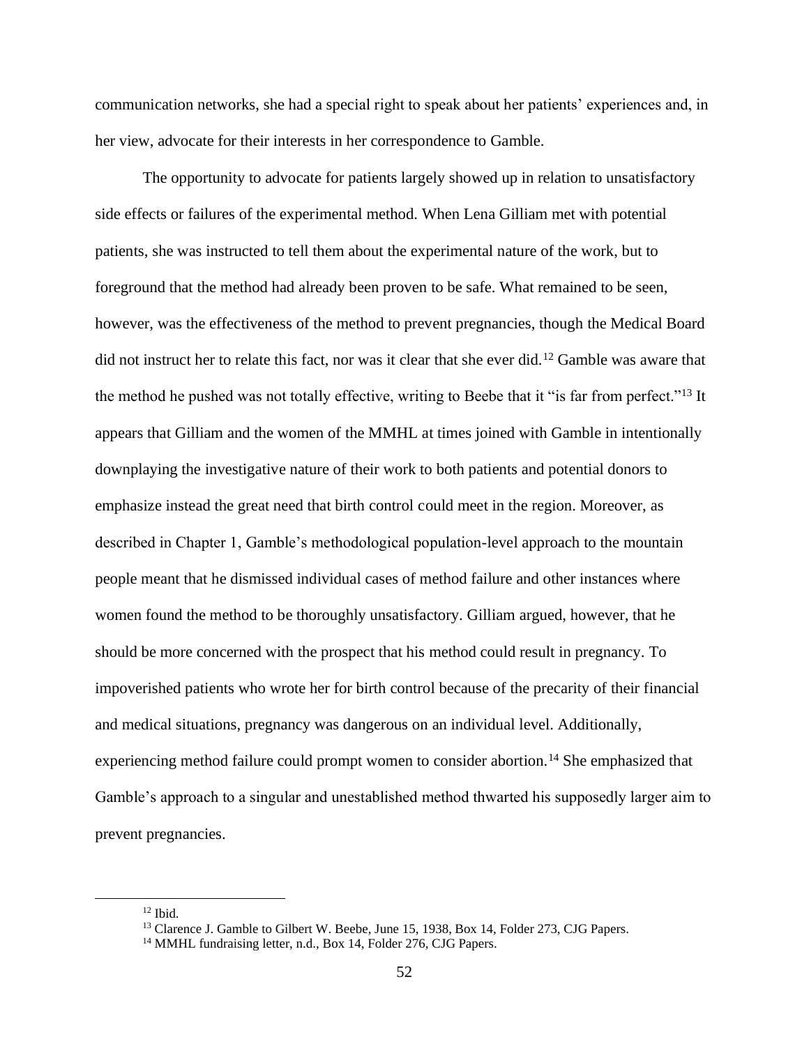communication networks, she had a special right to speak about her patients' experiences and, in her view, advocate for their interests in her correspondence to Gamble.

The opportunity to advocate for patients largely showed up in relation to unsatisfactory side effects or failures of the experimental method. When Lena Gilliam met with potential patients, she was instructed to tell them about the experimental nature of the work, but to foreground that the method had already been proven to be safe. What remained to be seen, however, was the effectiveness of the method to prevent pregnancies, though the Medical Board did not instruct her to relate this fact, nor was it clear that she ever did.[12] Gamble was aware that the method he pushed was not totally effective, writing to Beebe that it "is far from perfect."[13] It appears that Gilliam and the women of the MMHL at times joined with Gamble in intentionally downplaying the investigative nature of their work to both patients and potential donors to emphasize instead the great need that birth control could meet in the region. Moreover, as described in Chapter 1, Gamble's methodological population-level approach to the mountain people meant that he dismissed individual cases of method failure and other instances where women found the method to be thoroughly unsatisfactory. Gilliam argued, however, that he should be more concerned with the prospect that his method could result in pregnancy. To impoverished patients who wrote her for birth control because of the precarity of their financial and medical situations, pregnancy was dangerous on an individual level. Additionally, experiencing method failure could prompt women to consider abortion.[14] She emphasized that Gamble's approach to a singular and unestablished method thwarted his supposedly larger aim to prevent pregnancies.

---

[12] Ibid.

[13] Clarence J. Gamble to Gilbert W. Beebe, June 15, 1938, Box 14, Folder 273, CJG Papers.

[14] MMHL fundraising letter, n.d., Box 14, Folder 276, CJG Papers.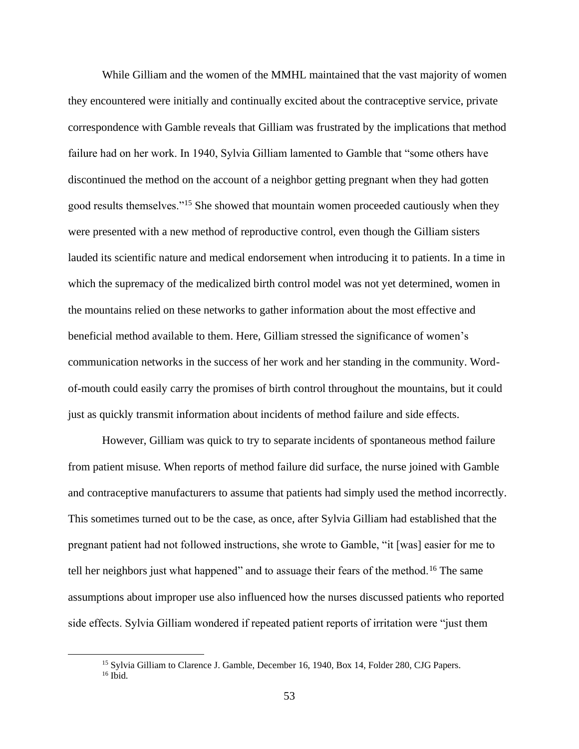While Gilliam and the women of the MMHL maintained that the vast majority of women they encountered were initially and continually excited about the contraceptive service, private correspondence with Gamble reveals that Gilliam was frustrated by the implications that method failure had on her work. In 1940, Sylvia Gilliam lamented to Gamble that "some others have discontinued the method on the account of a neighbor getting pregnant when they had gotten good results themselves."[15] She showed that mountain women proceeded cautiously when they were presented with a new method of reproductive control, even though the Gilliam sisters lauded its scientific nature and medical endorsement when introducing it to patients. In a time in which the supremacy of the medicalized birth control model was not yet determined, women in the mountains relied on these networks to gather information about the most effective and beneficial method available to them. Here, Gilliam stressed the significance of women's communication networks in the success of her work and her standing in the community. Word-of-mouth could easily carry the promises of birth control throughout the mountains, but it could just as quickly transmit information about incidents of method failure and side effects.

However, Gilliam was quick to try to separate incidents of spontaneous method failure from patient misuse. When reports of method failure did surface, the nurse joined with Gamble and contraceptive manufacturers to assume that patients had simply used the method incorrectly. This sometimes turned out to be the case, as once, after Sylvia Gilliam had established that the pregnant patient had not followed instructions, she wrote to Gamble, "it [was] easier for me to tell her neighbors just what happened" and to assuage their fears of the method.[16] The same assumptions about improper use also influenced how the nurses discussed patients who reported side effects. Sylvia Gilliam wondered if repeated patient reports of irritation were "just them

---

[15] Sylvia Gilliam to Clarence J. Gamble, December 16, 1940, Box 14, Folder 280, CJG Papers.

[16] Ibid.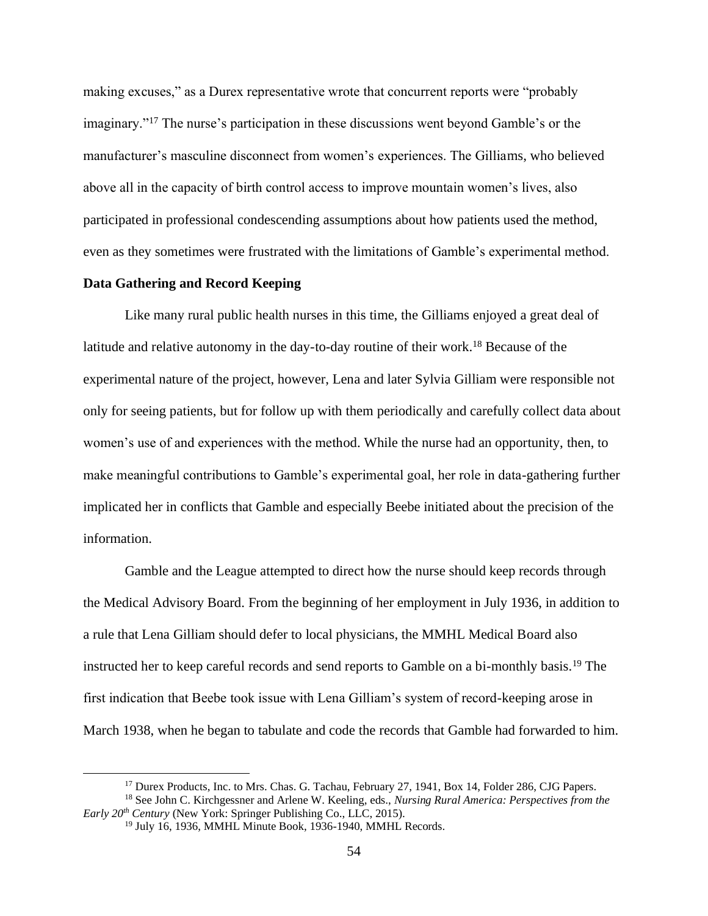making excuses," as a Durex representative wrote that concurrent reports were "probably imaginary."[17] The nurse's participation in these discussions went beyond Gamble's or the manufacturer's masculine disconnect from women's experiences. The Gilliams, who believed above all in the capacity of birth control access to improve mountain women's lives, also participated in professional condescending assumptions about how patients used the method, even as they sometimes were frustrated with the limitations of Gamble's experimental method.

**Data Gathering and Record Keeping**

Like many rural public health nurses in this time, the Gilliams enjoyed a great deal of latitude and relative autonomy in the day-to-day routine of their work.[18] Because of the experimental nature of the project, however, Lena and later Sylvia Gilliam were responsible not only for seeing patients, but for follow up with them periodically and carefully collect data about women's use of and experiences with the method. While the nurse had an opportunity, then, to make meaningful contributions to Gamble's experimental goal, her role in data-gathering further implicated her in conflicts that Gamble and especially Beebe initiated about the precision of the information.

Gamble and the League attempted to direct how the nurse should keep records through the Medical Advisory Board. From the beginning of her employment in July 1936, in addition to a rule that Lena Gilliam should defer to local physicians, the MMHL Medical Board also instructed her to keep careful records and send reports to Gamble on a bi-monthly basis.[19] The first indication that Beebe took issue with Lena Gilliam's system of record-keeping arose in March 1938, when he began to tabulate and code the records that Gamble had forwarded to him.

---

[17] Durex Products, Inc. to Mrs. Chas. G. Tachau, February 27, 1941, Box 14, Folder 286, CJG Papers.

[18] See John C. Kirchgessner and Arlene W. Keeling, eds., *Nursing Rural America: Perspectives from the Early 20th Century* (New York: Springer Publishing Co., LLC, 2015).

[19] July 16, 1936, MMHL Minute Book, 1936-1940, MMHL Records.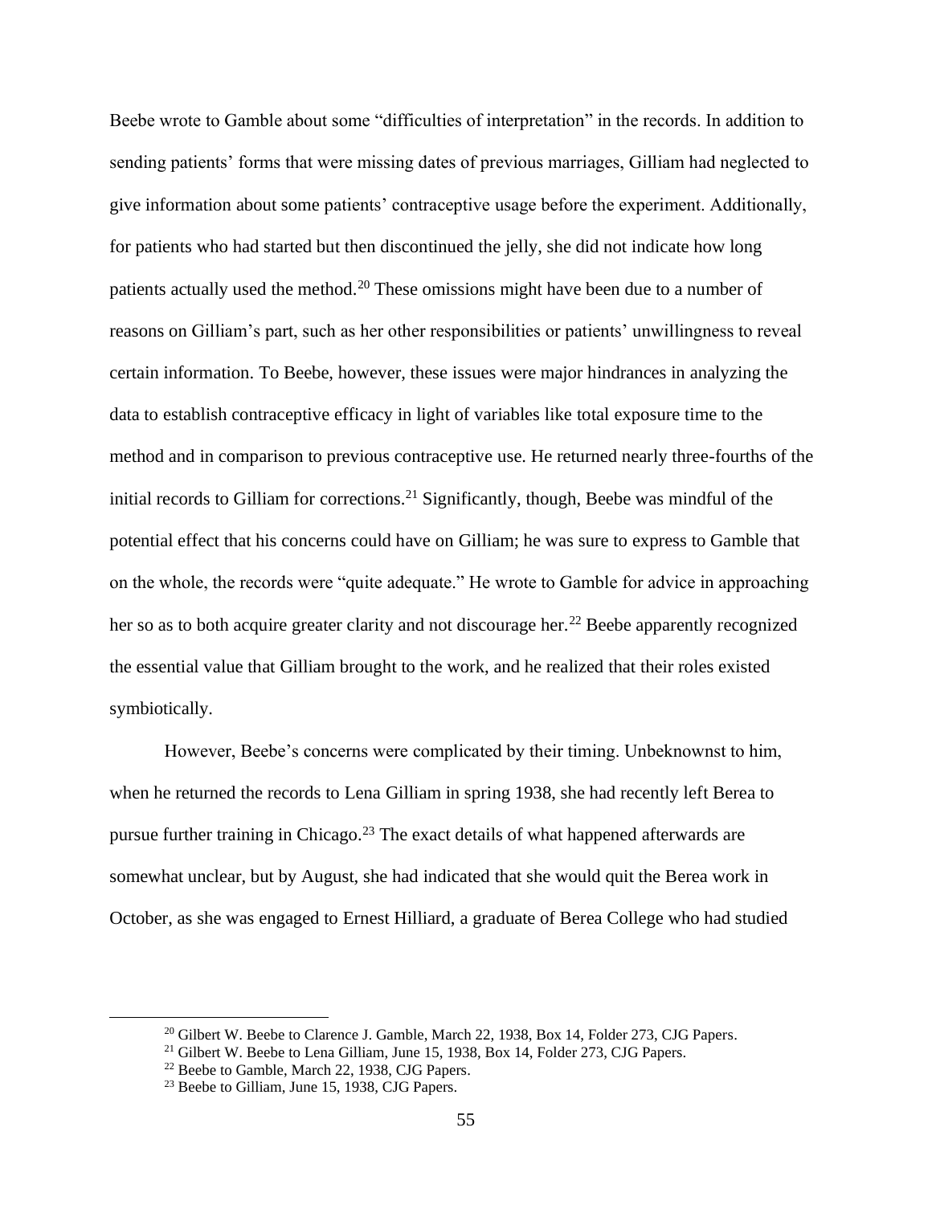Beebe wrote to Gamble about some "difficulties of interpretation" in the records. In addition to sending patients' forms that were missing dates of previous marriages, Gilliam had neglected to give information about some patients' contraceptive usage before the experiment. Additionally, for patients who had started but then discontinued the jelly, she did not indicate how long patients actually used the method.[20] These omissions might have been due to a number of reasons on Gilliam's part, such as her other responsibilities or patients' unwillingness to reveal certain information. To Beebe, however, these issues were major hindrances in analyzing the data to establish contraceptive efficacy in light of variables like total exposure time to the method and in comparison to previous contraceptive use. He returned nearly three-fourths of the initial records to Gilliam for corrections.[21] Significantly, though, Beebe was mindful of the potential effect that his concerns could have on Gilliam; he was sure to express to Gamble that on the whole, the records were "quite adequate." He wrote to Gamble for advice in approaching her so as to both acquire greater clarity and not discourage her.[22] Beebe apparently recognized the essential value that Gilliam brought to the work, and he realized that their roles existed symbiotically.

However, Beebe's concerns were complicated by their timing. Unbeknownst to him, when he returned the records to Lena Gilliam in spring 1938, she had recently left Berea to pursue further training in Chicago.[23] The exact details of what happened afterwards are somewhat unclear, but by August, she had indicated that she would quit the Berea work in October, as she was engaged to Ernest Hilliard, a graduate of Berea College who had studied

[20] Gilbert W. Beebe to Clarence J. Gamble, March 22, 1938, Box 14, Folder 273, CJG Papers.

[21] Gilbert W. Beebe to Lena Gilliam, June 15, 1938, Box 14, Folder 273, CJG Papers.

[22] Beebe to Gamble, March 22, 1938, CJG Papers.

[23] Beebe to Gilliam, June 15, 1938, CJG Papers.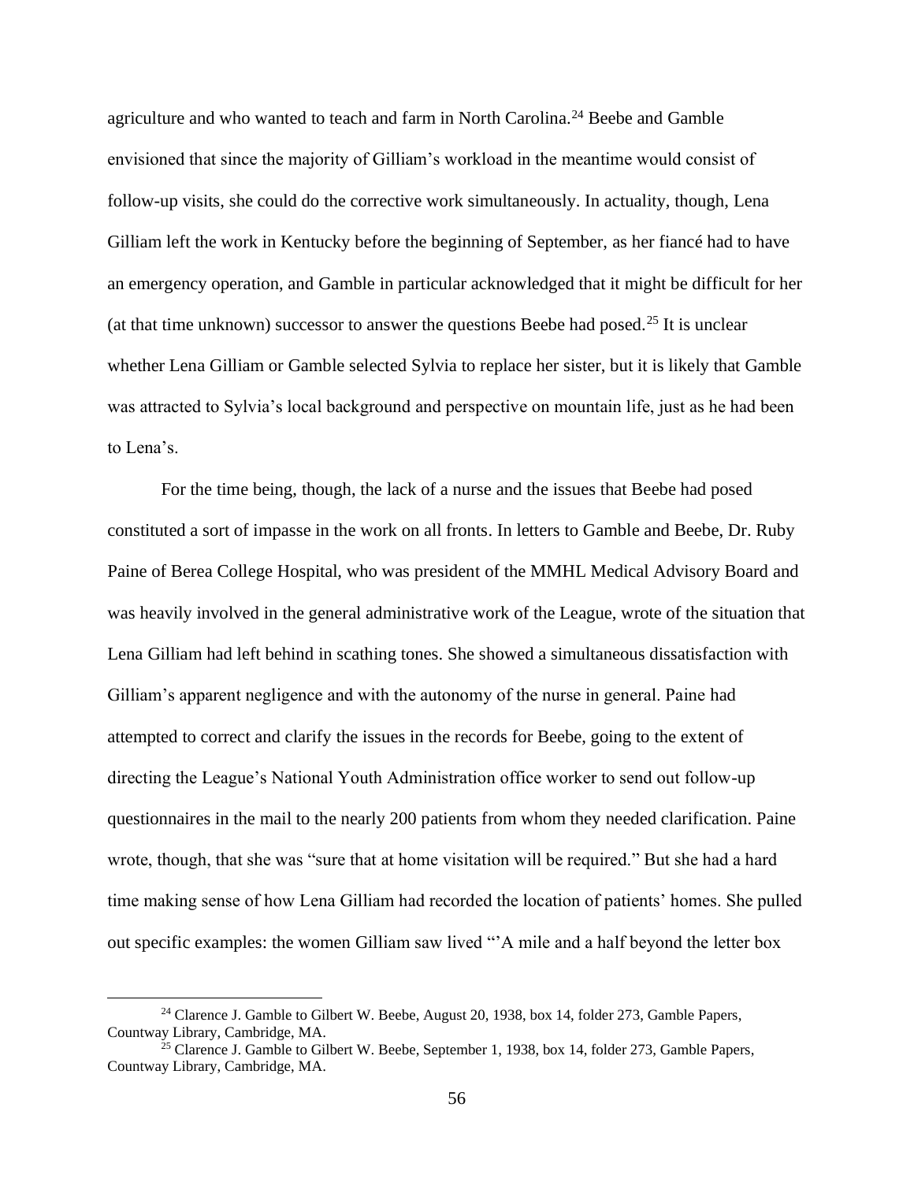agriculture and who wanted to teach and farm in North Carolina.[24] Beebe and Gamble envisioned that since the majority of Gilliam's workload in the meantime would consist of follow-up visits, she could do the corrective work simultaneously. In actuality, though, Lena Gilliam left the work in Kentucky before the beginning of September, as her fiancé had to have an emergency operation, and Gamble in particular acknowledged that it might be difficult for her (at that time unknown) successor to answer the questions Beebe had posed.[25] It is unclear whether Lena Gilliam or Gamble selected Sylvia to replace her sister, but it is likely that Gamble was attracted to Sylvia's local background and perspective on mountain life, just as he had been to Lena's.

For the time being, though, the lack of a nurse and the issues that Beebe had posed constituted a sort of impasse in the work on all fronts. In letters to Gamble and Beebe, Dr. Ruby Paine of Berea College Hospital, who was president of the MMHL Medical Advisory Board and was heavily involved in the general administrative work of the League, wrote of the situation that Lena Gilliam had left behind in scathing tones. She showed a simultaneous dissatisfaction with Gilliam's apparent negligence and with the autonomy of the nurse in general. Paine had attempted to correct and clarify the issues in the records for Beebe, going to the extent of directing the League's National Youth Administration office worker to send out follow-up questionnaires in the mail to the nearly 200 patients from whom they needed clarification. Paine wrote, though, that she was "sure that at home visitation will be required." But she had a hard time making sense of how Lena Gilliam had recorded the location of patients' homes. She pulled out specific examples: the women Gilliam saw lived "'A mile and a half beyond the letter box

---

[24] Clarence J. Gamble to Gilbert W. Beebe, August 20, 1938, box 14, folder 273, Gamble Papers, Countway Library, Cambridge, MA.

[25] Clarence J. Gamble to Gilbert W. Beebe, September 1, 1938, box 14, folder 273, Gamble Papers, Countway Library, Cambridge, MA.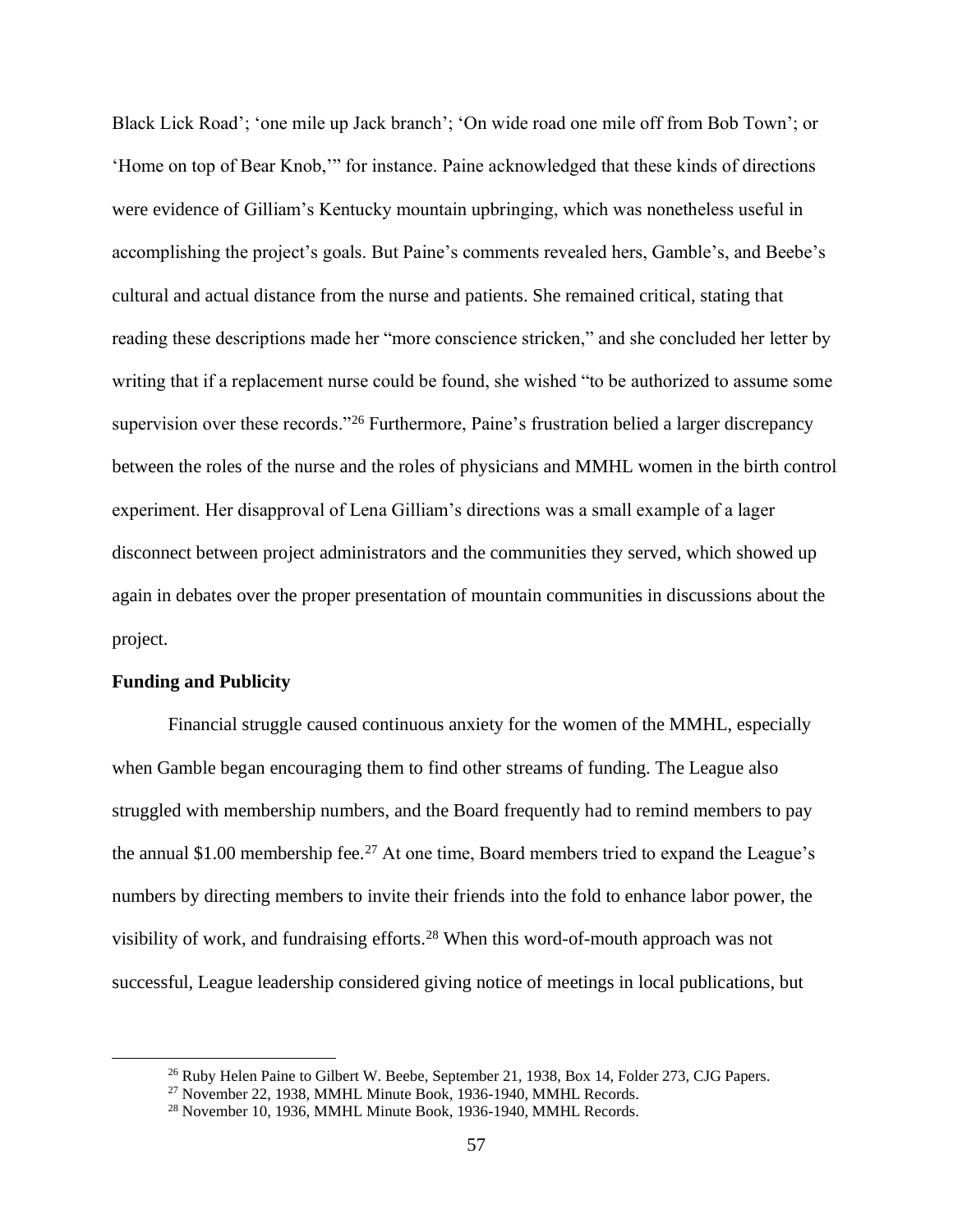Black Lick Road'; 'one mile up Jack branch'; 'On wide road one mile off from Bob Town'; or 'Home on top of Bear Knob,'" for instance. Paine acknowledged that these kinds of directions were evidence of Gilliam's Kentucky mountain upbringing, which was nonetheless useful in accomplishing the project's goals. But Paine's comments revealed hers, Gamble's, and Beebe's cultural and actual distance from the nurse and patients. She remained critical, stating that reading these descriptions made her "more conscience stricken," and she concluded her letter by writing that if a replacement nurse could be found, she wished "to be authorized to assume some supervision over these records."[26] Furthermore, Paine's frustration belied a larger discrepancy between the roles of the nurse and the roles of physicians and MMHL women in the birth control experiment. Her disapproval of Lena Gilliam's directions was a small example of a lager disconnect between project administrators and the communities they served, which showed up again in debates over the proper presentation of mountain communities in discussions about the project.

**Funding and Publicity**

Financial struggle caused continuous anxiety for the women of the MMHL, especially when Gamble began encouraging them to find other streams of funding. The League also struggled with membership numbers, and the Board frequently had to remind members to pay the annual $1.00 membership fee.[27] At one time, Board members tried to expand the League's numbers by directing members to invite their friends into the fold to enhance labor power, the visibility of work, and fundraising efforts.[28] When this word-of-mouth approach was not successful, League leadership considered giving notice of meetings in local publications, but

[26] Ruby Helen Paine to Gilbert W. Beebe, September 21, 1938, Box 14, Folder 273, CJG Papers.

[27] November 22, 1938, MMHL Minute Book, 1936-1940, MMHL Records.

[28] November 10, 1936, MMHL Minute Book, 1936-1940, MMHL Records.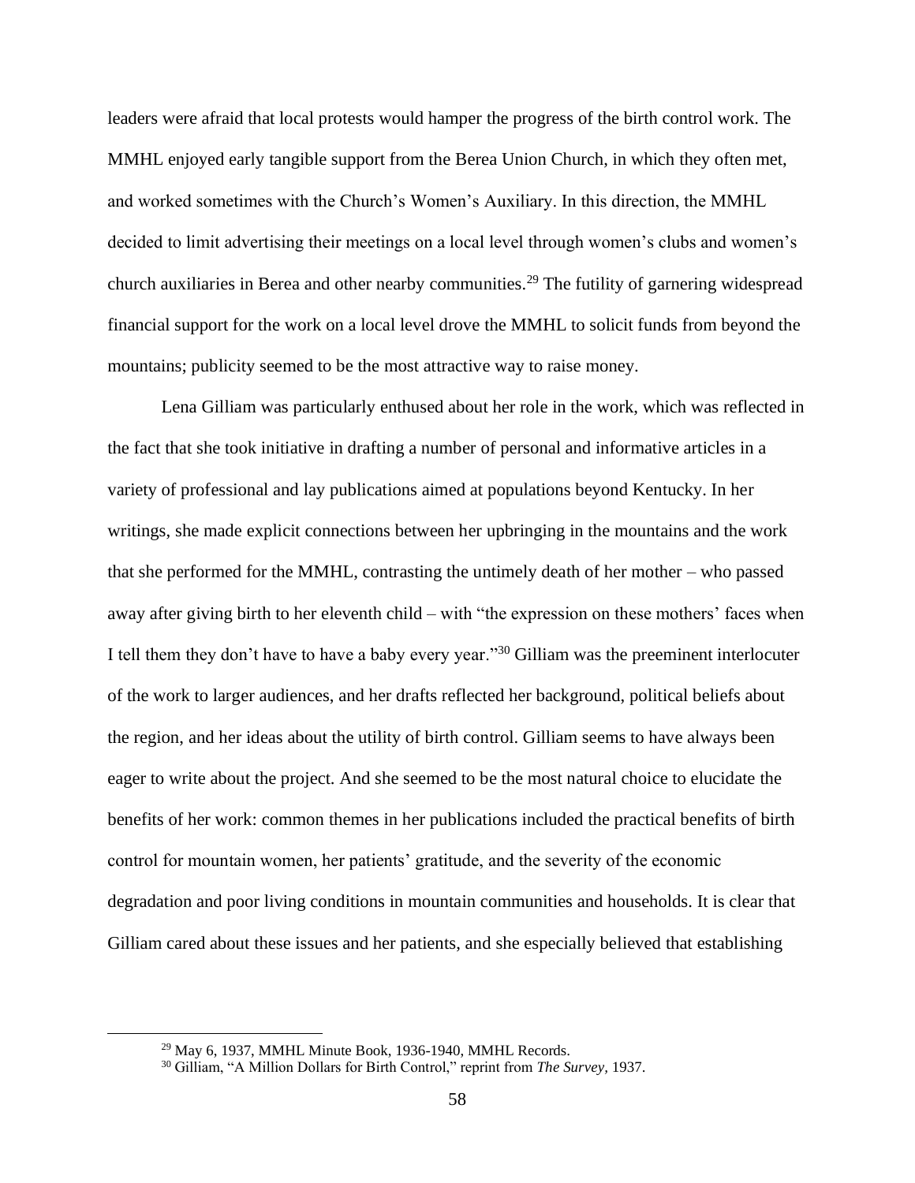leaders were afraid that local protests would hamper the progress of the birth control work. The MMHL enjoyed early tangible support from the Berea Union Church, in which they often met, and worked sometimes with the Church's Women's Auxiliary. In this direction, the MMHL decided to limit advertising their meetings on a local level through women's clubs and women's church auxiliaries in Berea and other nearby communities.[29] The futility of garnering widespread financial support for the work on a local level drove the MMHL to solicit funds from beyond the mountains; publicity seemed to be the most attractive way to raise money.

Lena Gilliam was particularly enthused about her role in the work, which was reflected in the fact that she took initiative in drafting a number of personal and informative articles in a variety of professional and lay publications aimed at populations beyond Kentucky. In her writings, she made explicit connections between her upbringing in the mountains and the work that she performed for the MMHL, contrasting the untimely death of her mother – who passed away after giving birth to her eleventh child – with "the expression on these mothers' faces when I tell them they don't have to have a baby every year."[30] Gilliam was the preeminent interlocuter of the work to larger audiences, and her drafts reflected her background, political beliefs about the region, and her ideas about the utility of birth control. Gilliam seems to have always been eager to write about the project. And she seemed to be the most natural choice to elucidate the benefits of her work: common themes in her publications included the practical benefits of birth control for mountain women, her patients' gratitude, and the severity of the economic degradation and poor living conditions in mountain communities and households. It is clear that Gilliam cared about these issues and her patients, and she especially believed that establishing

[29] May 6, 1937, MMHL Minute Book, 1936-1940, MMHL Records.

[30] Gilliam, "A Million Dollars for Birth Control," reprint from *The Survey*, 1937.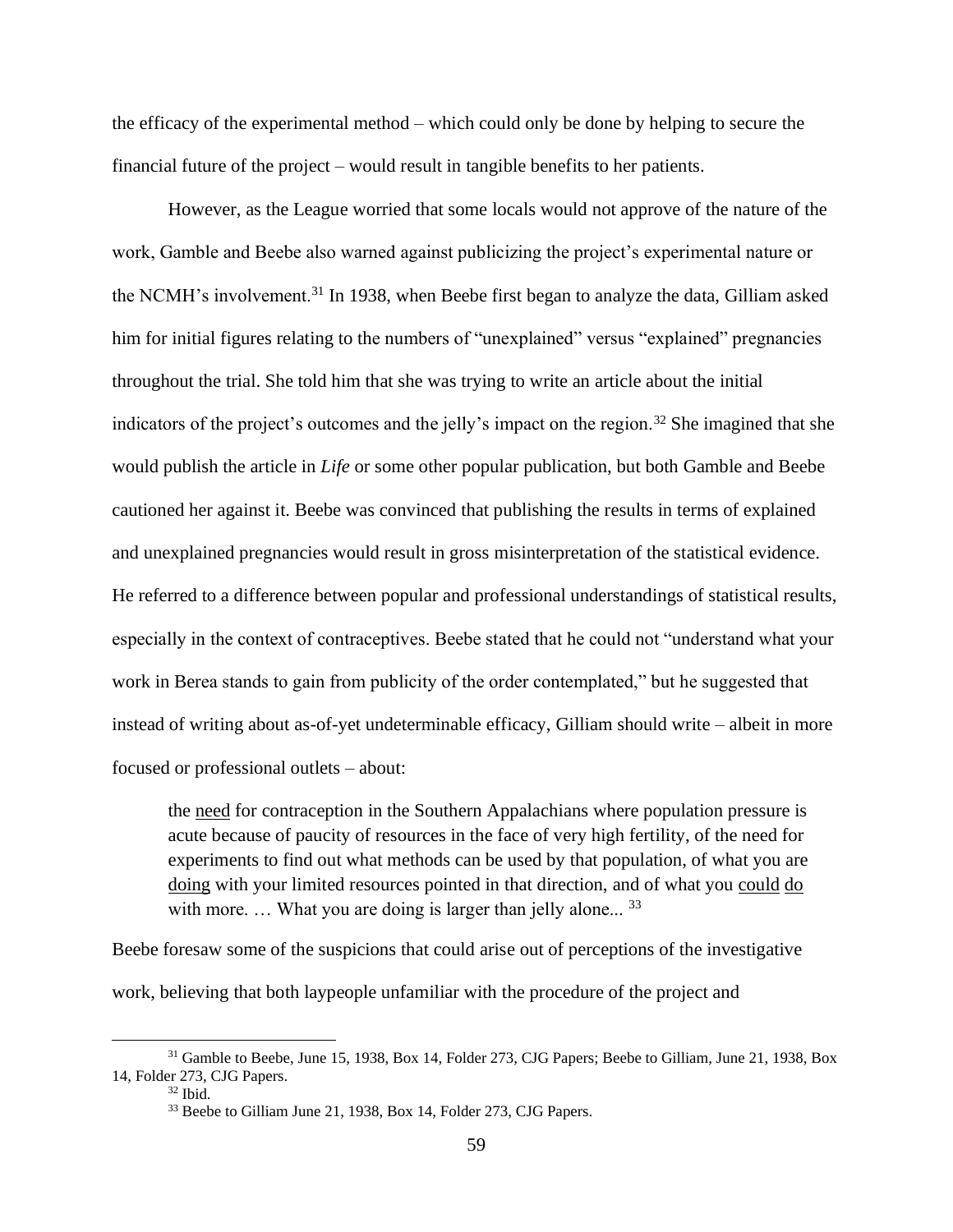the efficacy of the experimental method – which could only be done by helping to secure the financial future of the project – would result in tangible benefits to her patients.

However, as the League worried that some locals would not approve of the nature of the work, Gamble and Beebe also warned against publicizing the project's experimental nature or the NCMH's involvement.[31] In 1938, when Beebe first began to analyze the data, Gilliam asked him for initial figures relating to the numbers of "unexplained" versus "explained" pregnancies throughout the trial. She told him that she was trying to write an article about the initial indicators of the project's outcomes and the jelly's impact on the region.[32] She imagined that she would publish the article in *Life* or some other popular publication, but both Gamble and Beebe cautioned her against it. Beebe was convinced that publishing the results in terms of explained and unexplained pregnancies would result in gross misinterpretation of the statistical evidence. He referred to a difference between popular and professional understandings of statistical results, especially in the context of contraceptives. Beebe stated that he could not "understand what your work in Berea stands to gain from publicity of the order contemplated," but he suggested that instead of writing about as-of-yet undeterminable efficacy, Gilliam should write – albeit in more focused or professional outlets – about:

> the <u>need</u> for contraception in the Southern Appalachians where population pressure is acute because of paucity of resources in the face of very high fertility, of the need for experiments to find out what methods can be used by that population, of what you are <u>doing</u> with your limited resources pointed in that direction, and of what you <u>could</u> <u>do</u> with more. … What you are doing is larger than jelly alone... [33]

Beebe foresaw some of the suspicions that could arise out of perceptions of the investigative work, believing that both laypeople unfamiliar with the procedure of the project and

---

[31] Gamble to Beebe, June 15, 1938, Box 14, Folder 273, CJG Papers; Beebe to Gilliam, June 21, 1938, Box 14, Folder 273, CJG Papers.

[32] Ibid.

[33] Beebe to Gilliam June 21, 1938, Box 14, Folder 273, CJG Papers.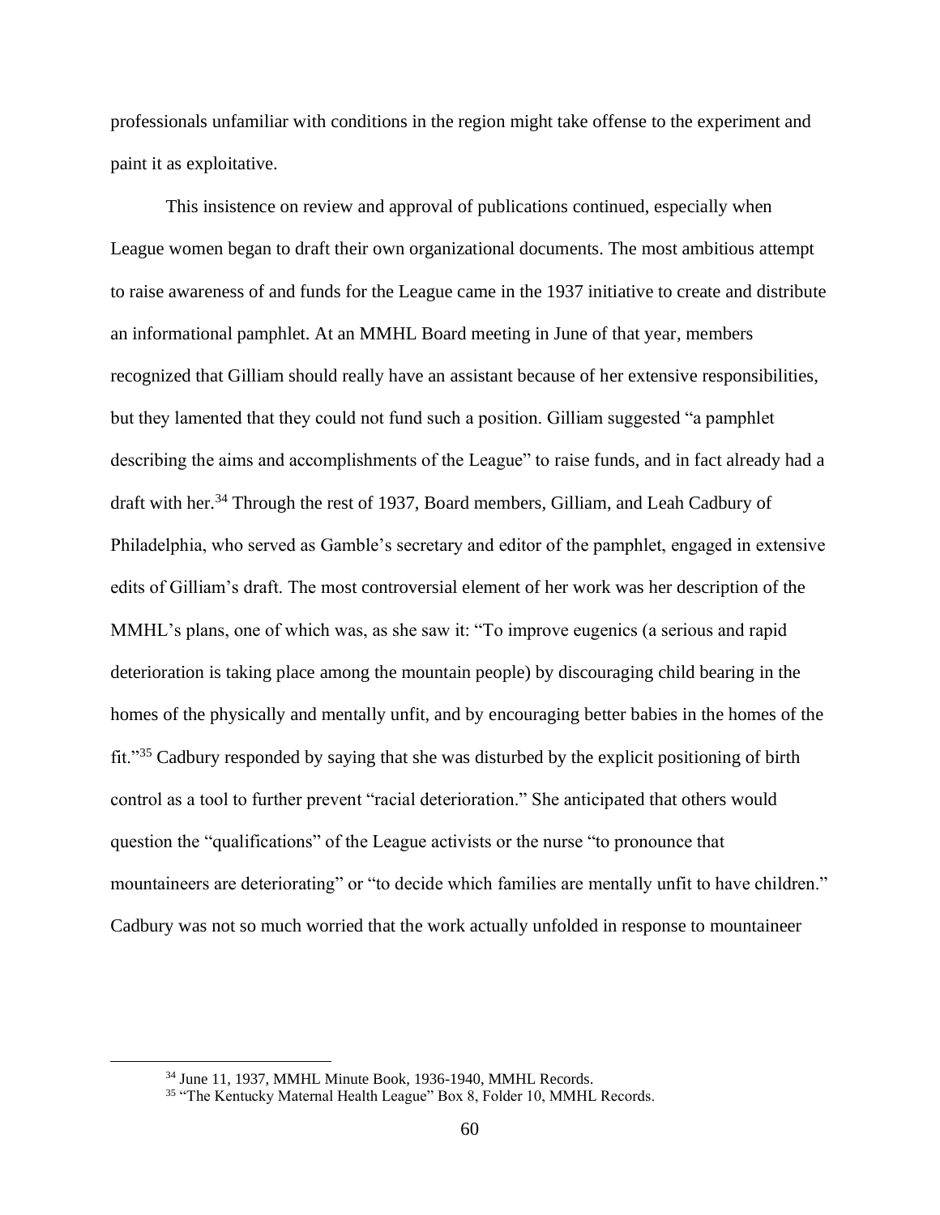professionals unfamiliar with conditions in the region might take offense to the experiment and paint it as exploitative.

This insistence on review and approval of publications continued, especially when League women began to draft their own organizational documents. The most ambitious attempt to raise awareness of and funds for the League came in the 1937 initiative to create and distribute an informational pamphlet. At an MMHL Board meeting in June of that year, members recognized that Gilliam should really have an assistant because of her extensive responsibilities, but they lamented that they could not fund such a position. Gilliam suggested "a pamphlet describing the aims and accomplishments of the League" to raise funds, and in fact already had a draft with her.[34] Through the rest of 1937, Board members, Gilliam, and Leah Cadbury of Philadelphia, who served as Gamble's secretary and editor of the pamphlet, engaged in extensive edits of Gilliam's draft. The most controversial element of her work was her description of the MMHL's plans, one of which was, as she saw it: "To improve eugenics (a serious and rapid deterioration is taking place among the mountain people) by discouraging child bearing in the homes of the physically and mentally unfit, and by encouraging better babies in the homes of the fit."[35] Cadbury responded by saying that she was disturbed by the explicit positioning of birth control as a tool to further prevent "racial deterioration." She anticipated that others would question the "qualifications" of the League activists or the nurse "to pronounce that mountaineers are deteriorating" or "to decide which families are mentally unfit to have children." Cadbury was not so much worried that the work actually unfolded in response to mountaineer

[34] June 11, 1937, MMHL Minute Book, 1936-1940, MMHL Records.

[35] "The Kentucky Maternal Health League" Box 8, Folder 10, MMHL Records.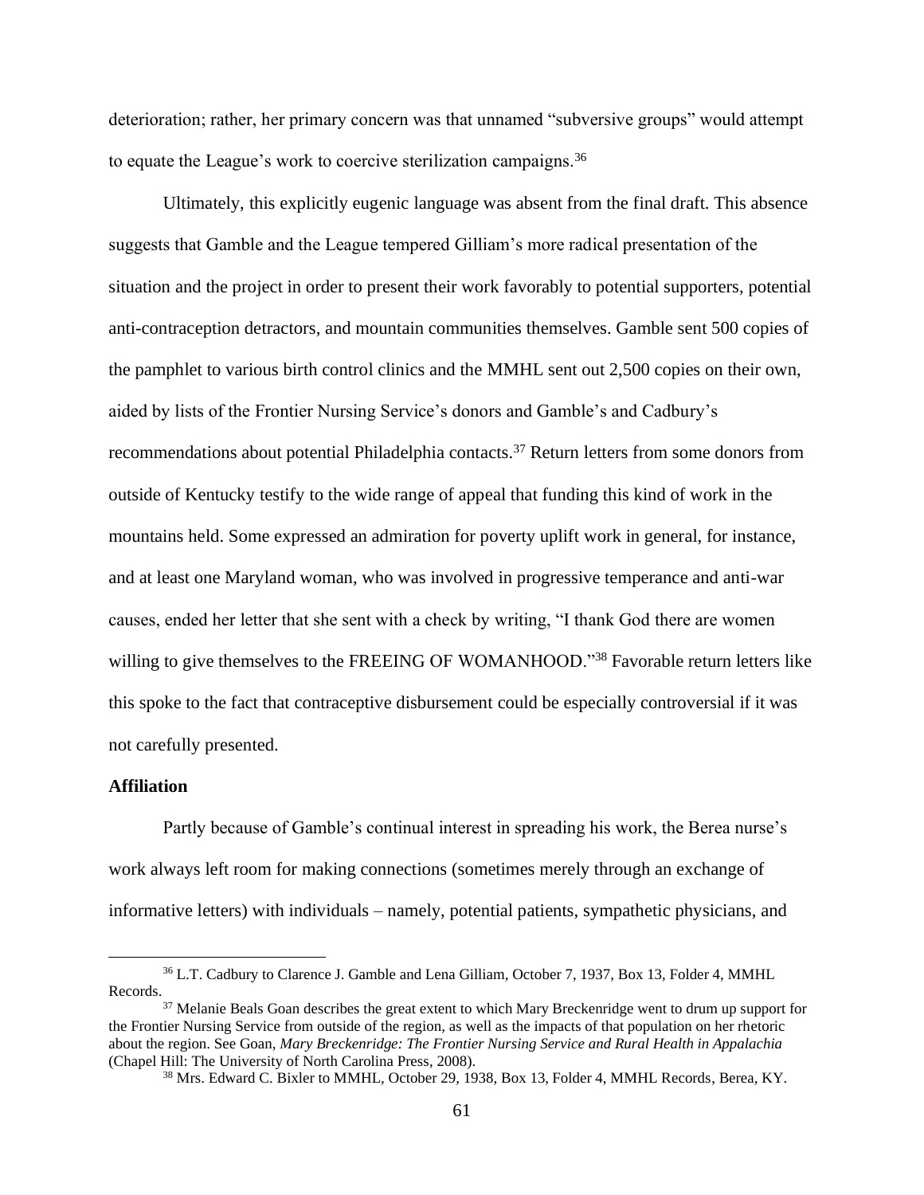deterioration; rather, her primary concern was that unnamed "subversive groups" would attempt to equate the League's work to coercive sterilization campaigns.[36]

Ultimately, this explicitly eugenic language was absent from the final draft. This absence suggests that Gamble and the League tempered Gilliam's more radical presentation of the situation and the project in order to present their work favorably to potential supporters, potential anti-contraception detractors, and mountain communities themselves. Gamble sent 500 copies of the pamphlet to various birth control clinics and the MMHL sent out 2,500 copies on their own, aided by lists of the Frontier Nursing Service's donors and Gamble's and Cadbury's recommendations about potential Philadelphia contacts.[37] Return letters from some donors from outside of Kentucky testify to the wide range of appeal that funding this kind of work in the mountains held. Some expressed an admiration for poverty uplift work in general, for instance, and at least one Maryland woman, who was involved in progressive temperance and anti-war causes, ended her letter that she sent with a check by writing, "I thank God there are women willing to give themselves to the FREEING OF WOMANHOOD."[38] Favorable return letters like this spoke to the fact that contraceptive disbursement could be especially controversial if it was not carefully presented.

**Affiliation**

Partly because of Gamble's continual interest in spreading his work, the Berea nurse's work always left room for making connections (sometimes merely through an exchange of informative letters) with individuals – namely, potential patients, sympathetic physicians, and

---

[36] L.T. Cadbury to Clarence J. Gamble and Lena Gilliam, October 7, 1937, Box 13, Folder 4, MMHL Records.

[37] Melanie Beals Goan describes the great extent to which Mary Breckenridge went to drum up support for the Frontier Nursing Service from outside of the region, as well as the impacts of that population on her rhetoric about the region. See Goan, *Mary Breckenridge: The Frontier Nursing Service and Rural Health in Appalachia* (Chapel Hill: The University of North Carolina Press, 2008).

[38] Mrs. Edward C. Bixler to MMHL, October 29, 1938, Box 13, Folder 4, MMHL Records, Berea, KY.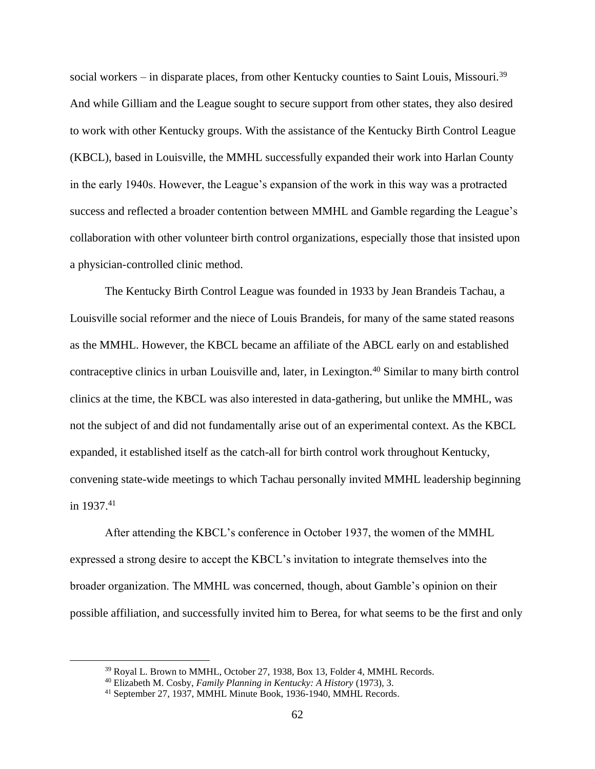social workers – in disparate places, from other Kentucky counties to Saint Louis, Missouri.[39] And while Gilliam and the League sought to secure support from other states, they also desired to work with other Kentucky groups. With the assistance of the Kentucky Birth Control League (KBCL), based in Louisville, the MMHL successfully expanded their work into Harlan County in the early 1940s. However, the League's expansion of the work in this way was a protracted success and reflected a broader contention between MMHL and Gamble regarding the League's collaboration with other volunteer birth control organizations, especially those that insisted upon a physician-controlled clinic method.

The Kentucky Birth Control League was founded in 1933 by Jean Brandeis Tachau, a Louisville social reformer and the niece of Louis Brandeis, for many of the same stated reasons as the MMHL. However, the KBCL became an affiliate of the ABCL early on and established contraceptive clinics in urban Louisville and, later, in Lexington.[40] Similar to many birth control clinics at the time, the KBCL was also interested in data-gathering, but unlike the MMHL, was not the subject of and did not fundamentally arise out of an experimental context. As the KBCL expanded, it established itself as the catch-all for birth control work throughout Kentucky, convening state-wide meetings to which Tachau personally invited MMHL leadership beginning in 1937.[41]

After attending the KBCL's conference in October 1937, the women of the MMHL expressed a strong desire to accept the KBCL's invitation to integrate themselves into the broader organization. The MMHL was concerned, though, about Gamble's opinion on their possible affiliation, and successfully invited him to Berea, for what seems to be the first and only

---

[39] Royal L. Brown to MMHL, October 27, 1938, Box 13, Folder 4, MMHL Records.

[40] Elizabeth M. Cosby, *Family Planning in Kentucky: A History* (1973), 3.

[41] September 27, 1937, MMHL Minute Book, 1936-1940, MMHL Records.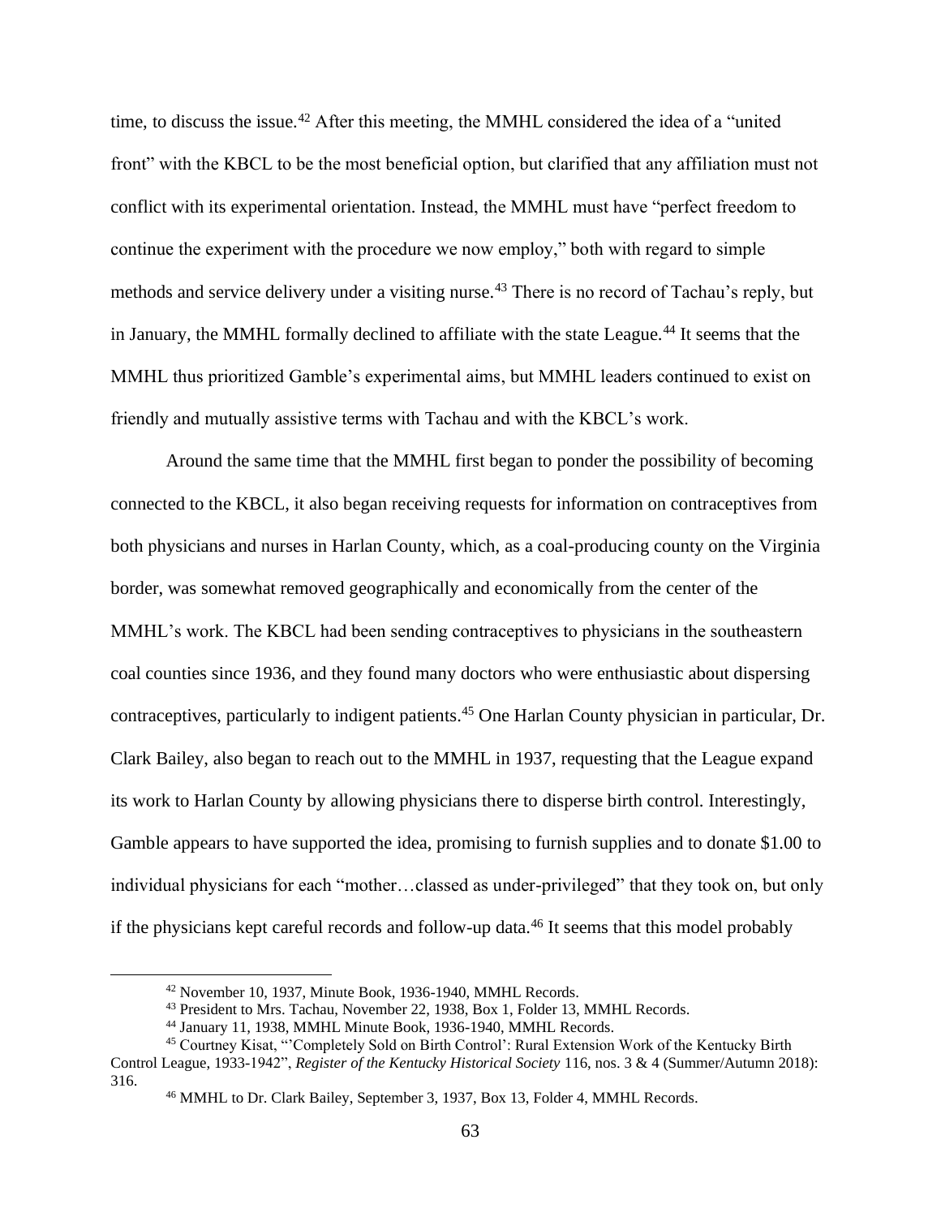time, to discuss the issue.[42] After this meeting, the MMHL considered the idea of a "united front" with the KBCL to be the most beneficial option, but clarified that any affiliation must not conflict with its experimental orientation. Instead, the MMHL must have "perfect freedom to continue the experiment with the procedure we now employ," both with regard to simple methods and service delivery under a visiting nurse.[43] There is no record of Tachau's reply, but in January, the MMHL formally declined to affiliate with the state League.[44] It seems that the MMHL thus prioritized Gamble's experimental aims, but MMHL leaders continued to exist on friendly and mutually assistive terms with Tachau and with the KBCL's work.

Around the same time that the MMHL first began to ponder the possibility of becoming connected to the KBCL, it also began receiving requests for information on contraceptives from both physicians and nurses in Harlan County, which, as a coal-producing county on the Virginia border, was somewhat removed geographically and economically from the center of the MMHL's work. The KBCL had been sending contraceptives to physicians in the southeastern coal counties since 1936, and they found many doctors who were enthusiastic about dispersing contraceptives, particularly to indigent patients.[45] One Harlan County physician in particular, Dr. Clark Bailey, also began to reach out to the MMHL in 1937, requesting that the League expand its work to Harlan County by allowing physicians there to disperse birth control. Interestingly, Gamble appears to have supported the idea, promising to furnish supplies and to donate $1.00 to individual physicians for each "mother…classed as under-privileged" that they took on, but only if the physicians kept careful records and follow-up data.[46] It seems that this model probably

[42] November 10, 1937, Minute Book, 1936-1940, MMHL Records.

[43] President to Mrs. Tachau, November 22, 1938, Box 1, Folder 13, MMHL Records.

[44] January 11, 1938, MMHL Minute Book, 1936-1940, MMHL Records.

[45] Courtney Kisat, "'Completely Sold on Birth Control': Rural Extension Work of the Kentucky Birth Control League, 1933-1942", *Register of the Kentucky Historical Society* 116, nos. 3 & 4 (Summer/Autumn 2018): 316.

[46] MMHL to Dr. Clark Bailey, September 3, 1937, Box 13, Folder 4, MMHL Records.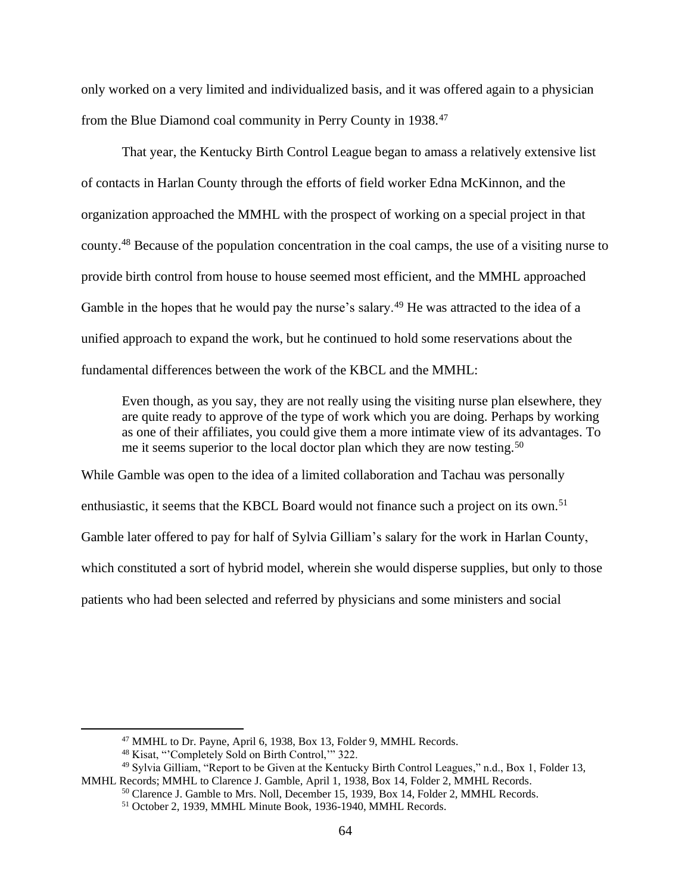only worked on a very limited and individualized basis, and it was offered again to a physician from the Blue Diamond coal community in Perry County in 1938.[47]

That year, the Kentucky Birth Control League began to amass a relatively extensive list of contacts in Harlan County through the efforts of field worker Edna McKinnon, and the organization approached the MMHL with the prospect of working on a special project in that county.[48] Because of the population concentration in the coal camps, the use of a visiting nurse to provide birth control from house to house seemed most efficient, and the MMHL approached Gamble in the hopes that he would pay the nurse's salary.[49] He was attracted to the idea of a unified approach to expand the work, but he continued to hold some reservations about the fundamental differences between the work of the KBCL and the MMHL:

> Even though, as you say, they are not really using the visiting nurse plan elsewhere, they are quite ready to approve of the type of work which you are doing. Perhaps by working as one of their affiliates, you could give them a more intimate view of its advantages. To me it seems superior to the local doctor plan which they are now testing.[50]

While Gamble was open to the idea of a limited collaboration and Tachau was personally enthusiastic, it seems that the KBCL Board would not finance such a project on its own.[51] Gamble later offered to pay for half of Sylvia Gilliam's salary for the work in Harlan County, which constituted a sort of hybrid model, wherein she would disperse supplies, but only to those patients who had been selected and referred by physicians and some ministers and social

---

[47] MMHL to Dr. Payne, April 6, 1938, Box 13, Folder 9, MMHL Records.

[48] Kisat, "'Completely Sold on Birth Control,'" 322.

[49] Sylvia Gilliam, "Report to be Given at the Kentucky Birth Control Leagues," n.d., Box 1, Folder 13, MMHL Records; MMHL to Clarence J. Gamble, April 1, 1938, Box 14, Folder 2, MMHL Records.

[50] Clarence J. Gamble to Mrs. Noll, December 15, 1939, Box 14, Folder 2, MMHL Records.

[51] October 2, 1939, MMHL Minute Book, 1936-1940, MMHL Records.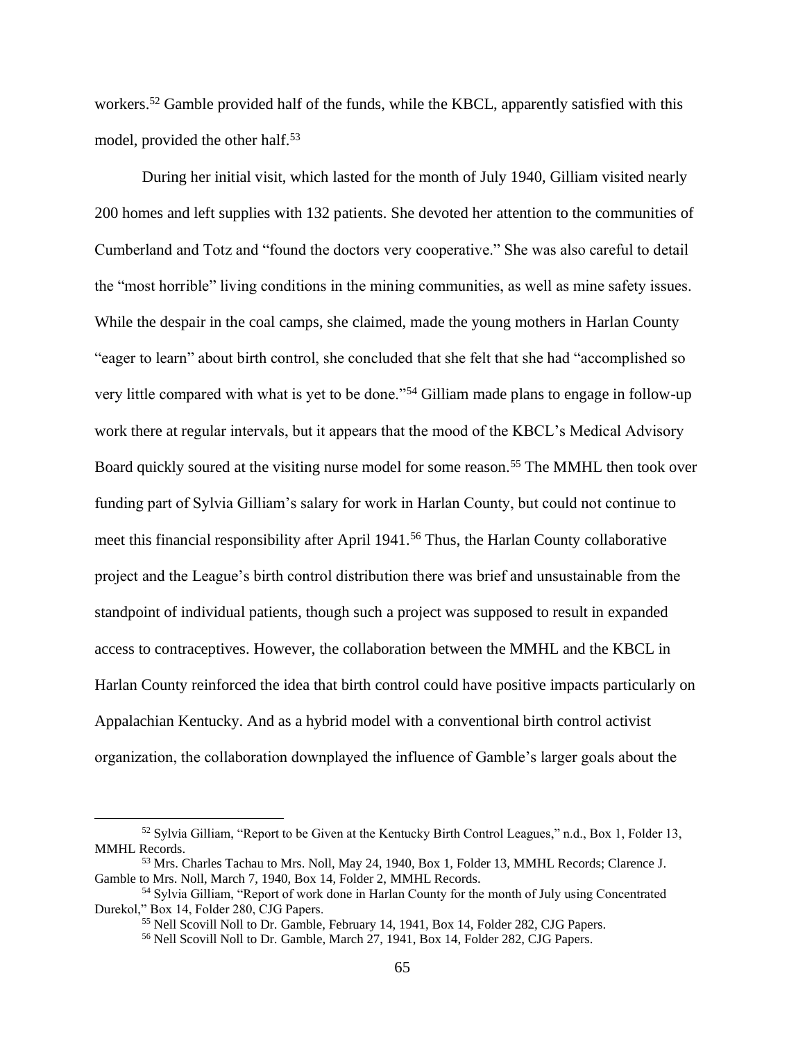workers.[52] Gamble provided half of the funds, while the KBCL, apparently satisfied with this model, provided the other half.[53]

During her initial visit, which lasted for the month of July 1940, Gilliam visited nearly 200 homes and left supplies with 132 patients. She devoted her attention to the communities of Cumberland and Totz and "found the doctors very cooperative." She was also careful to detail the "most horrible" living conditions in the mining communities, as well as mine safety issues. While the despair in the coal camps, she claimed, made the young mothers in Harlan County "eager to learn" about birth control, she concluded that she felt that she had "accomplished so very little compared with what is yet to be done."[54] Gilliam made plans to engage in follow-up work there at regular intervals, but it appears that the mood of the KBCL's Medical Advisory Board quickly soured at the visiting nurse model for some reason.[55] The MMHL then took over funding part of Sylvia Gilliam's salary for work in Harlan County, but could not continue to meet this financial responsibility after April 1941.[56] Thus, the Harlan County collaborative project and the League's birth control distribution there was brief and unsustainable from the standpoint of individual patients, though such a project was supposed to result in expanded access to contraceptives. However, the collaboration between the MMHL and the KBCL in Harlan County reinforced the idea that birth control could have positive impacts particularly on Appalachian Kentucky. And as a hybrid model with a conventional birth control activist organization, the collaboration downplayed the influence of Gamble's larger goals about the

---

[52] Sylvia Gilliam, "Report to be Given at the Kentucky Birth Control Leagues," n.d., Box 1, Folder 13, MMHL Records.

[53] Mrs. Charles Tachau to Mrs. Noll, May 24, 1940, Box 1, Folder 13, MMHL Records; Clarence J. Gamble to Mrs. Noll, March 7, 1940, Box 14, Folder 2, MMHL Records.

[54] Sylvia Gilliam, "Report of work done in Harlan County for the month of July using Concentrated Durekol," Box 14, Folder 280, CJG Papers.

[55] Nell Scovill Noll to Dr. Gamble, February 14, 1941, Box 14, Folder 282, CJG Papers.

[56] Nell Scovill Noll to Dr. Gamble, March 27, 1941, Box 14, Folder 282, CJG Papers.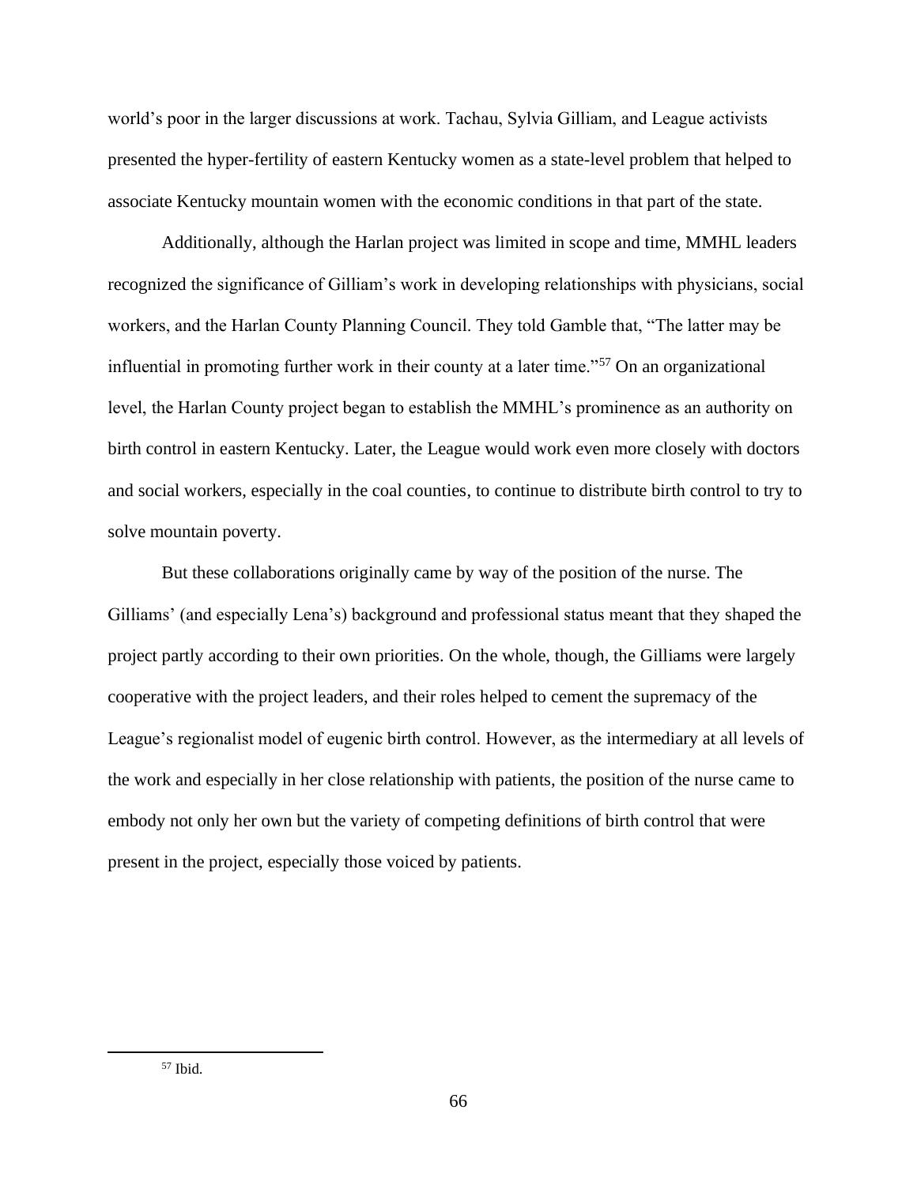world's poor in the larger discussions at work. Tachau, Sylvia Gilliam, and League activists presented the hyper-fertility of eastern Kentucky women as a state-level problem that helped to associate Kentucky mountain women with the economic conditions in that part of the state.

Additionally, although the Harlan project was limited in scope and time, MMHL leaders recognized the significance of Gilliam's work in developing relationships with physicians, social workers, and the Harlan County Planning Council. They told Gamble that, "The latter may be influential in promoting further work in their county at a later time."[57] On an organizational level, the Harlan County project began to establish the MMHL's prominence as an authority on birth control in eastern Kentucky. Later, the League would work even more closely with doctors and social workers, especially in the coal counties, to continue to distribute birth control to try to solve mountain poverty.

But these collaborations originally came by way of the position of the nurse. The Gilliams' (and especially Lena's) background and professional status meant that they shaped the project partly according to their own priorities. On the whole, though, the Gilliams were largely cooperative with the project leaders, and their roles helped to cement the supremacy of the League's regionalist model of eugenic birth control. However, as the intermediary at all levels of the work and especially in her close relationship with patients, the position of the nurse came to embody not only her own but the variety of competing definitions of birth control that were present in the project, especially those voiced by patients.

[57] Ibid.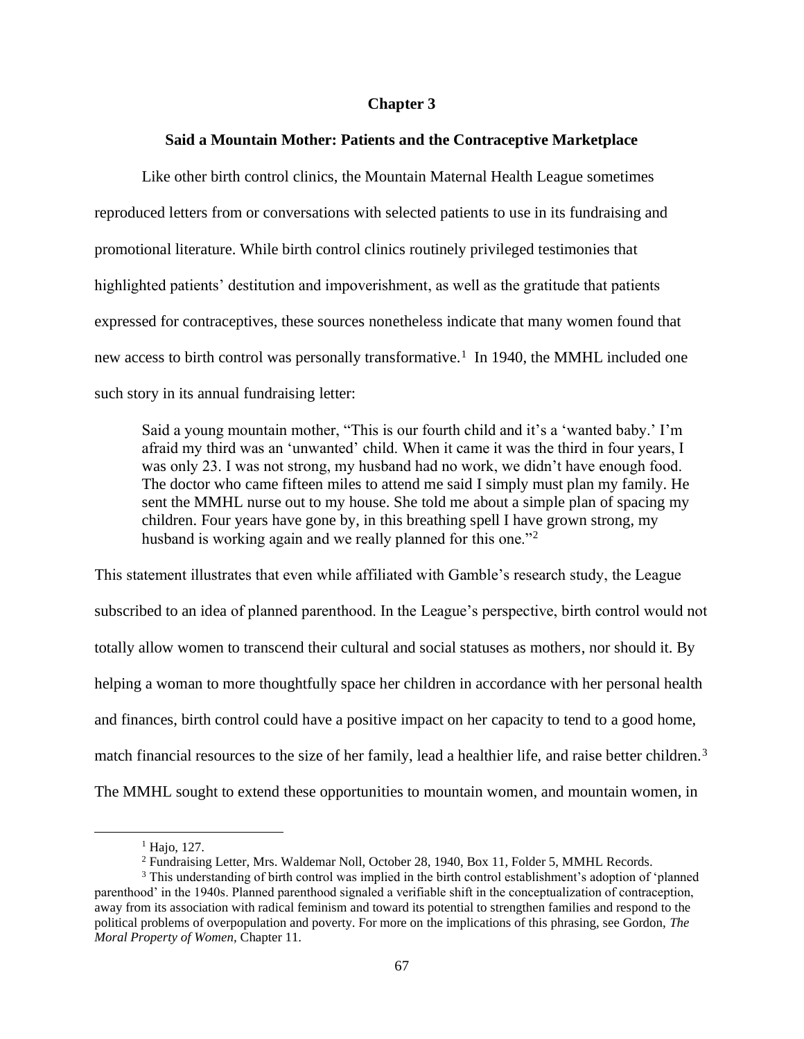# Chapter 3

## Said a Mountain Mother: Patients and the Contraceptive Marketplace

Like other birth control clinics, the Mountain Maternal Health League sometimes reproduced letters from or conversations with selected patients to use in its fundraising and promotional literature. While birth control clinics routinely privileged testimonies that highlighted patients' destitution and impoverishment, as well as the gratitude that patients expressed for contraceptives, these sources nonetheless indicate that many women found that new access to birth control was personally transformative.[1] In 1940, the MMHL included one such story in its annual fundraising letter:

> Said a young mountain mother, "This is our fourth child and it's a 'wanted baby.' I'm afraid my third was an 'unwanted' child. When it came it was the third in four years, I was only 23. I was not strong, my husband had no work, we didn't have enough food. The doctor who came fifteen miles to attend me said I simply must plan my family. He sent the MMHL nurse out to my house. She told me about a simple plan of spacing my children. Four years have gone by, in this breathing spell I have grown strong, my husband is working again and we really planned for this one."[2]

This statement illustrates that even while affiliated with Gamble's research study, the League subscribed to an idea of planned parenthood. In the League's perspective, birth control would not totally allow women to transcend their cultural and social statuses as mothers, nor should it. By helping a woman to more thoughtfully space her children in accordance with her personal health and finances, birth control could have a positive impact on her capacity to tend to a good home, match financial resources to the size of her family, lead a healthier life, and raise better children.[3] The MMHL sought to extend these opportunities to mountain women, and mountain women, in

---

[1] Hajo, 127.

[2] Fundraising Letter, Mrs. Waldemar Noll, October 28, 1940, Box 11, Folder 5, MMHL Records.

[3] This understanding of birth control was implied in the birth control establishment's adoption of 'planned parenthood' in the 1940s. Planned parenthood signaled a verifiable shift in the conceptualization of contraception, away from its association with radical feminism and toward its potential to strengthen families and respond to the political problems of overpopulation and poverty. For more on the implications of this phrasing, see Gordon, *The Moral Property of Women,* Chapter 11.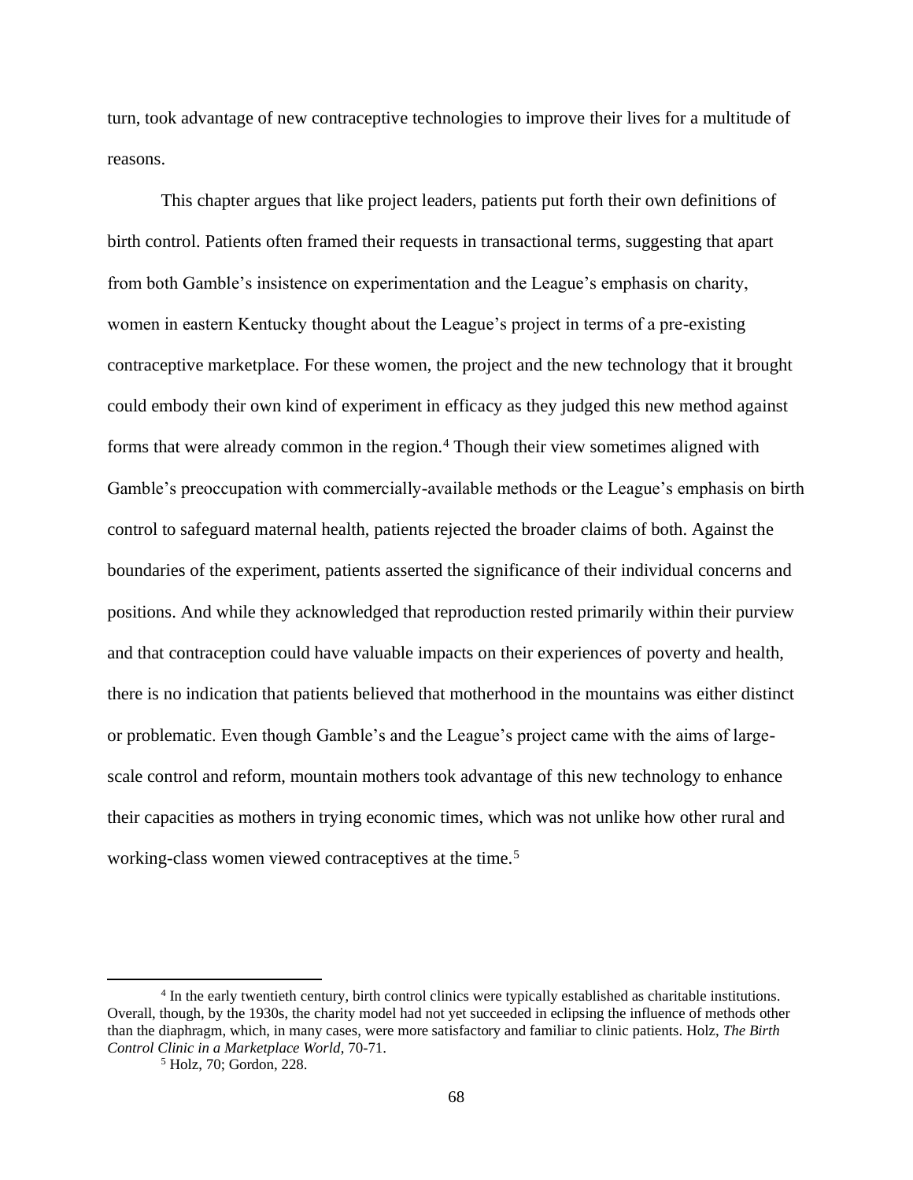turn, took advantage of new contraceptive technologies to improve their lives for a multitude of reasons.

This chapter argues that like project leaders, patients put forth their own definitions of birth control. Patients often framed their requests in transactional terms, suggesting that apart from both Gamble's insistence on experimentation and the League's emphasis on charity, women in eastern Kentucky thought about the League's project in terms of a pre-existing contraceptive marketplace. For these women, the project and the new technology that it brought could embody their own kind of experiment in efficacy as they judged this new method against forms that were already common in the region.[4] Though their view sometimes aligned with Gamble's preoccupation with commercially-available methods or the League's emphasis on birth control to safeguard maternal health, patients rejected the broader claims of both. Against the boundaries of the experiment, patients asserted the significance of their individual concerns and positions. And while they acknowledged that reproduction rested primarily within their purview and that contraception could have valuable impacts on their experiences of poverty and health, there is no indication that patients believed that motherhood in the mountains was either distinct or problematic. Even though Gamble's and the League's project came with the aims of large-scale control and reform, mountain mothers took advantage of this new technology to enhance their capacities as mothers in trying economic times, which was not unlike how other rural and working-class women viewed contraceptives at the time.[5]

---

[4] In the early twentieth century, birth control clinics were typically established as charitable institutions. Overall, though, by the 1930s, the charity model had not yet succeeded in eclipsing the influence of methods other than the diaphragm, which, in many cases, were more satisfactory and familiar to clinic patients. Holz, *The Birth Control Clinic in a Marketplace World*, 70-71.

[5] Holz, 70; Gordon, 228.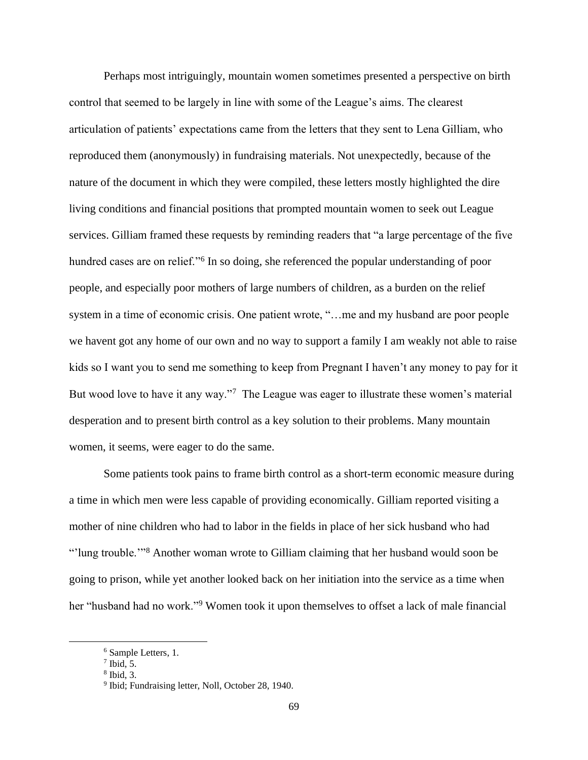Perhaps most intriguingly, mountain women sometimes presented a perspective on birth control that seemed to be largely in line with some of the League's aims. The clearest articulation of patients' expectations came from the letters that they sent to Lena Gilliam, who reproduced them (anonymously) in fundraising materials. Not unexpectedly, because of the nature of the document in which they were compiled, these letters mostly highlighted the dire living conditions and financial positions that prompted mountain women to seek out League services. Gilliam framed these requests by reminding readers that "a large percentage of the five hundred cases are on relief."[6] In so doing, she referenced the popular understanding of poor people, and especially poor mothers of large numbers of children, as a burden on the relief system in a time of economic crisis. One patient wrote, "…me and my husband are poor people we havent got any home of our own and no way to support a family I am weakly not able to raise kids so I want you to send me something to keep from Pregnant I haven't any money to pay for it But wood love to have it any way."[7] The League was eager to illustrate these women's material desperation and to present birth control as a key solution to their problems. Many mountain women, it seems, were eager to do the same.

Some patients took pains to frame birth control as a short-term economic measure during a time in which men were less capable of providing economically. Gilliam reported visiting a mother of nine children who had to labor in the fields in place of her sick husband who had "'lung trouble.'"[8] Another woman wrote to Gilliam claiming that her husband would soon be going to prison, while yet another looked back on her initiation into the service as a time when her "husband had no work."[9] Women took it upon themselves to offset a lack of male financial

---

[6] Sample Letters, 1.

[7] Ibid, 5.

[8] Ibid, 3.

[9] Ibid; Fundraising letter, Noll, October 28, 1940.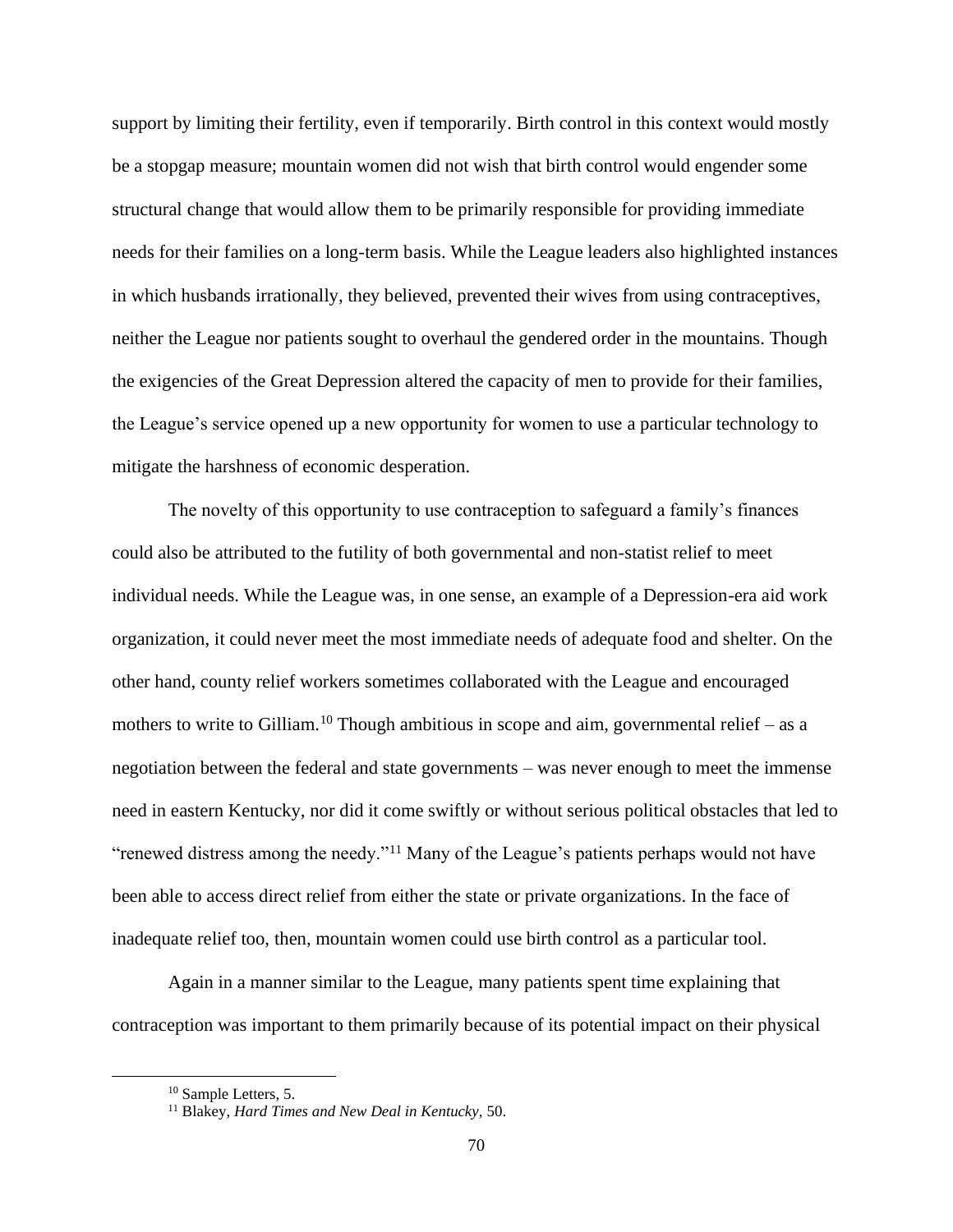support by limiting their fertility, even if temporarily. Birth control in this context would mostly be a stopgap measure; mountain women did not wish that birth control would engender some structural change that would allow them to be primarily responsible for providing immediate needs for their families on a long-term basis. While the League leaders also highlighted instances in which husbands irrationally, they believed, prevented their wives from using contraceptives, neither the League nor patients sought to overhaul the gendered order in the mountains. Though the exigencies of the Great Depression altered the capacity of men to provide for their families, the League's service opened up a new opportunity for women to use a particular technology to mitigate the harshness of economic desperation.

The novelty of this opportunity to use contraception to safeguard a family's finances could also be attributed to the futility of both governmental and non-statist relief to meet individual needs. While the League was, in one sense, an example of a Depression-era aid work organization, it could never meet the most immediate needs of adequate food and shelter. On the other hand, county relief workers sometimes collaborated with the League and encouraged mothers to write to Gilliam.[10] Though ambitious in scope and aim, governmental relief – as a negotiation between the federal and state governments – was never enough to meet the immense need in eastern Kentucky, nor did it come swiftly or without serious political obstacles that led to "renewed distress among the needy."[11] Many of the League's patients perhaps would not have been able to access direct relief from either the state or private organizations. In the face of inadequate relief too, then, mountain women could use birth control as a particular tool.

Again in a manner similar to the League, many patients spent time explaining that contraception was important to them primarily because of its potential impact on their physical

[10] Sample Letters, 5.

[11] Blakey, *Hard Times and New Deal in Kentucky*, 50.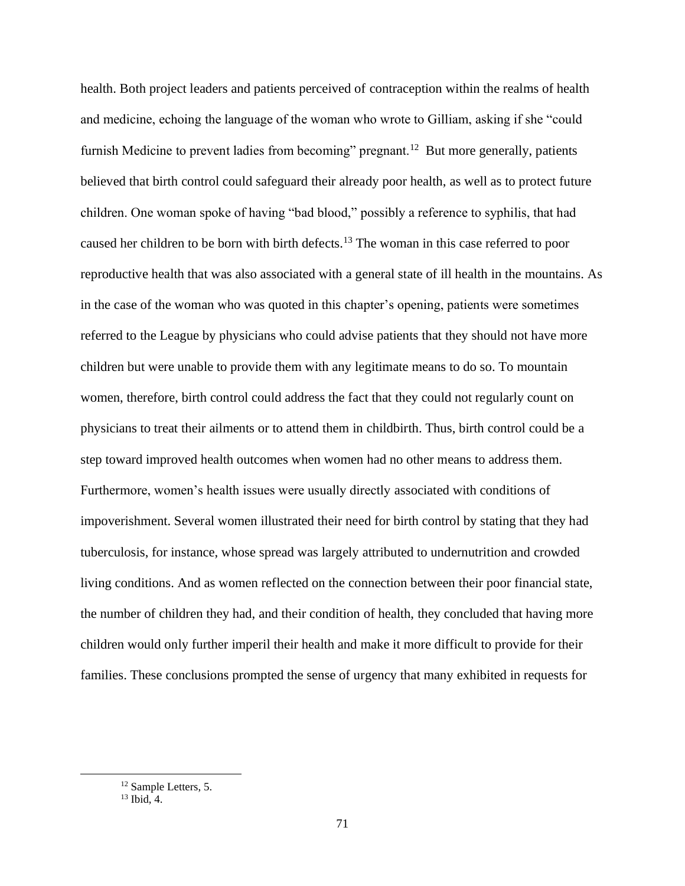health. Both project leaders and patients perceived of contraception within the realms of health and medicine, echoing the language of the woman who wrote to Gilliam, asking if she "could furnish Medicine to prevent ladies from becoming" pregnant.[12] But more generally, patients believed that birth control could safeguard their already poor health, as well as to protect future children. One woman spoke of having "bad blood," possibly a reference to syphilis, that had caused her children to be born with birth defects.[13] The woman in this case referred to poor reproductive health that was also associated with a general state of ill health in the mountains. As in the case of the woman who was quoted in this chapter's opening, patients were sometimes referred to the League by physicians who could advise patients that they should not have more children but were unable to provide them with any legitimate means to do so. To mountain women, therefore, birth control could address the fact that they could not regularly count on physicians to treat their ailments or to attend them in childbirth. Thus, birth control could be a step toward improved health outcomes when women had no other means to address them. Furthermore, women's health issues were usually directly associated with conditions of impoverishment. Several women illustrated their need for birth control by stating that they had tuberculosis, for instance, whose spread was largely attributed to undernutrition and crowded living conditions. And as women reflected on the connection between their poor financial state, the number of children they had, and their condition of health, they concluded that having more children would only further imperil their health and make it more difficult to provide for their families. These conclusions prompted the sense of urgency that many exhibited in requests for

---

[12] Sample Letters, 5.

[13] Ibid, 4.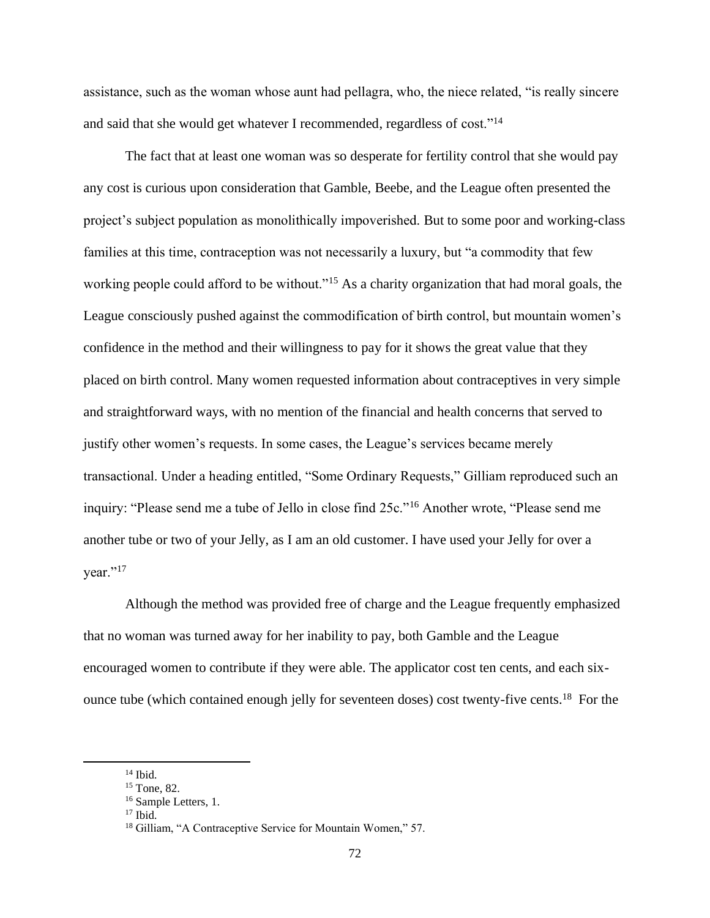assistance, such as the woman whose aunt had pellagra, who, the niece related, "is really sincere and said that she would get whatever I recommended, regardless of cost."[14]

The fact that at least one woman was so desperate for fertility control that she would pay any cost is curious upon consideration that Gamble, Beebe, and the League often presented the project's subject population as monolithically impoverished. But to some poor and working-class families at this time, contraception was not necessarily a luxury, but "a commodity that few working people could afford to be without."[15] As a charity organization that had moral goals, the League consciously pushed against the commodification of birth control, but mountain women's confidence in the method and their willingness to pay for it shows the great value that they placed on birth control. Many women requested information about contraceptives in very simple and straightforward ways, with no mention of the financial and health concerns that served to justify other women's requests. In some cases, the League's services became merely transactional. Under a heading entitled, "Some Ordinary Requests," Gilliam reproduced such an inquiry: "Please send me a tube of Jello in close find 25c."[16] Another wrote, "Please send me another tube or two of your Jelly, as I am an old customer. I have used your Jelly for over a year."[17]

Although the method was provided free of charge and the League frequently emphasized that no woman was turned away for her inability to pay, both Gamble and the League encouraged women to contribute if they were able. The applicator cost ten cents, and each six-ounce tube (which contained enough jelly for seventeen doses) cost twenty-five cents.[18] For the

---

[14] Ibid.

[15] Tone, 82.

[16] Sample Letters, 1.

[17] Ibid.

[18] Gilliam, "A Contraceptive Service for Mountain Women," 57.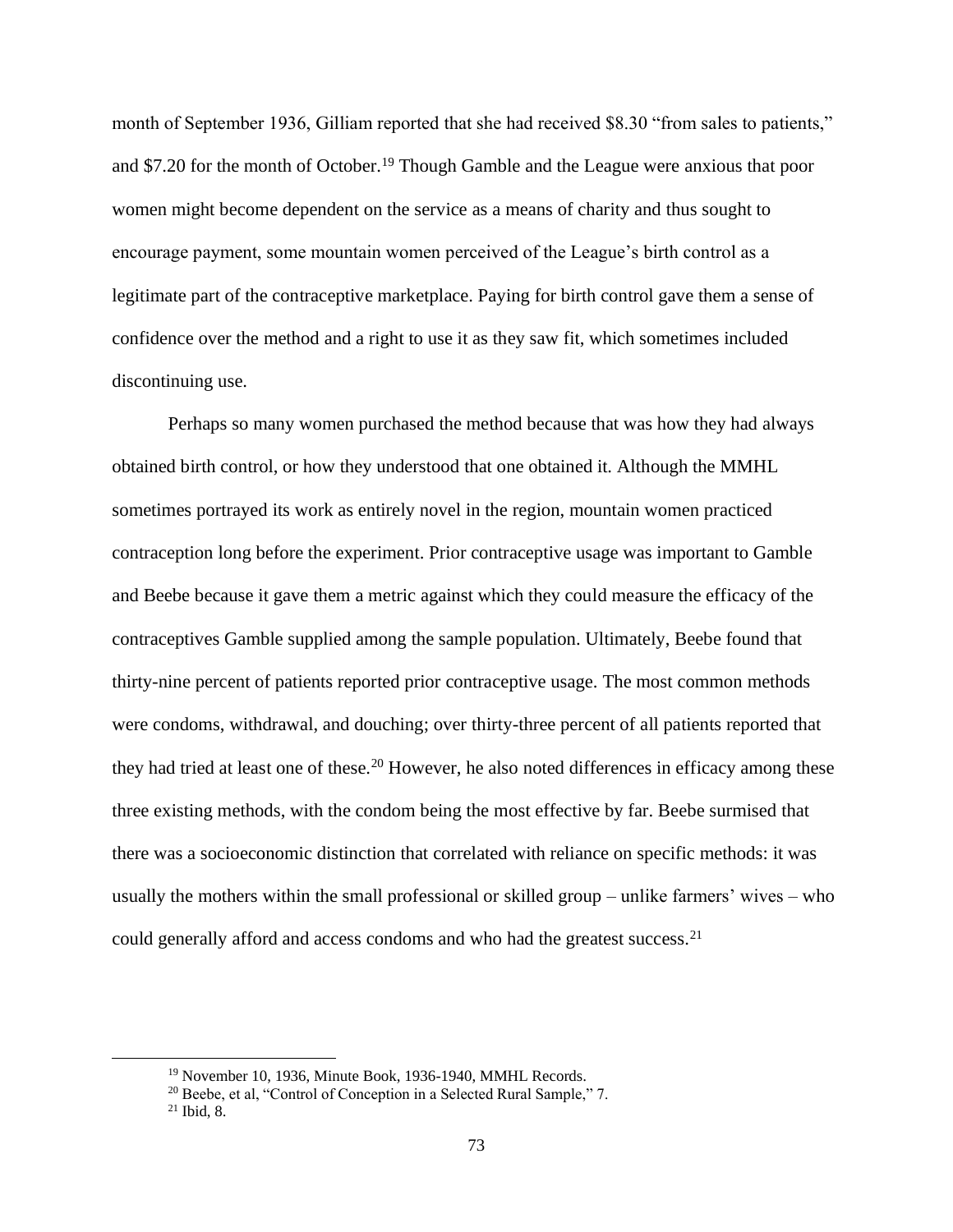month of September 1936, Gilliam reported that she had received $8.30 "from sales to patients," and $7.20 for the month of October.[19] Though Gamble and the League were anxious that poor women might become dependent on the service as a means of charity and thus sought to encourage payment, some mountain women perceived of the League's birth control as a legitimate part of the contraceptive marketplace. Paying for birth control gave them a sense of confidence over the method and a right to use it as they saw fit, which sometimes included discontinuing use.

Perhaps so many women purchased the method because that was how they had always obtained birth control, or how they understood that one obtained it. Although the MMHL sometimes portrayed its work as entirely novel in the region, mountain women practiced contraception long before the experiment. Prior contraceptive usage was important to Gamble and Beebe because it gave them a metric against which they could measure the efficacy of the contraceptives Gamble supplied among the sample population. Ultimately, Beebe found that thirty-nine percent of patients reported prior contraceptive usage. The most common methods were condoms, withdrawal, and douching; over thirty-three percent of all patients reported that they had tried at least one of these.[20] However, he also noted differences in efficacy among these three existing methods, with the condom being the most effective by far. Beebe surmised that there was a socioeconomic distinction that correlated with reliance on specific methods: it was usually the mothers within the small professional or skilled group – unlike farmers' wives – who could generally afford and access condoms and who had the greatest success.[21]

---

[19] November 10, 1936, Minute Book, 1936-1940, MMHL Records.

[20] Beebe, et al, "Control of Conception in a Selected Rural Sample," 7.

[21] Ibid, 8.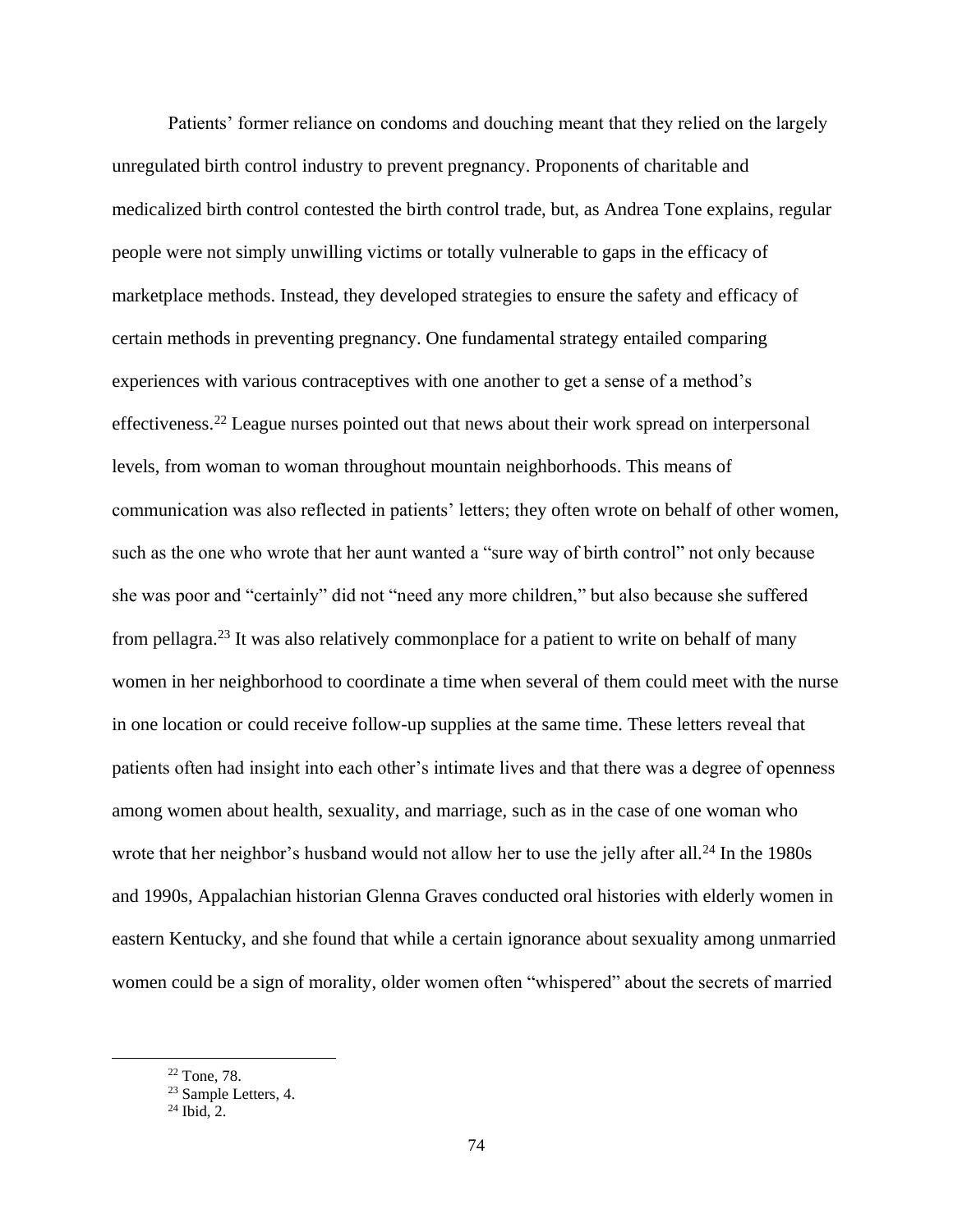Patients' former reliance on condoms and douching meant that they relied on the largely unregulated birth control industry to prevent pregnancy. Proponents of charitable and medicalized birth control contested the birth control trade, but, as Andrea Tone explains, regular people were not simply unwilling victims or totally vulnerable to gaps in the efficacy of marketplace methods. Instead, they developed strategies to ensure the safety and efficacy of certain methods in preventing pregnancy. One fundamental strategy entailed comparing experiences with various contraceptives with one another to get a sense of a method's effectiveness.[22] League nurses pointed out that news about their work spread on interpersonal levels, from woman to woman throughout mountain neighborhoods. This means of communication was also reflected in patients' letters; they often wrote on behalf of other women, such as the one who wrote that her aunt wanted a "sure way of birth control" not only because she was poor and "certainly" did not "need any more children," but also because she suffered from pellagra.[23] It was also relatively commonplace for a patient to write on behalf of many women in her neighborhood to coordinate a time when several of them could meet with the nurse in one location or could receive follow-up supplies at the same time. These letters reveal that patients often had insight into each other's intimate lives and that there was a degree of openness among women about health, sexuality, and marriage, such as in the case of one woman who wrote that her neighbor's husband would not allow her to use the jelly after all.[24] In the 1980s and 1990s, Appalachian historian Glenna Graves conducted oral histories with elderly women in eastern Kentucky, and she found that while a certain ignorance about sexuality among unmarried women could be a sign of morality, older women often "whispered" about the secrets of married

[22] Tone, 78.

[23] Sample Letters, 4.

[24] Ibid, 2.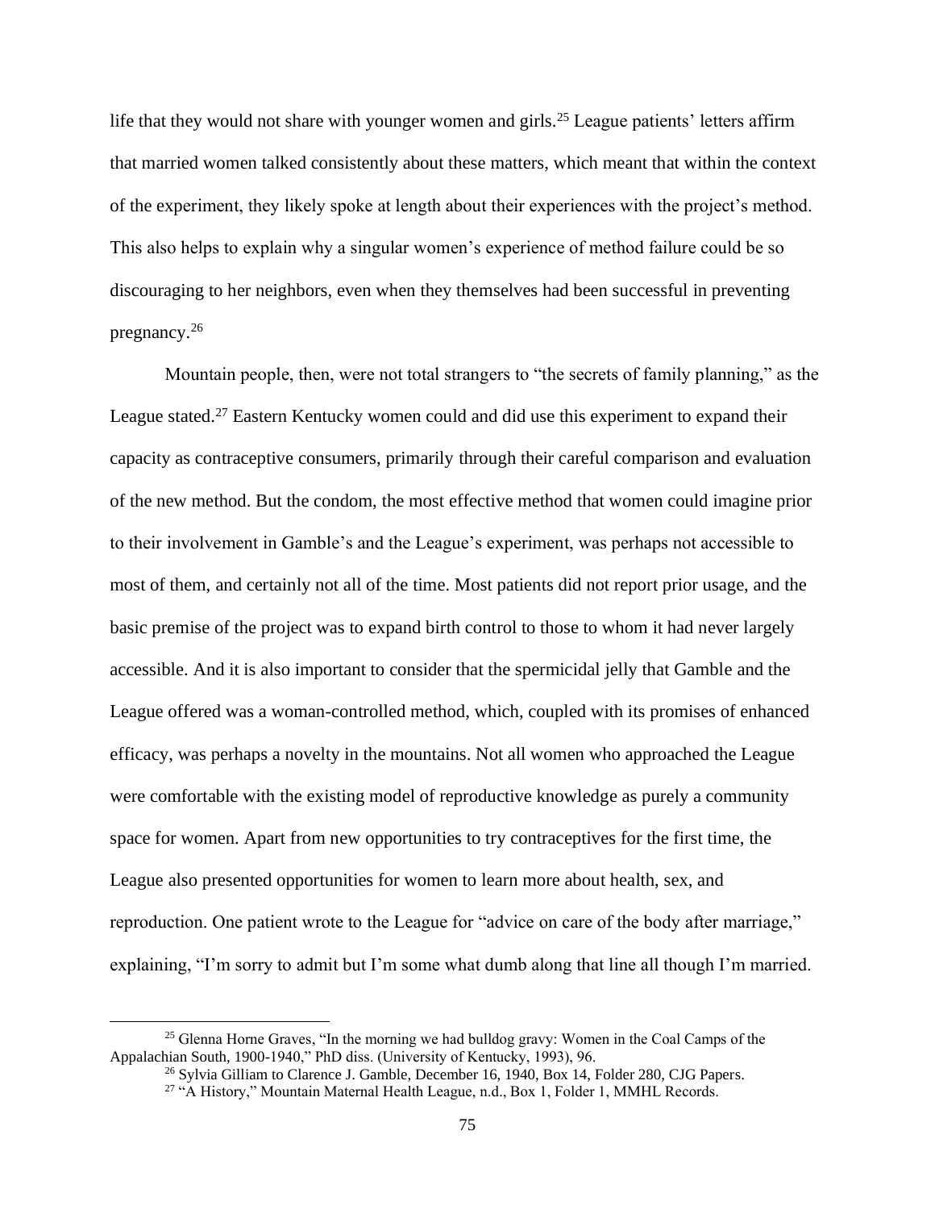life that they would not share with younger women and girls.[25] League patients' letters affirm that married women talked consistently about these matters, which meant that within the context of the experiment, they likely spoke at length about their experiences with the project's method. This also helps to explain why a singular women's experience of method failure could be so discouraging to her neighbors, even when they themselves had been successful in preventing pregnancy.[26]

Mountain people, then, were not total strangers to "the secrets of family planning," as the League stated.[27] Eastern Kentucky women could and did use this experiment to expand their capacity as contraceptive consumers, primarily through their careful comparison and evaluation of the new method. But the condom, the most effective method that women could imagine prior to their involvement in Gamble's and the League's experiment, was perhaps not accessible to most of them, and certainly not all of the time. Most patients did not report prior usage, and the basic premise of the project was to expand birth control to those to whom it had never largely accessible. And it is also important to consider that the spermicidal jelly that Gamble and the League offered was a woman-controlled method, which, coupled with its promises of enhanced efficacy, was perhaps a novelty in the mountains. Not all women who approached the League were comfortable with the existing model of reproductive knowledge as purely a community space for women. Apart from new opportunities to try contraceptives for the first time, the League also presented opportunities for women to learn more about health, sex, and reproduction. One patient wrote to the League for "advice on care of the body after marriage," explaining, "I'm sorry to admit but I'm some what dumb along that line all though I'm married.

[25] Glenna Horne Graves, "In the morning we had bulldog gravy: Women in the Coal Camps of the Appalachian South, 1900-1940," PhD diss. (University of Kentucky, 1993), 96.

[26] Sylvia Gilliam to Clarence J. Gamble, December 16, 1940, Box 14, Folder 280, CJG Papers.

[27] "A History," Mountain Maternal Health League, n.d., Box 1, Folder 1, MMHL Records.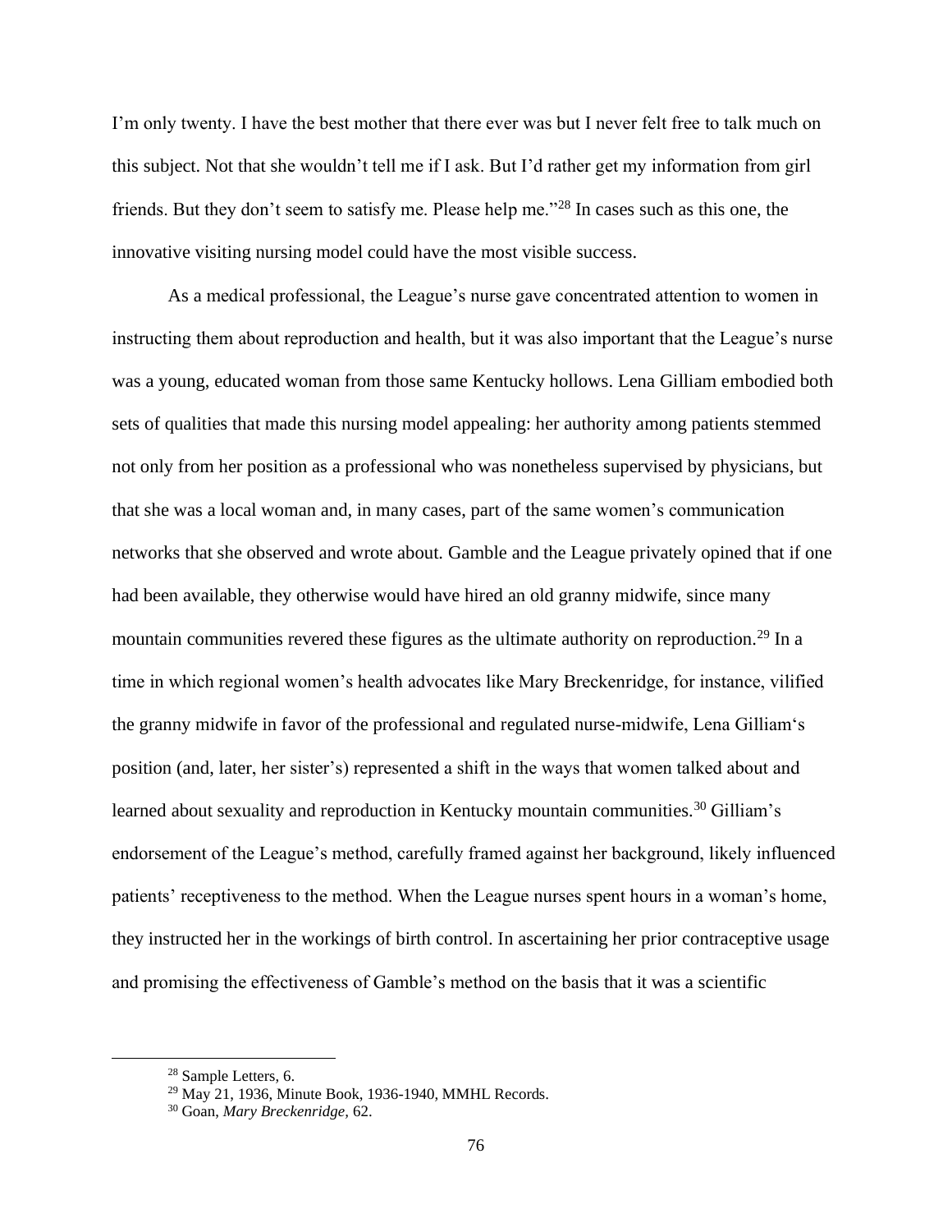I'm only twenty. I have the best mother that there ever was but I never felt free to talk much on this subject. Not that she wouldn't tell me if I ask. But I'd rather get my information from girl friends. But they don't seem to satisfy me. Please help me."[28] In cases such as this one, the innovative visiting nursing model could have the most visible success.

As a medical professional, the League's nurse gave concentrated attention to women in instructing them about reproduction and health, but it was also important that the League's nurse was a young, educated woman from those same Kentucky hollows. Lena Gilliam embodied both sets of qualities that made this nursing model appealing: her authority among patients stemmed not only from her position as a professional who was nonetheless supervised by physicians, but that she was a local woman and, in many cases, part of the same women's communication networks that she observed and wrote about. Gamble and the League privately opined that if one had been available, they otherwise would have hired an old granny midwife, since many mountain communities revered these figures as the ultimate authority on reproduction.[29] In a time in which regional women's health advocates like Mary Breckenridge, for instance, vilified the granny midwife in favor of the professional and regulated nurse-midwife, Lena Gilliam's position (and, later, her sister's) represented a shift in the ways that women talked about and learned about sexuality and reproduction in Kentucky mountain communities.[30] Gilliam's endorsement of the League's method, carefully framed against her background, likely influenced patients' receptiveness to the method. When the League nurses spent hours in a woman's home, they instructed her in the workings of birth control. In ascertaining her prior contraceptive usage and promising the effectiveness of Gamble's method on the basis that it was a scientific

---

[28] Sample Letters, 6.

[29] May 21, 1936, Minute Book, 1936-1940, MMHL Records.

[30] Goan, *Mary Breckenridge*, 62.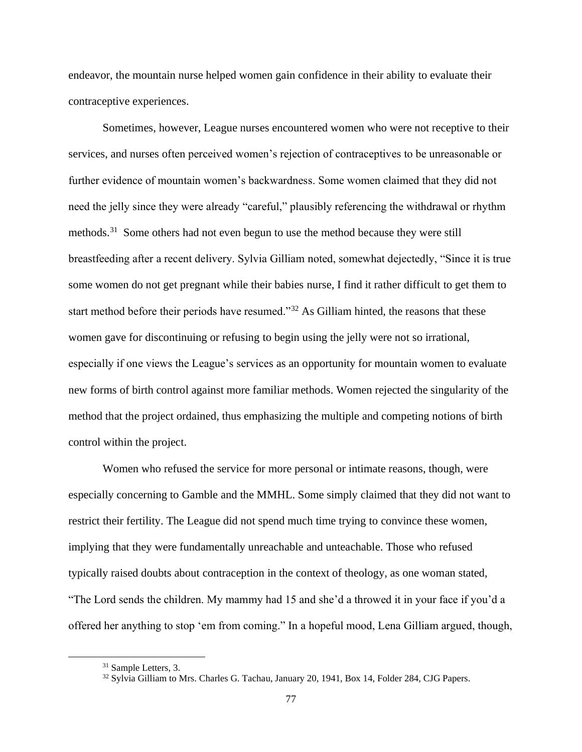endeavor, the mountain nurse helped women gain confidence in their ability to evaluate their contraceptive experiences.

Sometimes, however, League nurses encountered women who were not receptive to their services, and nurses often perceived women's rejection of contraceptives to be unreasonable or further evidence of mountain women's backwardness. Some women claimed that they did not need the jelly since they were already "careful," plausibly referencing the withdrawal or rhythm methods.[31] Some others had not even begun to use the method because they were still breastfeeding after a recent delivery. Sylvia Gilliam noted, somewhat dejectedly, "Since it is true some women do not get pregnant while their babies nurse, I find it rather difficult to get them to start method before their periods have resumed."[32] As Gilliam hinted, the reasons that these women gave for discontinuing or refusing to begin using the jelly were not so irrational, especially if one views the League's services as an opportunity for mountain women to evaluate new forms of birth control against more familiar methods. Women rejected the singularity of the method that the project ordained, thus emphasizing the multiple and competing notions of birth control within the project.

Women who refused the service for more personal or intimate reasons, though, were especially concerning to Gamble and the MMHL. Some simply claimed that they did not want to restrict their fertility. The League did not spend much time trying to convince these women, implying that they were fundamentally unreachable and unteachable. Those who refused typically raised doubts about contraception in the context of theology, as one woman stated, "The Lord sends the children. My mammy had 15 and she'd a throwed it in your face if you'd a offered her anything to stop 'em from coming." In a hopeful mood, Lena Gilliam argued, though,

[31] Sample Letters, 3.

[32] Sylvia Gilliam to Mrs. Charles G. Tachau, January 20, 1941, Box 14, Folder 284, CJG Papers.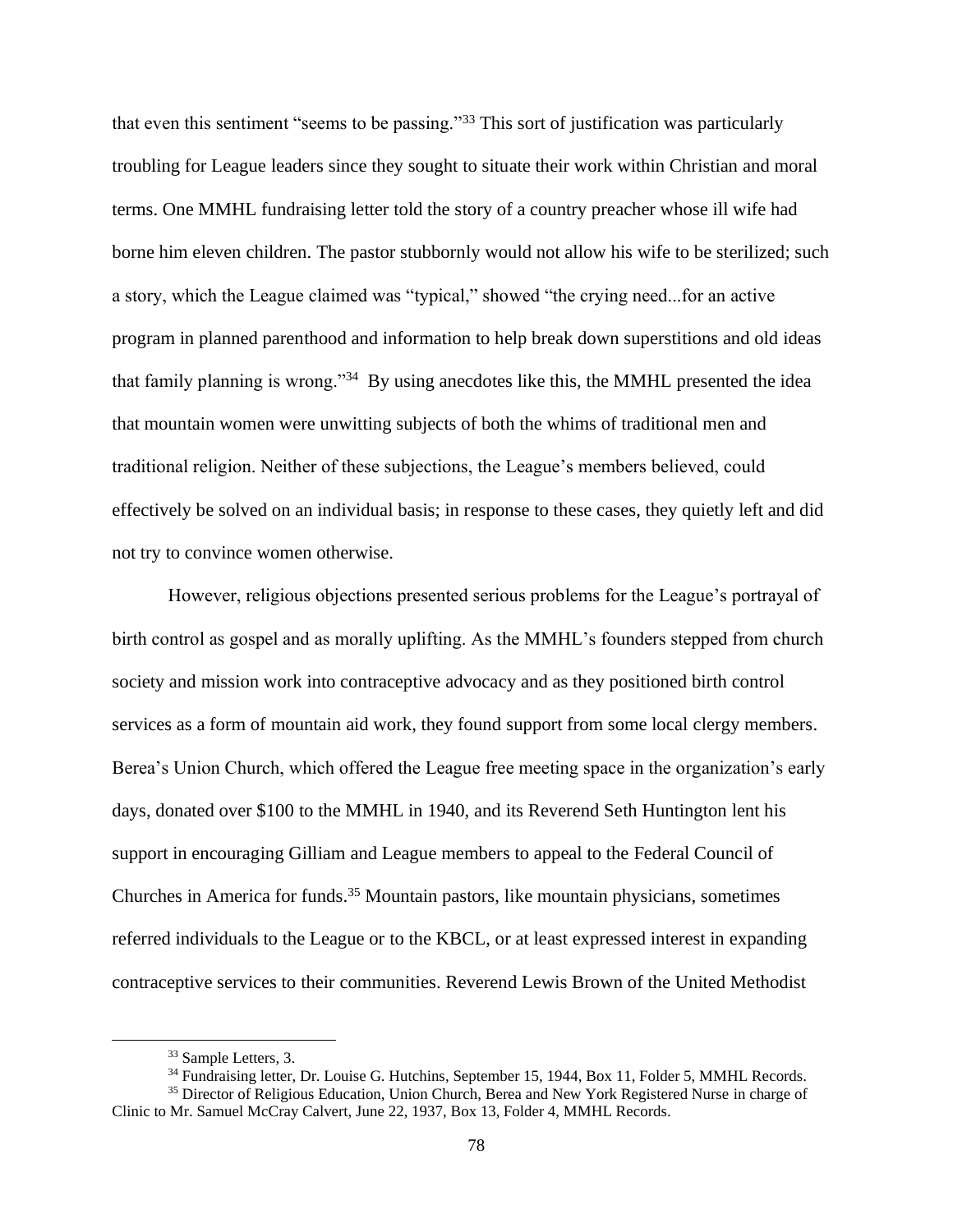that even this sentiment "seems to be passing."[33] This sort of justification was particularly troubling for League leaders since they sought to situate their work within Christian and moral terms. One MMHL fundraising letter told the story of a country preacher whose ill wife had borne him eleven children. The pastor stubbornly would not allow his wife to be sterilized; such a story, which the League claimed was "typical," showed "the crying need...for an active program in planned parenthood and information to help break down superstitions and old ideas that family planning is wrong."[34] By using anecdotes like this, the MMHL presented the idea that mountain women were unwitting subjects of both the whims of traditional men and traditional religion. Neither of these subjections, the League's members believed, could effectively be solved on an individual basis; in response to these cases, they quietly left and did not try to convince women otherwise.

However, religious objections presented serious problems for the League's portrayal of birth control as gospel and as morally uplifting. As the MMHL's founders stepped from church society and mission work into contraceptive advocacy and as they positioned birth control services as a form of mountain aid work, they found support from some local clergy members. Berea's Union Church, which offered the League free meeting space in the organization's early days, donated over $100 to the MMHL in 1940, and its Reverend Seth Huntington lent his support in encouraging Gilliam and League members to appeal to the Federal Council of Churches in America for funds.[35] Mountain pastors, like mountain physicians, sometimes referred individuals to the League or to the KBCL, or at least expressed interest in expanding contraceptive services to their communities. Reverend Lewis Brown of the United Methodist

---

[33] Sample Letters, 3.

[34] Fundraising letter, Dr. Louise G. Hutchins, September 15, 1944, Box 11, Folder 5, MMHL Records.

[35] Director of Religious Education, Union Church, Berea and New York Registered Nurse in charge of Clinic to Mr. Samuel McCray Calvert, June 22, 1937, Box 13, Folder 4, MMHL Records.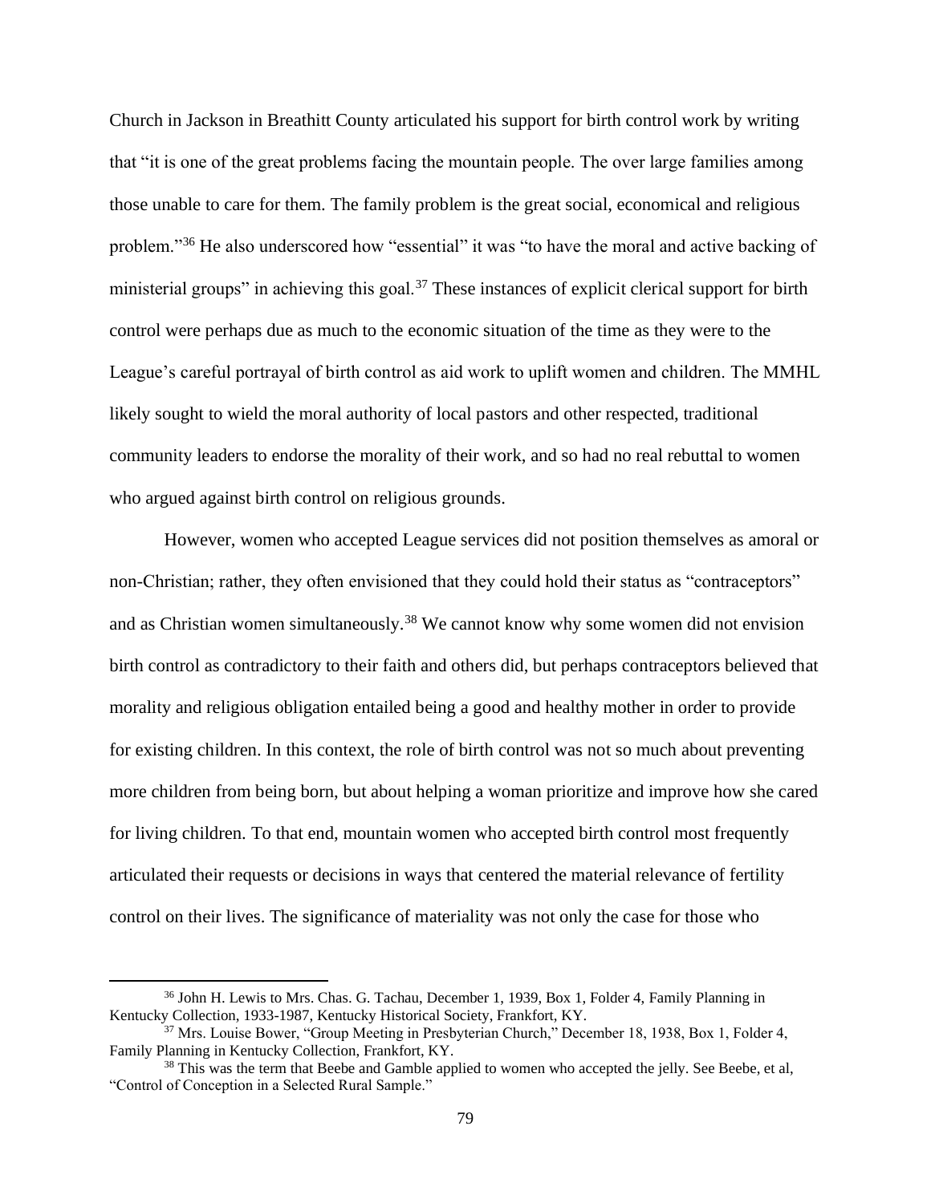Church in Jackson in Breathitt County articulated his support for birth control work by writing that "it is one of the great problems facing the mountain people. The over large families among those unable to care for them. The family problem is the great social, economical and religious problem."[36] He also underscored how "essential" it was "to have the moral and active backing of ministerial groups" in achieving this goal.[37] These instances of explicit clerical support for birth control were perhaps due as much to the economic situation of the time as they were to the League's careful portrayal of birth control as aid work to uplift women and children. The MMHL likely sought to wield the moral authority of local pastors and other respected, traditional community leaders to endorse the morality of their work, and so had no real rebuttal to women who argued against birth control on religious grounds.

However, women who accepted League services did not position themselves as amoral or non-Christian; rather, they often envisioned that they could hold their status as "contraceptors" and as Christian women simultaneously.[38] We cannot know why some women did not envision birth control as contradictory to their faith and others did, but perhaps contraceptors believed that morality and religious obligation entailed being a good and healthy mother in order to provide for existing children. In this context, the role of birth control was not so much about preventing more children from being born, but about helping a woman prioritize and improve how she cared for living children. To that end, mountain women who accepted birth control most frequently articulated their requests or decisions in ways that centered the material relevance of fertility control on their lives. The significance of materiality was not only the case for those who

[36] John H. Lewis to Mrs. Chas. G. Tachau, December 1, 1939, Box 1, Folder 4, Family Planning in Kentucky Collection, 1933-1987, Kentucky Historical Society, Frankfort, KY.

[37] Mrs. Louise Bower, "Group Meeting in Presbyterian Church," December 18, 1938, Box 1, Folder 4, Family Planning in Kentucky Collection, Frankfort, KY.

[38] This was the term that Beebe and Gamble applied to women who accepted the jelly. See Beebe, et al, "Control of Conception in a Selected Rural Sample."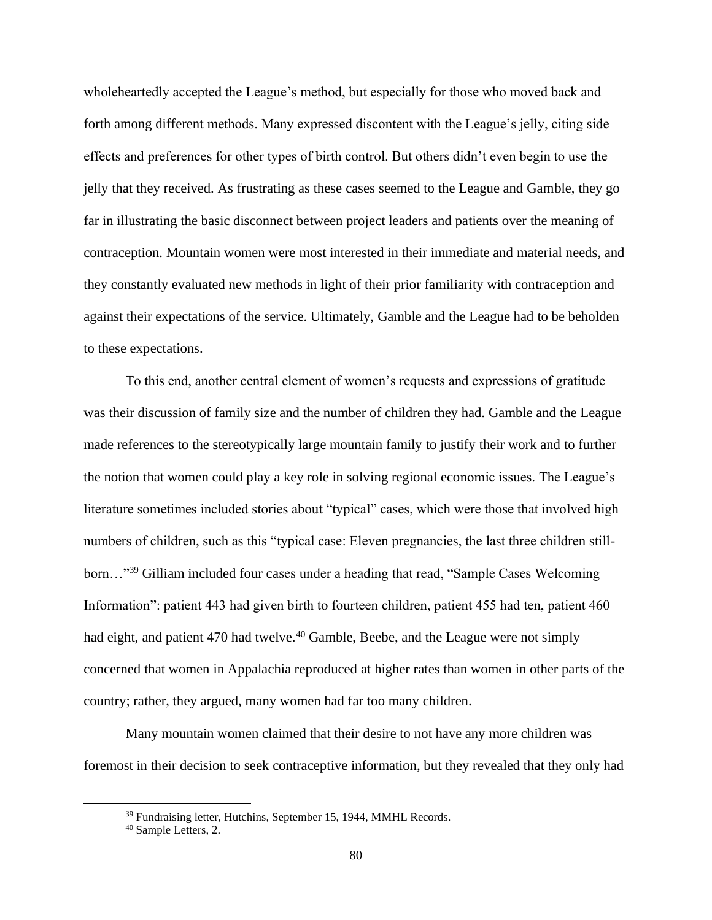wholeheartedly accepted the League's method, but especially for those who moved back and forth among different methods. Many expressed discontent with the League's jelly, citing side effects and preferences for other types of birth control. But others didn't even begin to use the jelly that they received. As frustrating as these cases seemed to the League and Gamble, they go far in illustrating the basic disconnect between project leaders and patients over the meaning of contraception. Mountain women were most interested in their immediate and material needs, and they constantly evaluated new methods in light of their prior familiarity with contraception and against their expectations of the service. Ultimately, Gamble and the League had to be beholden to these expectations.

To this end, another central element of women's requests and expressions of gratitude was their discussion of family size and the number of children they had. Gamble and the League made references to the stereotypically large mountain family to justify their work and to further the notion that women could play a key role in solving regional economic issues. The League's literature sometimes included stories about "typical" cases, which were those that involved high numbers of children, such as this "typical case: Eleven pregnancies, the last three children still-born…"[39] Gilliam included four cases under a heading that read, "Sample Cases Welcoming Information": patient 443 had given birth to fourteen children, patient 455 had ten, patient 460 had eight, and patient 470 had twelve.[40] Gamble, Beebe, and the League were not simply concerned that women in Appalachia reproduced at higher rates than women in other parts of the country; rather, they argued, many women had far too many children.

Many mountain women claimed that their desire to not have any more children was foremost in their decision to seek contraceptive information, but they revealed that they only had

[39] Fundraising letter, Hutchins, September 15, 1944, MMHL Records.

[40] Sample Letters, 2.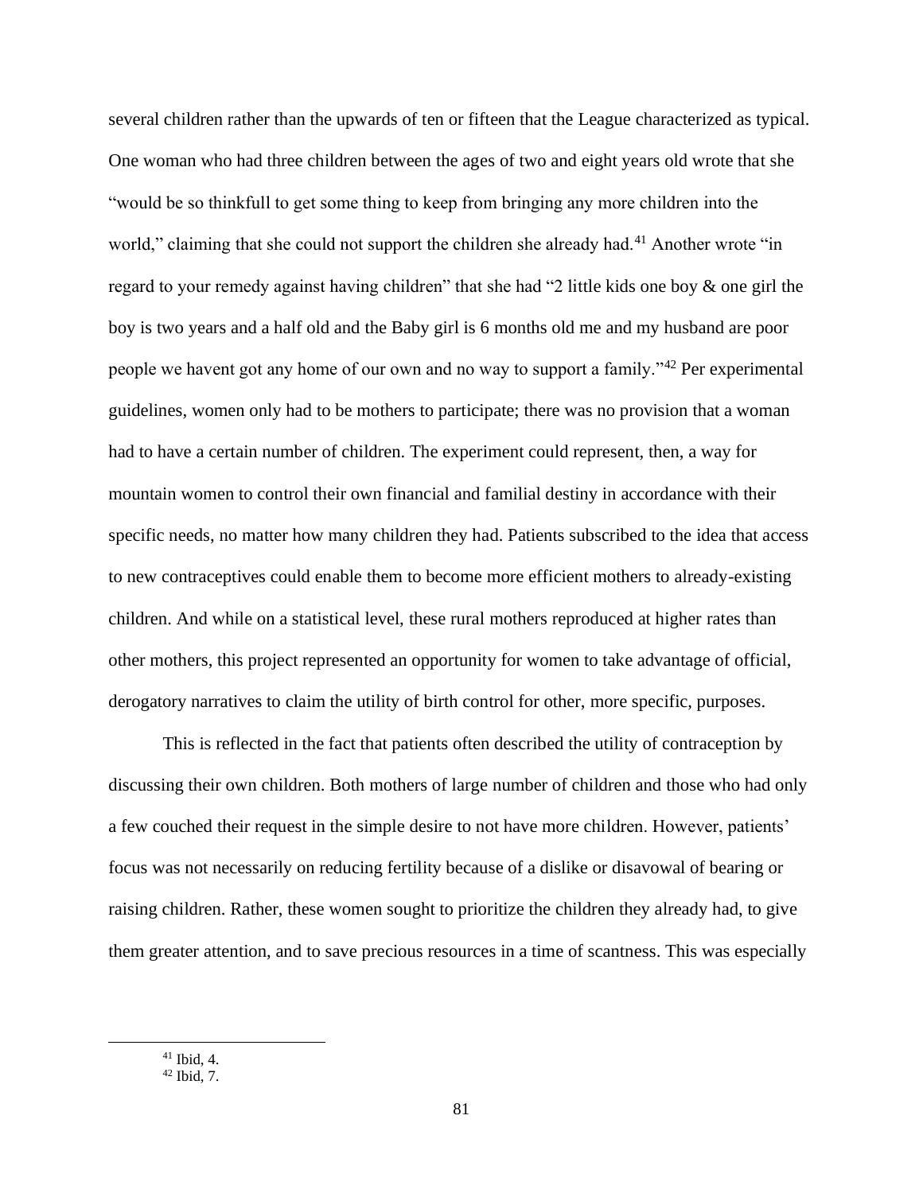several children rather than the upwards of ten or fifteen that the League characterized as typical. One woman who had three children between the ages of two and eight years old wrote that she "would be so thinkfull to get some thing to keep from bringing any more children into the world," claiming that she could not support the children she already had.[41] Another wrote "in regard to your remedy against having children" that she had "2 little kids one boy & one girl the boy is two years and a half old and the Baby girl is 6 months old me and my husband are poor people we havent got any home of our own and no way to support a family."[42] Per experimental guidelines, women only had to be mothers to participate; there was no provision that a woman had to have a certain number of children. The experiment could represent, then, a way for mountain women to control their own financial and familial destiny in accordance with their specific needs, no matter how many children they had. Patients subscribed to the idea that access to new contraceptives could enable them to become more efficient mothers to already-existing children. And while on a statistical level, these rural mothers reproduced at higher rates than other mothers, this project represented an opportunity for women to take advantage of official, derogatory narratives to claim the utility of birth control for other, more specific, purposes.

This is reflected in the fact that patients often described the utility of contraception by discussing their own children. Both mothers of large number of children and those who had only a few couched their request in the simple desire to not have more children. However, patients' focus was not necessarily on reducing fertility because of a dislike or disavowal of bearing or raising children. Rather, these women sought to prioritize the children they already had, to give them greater attention, and to save precious resources in a time of scantness. This was especially

[41] Ibid, 4.

[42] Ibid, 7.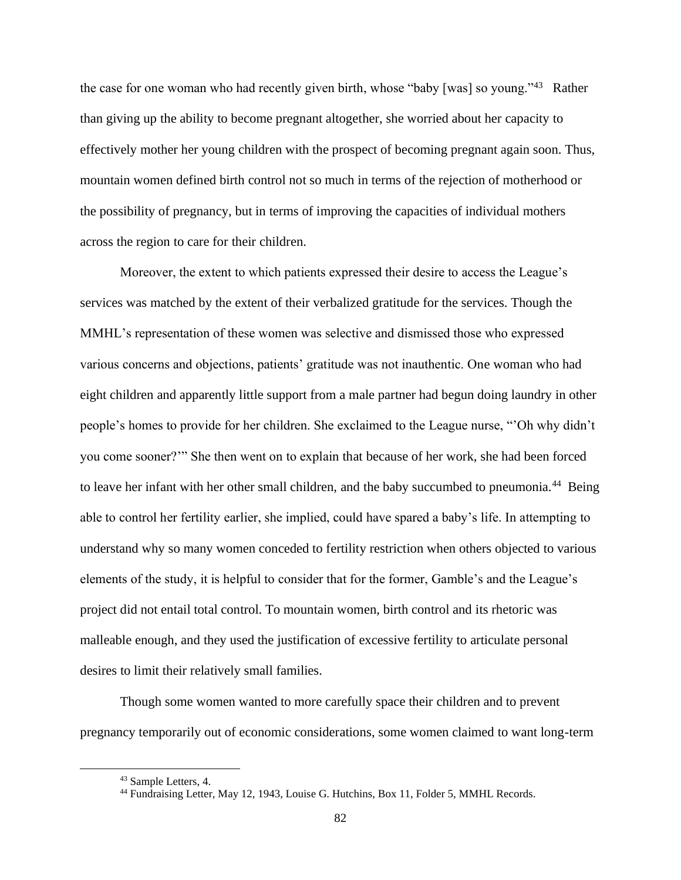the case for one woman who had recently given birth, whose "baby [was] so young."[43] Rather than giving up the ability to become pregnant altogether, she worried about her capacity to effectively mother her young children with the prospect of becoming pregnant again soon. Thus, mountain women defined birth control not so much in terms of the rejection of motherhood or the possibility of pregnancy, but in terms of improving the capacities of individual mothers across the region to care for their children.

Moreover, the extent to which patients expressed their desire to access the League's services was matched by the extent of their verbalized gratitude for the services. Though the MMHL's representation of these women was selective and dismissed those who expressed various concerns and objections, patients' gratitude was not inauthentic. One woman who had eight children and apparently little support from a male partner had begun doing laundry in other people's homes to provide for her children. She exclaimed to the League nurse, "'Oh why didn't you come sooner?'" She then went on to explain that because of her work, she had been forced to leave her infant with her other small children, and the baby succumbed to pneumonia.[44] Being able to control her fertility earlier, she implied, could have spared a baby's life. In attempting to understand why so many women conceded to fertility restriction when others objected to various elements of the study, it is helpful to consider that for the former, Gamble's and the League's project did not entail total control. To mountain women, birth control and its rhetoric was malleable enough, and they used the justification of excessive fertility to articulate personal desires to limit their relatively small families.

Though some women wanted to more carefully space their children and to prevent pregnancy temporarily out of economic considerations, some women claimed to want long-term

[43] Sample Letters, 4.

[44] Fundraising Letter, May 12, 1943, Louise G. Hutchins, Box 11, Folder 5, MMHL Records.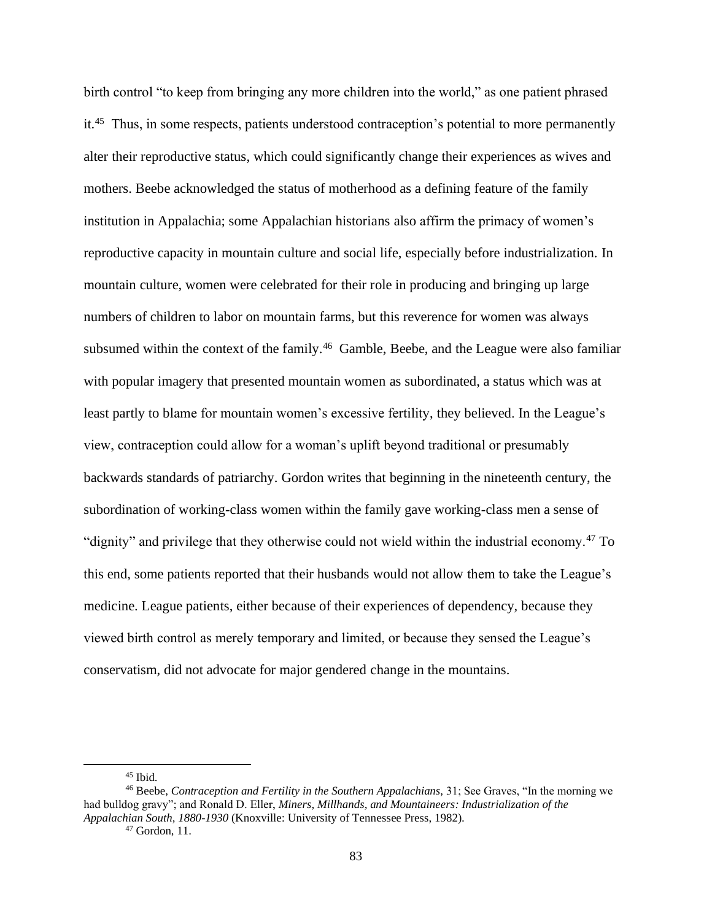birth control "to keep from bringing any more children into the world," as one patient phrased it.[45] Thus, in some respects, patients understood contraception's potential to more permanently alter their reproductive status, which could significantly change their experiences as wives and mothers. Beebe acknowledged the status of motherhood as a defining feature of the family institution in Appalachia; some Appalachian historians also affirm the primacy of women's reproductive capacity in mountain culture and social life, especially before industrialization. In mountain culture, women were celebrated for their role in producing and bringing up large numbers of children to labor on mountain farms, but this reverence for women was always subsumed within the context of the family.[46] Gamble, Beebe, and the League were also familiar with popular imagery that presented mountain women as subordinated, a status which was at least partly to blame for mountain women's excessive fertility, they believed. In the League's view, contraception could allow for a woman's uplift beyond traditional or presumably backwards standards of patriarchy. Gordon writes that beginning in the nineteenth century, the subordination of working-class women within the family gave working-class men a sense of "dignity" and privilege that they otherwise could not wield within the industrial economy.[47] To this end, some patients reported that their husbands would not allow them to take the League's medicine. League patients, either because of their experiences of dependency, because they viewed birth control as merely temporary and limited, or because they sensed the League's conservatism, did not advocate for major gendered change in the mountains.

---

[45] Ibid.

[46] Beebe, *Contraception and Fertility in the Southern Appalachians,* 31; See Graves, "In the morning we had bulldog gravy"; and Ronald D. Eller, *Miners, Millhands, and Mountaineers: Industrialization of the Appalachian South, 1880-1930* (Knoxville: University of Tennessee Press, 1982).

[47] Gordon, 11.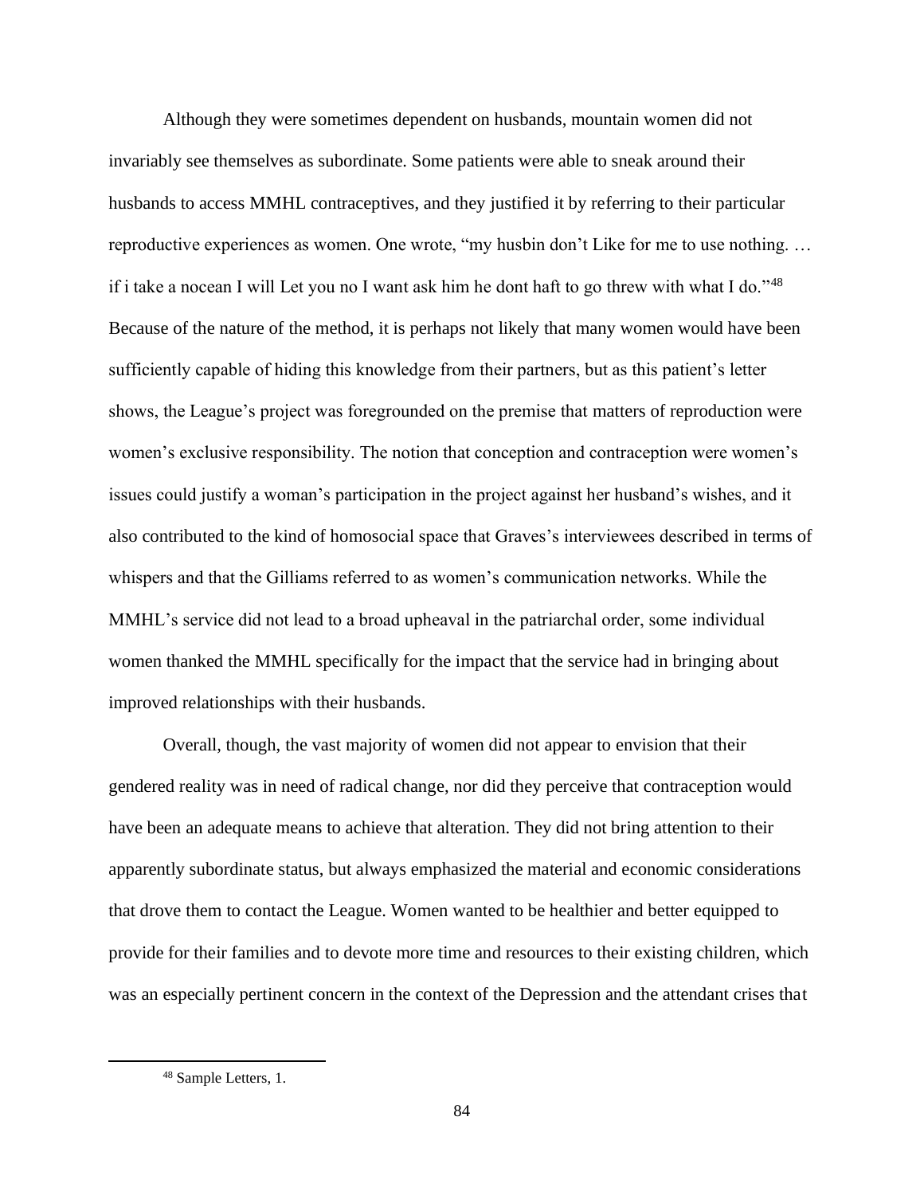Although they were sometimes dependent on husbands, mountain women did not invariably see themselves as subordinate. Some patients were able to sneak around their husbands to access MMHL contraceptives, and they justified it by referring to their particular reproductive experiences as women. One wrote, "my husbin don't Like for me to use nothing. … if i take a nocean I will Let you no I want ask him he dont haft to go threw with what I do."[48] Because of the nature of the method, it is perhaps not likely that many women would have been sufficiently capable of hiding this knowledge from their partners, but as this patient's letter shows, the League's project was foregrounded on the premise that matters of reproduction were women's exclusive responsibility. The notion that conception and contraception were women's issues could justify a woman's participation in the project against her husband's wishes, and it also contributed to the kind of homosocial space that Graves's interviewees described in terms of whispers and that the Gilliams referred to as women's communication networks. While the MMHL's service did not lead to a broad upheaval in the patriarchal order, some individual women thanked the MMHL specifically for the impact that the service had in bringing about improved relationships with their husbands.

Overall, though, the vast majority of women did not appear to envision that their gendered reality was in need of radical change, nor did they perceive that contraception would have been an adequate means to achieve that alteration. They did not bring attention to their apparently subordinate status, but always emphasized the material and economic considerations that drove them to contact the League. Women wanted to be healthier and better equipped to provide for their families and to devote more time and resources to their existing children, which was an especially pertinent concern in the context of the Depression and the attendant crises that

[48] Sample Letters, 1.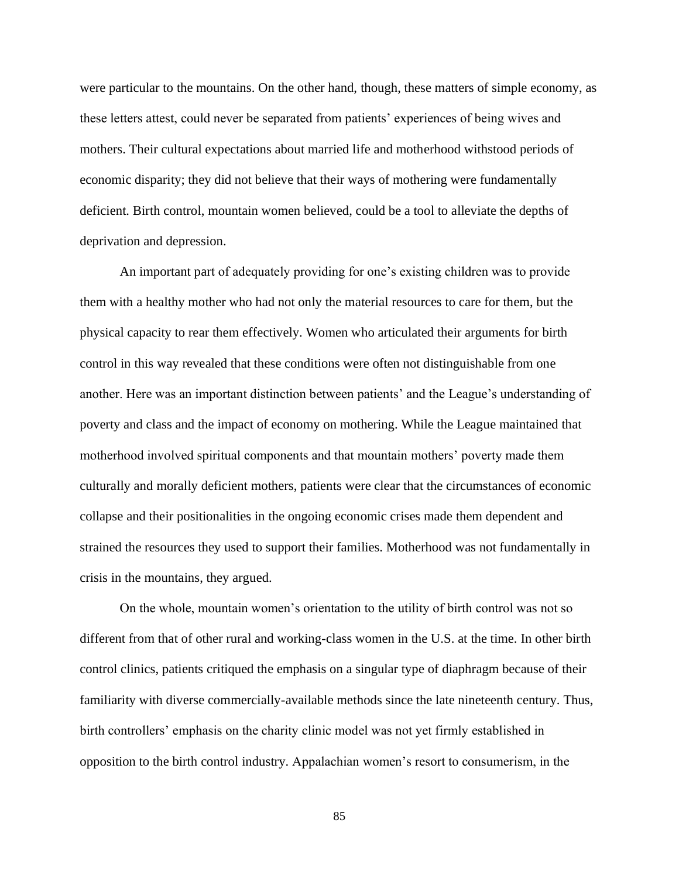were particular to the mountains. On the other hand, though, these matters of simple economy, as these letters attest, could never be separated from patients' experiences of being wives and mothers. Their cultural expectations about married life and motherhood withstood periods of economic disparity; they did not believe that their ways of mothering were fundamentally deficient. Birth control, mountain women believed, could be a tool to alleviate the depths of deprivation and depression.

An important part of adequately providing for one's existing children was to provide them with a healthy mother who had not only the material resources to care for them, but the physical capacity to rear them effectively. Women who articulated their arguments for birth control in this way revealed that these conditions were often not distinguishable from one another. Here was an important distinction between patients' and the League's understanding of poverty and class and the impact of economy on mothering. While the League maintained that motherhood involved spiritual components and that mountain mothers' poverty made them culturally and morally deficient mothers, patients were clear that the circumstances of economic collapse and their positionalities in the ongoing economic crises made them dependent and strained the resources they used to support their families. Motherhood was not fundamentally in crisis in the mountains, they argued.

On the whole, mountain women's orientation to the utility of birth control was not so different from that of other rural and working-class women in the U.S. at the time. In other birth control clinics, patients critiqued the emphasis on a singular type of diaphragm because of their familiarity with diverse commercially-available methods since the late nineteenth century. Thus, birth controllers' emphasis on the charity clinic model was not yet firmly established in opposition to the birth control industry. Appalachian women's resort to consumerism, in the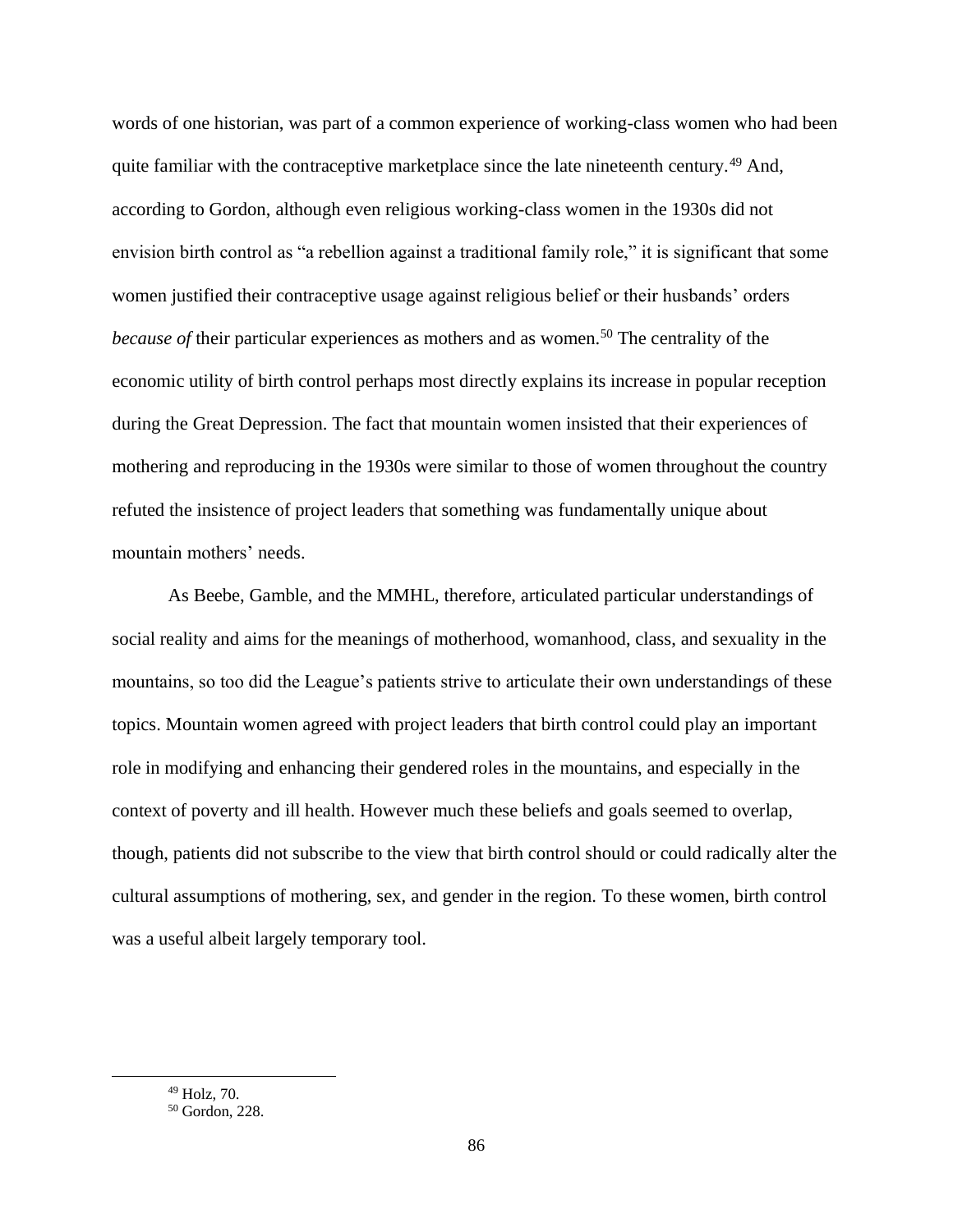words of one historian, was part of a common experience of working-class women who had been quite familiar with the contraceptive marketplace since the late nineteenth century.[49] And, according to Gordon, although even religious working-class women in the 1930s did not envision birth control as "a rebellion against a traditional family role," it is significant that some women justified their contraceptive usage against religious belief or their husbands' orders *because of* their particular experiences as mothers and as women.[50] The centrality of the economic utility of birth control perhaps most directly explains its increase in popular reception during the Great Depression. The fact that mountain women insisted that their experiences of mothering and reproducing in the 1930s were similar to those of women throughout the country refuted the insistence of project leaders that something was fundamentally unique about mountain mothers' needs.

As Beebe, Gamble, and the MMHL, therefore, articulated particular understandings of social reality and aims for the meanings of motherhood, womanhood, class, and sexuality in the mountains, so too did the League's patients strive to articulate their own understandings of these topics. Mountain women agreed with project leaders that birth control could play an important role in modifying and enhancing their gendered roles in the mountains, and especially in the context of poverty and ill health. However much these beliefs and goals seemed to overlap, though, patients did not subscribe to the view that birth control should or could radically alter the cultural assumptions of mothering, sex, and gender in the region. To these women, birth control was a useful albeit largely temporary tool.

---

[49] Holz, 70.

[50] Gordon, 228.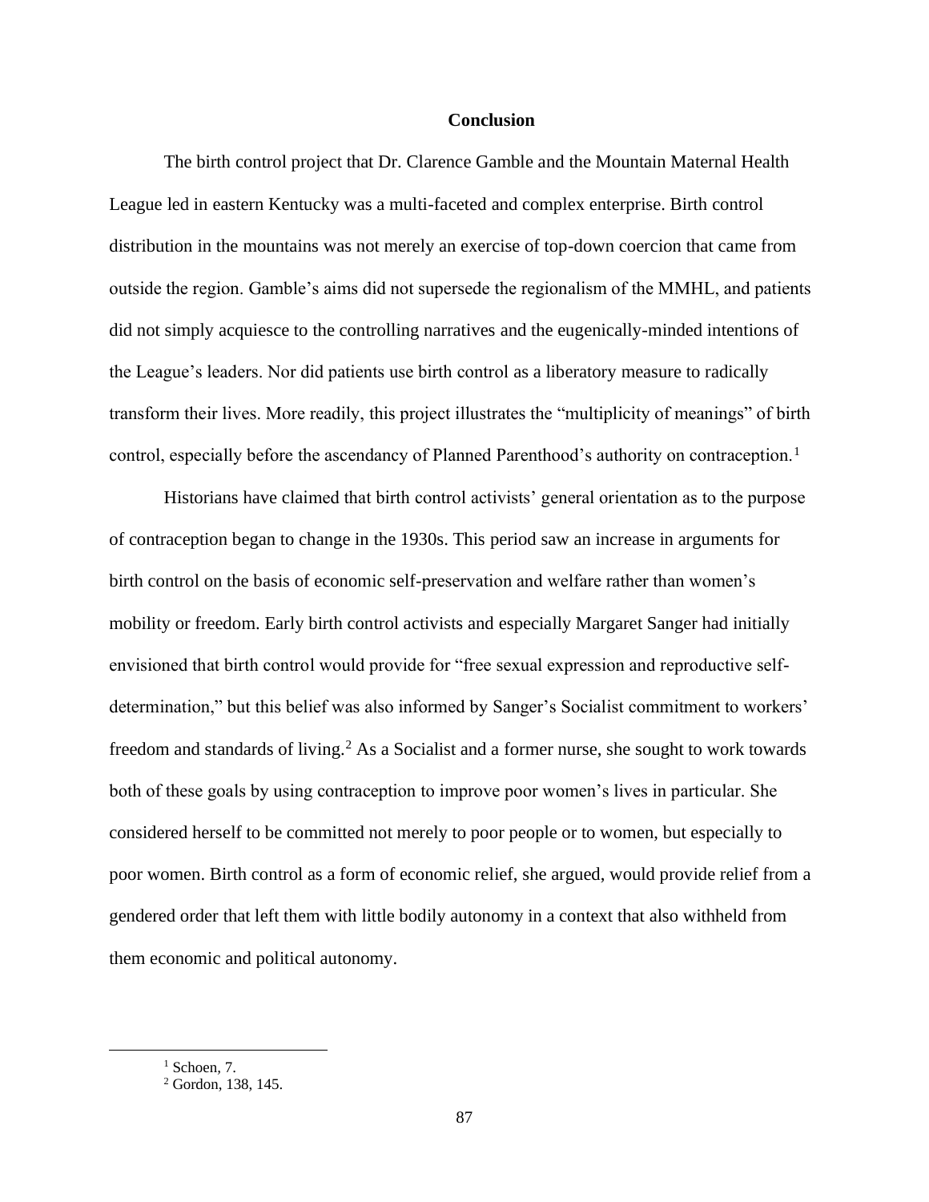# Conclusion

The birth control project that Dr. Clarence Gamble and the Mountain Maternal Health League led in eastern Kentucky was a multi-faceted and complex enterprise. Birth control distribution in the mountains was not merely an exercise of top-down coercion that came from outside the region. Gamble's aims did not supersede the regionalism of the MMHL, and patients did not simply acquiesce to the controlling narratives and the eugenically-minded intentions of the League's leaders. Nor did patients use birth control as a liberatory measure to radically transform their lives. More readily, this project illustrates the "multiplicity of meanings" of birth control, especially before the ascendancy of Planned Parenthood's authority on contraception.[1]

Historians have claimed that birth control activists' general orientation as to the purpose of contraception began to change in the 1930s. This period saw an increase in arguments for birth control on the basis of economic self-preservation and welfare rather than women's mobility or freedom. Early birth control activists and especially Margaret Sanger had initially envisioned that birth control would provide for "free sexual expression and reproductive self-determination," but this belief was also informed by Sanger's Socialist commitment to workers' freedom and standards of living.[2] As a Socialist and a former nurse, she sought to work towards both of these goals by using contraception to improve poor women's lives in particular. She considered herself to be committed not merely to poor people or to women, but especially to poor women. Birth control as a form of economic relief, she argued, would provide relief from a gendered order that left them with little bodily autonomy in a context that also withheld from them economic and political autonomy.

---

[1] Schoen, 7.

[2] Gordon, 138, 145.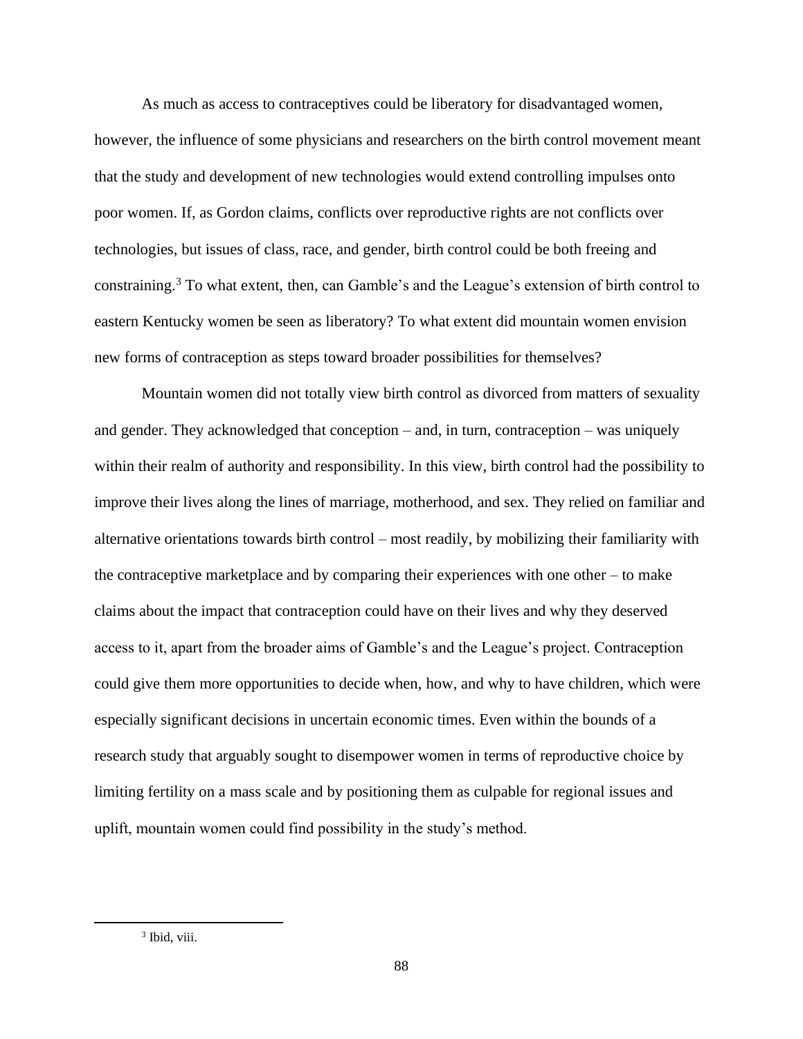As much as access to contraceptives could be liberatory for disadvantaged women, however, the influence of some physicians and researchers on the birth control movement meant that the study and development of new technologies would extend controlling impulses onto poor women. If, as Gordon claims, conflicts over reproductive rights are not conflicts over technologies, but issues of class, race, and gender, birth control could be both freeing and constraining.[3] To what extent, then, can Gamble's and the League's extension of birth control to eastern Kentucky women be seen as liberatory? To what extent did mountain women envision new forms of contraception as steps toward broader possibilities for themselves?

Mountain women did not totally view birth control as divorced from matters of sexuality and gender. They acknowledged that conception – and, in turn, contraception – was uniquely within their realm of authority and responsibility. In this view, birth control had the possibility to improve their lives along the lines of marriage, motherhood, and sex. They relied on familiar and alternative orientations towards birth control – most readily, by mobilizing their familiarity with the contraceptive marketplace and by comparing their experiences with one other – to make claims about the impact that contraception could have on their lives and why they deserved access to it, apart from the broader aims of Gamble's and the League's project. Contraception could give them more opportunities to decide when, how, and why to have children, which were especially significant decisions in uncertain economic times. Even within the bounds of a research study that arguably sought to disempower women in terms of reproductive choice by limiting fertility on a mass scale and by positioning them as culpable for regional issues and uplift, mountain women could find possibility in the study's method.

[3] Ibid, viii.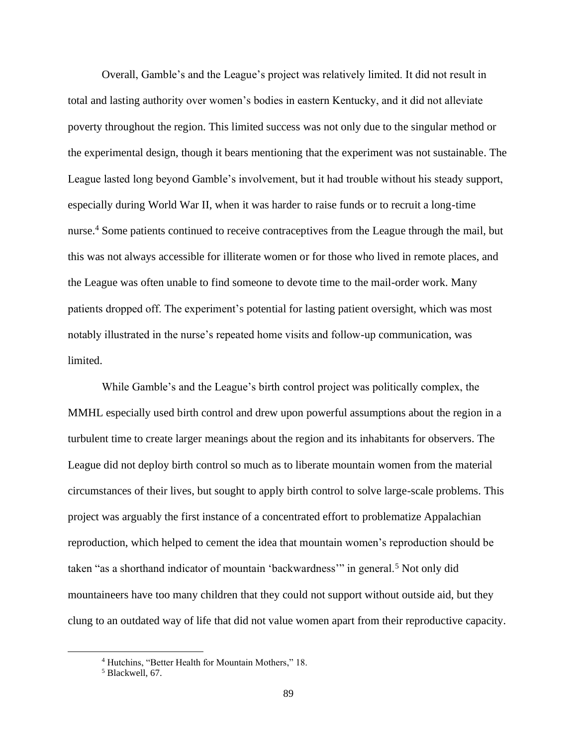Overall, Gamble's and the League's project was relatively limited. It did not result in total and lasting authority over women's bodies in eastern Kentucky, and it did not alleviate poverty throughout the region. This limited success was not only due to the singular method or the experimental design, though it bears mentioning that the experiment was not sustainable. The League lasted long beyond Gamble's involvement, but it had trouble without his steady support, especially during World War II, when it was harder to raise funds or to recruit a long-time nurse.[4] Some patients continued to receive contraceptives from the League through the mail, but this was not always accessible for illiterate women or for those who lived in remote places, and the League was often unable to find someone to devote time to the mail-order work. Many patients dropped off. The experiment's potential for lasting patient oversight, which was most notably illustrated in the nurse's repeated home visits and follow-up communication, was limited.

While Gamble's and the League's birth control project was politically complex, the MMHL especially used birth control and drew upon powerful assumptions about the region in a turbulent time to create larger meanings about the region and its inhabitants for observers. The League did not deploy birth control so much as to liberate mountain women from the material circumstances of their lives, but sought to apply birth control to solve large-scale problems. This project was arguably the first instance of a concentrated effort to problematize Appalachian reproduction, which helped to cement the idea that mountain women's reproduction should be taken "as a shorthand indicator of mountain 'backwardness'" in general.[5] Not only did mountaineers have too many children that they could not support without outside aid, but they clung to an outdated way of life that did not value women apart from their reproductive capacity.

---

[4] Hutchins, "Better Health for Mountain Mothers," 18.

[5] Blackwell, 67.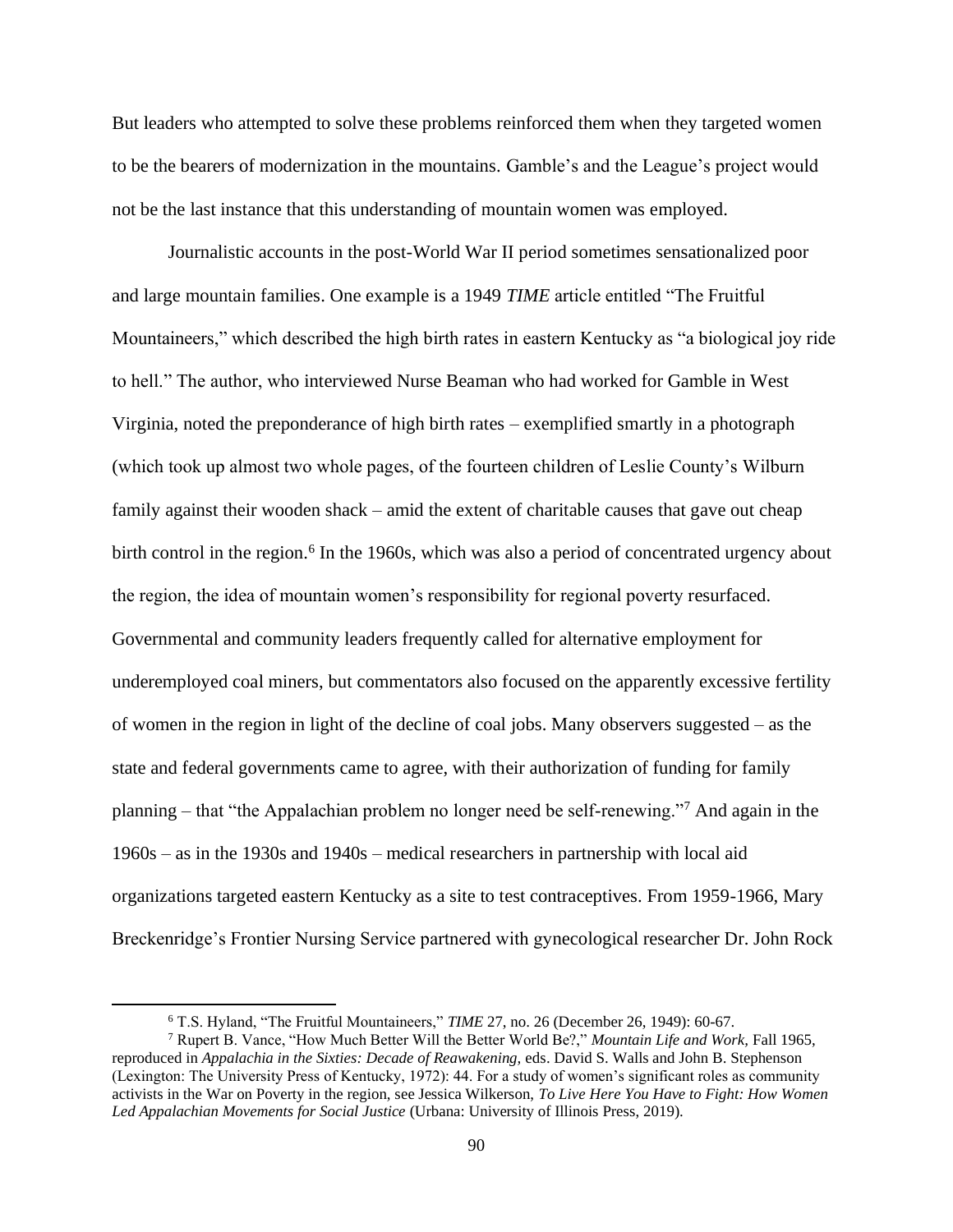But leaders who attempted to solve these problems reinforced them when they targeted women to be the bearers of modernization in the mountains. Gamble's and the League's project would not be the last instance that this understanding of mountain women was employed.

Journalistic accounts in the post-World War II period sometimes sensationalized poor and large mountain families. One example is a 1949 *TIME* article entitled "The Fruitful Mountaineers," which described the high birth rates in eastern Kentucky as "a biological joy ride to hell." The author, who interviewed Nurse Beaman who had worked for Gamble in West Virginia, noted the preponderance of high birth rates – exemplified smartly in a photograph (which took up almost two whole pages, of the fourteen children of Leslie County's Wilburn family against their wooden shack – amid the extent of charitable causes that gave out cheap birth control in the region.[6] In the 1960s, which was also a period of concentrated urgency about the region, the idea of mountain women's responsibility for regional poverty resurfaced. Governmental and community leaders frequently called for alternative employment for underemployed coal miners, but commentators also focused on the apparently excessive fertility of women in the region in light of the decline of coal jobs. Many observers suggested – as the state and federal governments came to agree, with their authorization of funding for family planning – that "the Appalachian problem no longer need be self-renewing."[7] And again in the 1960s – as in the 1930s and 1940s – medical researchers in partnership with local aid organizations targeted eastern Kentucky as a site to test contraceptives. From 1959-1966, Mary Breckenridge's Frontier Nursing Service partnered with gynecological researcher Dr. John Rock

---

[6] T.S. Hyland, "The Fruitful Mountaineers," *TIME* 27, no. 26 (December 26, 1949): 60-67.

[7] Rupert B. Vance, "How Much Better Will the Better World Be?," *Mountain Life and Work,* Fall 1965, reproduced in *Appalachia in the Sixties: Decade of Reawakening,* eds. David S. Walls and John B. Stephenson (Lexington: The University Press of Kentucky, 1972): 44. For a study of women's significant roles as community activists in the War on Poverty in the region, see Jessica Wilkerson, *To Live Here You Have to Fight: How Women Led Appalachian Movements for Social Justice* (Urbana: University of Illinois Press, 2019).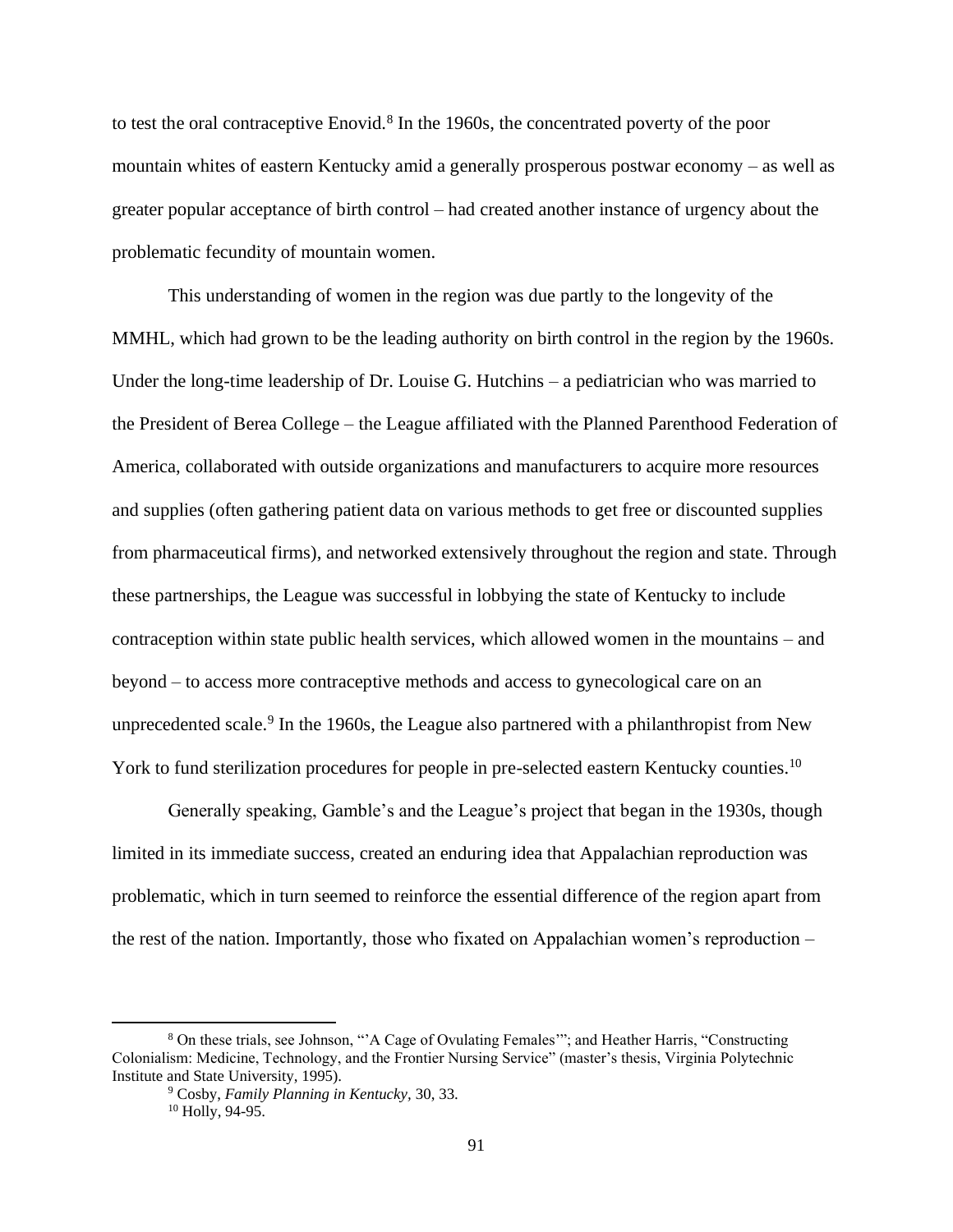to test the oral contraceptive Enovid.[8] In the 1960s, the concentrated poverty of the poor mountain whites of eastern Kentucky amid a generally prosperous postwar economy – as well as greater popular acceptance of birth control – had created another instance of urgency about the problematic fecundity of mountain women.

This understanding of women in the region was due partly to the longevity of the MMHL, which had grown to be the leading authority on birth control in the region by the 1960s. Under the long-time leadership of Dr. Louise G. Hutchins – a pediatrician who was married to the President of Berea College – the League affiliated with the Planned Parenthood Federation of America, collaborated with outside organizations and manufacturers to acquire more resources and supplies (often gathering patient data on various methods to get free or discounted supplies from pharmaceutical firms), and networked extensively throughout the region and state. Through these partnerships, the League was successful in lobbying the state of Kentucky to include contraception within state public health services, which allowed women in the mountains – and beyond – to access more contraceptive methods and access to gynecological care on an unprecedented scale.[9] In the 1960s, the League also partnered with a philanthropist from New York to fund sterilization procedures for people in pre-selected eastern Kentucky counties.[10]

Generally speaking, Gamble's and the League's project that began in the 1930s, though limited in its immediate success, created an enduring idea that Appalachian reproduction was problematic, which in turn seemed to reinforce the essential difference of the region apart from the rest of the nation. Importantly, those who fixated on Appalachian women's reproduction –

---

[8] On these trials, see Johnson, "'A Cage of Ovulating Females'"; and Heather Harris, "Constructing Colonialism: Medicine, Technology, and the Frontier Nursing Service" (master's thesis, Virginia Polytechnic Institute and State University, 1995).

[9] Cosby, *Family Planning in Kentucky*, 30, 33.

[10] Holly, 94-95.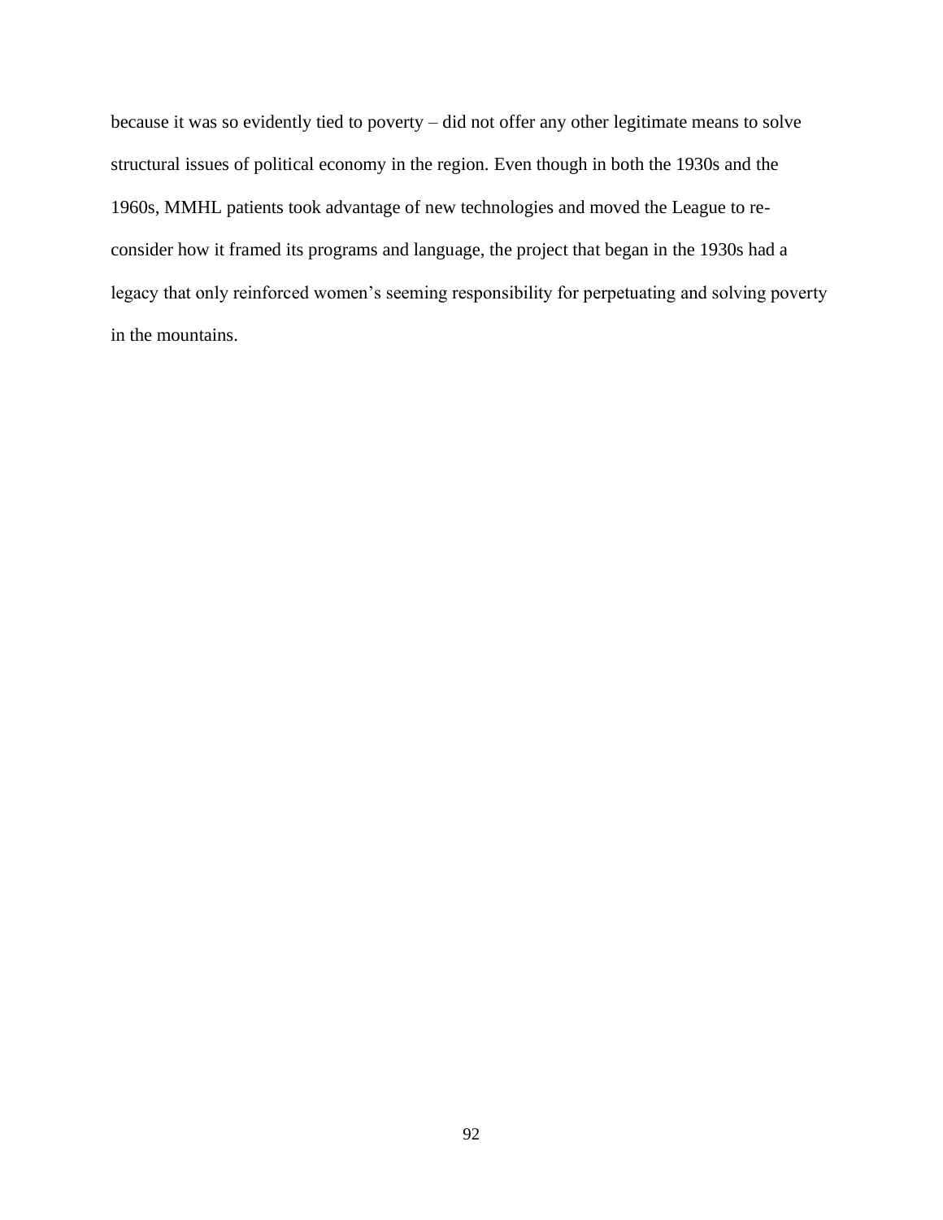because it was so evidently tied to poverty – did not offer any other legitimate means to solve structural issues of political economy in the region. Even though in both the 1930s and the 1960s, MMHL patients took advantage of new technologies and moved the League to re-consider how it framed its programs and language, the project that began in the 1930s had a legacy that only reinforced women's seeming responsibility for perpetuating and solving poverty in the mountains.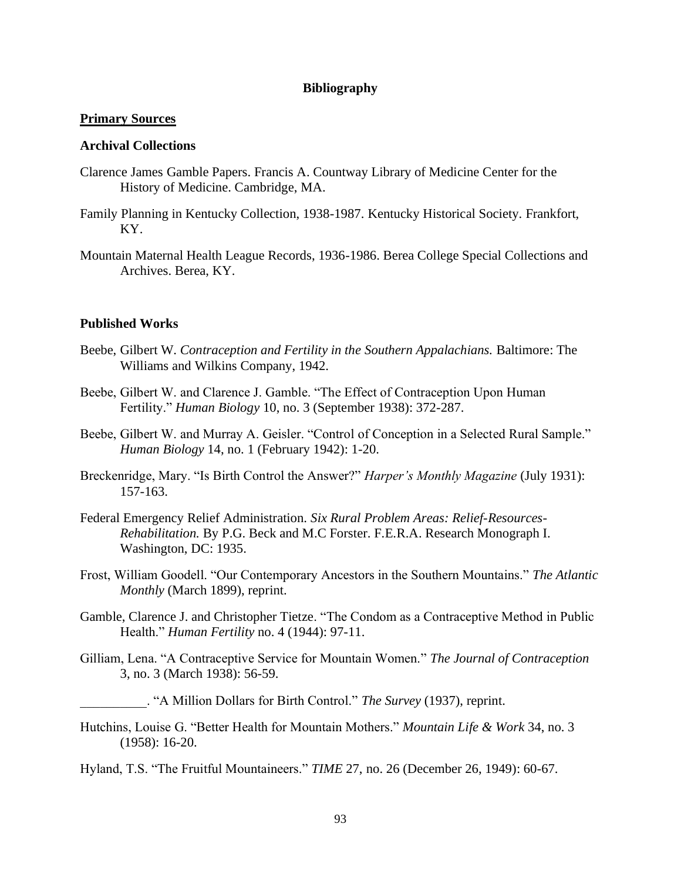# Bibliography

## Primary Sources

### Archival Collections

Clarence James Gamble Papers. Francis A. Countway Library of Medicine Center for the History of Medicine. Cambridge, MA.

Family Planning in Kentucky Collection, 1938-1987. Kentucky Historical Society. Frankfort, KY.

Mountain Maternal Health League Records, 1936-1986. Berea College Special Collections and Archives. Berea, KY.

### Published Works

Beebe, Gilbert W. *Contraception and Fertility in the Southern Appalachians.* Baltimore: The Williams and Wilkins Company, 1942.

Beebe, Gilbert W. and Clarence J. Gamble. "The Effect of Contraception Upon Human Fertility." *Human Biology* 10, no. 3 (September 1938): 372-287.

Beebe, Gilbert W. and Murray A. Geisler. "Control of Conception in a Selected Rural Sample." *Human Biology* 14, no. 1 (February 1942): 1-20.

Breckenridge, Mary. "Is Birth Control the Answer?" *Harper's Monthly Magazine* (July 1931): 157-163.

Federal Emergency Relief Administration. *Six Rural Problem Areas: Relief-Resources-Rehabilitation.* By P.G. Beck and M.C Forster. F.E.R.A. Research Monograph I. Washington, DC: 1935.

Frost, William Goodell. "Our Contemporary Ancestors in the Southern Mountains." *The Atlantic Monthly* (March 1899), reprint.

Gamble, Clarence J. and Christopher Tietze. "The Condom as a Contraceptive Method in Public Health." *Human Fertility* no. 4 (1944): 97-11.

Gilliam, Lena. "A Contraceptive Service for Mountain Women." *The Journal of Contraception* 3, no. 3 (March 1938): 56-59.

__________. "A Million Dollars for Birth Control." *The Survey* (1937), reprint.

Hutchins, Louise G. "Better Health for Mountain Mothers." *Mountain Life & Work* 34, no. 3 (1958): 16-20.

Hyland, T.S. "The Fruitful Mountaineers." *TIME* 27, no. 26 (December 26, 1949): 60-67.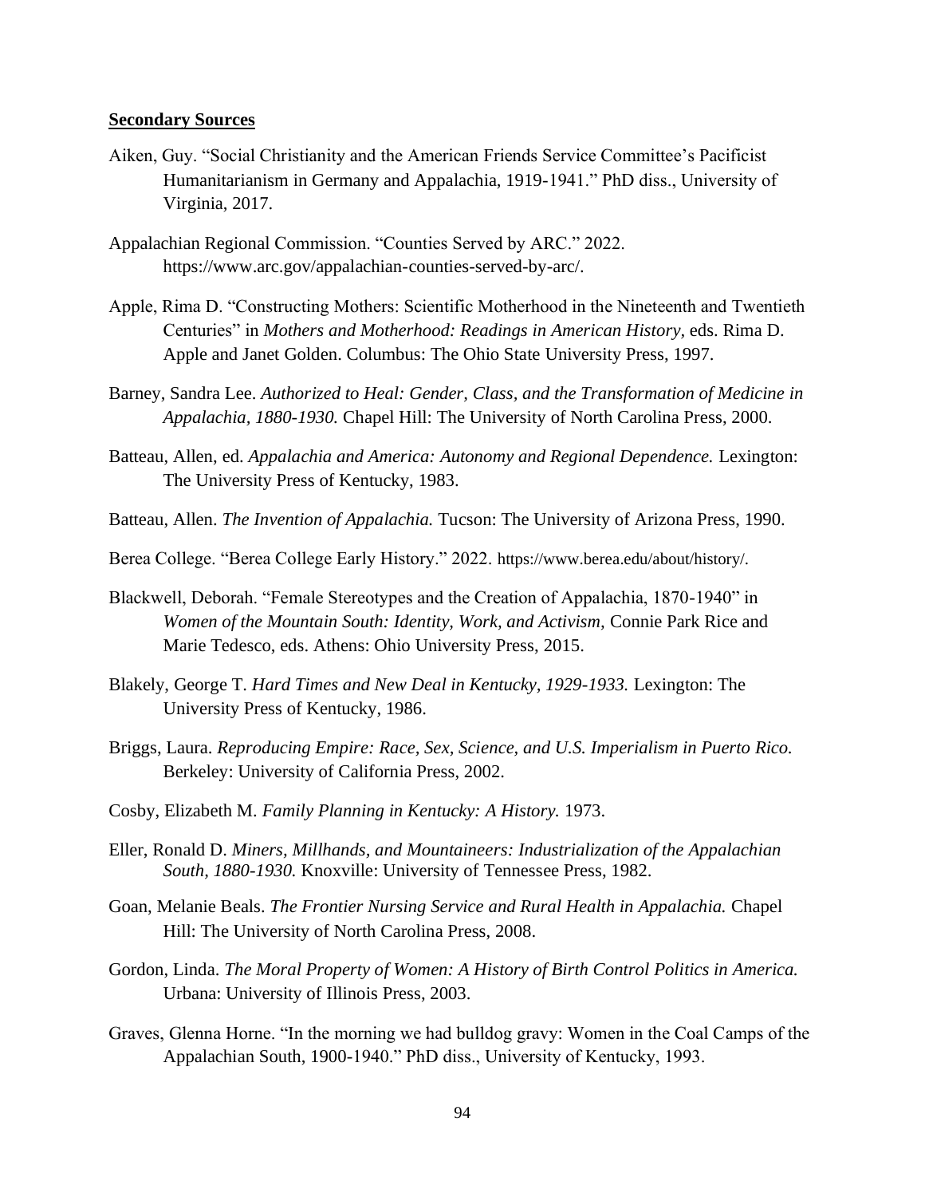**Secondary Sources**

Aiken, Guy. "Social Christianity and the American Friends Service Committee's Pacificist Humanitarianism in Germany and Appalachia, 1919-1941." PhD diss., University of Virginia, 2017.

Appalachian Regional Commission. "Counties Served by ARC." 2022. https://www.arc.gov/appalachian-counties-served-by-arc/.

Apple, Rima D. "Constructing Mothers: Scientific Motherhood in the Nineteenth and Twentieth Centuries" in *Mothers and Motherhood: Readings in American History,* eds. Rima D. Apple and Janet Golden. Columbus: The Ohio State University Press, 1997.

Barney, Sandra Lee. *Authorized to Heal: Gender, Class, and the Transformation of Medicine in Appalachia, 1880-1930.* Chapel Hill: The University of North Carolina Press, 2000.

Batteau, Allen, ed. *Appalachia and America: Autonomy and Regional Dependence.* Lexington: The University Press of Kentucky, 1983.

Batteau, Allen. *The Invention of Appalachia.* Tucson: The University of Arizona Press, 1990.

Berea College. "Berea College Early History." 2022. https://www.berea.edu/about/history/.

Blackwell, Deborah. "Female Stereotypes and the Creation of Appalachia, 1870-1940" in *Women of the Mountain South: Identity, Work, and Activism,* Connie Park Rice and Marie Tedesco, eds. Athens: Ohio University Press, 2015.

Blakely, George T. *Hard Times and New Deal in Kentucky, 1929-1933.* Lexington: The University Press of Kentucky, 1986.

Briggs, Laura. *Reproducing Empire: Race, Sex, Science, and U.S. Imperialism in Puerto Rico.* Berkeley: University of California Press, 2002.

Cosby, Elizabeth M. *Family Planning in Kentucky: A History.* 1973.

Eller, Ronald D. *Miners, Millhands, and Mountaineers: Industrialization of the Appalachian South, 1880-1930.* Knoxville: University of Tennessee Press, 1982.

Goan, Melanie Beals. *The Frontier Nursing Service and Rural Health in Appalachia.* Chapel Hill: The University of North Carolina Press, 2008.

Gordon, Linda. *The Moral Property of Women: A History of Birth Control Politics in America.* Urbana: University of Illinois Press, 2003.

Graves, Glenna Horne. "In the morning we had bulldog gravy: Women in the Coal Camps of the Appalachian South, 1900-1940." PhD diss., University of Kentucky, 1993.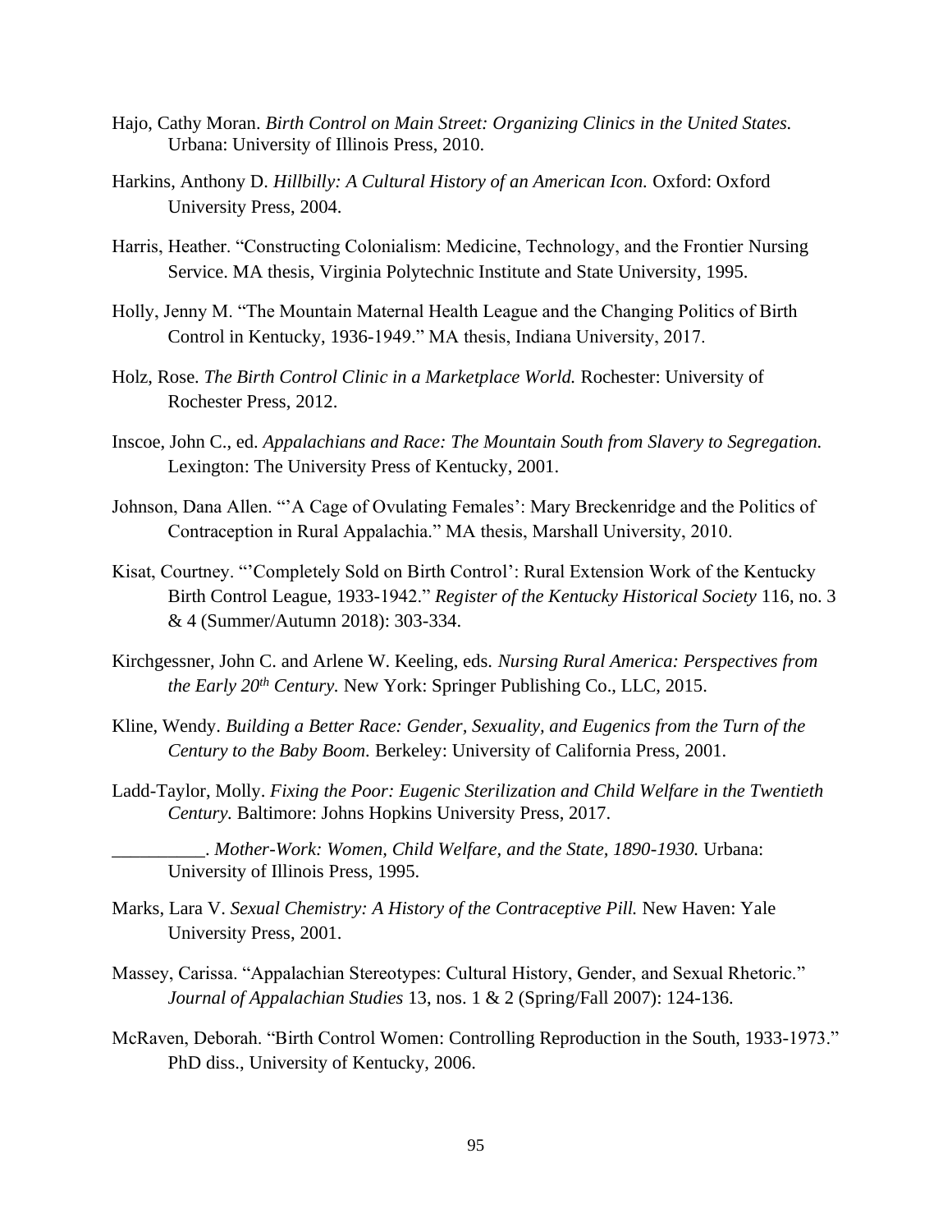Hajo, Cathy Moran. *Birth Control on Main Street: Organizing Clinics in the United States.* Urbana: University of Illinois Press, 2010.

Harkins, Anthony D. *Hillbilly: A Cultural History of an American Icon.* Oxford: Oxford University Press, 2004.

Harris, Heather. "Constructing Colonialism: Medicine, Technology, and the Frontier Nursing Service. MA thesis, Virginia Polytechnic Institute and State University, 1995.

Holly, Jenny M. "The Mountain Maternal Health League and the Changing Politics of Birth Control in Kentucky, 1936-1949." MA thesis, Indiana University, 2017.

Holz, Rose. *The Birth Control Clinic in a Marketplace World.* Rochester: University of Rochester Press, 2012.

Inscoe, John C., ed. *Appalachians and Race: The Mountain South from Slavery to Segregation.* Lexington: The University Press of Kentucky, 2001.

Johnson, Dana Allen. "'A Cage of Ovulating Females': Mary Breckenridge and the Politics of Contraception in Rural Appalachia." MA thesis, Marshall University, 2010.

Kisat, Courtney. "'Completely Sold on Birth Control': Rural Extension Work of the Kentucky Birth Control League, 1933-1942." *Register of the Kentucky Historical Society* 116, no. 3 & 4 (Summer/Autumn 2018): 303-334.

Kirchgessner, John C. and Arlene W. Keeling, eds. *Nursing Rural America: Perspectives from the Early 20th Century.* New York: Springer Publishing Co., LLC, 2015.

Kline, Wendy. *Building a Better Race: Gender, Sexuality, and Eugenics from the Turn of the Century to the Baby Boom.* Berkeley: University of California Press, 2001.

Ladd-Taylor, Molly. *Fixing the Poor: Eugenic Sterilization and Child Welfare in the Twentieth Century.* Baltimore: Johns Hopkins University Press, 2017.

__________. *Mother-Work: Women, Child Welfare, and the State, 1890-1930.* Urbana: University of Illinois Press, 1995.

Marks, Lara V. *Sexual Chemistry: A History of the Contraceptive Pill.* New Haven: Yale University Press, 2001.

Massey, Carissa. "Appalachian Stereotypes: Cultural History, Gender, and Sexual Rhetoric." *Journal of Appalachian Studies* 13, nos. 1 & 2 (Spring/Fall 2007): 124-136.

McRaven, Deborah. "Birth Control Women: Controlling Reproduction in the South, 1933-1973." PhD diss., University of Kentucky, 2006.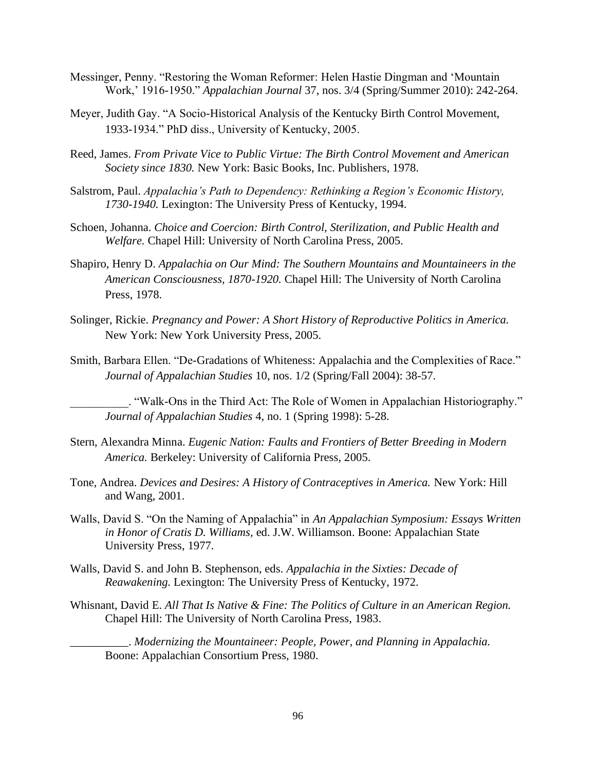Messinger, Penny. "Restoring the Woman Reformer: Helen Hastie Dingman and 'Mountain Work,' 1916-1950." *Appalachian Journal* 37, nos. 3/4 (Spring/Summer 2010): 242-264.

Meyer, Judith Gay. "A Socio-Historical Analysis of the Kentucky Birth Control Movement, 1933-1934." PhD diss., University of Kentucky, 2005.

Reed, James. *From Private Vice to Public Virtue: The Birth Control Movement and American Society since 1830.* New York: Basic Books, Inc. Publishers, 1978.

Salstrom, Paul. *Appalachia's Path to Dependency: Rethinking a Region's Economic History, 1730-1940.* Lexington: The University Press of Kentucky, 1994.

Schoen, Johanna. *Choice and Coercion: Birth Control, Sterilization, and Public Health and Welfare.* Chapel Hill: University of North Carolina Press, 2005.

Shapiro, Henry D. *Appalachia on Our Mind: The Southern Mountains and Mountaineers in the American Consciousness, 1870-1920.* Chapel Hill: The University of North Carolina Press, 1978.

Solinger, Rickie. *Pregnancy and Power: A Short History of Reproductive Politics in America.* New York: New York University Press, 2005.

Smith, Barbara Ellen. "De-Gradations of Whiteness: Appalachia and the Complexities of Race." *Journal of Appalachian Studies* 10, nos. 1/2 (Spring/Fall 2004): 38-57.

__________. "Walk-Ons in the Third Act: The Role of Women in Appalachian Historiography." *Journal of Appalachian Studies* 4, no. 1 (Spring 1998): 5-28.

Stern, Alexandra Minna. *Eugenic Nation: Faults and Frontiers of Better Breeding in Modern America.* Berkeley: University of California Press, 2005.

Tone, Andrea. *Devices and Desires: A History of Contraceptives in America.* New York: Hill and Wang, 2001.

Walls, David S. "On the Naming of Appalachia" in *An Appalachian Symposium: Essays Written in Honor of Cratis D. Williams*, ed. J.W. Williamson. Boone: Appalachian State University Press, 1977.

Walls, David S. and John B. Stephenson, eds. *Appalachia in the Sixties: Decade of Reawakening.* Lexington: The University Press of Kentucky, 1972.

Whisnant, David E. *All That Is Native & Fine: The Politics of Culture in an American Region.* Chapel Hill: The University of North Carolina Press, 1983.

__________. *Modernizing the Mountaineer: People, Power, and Planning in Appalachia.* Boone: Appalachian Consortium Press, 1980.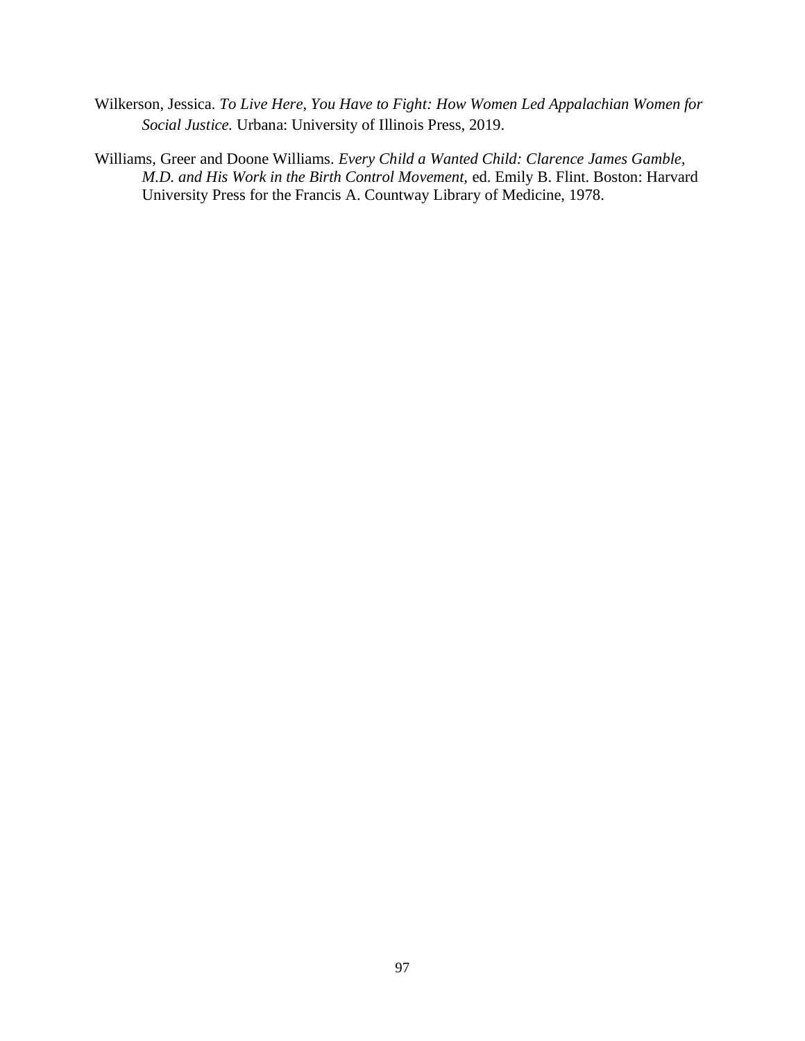Wilkerson, Jessica. *To Live Here, You Have to Fight: How Women Led Appalachian Women for Social Justice.* Urbana: University of Illinois Press, 2019.

Williams, Greer and Doone Williams. *Every Child a Wanted Child: Clarence James Gamble, M.D. and His Work in the Birth Control Movement,* ed. Emily B. Flint. Boston: Harvard University Press for the Francis A. Countway Library of Medicine, 1978.